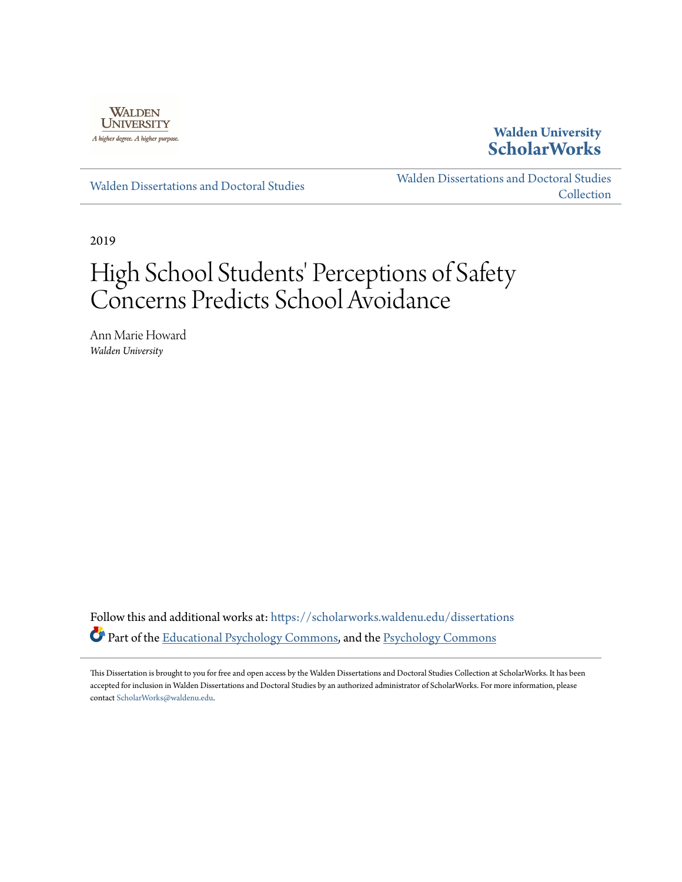Walden University

A higher degree. A higher purpose.

**Walden University ScholarWorks**

Walden Dissertations and Doctoral Studies

Walden Dissertations and Doctoral Studies Collection

2019

# High School Students' Perceptions of Safety Concerns Predicts School Avoidance

Ann Marie Howard
*Walden University*

Follow this and additional works at: https://scholarworks.waldenu.edu/dissertations

Part of the Educational Psychology Commons, and the Psychology Commons

This Dissertation is brought to you for free and open access by the Walden Dissertations and Doctoral Studies Collection at ScholarWorks. It has been accepted for inclusion in Walden Dissertations and Doctoral Studies by an authorized administrator of ScholarWorks. For more information, please contact ScholarWorks@waldenu.edu.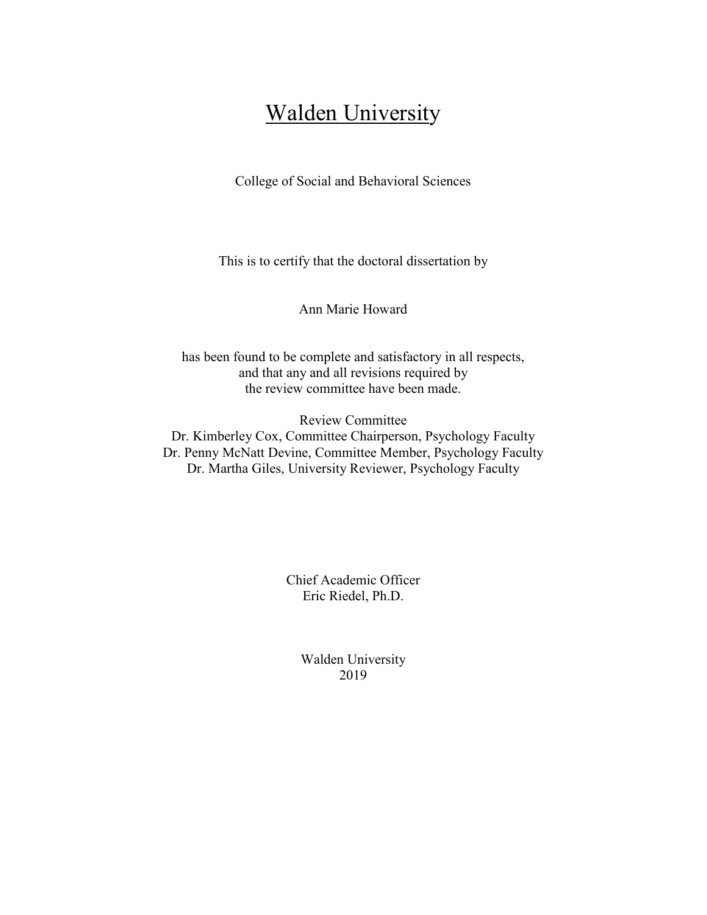# Walden University

College of Social and Behavioral Sciences

This is to certify that the doctoral dissertation by

Ann Marie Howard

has been found to be complete and satisfactory in all respects,
and that any and all revisions required by
the review committee have been made.

Review Committee
Dr. Kimberley Cox, Committee Chairperson, Psychology Faculty
Dr. Penny McNatt Devine, Committee Member, Psychology Faculty
Dr. Martha Giles, University Reviewer, Psychology Faculty

Chief Academic Officer
Eric Riedel, Ph.D.

Walden University
2019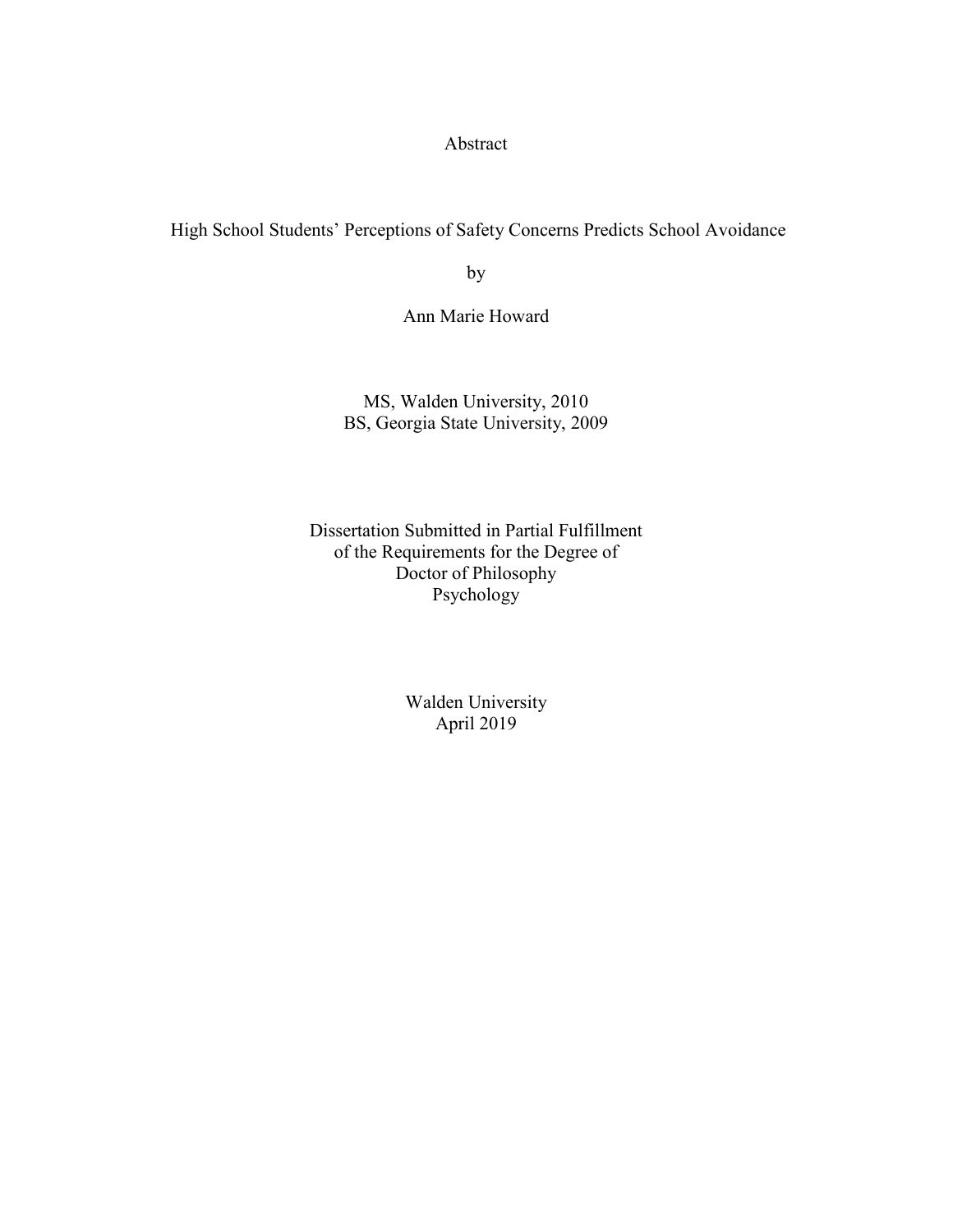Abstract

High School Students' Perceptions of Safety Concerns Predicts School Avoidance

by

Ann Marie Howard

MS, Walden University, 2010

BS, Georgia State University, 2009

Dissertation Submitted in Partial Fulfillment
of the Requirements for the Degree of
Doctor of Philosophy
Psychology

Walden University
April 2019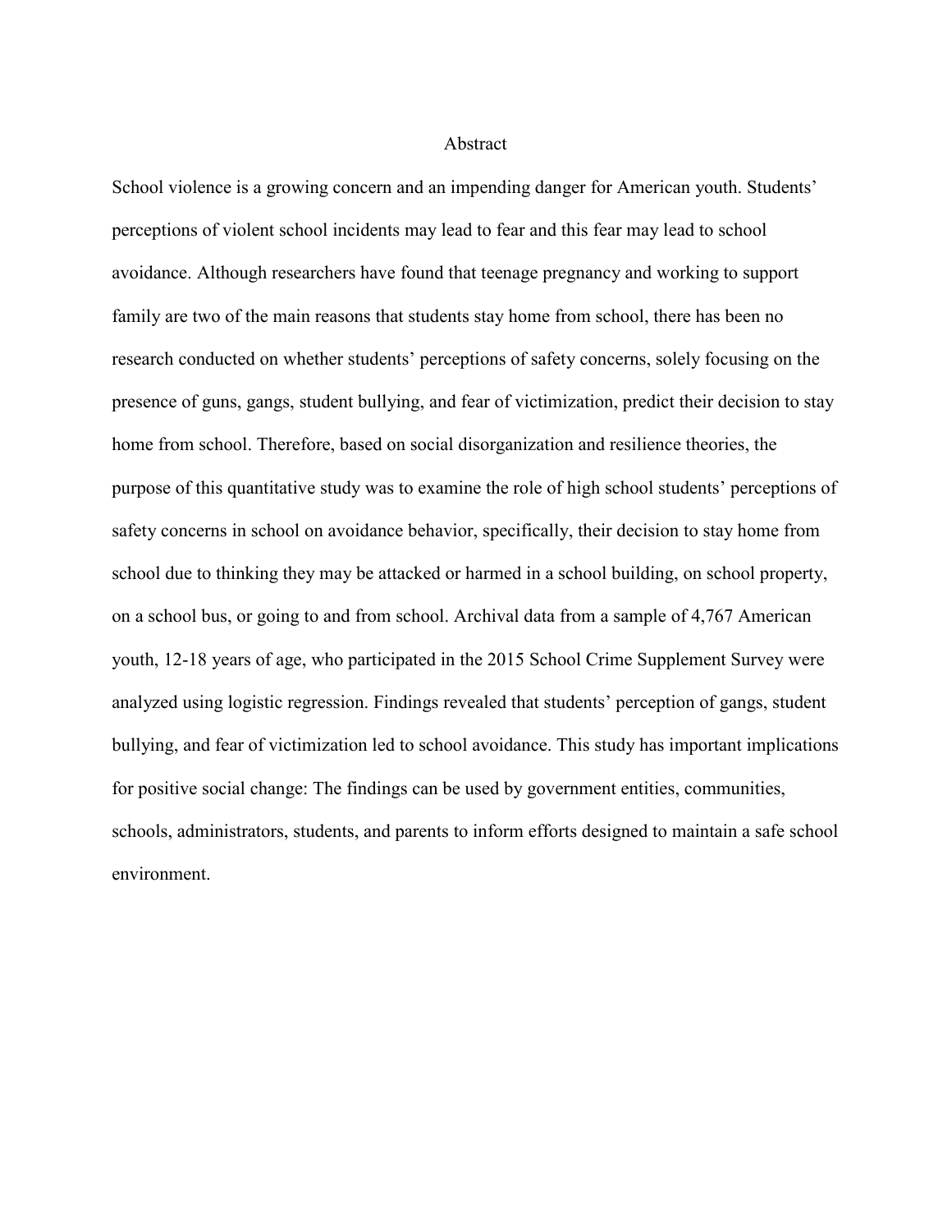# Abstract

School violence is a growing concern and an impending danger for American youth. Students' perceptions of violent school incidents may lead to fear and this fear may lead to school avoidance. Although researchers have found that teenage pregnancy and working to support family are two of the main reasons that students stay home from school, there has been no research conducted on whether students' perceptions of safety concerns, solely focusing on the presence of guns, gangs, student bullying, and fear of victimization, predict their decision to stay home from school. Therefore, based on social disorganization and resilience theories, the purpose of this quantitative study was to examine the role of high school students' perceptions of safety concerns in school on avoidance behavior, specifically, their decision to stay home from school due to thinking they may be attacked or harmed in a school building, on school property, on a school bus, or going to and from school. Archival data from a sample of 4,767 American youth, 12-18 years of age, who participated in the 2015 School Crime Supplement Survey were analyzed using logistic regression. Findings revealed that students' perception of gangs, student bullying, and fear of victimization led to school avoidance. This study has important implications for positive social change: The findings can be used by government entities, communities, schools, administrators, students, and parents to inform efforts designed to maintain a safe school environment.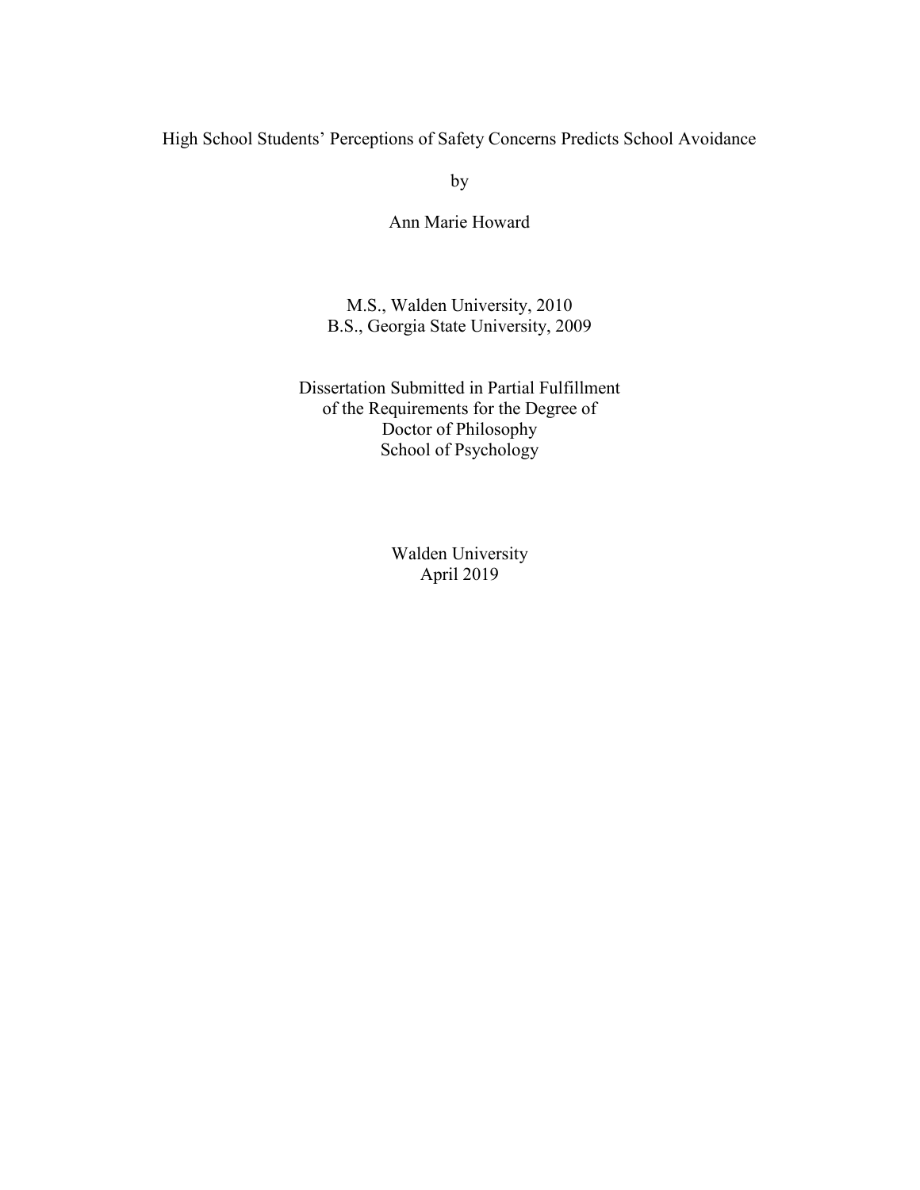High School Students' Perceptions of Safety Concerns Predicts School Avoidance

by

Ann Marie Howard

M.S., Walden University, 2010
B.S., Georgia State University, 2009

Dissertation Submitted in Partial Fulfillment
of the Requirements for the Degree of
Doctor of Philosophy
School of Psychology

Walden University
April 2019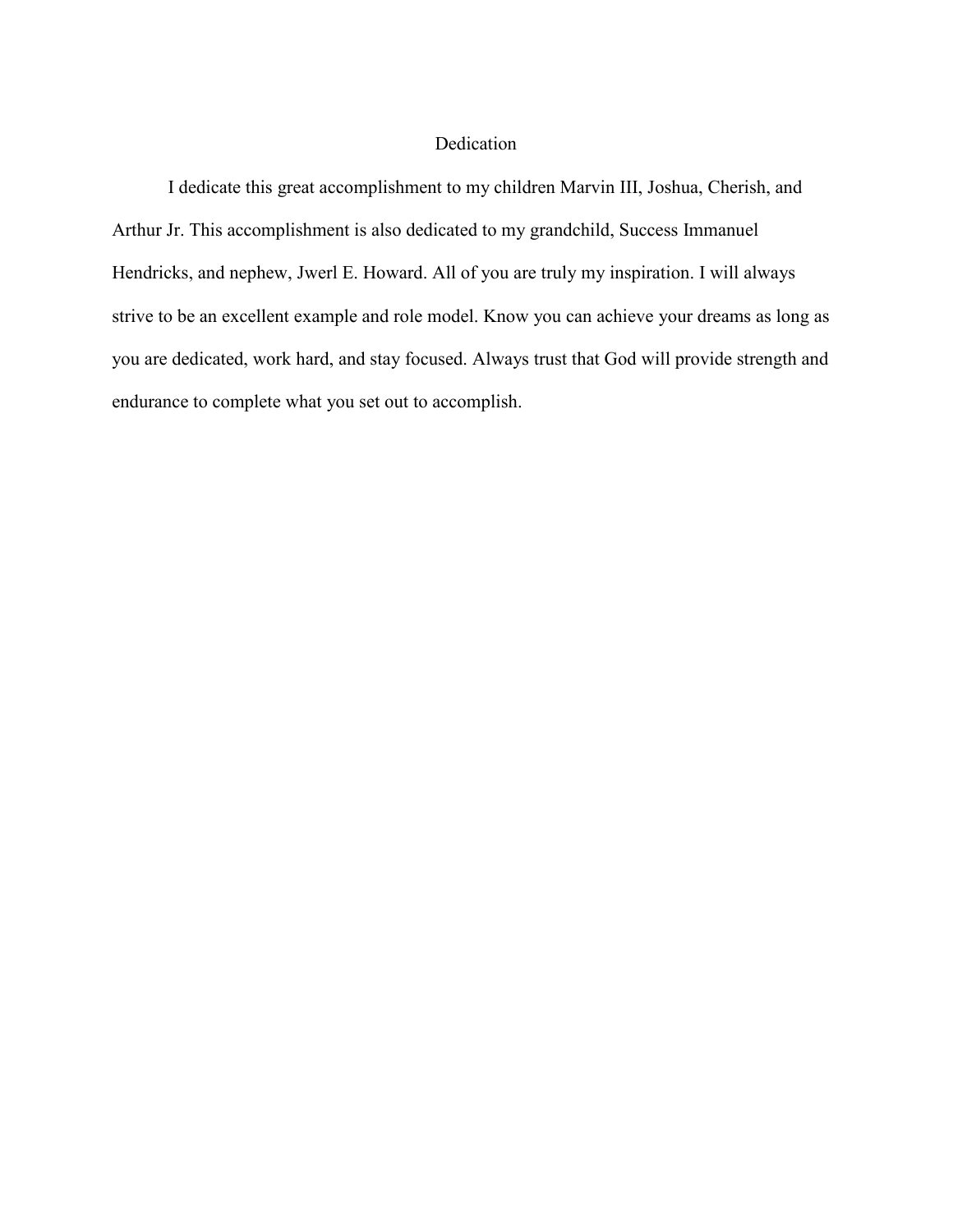# Dedication

I dedicate this great accomplishment to my children Marvin III, Joshua, Cherish, and Arthur Jr. This accomplishment is also dedicated to my grandchild, Success Immanuel Hendricks, and nephew, Jwerl E. Howard. All of you are truly my inspiration. I will always strive to be an excellent example and role model. Know you can achieve your dreams as long as you are dedicated, work hard, and stay focused. Always trust that God will provide strength and endurance to complete what you set out to accomplish.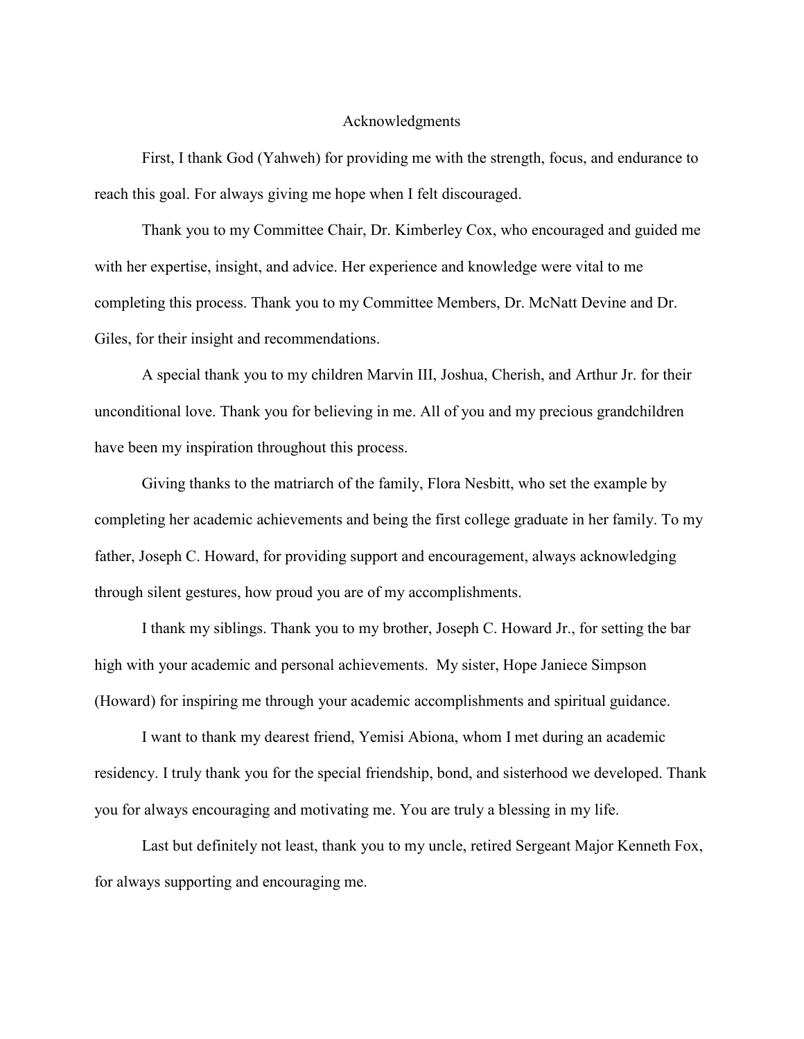# Acknowledgments

First, I thank God (Yahweh) for providing me with the strength, focus, and endurance to reach this goal. For always giving me hope when I felt discouraged.

Thank you to my Committee Chair, Dr. Kimberley Cox, who encouraged and guided me with her expertise, insight, and advice. Her experience and knowledge were vital to me completing this process. Thank you to my Committee Members, Dr. McNatt Devine and Dr. Giles, for their insight and recommendations.

A special thank you to my children Marvin III, Joshua, Cherish, and Arthur Jr. for their unconditional love. Thank you for believing in me. All of you and my precious grandchildren have been my inspiration throughout this process.

Giving thanks to the matriarch of the family, Flora Nesbitt, who set the example by completing her academic achievements and being the first college graduate in her family. To my father, Joseph C. Howard, for providing support and encouragement, always acknowledging through silent gestures, how proud you are of my accomplishments.

I thank my siblings. Thank you to my brother, Joseph C. Howard Jr., for setting the bar high with your academic and personal achievements. My sister, Hope Janiece Simpson (Howard) for inspiring me through your academic accomplishments and spiritual guidance.

I want to thank my dearest friend, Yemisi Abiona, whom I met during an academic residency. I truly thank you for the special friendship, bond, and sisterhood we developed. Thank you for always encouraging and motivating me. You are truly a blessing in my life.

Last but definitely not least, thank you to my uncle, retired Sergeant Major Kenneth Fox, for always supporting and encouraging me.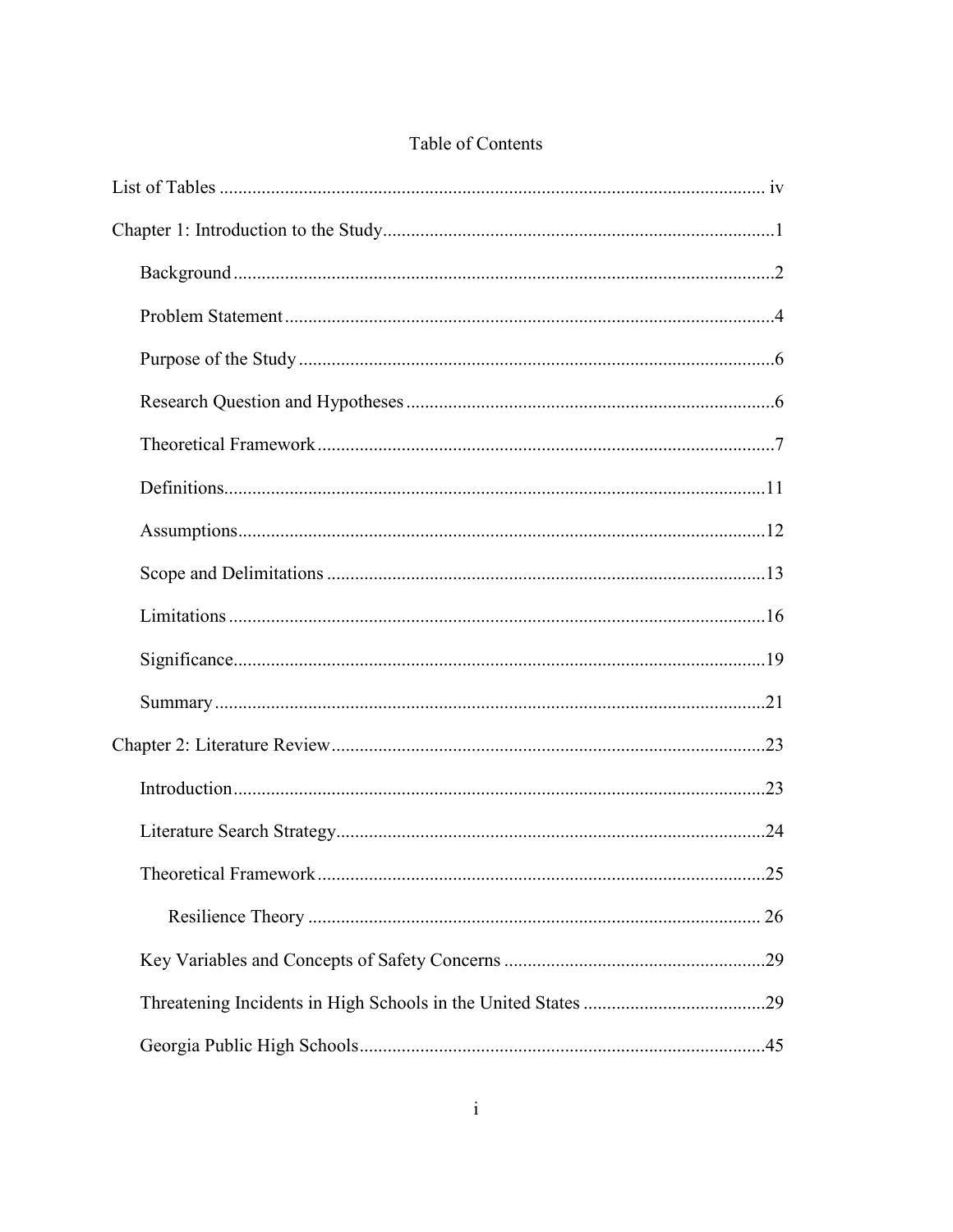# Table of Contents

List of Tables ........................................................................................................ iv

Chapter 1: Introduction to the Study.....................................................................1

- Background .....................................................................................................2
- Problem Statement ..........................................................................................4
- Purpose of the Study .......................................................................................6
- Research Question and Hypotheses ................................................................6
- Theoretical Framework ...................................................................................7
- Definitions.....................................................................................................11
- Assumptions..................................................................................................12
- Scope and Delimitations ...............................................................................13
- Limitations ....................................................................................................16
- Significance...................................................................................................19
- Summary .......................................................................................................21

Chapter 2: Literature Review ..............................................................................23

- Introduction...................................................................................................23
- Literature Search Strategy.............................................................................24
- Theoretical Framework ................................................................................25
    - Resilience Theory ................................................................................. 26
- Key Variables and Concepts of Safety Concerns .........................................29
- Threatening Incidents in High Schools in the United States ........................29
- Georgia Public High Schools........................................................................45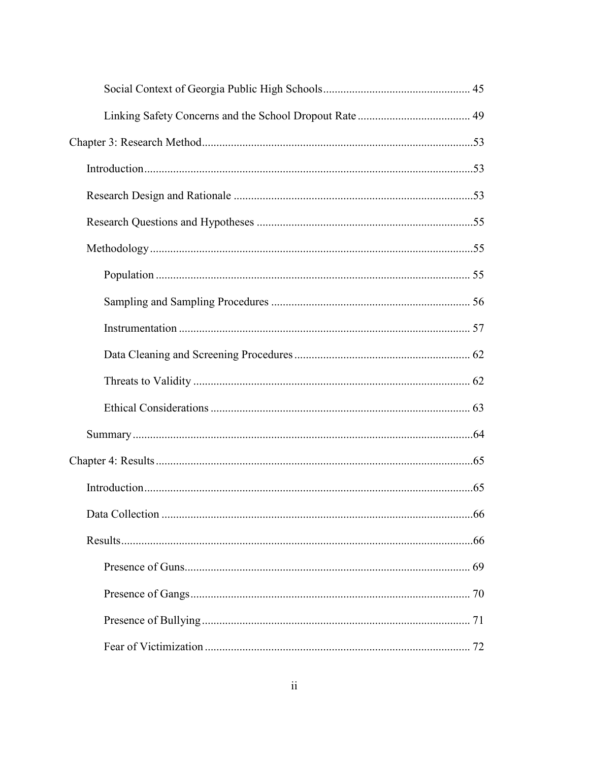Social Context of Georgia Public High Schools .................................................. 45

Linking Safety Concerns and the School Dropout Rate ...................................... 49

Chapter 3: Research Method.............................................................................................53

Introduction.................................................................................................................53

Research Design and Rationale ..................................................................................53

Research Questions and Hypotheses ..........................................................................55

Methodology...............................................................................................................55

Population ............................................................................................................ 55

Sampling and Sampling Procedures .................................................................... 56

Instrumentation .................................................................................................... 57

Data Cleaning and Screening Procedures ............................................................ 62

Threats to Validity ............................................................................................... 62

Ethical Considerations ......................................................................................... 63

Summary.....................................................................................................................64

Chapter 4: Results .............................................................................................................65

Introduction.................................................................................................................65

Data Collection ...........................................................................................................66

Results.........................................................................................................................66

Presence of Guns.................................................................................................. 69

Presence of Gangs................................................................................................ 70

Presence of Bullying............................................................................................ 71

Fear of Victimization ........................................................................................... 72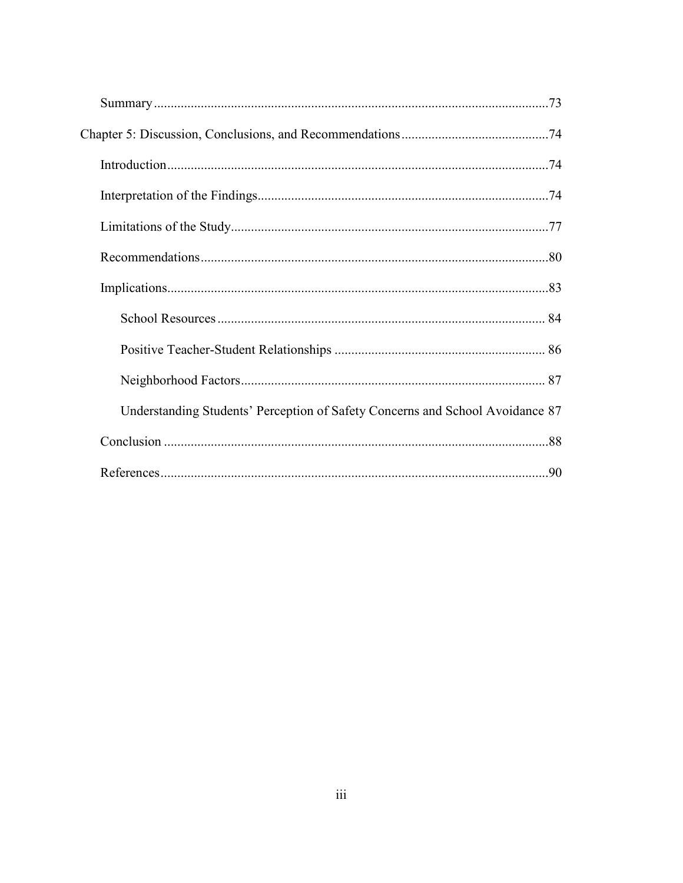Summary ......................................................................................................73

Chapter 5: Discussion, Conclusions, and Recommendations ............................................74

Introduction ..................................................................................................74

Interpretation of the Findings .......................................................................74

Limitations of the Study ...............................................................................77

Recommendations ........................................................................................80

Implications ..................................................................................................83

School Resources ...................................................................................84

Positive Teacher-Student Relationships .................................................86

Neighborhood Factors ...........................................................................87

Understanding Students' Perception of Safety Concerns and School Avoidance 87

Conclusion ....................................................................................................88

References .....................................................................................................90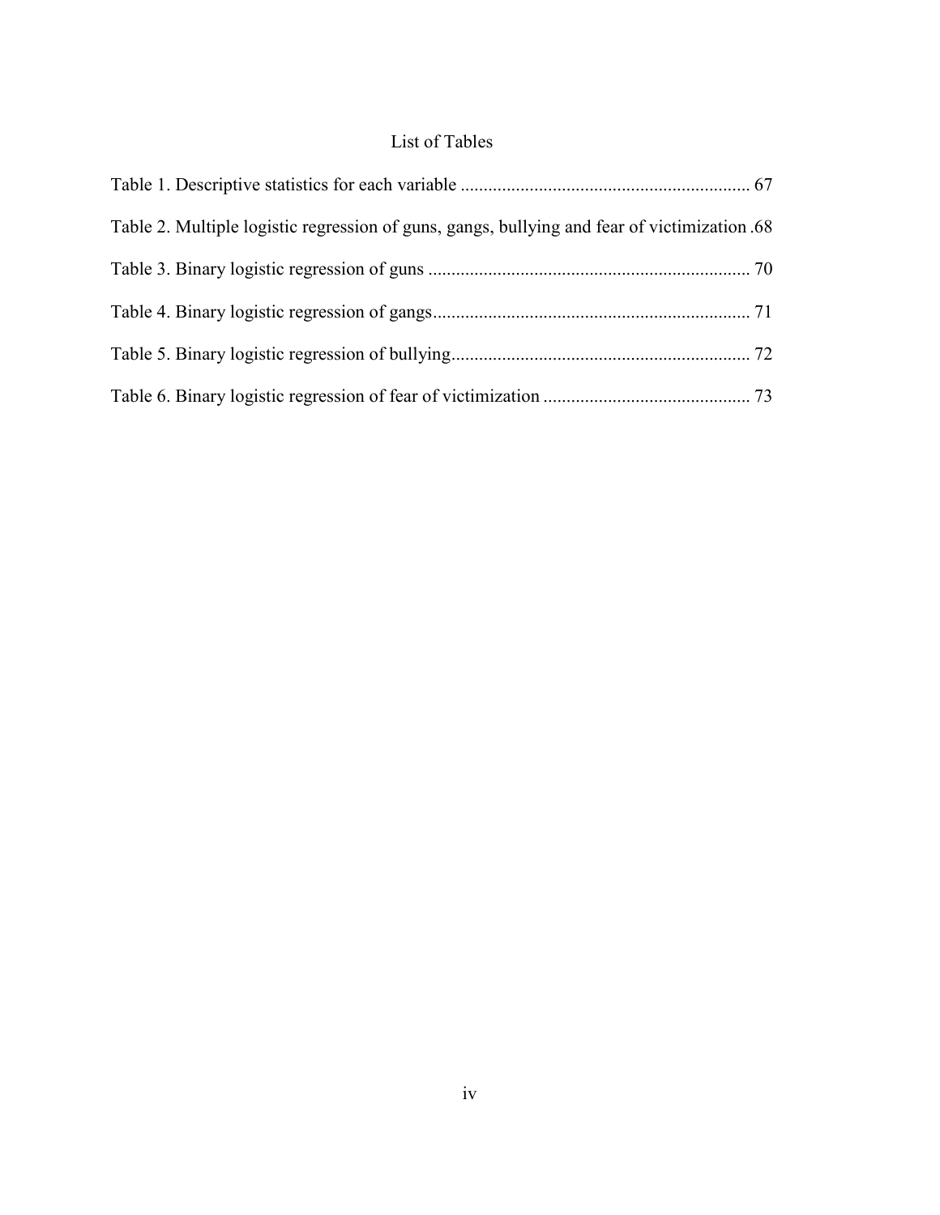# List of Tables

Table 1. Descriptive statistics for each variable ............................................................... 67

Table 2. Multiple logistic regression of guns, gangs, bullying and fear of victimization .68

Table 3. Binary logistic regression of guns ...................................................................... 70

Table 4. Binary logistic regression of gangs..................................................................... 71

Table 5. Binary logistic regression of bullying................................................................. 72

Table 6. Binary logistic regression of fear of victimization ............................................. 73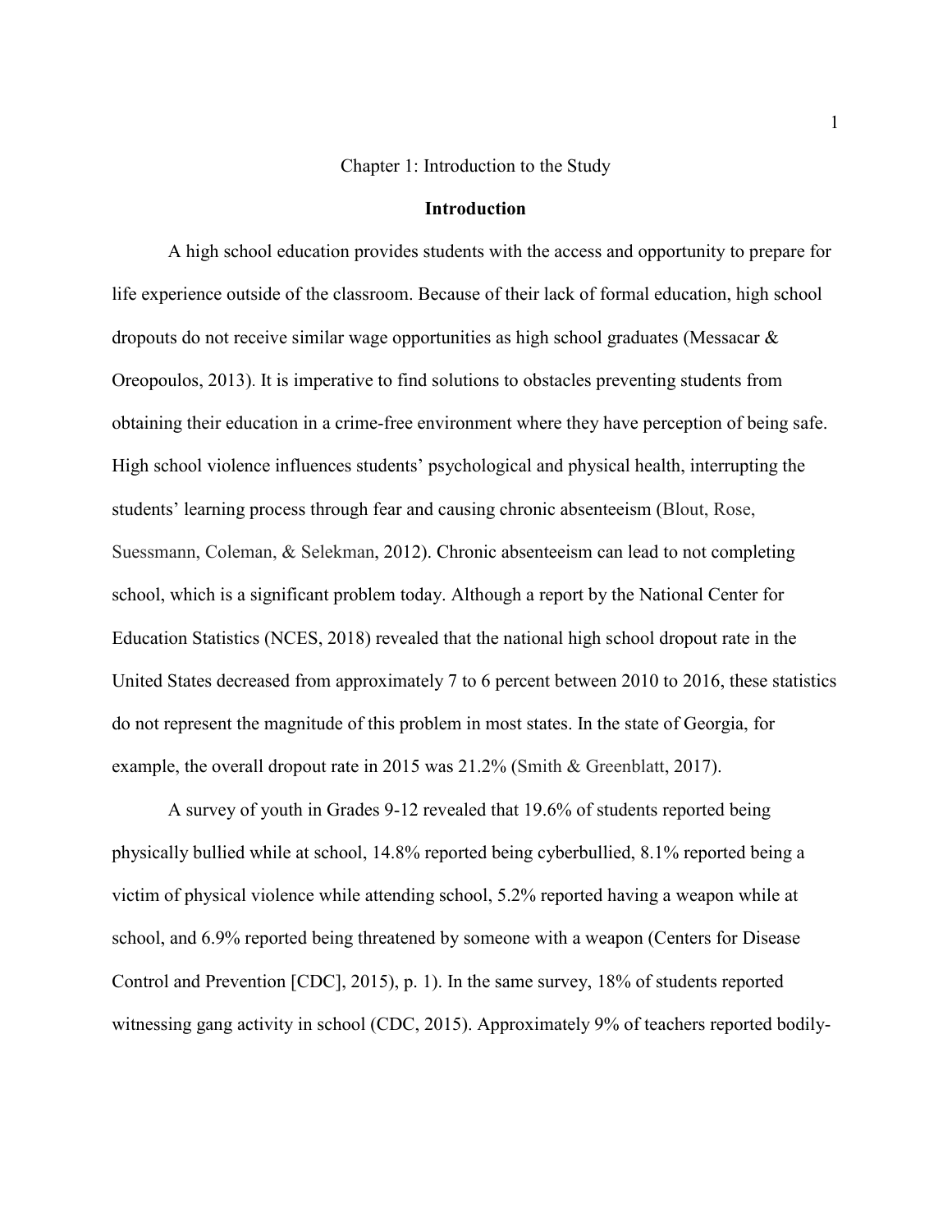# Chapter 1: Introduction to the Study

## Introduction

A high school education provides students with the access and opportunity to prepare for life experience outside of the classroom. Because of their lack of formal education, high school dropouts do not receive similar wage opportunities as high school graduates (Messacar & Oreopoulos, 2013). It is imperative to find solutions to obstacles preventing students from obtaining their education in a crime-free environment where they have perception of being safe. High school violence influences students' psychological and physical health, interrupting the students' learning process through fear and causing chronic absenteeism (Blout, Rose, Suessmann, Coleman, & Selekman, 2012). Chronic absenteeism can lead to not completing school, which is a significant problem today. Although a report by the National Center for Education Statistics (NCES, 2018) revealed that the national high school dropout rate in the United States decreased from approximately 7 to 6 percent between 2010 to 2016, these statistics do not represent the magnitude of this problem in most states. In the state of Georgia, for example, the overall dropout rate in 2015 was 21.2% (Smith & Greenblatt, 2017).

A survey of youth in Grades 9-12 revealed that 19.6% of students reported being physically bullied while at school, 14.8% reported being cyberbullied, 8.1% reported being a victim of physical violence while attending school, 5.2% reported having a weapon while at school, and 6.9% reported being threatened by someone with a weapon (Centers for Disease Control and Prevention [CDC], 2015), p. 1). In the same survey, 18% of students reported witnessing gang activity in school (CDC, 2015). Approximately 9% of teachers reported bodily-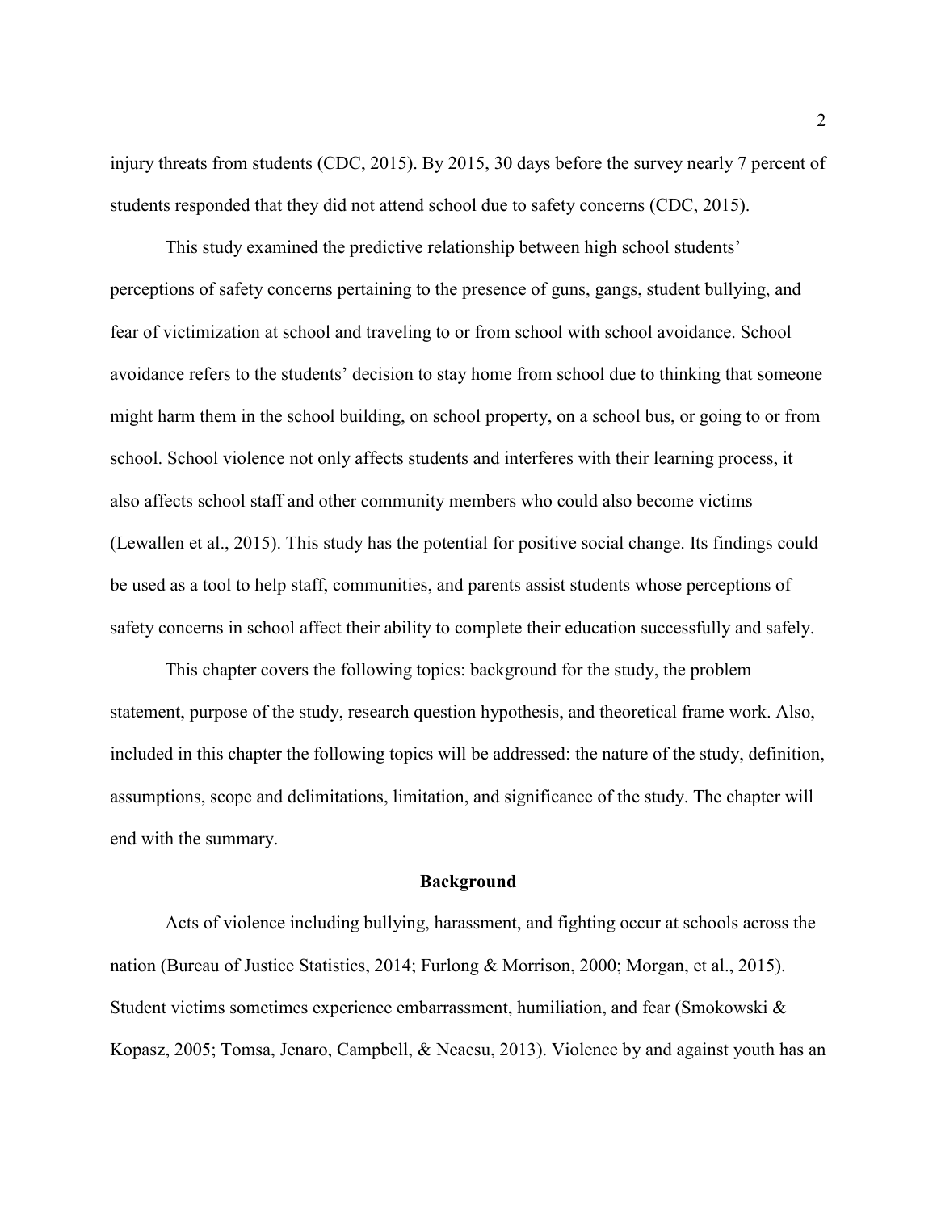injury threats from students (CDC, 2015). By 2015, 30 days before the survey nearly 7 percent of students responded that they did not attend school due to safety concerns (CDC, 2015).

This study examined the predictive relationship between high school students' perceptions of safety concerns pertaining to the presence of guns, gangs, student bullying, and fear of victimization at school and traveling to or from school with school avoidance. School avoidance refers to the students' decision to stay home from school due to thinking that someone might harm them in the school building, on school property, on a school bus, or going to or from school. School violence not only affects students and interferes with their learning process, it also affects school staff and other community members who could also become victims (Lewallen et al., 2015). This study has the potential for positive social change. Its findings could be used as a tool to help staff, communities, and parents assist students whose perceptions of safety concerns in school affect their ability to complete their education successfully and safely.

This chapter covers the following topics: background for the study, the problem statement, purpose of the study, research question hypothesis, and theoretical frame work. Also, included in this chapter the following topics will be addressed: the nature of the study, definition, assumptions, scope and delimitations, limitation, and significance of the study. The chapter will end with the summary.

## Background

Acts of violence including bullying, harassment, and fighting occur at schools across the nation (Bureau of Justice Statistics, 2014; Furlong & Morrison, 2000; Morgan, et al., 2015). Student victims sometimes experience embarrassment, humiliation, and fear (Smokowski & Kopasz, 2005; Tomsa, Jenaro, Campbell, & Neacsu, 2013). Violence by and against youth has an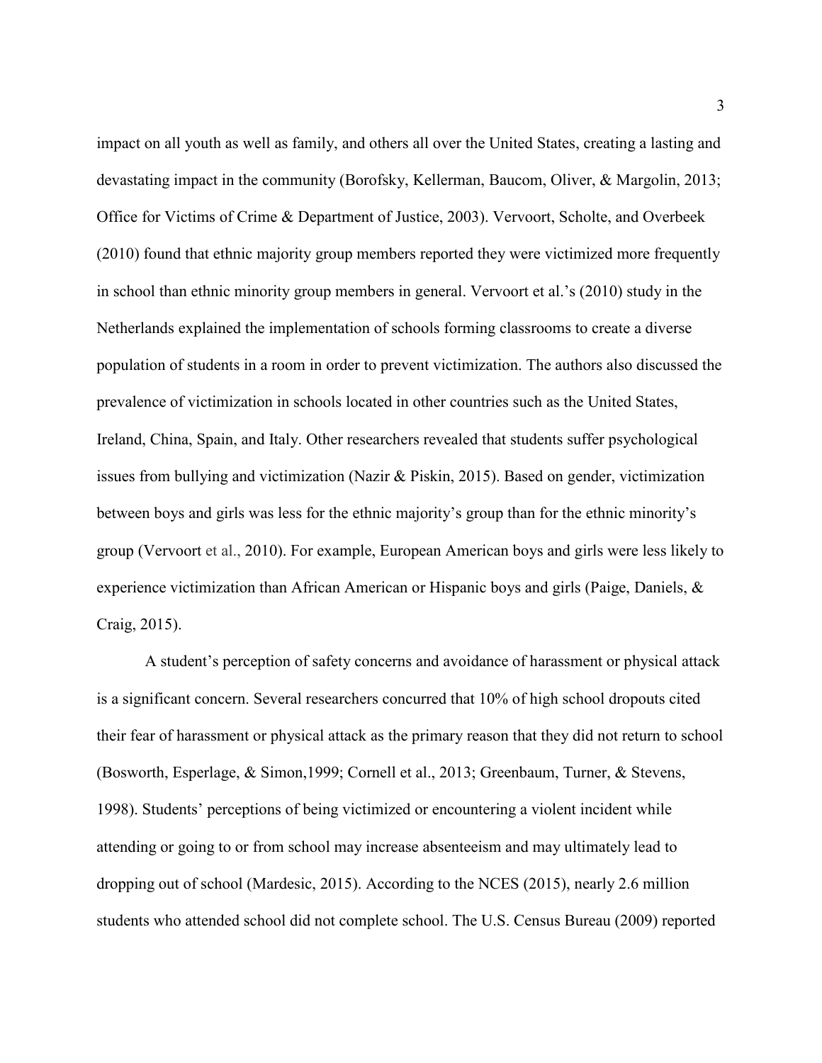impact on all youth as well as family, and others all over the United States, creating a lasting and devastating impact in the community (Borofsky, Kellerman, Baucom, Oliver, & Margolin, 2013; Office for Victims of Crime & Department of Justice, 2003). Vervoort, Scholte, and Overbeek (2010) found that ethnic majority group members reported they were victimized more frequently in school than ethnic minority group members in general. Vervoort et al.'s (2010) study in the Netherlands explained the implementation of schools forming classrooms to create a diverse population of students in a room in order to prevent victimization. The authors also discussed the prevalence of victimization in schools located in other countries such as the United States, Ireland, China, Spain, and Italy. Other researchers revealed that students suffer psychological issues from bullying and victimization (Nazir & Piskin, 2015). Based on gender, victimization between boys and girls was less for the ethnic majority's group than for the ethnic minority's group (Vervoort et al., 2010). For example, European American boys and girls were less likely to experience victimization than African American or Hispanic boys and girls (Paige, Daniels, & Craig, 2015).

A student's perception of safety concerns and avoidance of harassment or physical attack is a significant concern. Several researchers concurred that 10% of high school dropouts cited their fear of harassment or physical attack as the primary reason that they did not return to school (Bosworth, Esperlage, & Simon,1999; Cornell et al., 2013; Greenbaum, Turner, & Stevens, 1998). Students' perceptions of being victimized or encountering a violent incident while attending or going to or from school may increase absenteeism and may ultimately lead to dropping out of school (Mardesic, 2015). According to the NCES (2015), nearly 2.6 million students who attended school did not complete school. The U.S. Census Bureau (2009) reported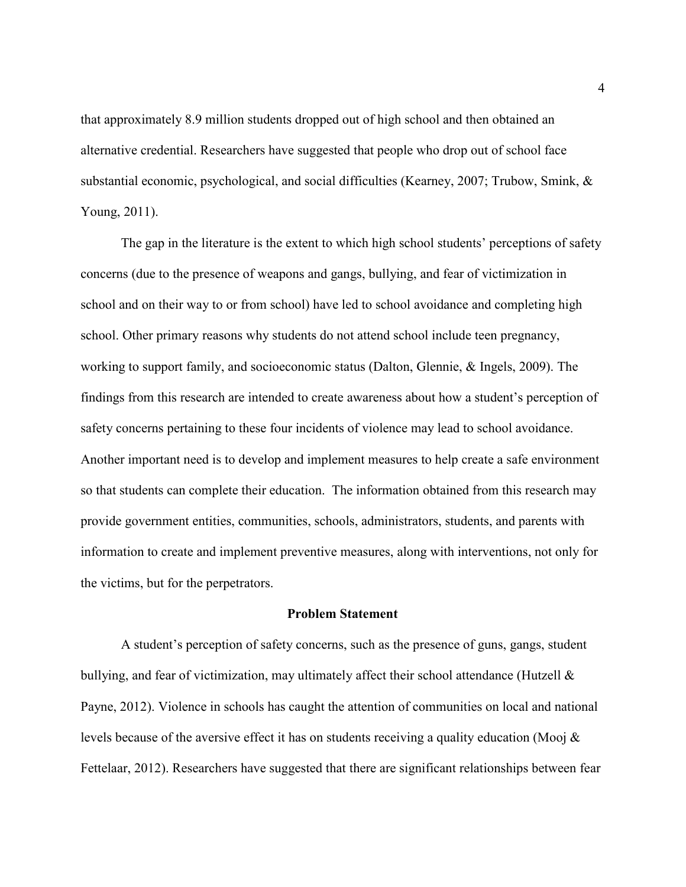that approximately 8.9 million students dropped out of high school and then obtained an alternative credential. Researchers have suggested that people who drop out of school face substantial economic, psychological, and social difficulties (Kearney, 2007; Trubow, Smink, & Young, 2011).

The gap in the literature is the extent to which high school students' perceptions of safety concerns (due to the presence of weapons and gangs, bullying, and fear of victimization in school and on their way to or from school) have led to school avoidance and completing high school. Other primary reasons why students do not attend school include teen pregnancy, working to support family, and socioeconomic status (Dalton, Glennie, & Ingels, 2009). The findings from this research are intended to create awareness about how a student's perception of safety concerns pertaining to these four incidents of violence may lead to school avoidance. Another important need is to develop and implement measures to help create a safe environment so that students can complete their education. The information obtained from this research may provide government entities, communities, schools, administrators, students, and parents with information to create and implement preventive measures, along with interventions, not only for the victims, but for the perpetrators.

## Problem Statement

A student's perception of safety concerns, such as the presence of guns, gangs, student bullying, and fear of victimization, may ultimately affect their school attendance (Hutzell & Payne, 2012). Violence in schools has caught the attention of communities on local and national levels because of the aversive effect it has on students receiving a quality education (Mooj & Fettelaar, 2012). Researchers have suggested that there are significant relationships between fear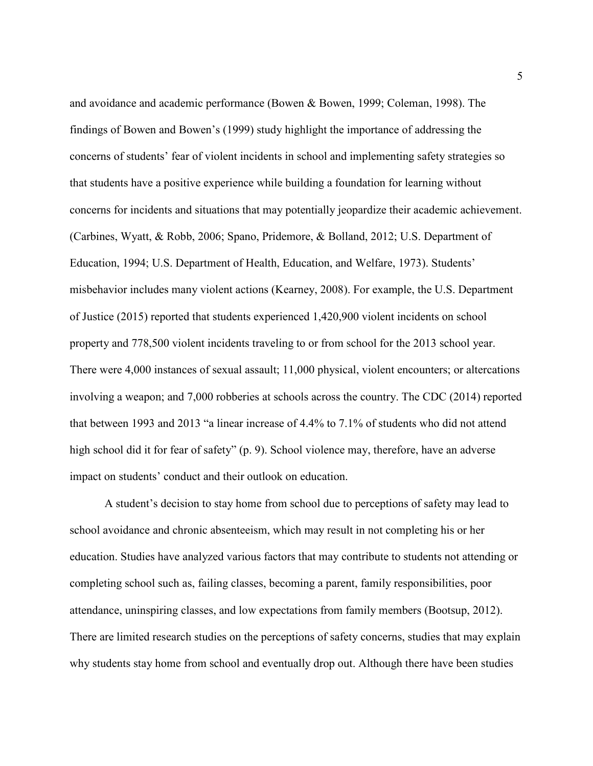and avoidance and academic performance (Bowen & Bowen, 1999; Coleman, 1998). The findings of Bowen and Bowen's (1999) study highlight the importance of addressing the concerns of students' fear of violent incidents in school and implementing safety strategies so that students have a positive experience while building a foundation for learning without concerns for incidents and situations that may potentially jeopardize their academic achievement. (Carbines, Wyatt, & Robb, 2006; Spano, Pridemore, & Bolland, 2012; U.S. Department of Education, 1994; U.S. Department of Health, Education, and Welfare, 1973). Students' misbehavior includes many violent actions (Kearney, 2008). For example, the U.S. Department of Justice (2015) reported that students experienced 1,420,900 violent incidents on school property and 778,500 violent incidents traveling to or from school for the 2013 school year. There were 4,000 instances of sexual assault; 11,000 physical, violent encounters; or altercations involving a weapon; and 7,000 robberies at schools across the country. The CDC (2014) reported that between 1993 and 2013 "a linear increase of 4.4% to 7.1% of students who did not attend high school did it for fear of safety" (p. 9). School violence may, therefore, have an adverse impact on students' conduct and their outlook on education.

A student's decision to stay home from school due to perceptions of safety may lead to school avoidance and chronic absenteeism, which may result in not completing his or her education. Studies have analyzed various factors that may contribute to students not attending or completing school such as, failing classes, becoming a parent, family responsibilities, poor attendance, uninspiring classes, and low expectations from family members (Bootsup, 2012). There are limited research studies on the perceptions of safety concerns, studies that may explain why students stay home from school and eventually drop out. Although there have been studies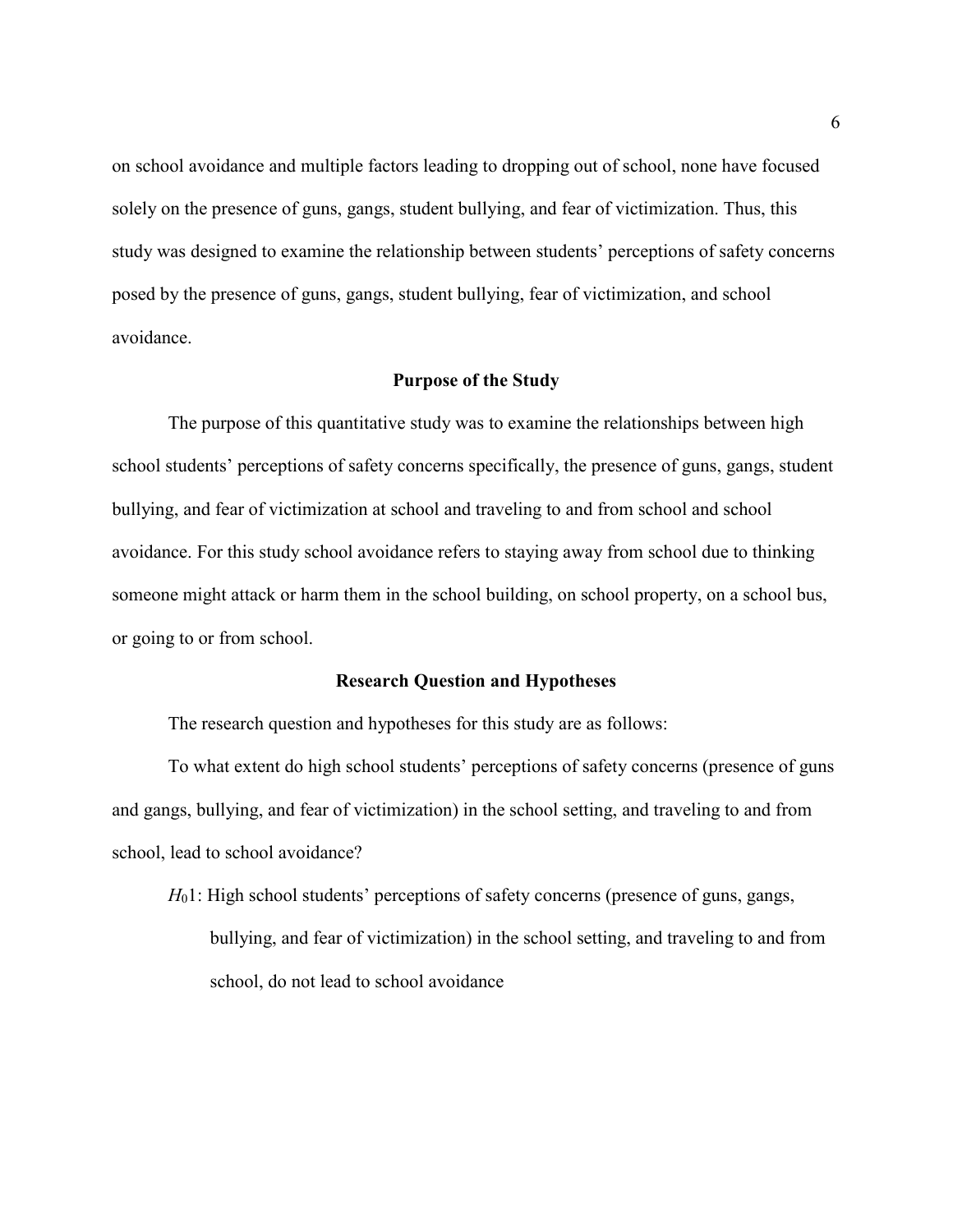on school avoidance and multiple factors leading to dropping out of school, none have focused solely on the presence of guns, gangs, student bullying, and fear of victimization. Thus, this study was designed to examine the relationship between students' perceptions of safety concerns posed by the presence of guns, gangs, student bullying, fear of victimization, and school avoidance.

## Purpose of the Study

The purpose of this quantitative study was to examine the relationships between high school students' perceptions of safety concerns specifically, the presence of guns, gangs, student bullying, and fear of victimization at school and traveling to and from school and school avoidance. For this study school avoidance refers to staying away from school due to thinking someone might attack or harm them in the school building, on school property, on a school bus, or going to or from school.

## Research Question and Hypotheses

The research question and hypotheses for this study are as follows:

To what extent do high school students' perceptions of safety concerns (presence of guns and gangs, bullying, and fear of victimization) in the school setting, and traveling to and from school, lead to school avoidance?

$H_0 1$: High school students' perceptions of safety concerns (presence of guns, gangs, bullying, and fear of victimization) in the school setting, and traveling to and from school, do not lead to school avoidance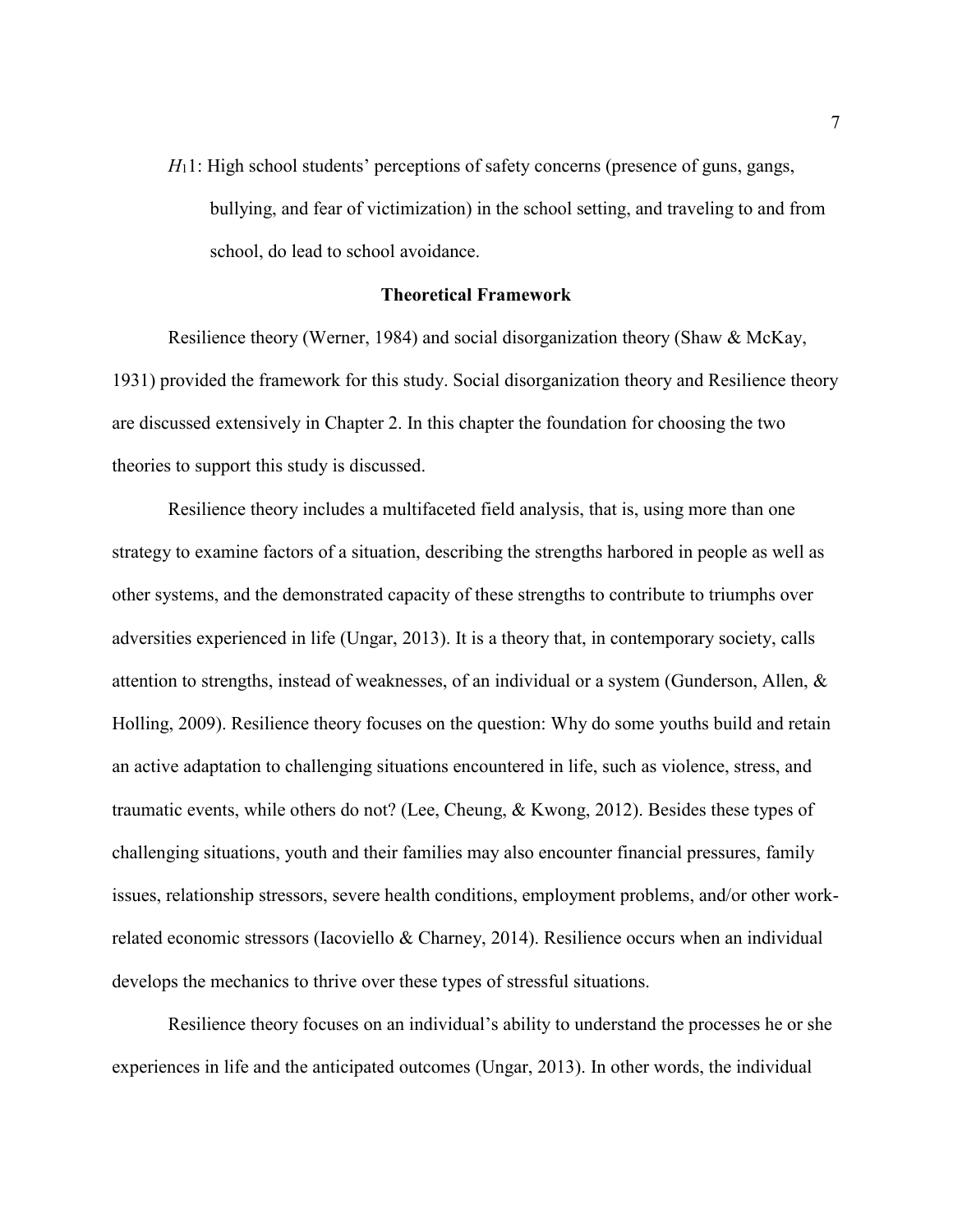$H_1 1$: High school students' perceptions of safety concerns (presence of guns, gangs, bullying, and fear of victimization) in the school setting, and traveling to and from school, do lead to school avoidance.

## Theoretical Framework

Resilience theory (Werner, 1984) and social disorganization theory (Shaw & McKay, 1931) provided the framework for this study. Social disorganization theory and Resilience theory are discussed extensively in Chapter 2. In this chapter the foundation for choosing the two theories to support this study is discussed.

Resilience theory includes a multifaceted field analysis, that is, using more than one strategy to examine factors of a situation, describing the strengths harbored in people as well as other systems, and the demonstrated capacity of these strengths to contribute to triumphs over adversities experienced in life (Ungar, 2013). It is a theory that, in contemporary society, calls attention to strengths, instead of weaknesses, of an individual or a system (Gunderson, Allen, & Holling, 2009). Resilience theory focuses on the question: Why do some youths build and retain an active adaptation to challenging situations encountered in life, such as violence, stress, and traumatic events, while others do not? (Lee, Cheung, & Kwong, 2012). Besides these types of challenging situations, youth and their families may also encounter financial pressures, family issues, relationship stressors, severe health conditions, employment problems, and/or other work-related economic stressors (Iacoviello & Charney, 2014). Resilience occurs when an individual develops the mechanics to thrive over these types of stressful situations.

Resilience theory focuses on an individual's ability to understand the processes he or she experiences in life and the anticipated outcomes (Ungar, 2013). In other words, the individual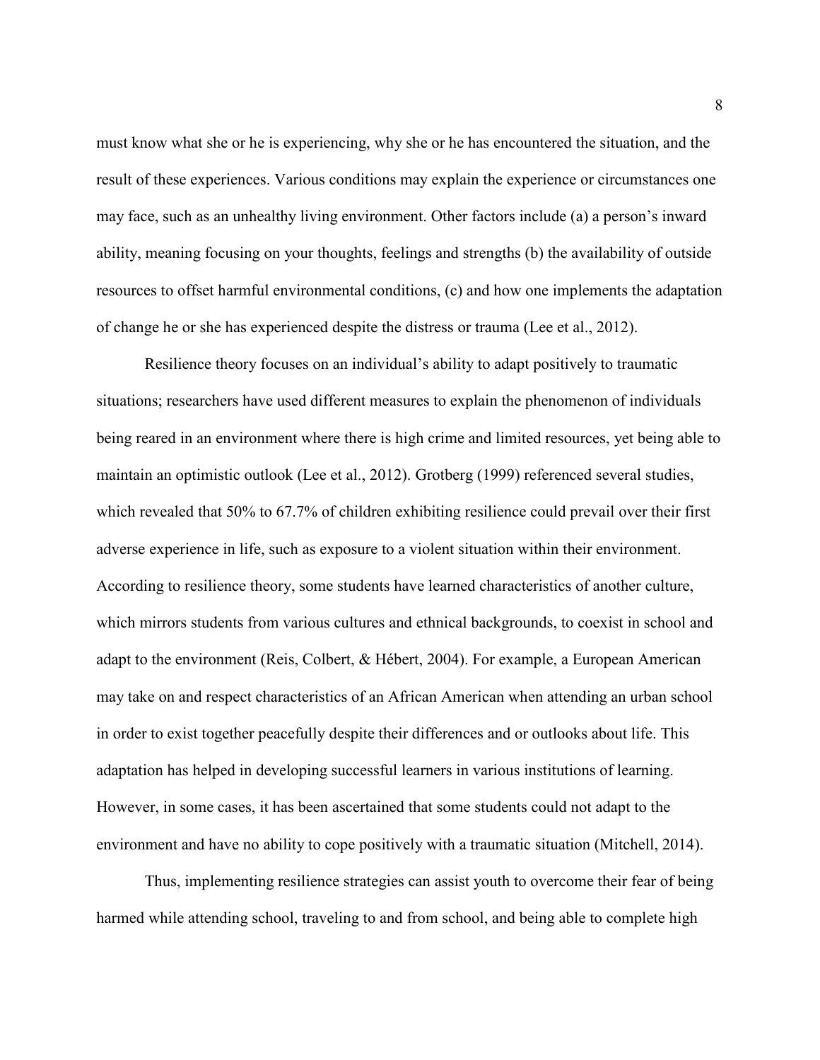must know what she or he is experiencing, why she or he has encountered the situation, and the result of these experiences. Various conditions may explain the experience or circumstances one may face, such as an unhealthy living environment. Other factors include (a) a person's inward ability, meaning focusing on your thoughts, feelings and strengths (b) the availability of outside resources to offset harmful environmental conditions, (c) and how one implements the adaptation of change he or she has experienced despite the distress or trauma (Lee et al., 2012).

Resilience theory focuses on an individual's ability to adapt positively to traumatic situations; researchers have used different measures to explain the phenomenon of individuals being reared in an environment where there is high crime and limited resources, yet being able to maintain an optimistic outlook (Lee et al., 2012). Grotberg (1999) referenced several studies, which revealed that 50% to 67.7% of children exhibiting resilience could prevail over their first adverse experience in life, such as exposure to a violent situation within their environment. According to resilience theory, some students have learned characteristics of another culture, which mirrors students from various cultures and ethnical backgrounds, to coexist in school and adapt to the environment (Reis, Colbert, & Hébert, 2004). For example, a European American may take on and respect characteristics of an African American when attending an urban school in order to exist together peacefully despite their differences and or outlooks about life. This adaptation has helped in developing successful learners in various institutions of learning. However, in some cases, it has been ascertained that some students could not adapt to the environment and have no ability to cope positively with a traumatic situation (Mitchell, 2014).

Thus, implementing resilience strategies can assist youth to overcome their fear of being harmed while attending school, traveling to and from school, and being able to complete high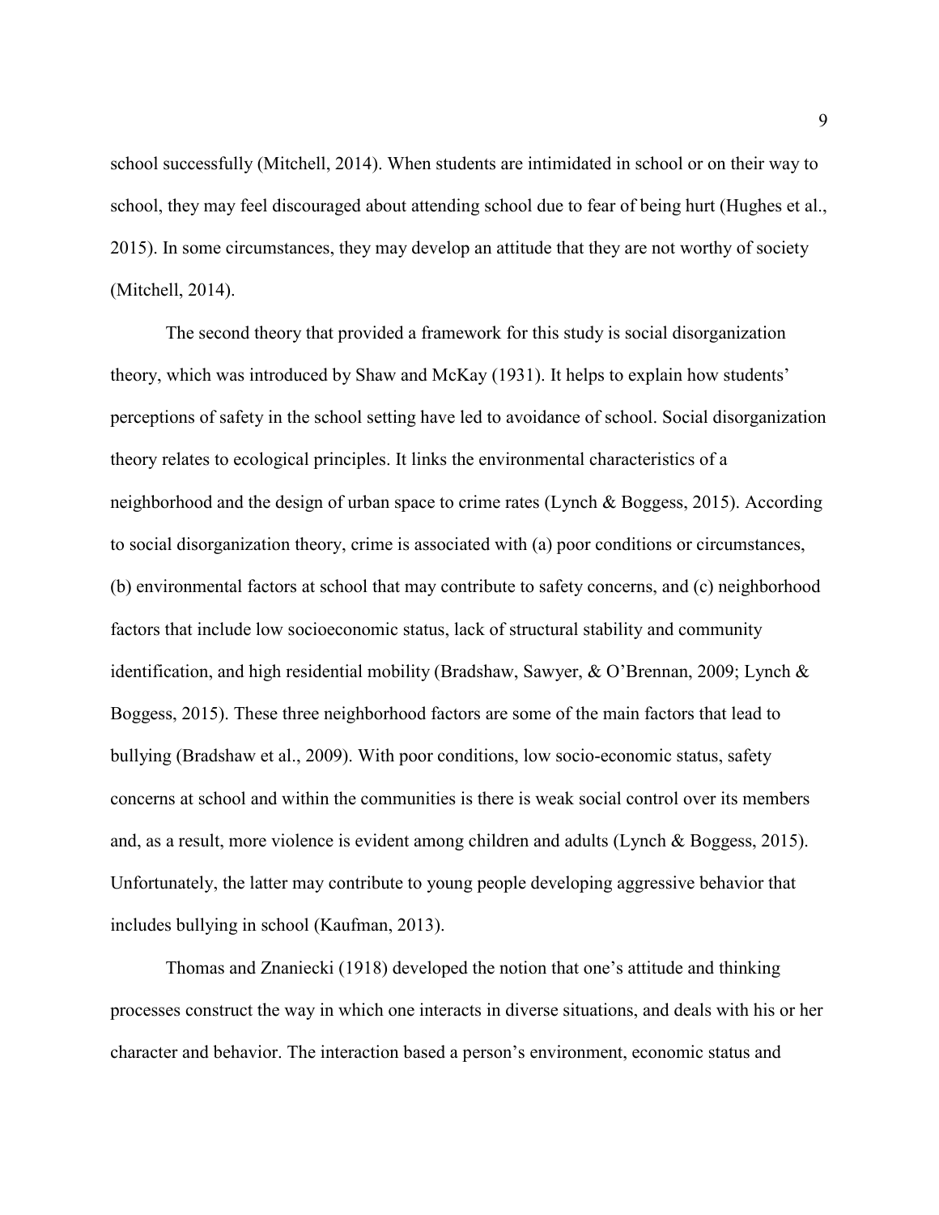school successfully (Mitchell, 2014). When students are intimidated in school or on their way to school, they may feel discouraged about attending school due to fear of being hurt (Hughes et al., 2015). In some circumstances, they may develop an attitude that they are not worthy of society (Mitchell, 2014).

The second theory that provided a framework for this study is social disorganization theory, which was introduced by Shaw and McKay (1931). It helps to explain how students' perceptions of safety in the school setting have led to avoidance of school. Social disorganization theory relates to ecological principles. It links the environmental characteristics of a neighborhood and the design of urban space to crime rates (Lynch & Boggess, 2015). According to social disorganization theory, crime is associated with (a) poor conditions or circumstances, (b) environmental factors at school that may contribute to safety concerns, and (c) neighborhood factors that include low socioeconomic status, lack of structural stability and community identification, and high residential mobility (Bradshaw, Sawyer, & O'Brennan, 2009; Lynch & Boggess, 2015). These three neighborhood factors are some of the main factors that lead to bullying (Bradshaw et al., 2009). With poor conditions, low socio-economic status, safety concerns at school and within the communities is there is weak social control over its members and, as a result, more violence is evident among children and adults (Lynch & Boggess, 2015). Unfortunately, the latter may contribute to young people developing aggressive behavior that includes bullying in school (Kaufman, 2013).

Thomas and Znaniecki (1918) developed the notion that one's attitude and thinking processes construct the way in which one interacts in diverse situations, and deals with his or her character and behavior. The interaction based a person's environment, economic status and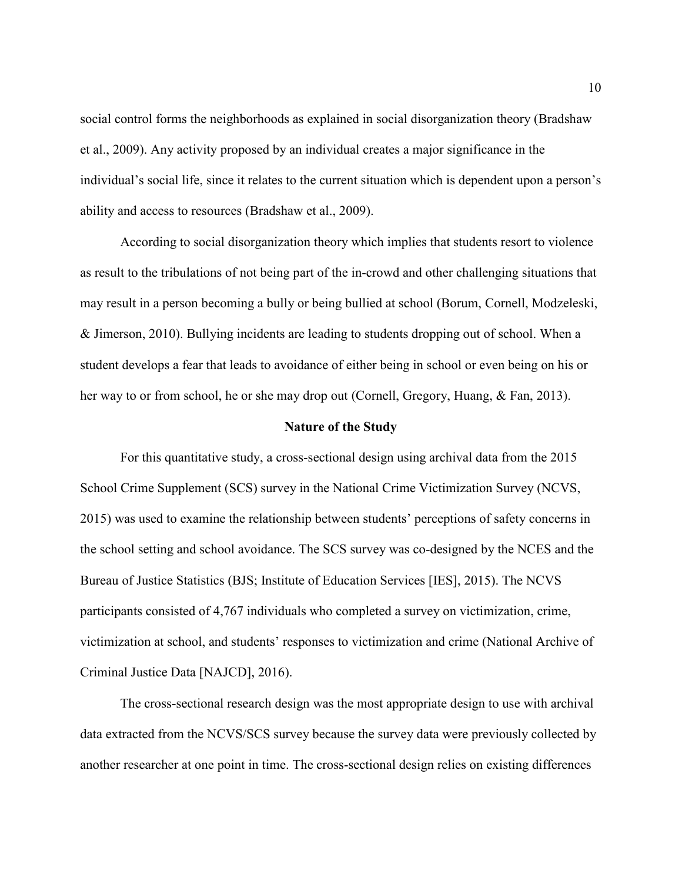social control forms the neighborhoods as explained in social disorganization theory (Bradshaw et al., 2009). Any activity proposed by an individual creates a major significance in the individual's social life, since it relates to the current situation which is dependent upon a person's ability and access to resources (Bradshaw et al., 2009).

According to social disorganization theory which implies that students resort to violence as result to the tribulations of not being part of the in-crowd and other challenging situations that may result in a person becoming a bully or being bullied at school (Borum, Cornell, Modzeleski, & Jimerson, 2010). Bullying incidents are leading to students dropping out of school. When a student develops a fear that leads to avoidance of either being in school or even being on his or her way to or from school, he or she may drop out (Cornell, Gregory, Huang, & Fan, 2013).

## Nature of the Study

For this quantitative study, a cross-sectional design using archival data from the 2015 School Crime Supplement (SCS) survey in the National Crime Victimization Survey (NCVS, 2015) was used to examine the relationship between students' perceptions of safety concerns in the school setting and school avoidance. The SCS survey was co-designed by the NCES and the Bureau of Justice Statistics (BJS; Institute of Education Services [IES], 2015). The NCVS participants consisted of 4,767 individuals who completed a survey on victimization, crime, victimization at school, and students' responses to victimization and crime (National Archive of Criminal Justice Data [NAJCD], 2016).

The cross-sectional research design was the most appropriate design to use with archival data extracted from the NCVS/SCS survey because the survey data were previously collected by another researcher at one point in time. The cross-sectional design relies on existing differences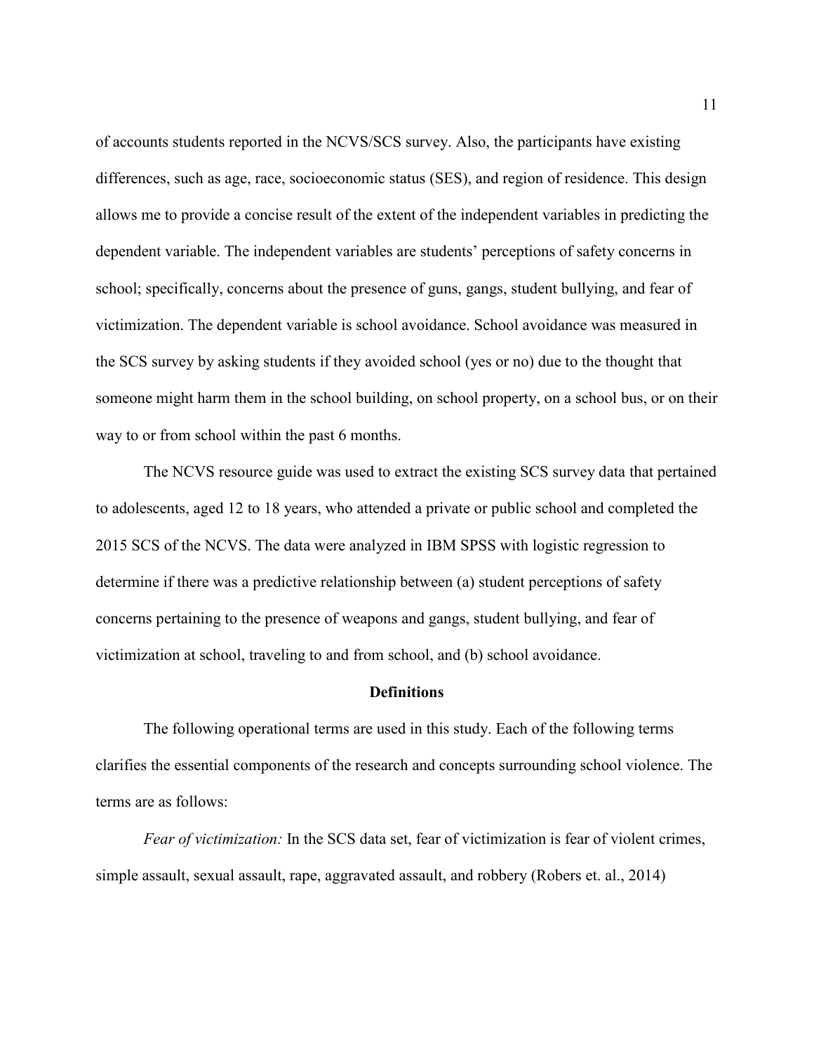of accounts students reported in the NCVS/SCS survey. Also, the participants have existing differences, such as age, race, socioeconomic status (SES), and region of residence. This design allows me to provide a concise result of the extent of the independent variables in predicting the dependent variable. The independent variables are students' perceptions of safety concerns in school; specifically, concerns about the presence of guns, gangs, student bullying, and fear of victimization. The dependent variable is school avoidance. School avoidance was measured in the SCS survey by asking students if they avoided school (yes or no) due to the thought that someone might harm them in the school building, on school property, on a school bus, or on their way to or from school within the past 6 months.

The NCVS resource guide was used to extract the existing SCS survey data that pertained to adolescents, aged 12 to 18 years, who attended a private or public school and completed the 2015 SCS of the NCVS. The data were analyzed in IBM SPSS with logistic regression to determine if there was a predictive relationship between (a) student perceptions of safety concerns pertaining to the presence of weapons and gangs, student bullying, and fear of victimization at school, traveling to and from school, and (b) school avoidance.

## Definitions

The following operational terms are used in this study. Each of the following terms clarifies the essential components of the research and concepts surrounding school violence. The terms are as follows:

*Fear of victimization:* In the SCS data set, fear of victimization is fear of violent crimes, simple assault, sexual assault, rape, aggravated assault, and robbery (Robers et. al., 2014)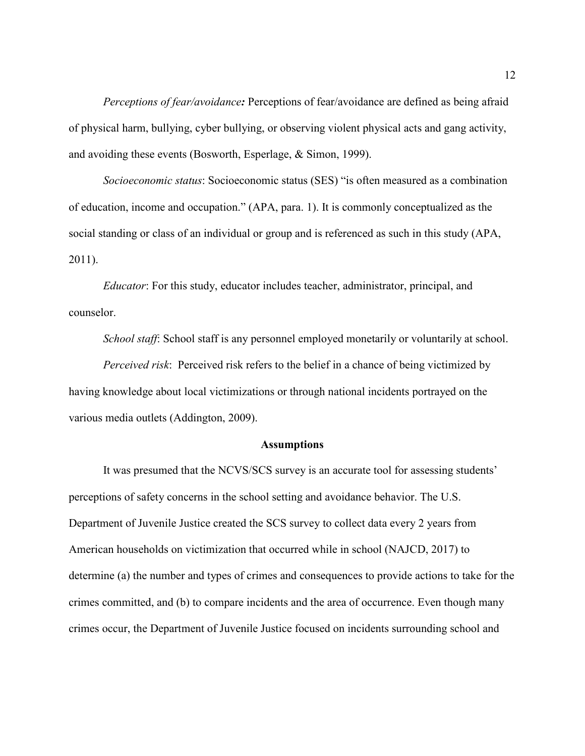*Perceptions of fear/avoidance:* Perceptions of fear/avoidance are defined as being afraid of physical harm, bullying, cyber bullying, or observing violent physical acts and gang activity, and avoiding these events (Bosworth, Esperlage, & Simon, 1999).

*Socioeconomic status*: Socioeconomic status (SES) "is often measured as a combination of education, income and occupation." (APA, para. 1). It is commonly conceptualized as the social standing or class of an individual or group and is referenced as such in this study (APA, 2011).

*Educator*: For this study, educator includes teacher, administrator, principal, and counselor.

*School staff*: School staff is any personnel employed monetarily or voluntarily at school.

*Perceived risk*: Perceived risk refers to the belief in a chance of being victimized by having knowledge about local victimizations or through national incidents portrayed on the various media outlets (Addington, 2009).

## Assumptions

It was presumed that the NCVS/SCS survey is an accurate tool for assessing students' perceptions of safety concerns in the school setting and avoidance behavior. The U.S. Department of Juvenile Justice created the SCS survey to collect data every 2 years from American households on victimization that occurred while in school (NAJCD, 2017) to determine (a) the number and types of crimes and consequences to provide actions to take for the crimes committed, and (b) to compare incidents and the area of occurrence. Even though many crimes occur, the Department of Juvenile Justice focused on incidents surrounding school and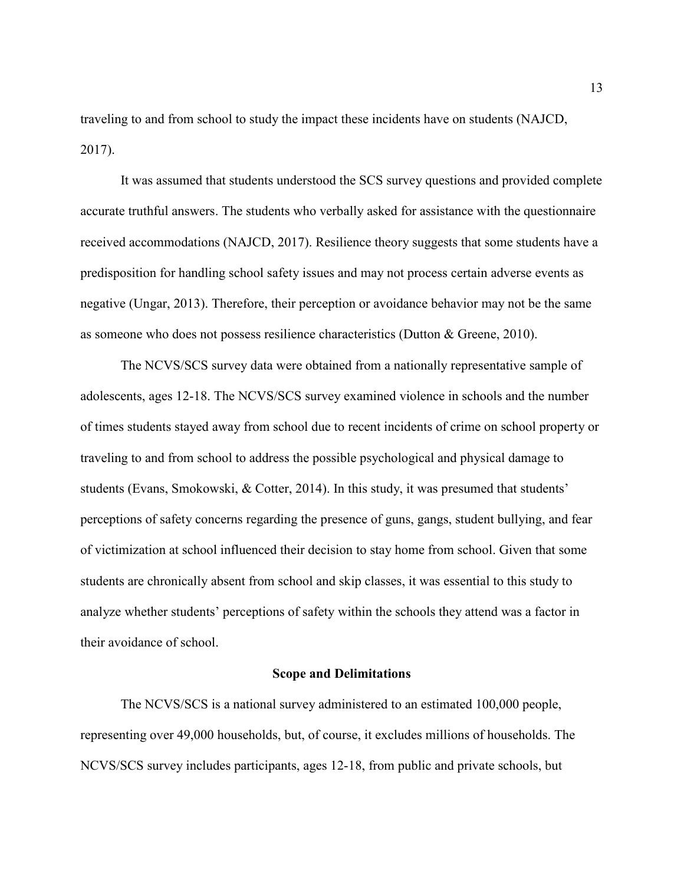traveling to and from school to study the impact these incidents have on students (NAJCD, 2017).

It was assumed that students understood the SCS survey questions and provided complete accurate truthful answers. The students who verbally asked for assistance with the questionnaire received accommodations (NAJCD, 2017). Resilience theory suggests that some students have a predisposition for handling school safety issues and may not process certain adverse events as negative (Ungar, 2013). Therefore, their perception or avoidance behavior may not be the same as someone who does not possess resilience characteristics (Dutton & Greene, 2010).

The NCVS/SCS survey data were obtained from a nationally representative sample of adolescents, ages 12-18. The NCVS/SCS survey examined violence in schools and the number of times students stayed away from school due to recent incidents of crime on school property or traveling to and from school to address the possible psychological and physical damage to students (Evans, Smokowski, & Cotter, 2014). In this study, it was presumed that students' perceptions of safety concerns regarding the presence of guns, gangs, student bullying, and fear of victimization at school influenced their decision to stay home from school. Given that some students are chronically absent from school and skip classes, it was essential to this study to analyze whether students' perceptions of safety within the schools they attend was a factor in their avoidance of school.

## Scope and Delimitations

The NCVS/SCS is a national survey administered to an estimated 100,000 people, representing over 49,000 households, but, of course, it excludes millions of households. The NCVS/SCS survey includes participants, ages 12-18, from public and private schools, but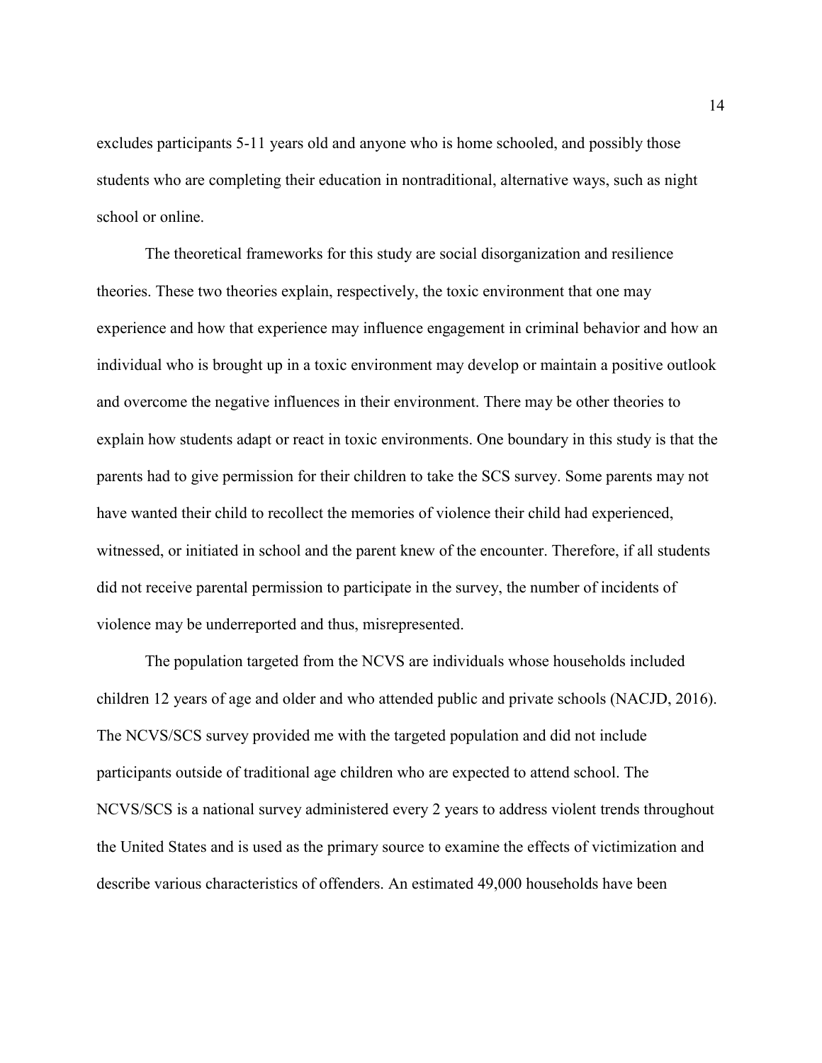excludes participants 5-11 years old and anyone who is home schooled, and possibly those students who are completing their education in nontraditional, alternative ways, such as night school or online.

The theoretical frameworks for this study are social disorganization and resilience theories. These two theories explain, respectively, the toxic environment that one may experience and how that experience may influence engagement in criminal behavior and how an individual who is brought up in a toxic environment may develop or maintain a positive outlook and overcome the negative influences in their environment. There may be other theories to explain how students adapt or react in toxic environments. One boundary in this study is that the parents had to give permission for their children to take the SCS survey. Some parents may not have wanted their child to recollect the memories of violence their child had experienced, witnessed, or initiated in school and the parent knew of the encounter. Therefore, if all students did not receive parental permission to participate in the survey, the number of incidents of violence may be underreported and thus, misrepresented.

The population targeted from the NCVS are individuals whose households included children 12 years of age and older and who attended public and private schools (NACJD, 2016). The NCVS/SCS survey provided me with the targeted population and did not include participants outside of traditional age children who are expected to attend school. The NCVS/SCS is a national survey administered every 2 years to address violent trends throughout the United States and is used as the primary source to examine the effects of victimization and describe various characteristics of offenders. An estimated 49,000 households have been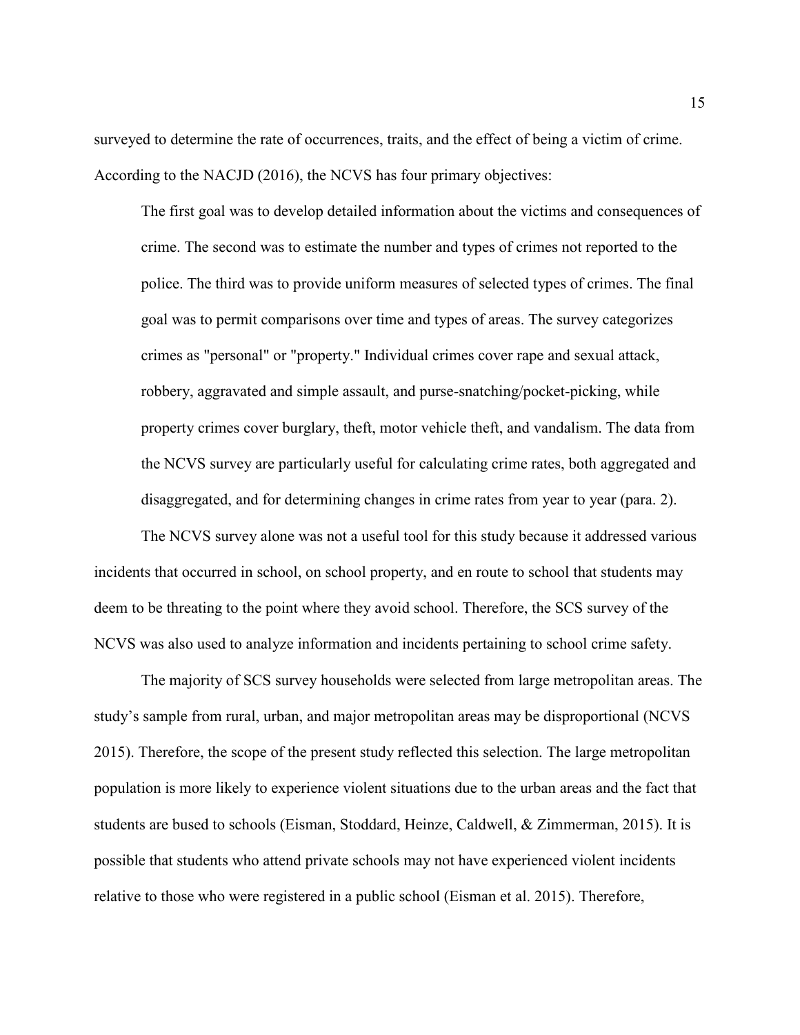surveyed to determine the rate of occurrences, traits, and the effect of being a victim of crime. According to the NACJD (2016), the NCVS has four primary objectives:

> The first goal was to develop detailed information about the victims and consequences of crime. The second was to estimate the number and types of crimes not reported to the police. The third was to provide uniform measures of selected types of crimes. The final goal was to permit comparisons over time and types of areas. The survey categorizes crimes as "personal" or "property." Individual crimes cover rape and sexual attack, robbery, aggravated and simple assault, and purse-snatching/pocket-picking, while property crimes cover burglary, theft, motor vehicle theft, and vandalism. The data from the NCVS survey are particularly useful for calculating crime rates, both aggregated and disaggregated, and for determining changes in crime rates from year to year (para. 2).

The NCVS survey alone was not a useful tool for this study because it addressed various incidents that occurred in school, on school property, and en route to school that students may deem to be threating to the point where they avoid school. Therefore, the SCS survey of the NCVS was also used to analyze information and incidents pertaining to school crime safety.

The majority of SCS survey households were selected from large metropolitan areas. The study's sample from rural, urban, and major metropolitan areas may be disproportional (NCVS 2015). Therefore, the scope of the present study reflected this selection. The large metropolitan population is more likely to experience violent situations due to the urban areas and the fact that students are bused to schools (Eisman, Stoddard, Heinze, Caldwell, & Zimmerman, 2015). It is possible that students who attend private schools may not have experienced violent incidents relative to those who were registered in a public school (Eisman et al. 2015). Therefore,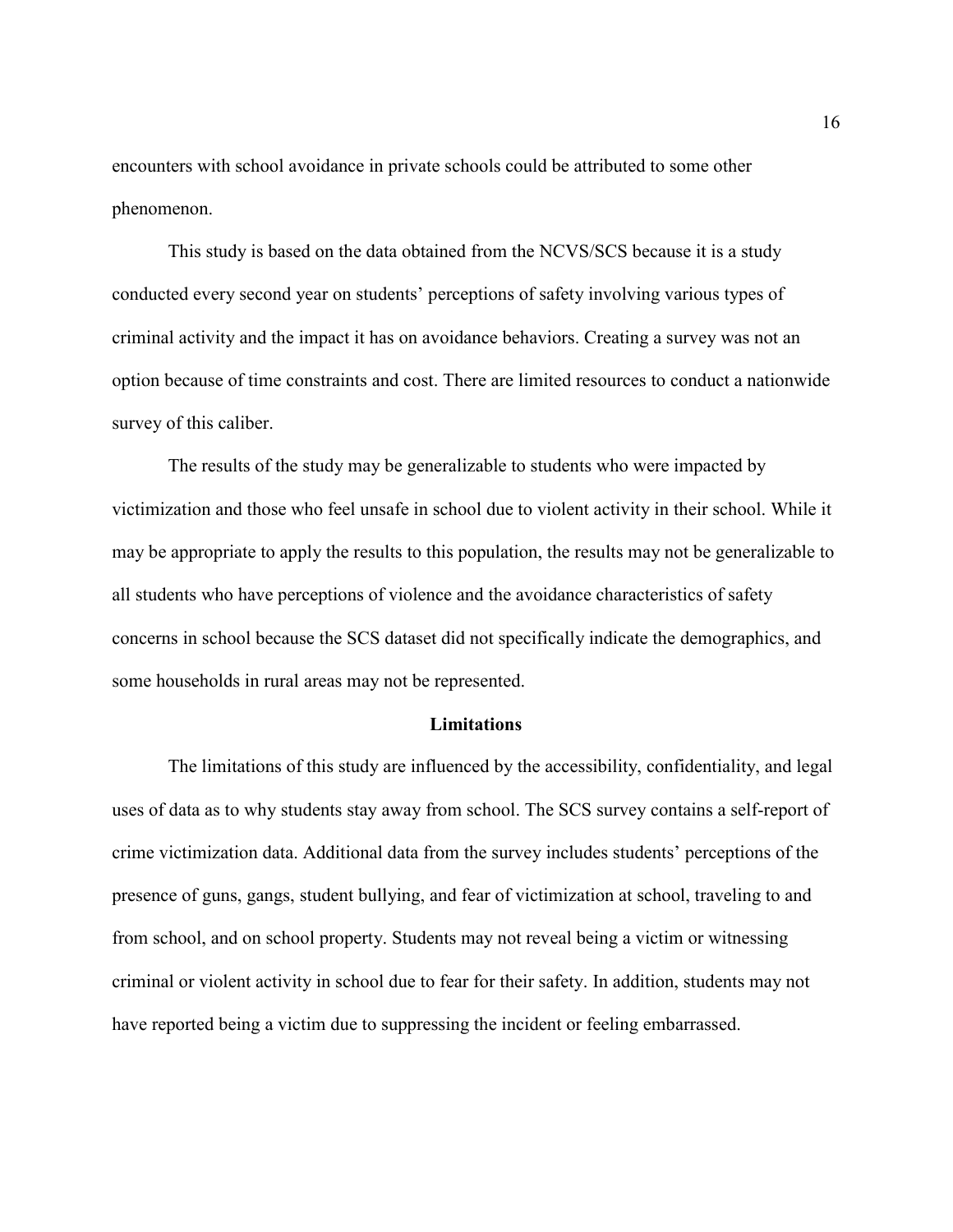encounters with school avoidance in private schools could be attributed to some other phenomenon.

This study is based on the data obtained from the NCVS/SCS because it is a study conducted every second year on students' perceptions of safety involving various types of criminal activity and the impact it has on avoidance behaviors. Creating a survey was not an option because of time constraints and cost. There are limited resources to conduct a nationwide survey of this caliber.

The results of the study may be generalizable to students who were impacted by victimization and those who feel unsafe in school due to violent activity in their school. While it may be appropriate to apply the results to this population, the results may not be generalizable to all students who have perceptions of violence and the avoidance characteristics of safety concerns in school because the SCS dataset did not specifically indicate the demographics, and some households in rural areas may not be represented.

## Limitations

The limitations of this study are influenced by the accessibility, confidentiality, and legal uses of data as to why students stay away from school. The SCS survey contains a self-report of crime victimization data. Additional data from the survey includes students' perceptions of the presence of guns, gangs, student bullying, and fear of victimization at school, traveling to and from school, and on school property. Students may not reveal being a victim or witnessing criminal or violent activity in school due to fear for their safety. In addition, students may not have reported being a victim due to suppressing the incident or feeling embarrassed.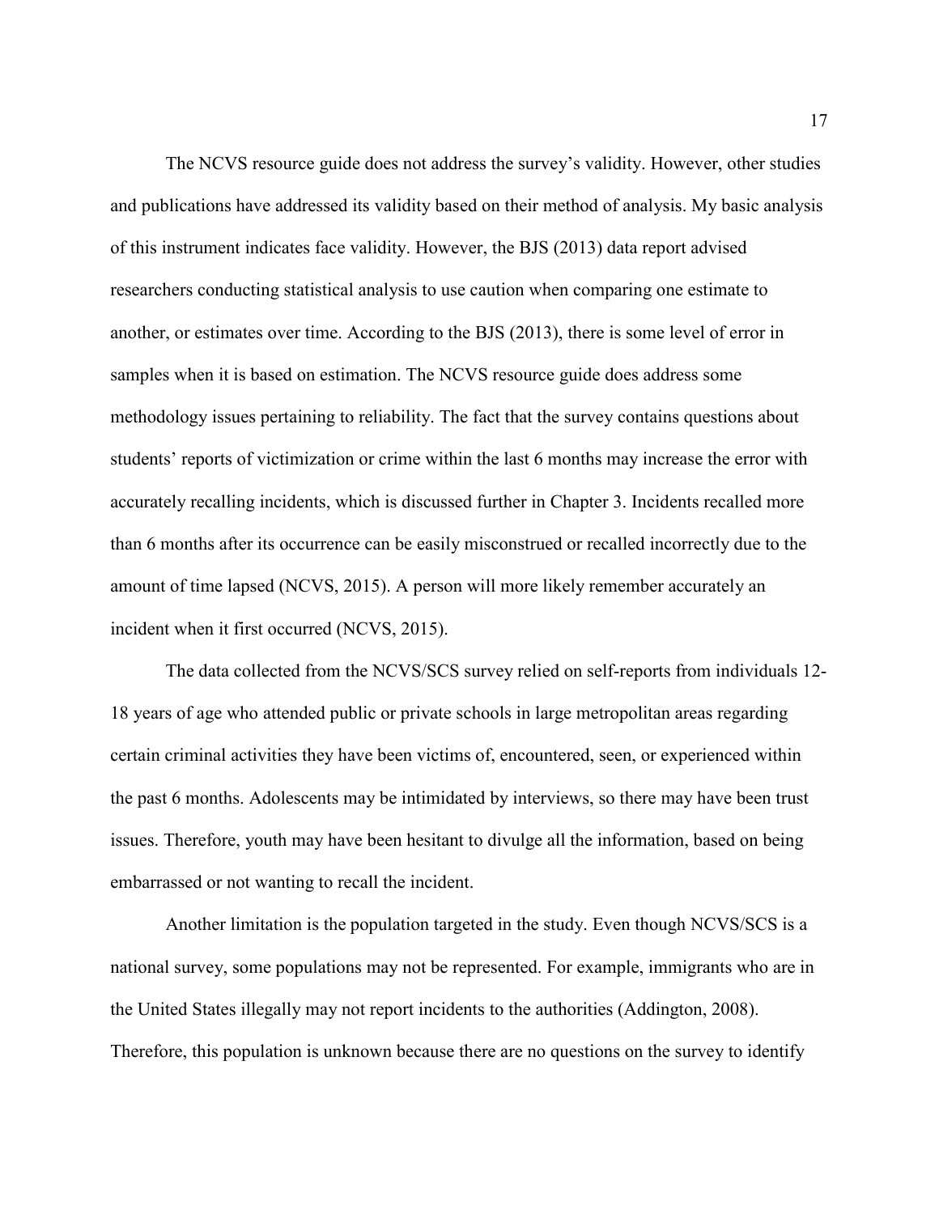The NCVS resource guide does not address the survey's validity. However, other studies and publications have addressed its validity based on their method of analysis. My basic analysis of this instrument indicates face validity. However, the BJS (2013) data report advised researchers conducting statistical analysis to use caution when comparing one estimate to another, or estimates over time. According to the BJS (2013), there is some level of error in samples when it is based on estimation. The NCVS resource guide does address some methodology issues pertaining to reliability. The fact that the survey contains questions about students' reports of victimization or crime within the last 6 months may increase the error with accurately recalling incidents, which is discussed further in Chapter 3. Incidents recalled more than 6 months after its occurrence can be easily misconstrued or recalled incorrectly due to the amount of time lapsed (NCVS, 2015). A person will more likely remember accurately an incident when it first occurred (NCVS, 2015).

The data collected from the NCVS/SCS survey relied on self-reports from individuals 12-18 years of age who attended public or private schools in large metropolitan areas regarding certain criminal activities they have been victims of, encountered, seen, or experienced within the past 6 months. Adolescents may be intimidated by interviews, so there may have been trust issues. Therefore, youth may have been hesitant to divulge all the information, based on being embarrassed or not wanting to recall the incident.

Another limitation is the population targeted in the study. Even though NCVS/SCS is a national survey, some populations may not be represented. For example, immigrants who are in the United States illegally may not report incidents to the authorities (Addington, 2008). Therefore, this population is unknown because there are no questions on the survey to identify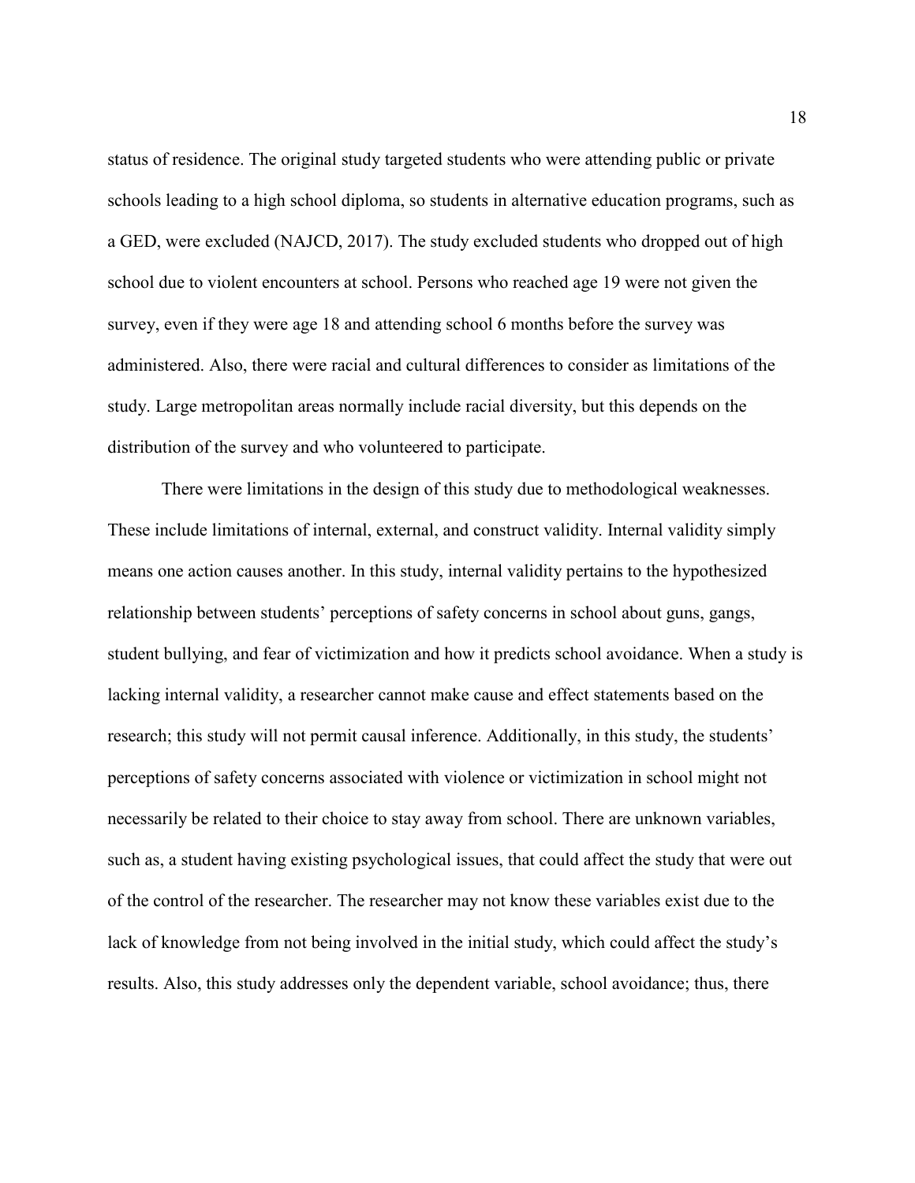status of residence. The original study targeted students who were attending public or private schools leading to a high school diploma, so students in alternative education programs, such as a GED, were excluded (NAJCD, 2017). The study excluded students who dropped out of high school due to violent encounters at school. Persons who reached age 19 were not given the survey, even if they were age 18 and attending school 6 months before the survey was administered. Also, there were racial and cultural differences to consider as limitations of the study. Large metropolitan areas normally include racial diversity, but this depends on the distribution of the survey and who volunteered to participate.

There were limitations in the design of this study due to methodological weaknesses. These include limitations of internal, external, and construct validity. Internal validity simply means one action causes another. In this study, internal validity pertains to the hypothesized relationship between students' perceptions of safety concerns in school about guns, gangs, student bullying, and fear of victimization and how it predicts school avoidance. When a study is lacking internal validity, a researcher cannot make cause and effect statements based on the research; this study will not permit causal inference. Additionally, in this study, the students' perceptions of safety concerns associated with violence or victimization in school might not necessarily be related to their choice to stay away from school. There are unknown variables, such as, a student having existing psychological issues, that could affect the study that were out of the control of the researcher. The researcher may not know these variables exist due to the lack of knowledge from not being involved in the initial study, which could affect the study's results. Also, this study addresses only the dependent variable, school avoidance; thus, there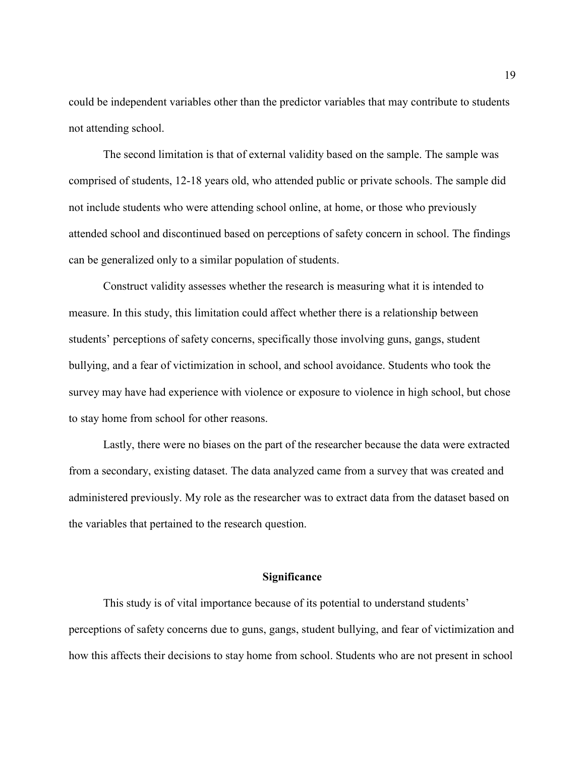could be independent variables other than the predictor variables that may contribute to students not attending school.

The second limitation is that of external validity based on the sample. The sample was comprised of students, 12-18 years old, who attended public or private schools. The sample did not include students who were attending school online, at home, or those who previously attended school and discontinued based on perceptions of safety concern in school. The findings can be generalized only to a similar population of students.

Construct validity assesses whether the research is measuring what it is intended to measure. In this study, this limitation could affect whether there is a relationship between students' perceptions of safety concerns, specifically those involving guns, gangs, student bullying, and a fear of victimization in school, and school avoidance. Students who took the survey may have had experience with violence or exposure to violence in high school, but chose to stay home from school for other reasons.

Lastly, there were no biases on the part of the researcher because the data were extracted from a secondary, existing dataset. The data analyzed came from a survey that was created and administered previously. My role as the researcher was to extract data from the dataset based on the variables that pertained to the research question.

## Significance

This study is of vital importance because of its potential to understand students' perceptions of safety concerns due to guns, gangs, student bullying, and fear of victimization and how this affects their decisions to stay home from school. Students who are not present in school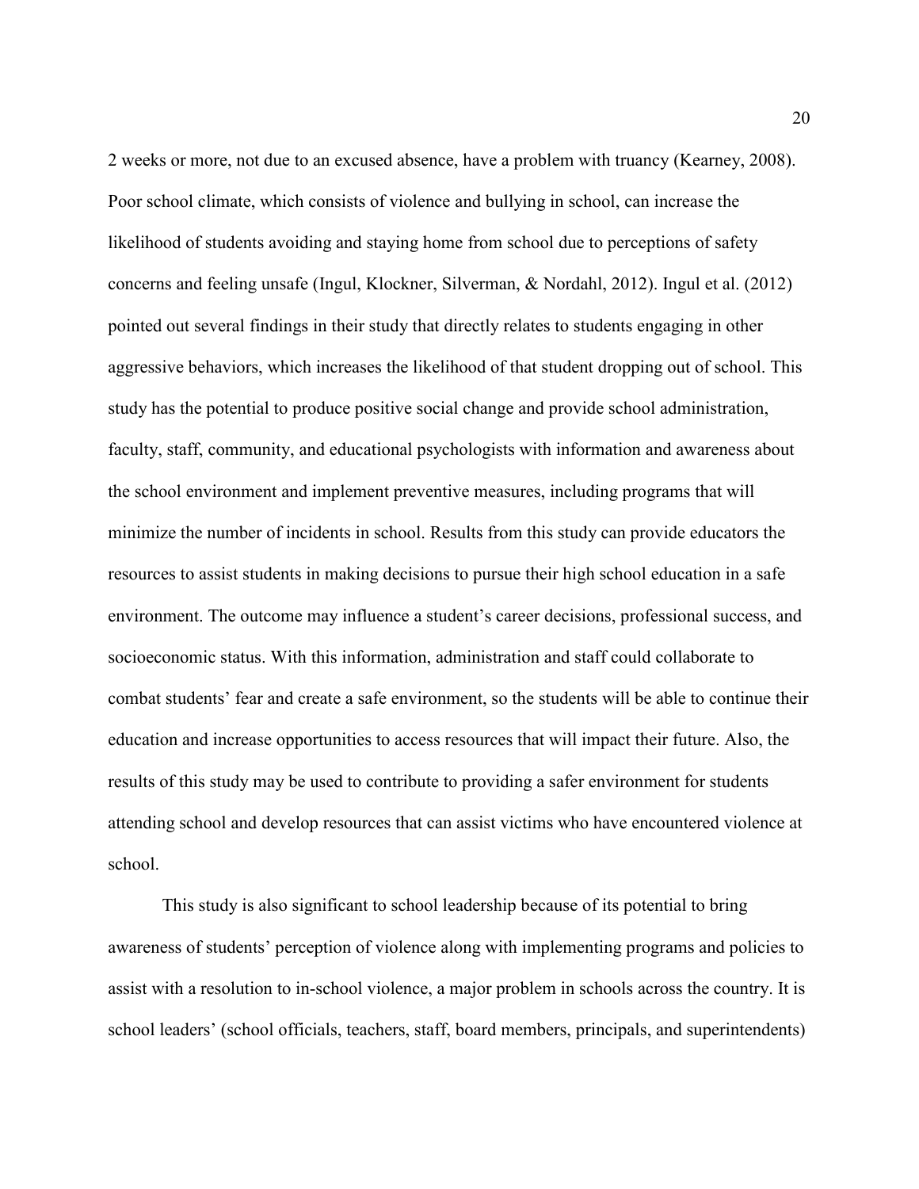2 weeks or more, not due to an excused absence, have a problem with truancy (Kearney, 2008). Poor school climate, which consists of violence and bullying in school, can increase the likelihood of students avoiding and staying home from school due to perceptions of safety concerns and feeling unsafe (Ingul, Klockner, Silverman, & Nordahl, 2012). Ingul et al. (2012) pointed out several findings in their study that directly relates to students engaging in other aggressive behaviors, which increases the likelihood of that student dropping out of school. This study has the potential to produce positive social change and provide school administration, faculty, staff, community, and educational psychologists with information and awareness about the school environment and implement preventive measures, including programs that will minimize the number of incidents in school. Results from this study can provide educators the resources to assist students in making decisions to pursue their high school education in a safe environment. The outcome may influence a student's career decisions, professional success, and socioeconomic status. With this information, administration and staff could collaborate to combat students' fear and create a safe environment, so the students will be able to continue their education and increase opportunities to access resources that will impact their future. Also, the results of this study may be used to contribute to providing a safer environment for students attending school and develop resources that can assist victims who have encountered violence at school.

This study is also significant to school leadership because of its potential to bring awareness of students' perception of violence along with implementing programs and policies to assist with a resolution to in-school violence, a major problem in schools across the country. It is school leaders' (school officials, teachers, staff, board members, principals, and superintendents)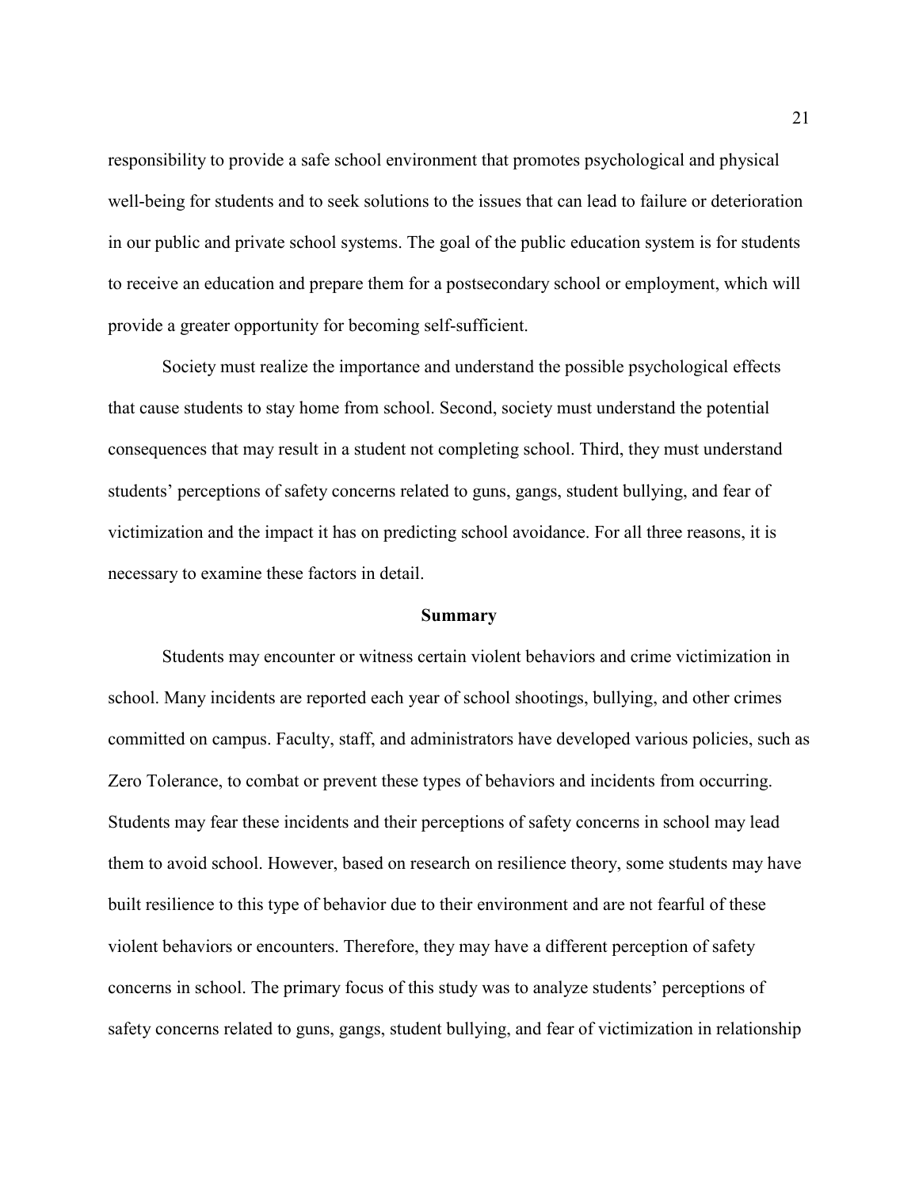responsibility to provide a safe school environment that promotes psychological and physical well-being for students and to seek solutions to the issues that can lead to failure or deterioration in our public and private school systems. The goal of the public education system is for students to receive an education and prepare them for a postsecondary school or employment, which will provide a greater opportunity for becoming self-sufficient.

Society must realize the importance and understand the possible psychological effects that cause students to stay home from school. Second, society must understand the potential consequences that may result in a student not completing school. Third, they must understand students' perceptions of safety concerns related to guns, gangs, student bullying, and fear of victimization and the impact it has on predicting school avoidance. For all three reasons, it is necessary to examine these factors in detail.

## Summary

Students may encounter or witness certain violent behaviors and crime victimization in school. Many incidents are reported each year of school shootings, bullying, and other crimes committed on campus. Faculty, staff, and administrators have developed various policies, such as Zero Tolerance, to combat or prevent these types of behaviors and incidents from occurring. Students may fear these incidents and their perceptions of safety concerns in school may lead them to avoid school. However, based on research on resilience theory, some students may have built resilience to this type of behavior due to their environment and are not fearful of these violent behaviors or encounters. Therefore, they may have a different perception of safety concerns in school. The primary focus of this study was to analyze students' perceptions of safety concerns related to guns, gangs, student bullying, and fear of victimization in relationship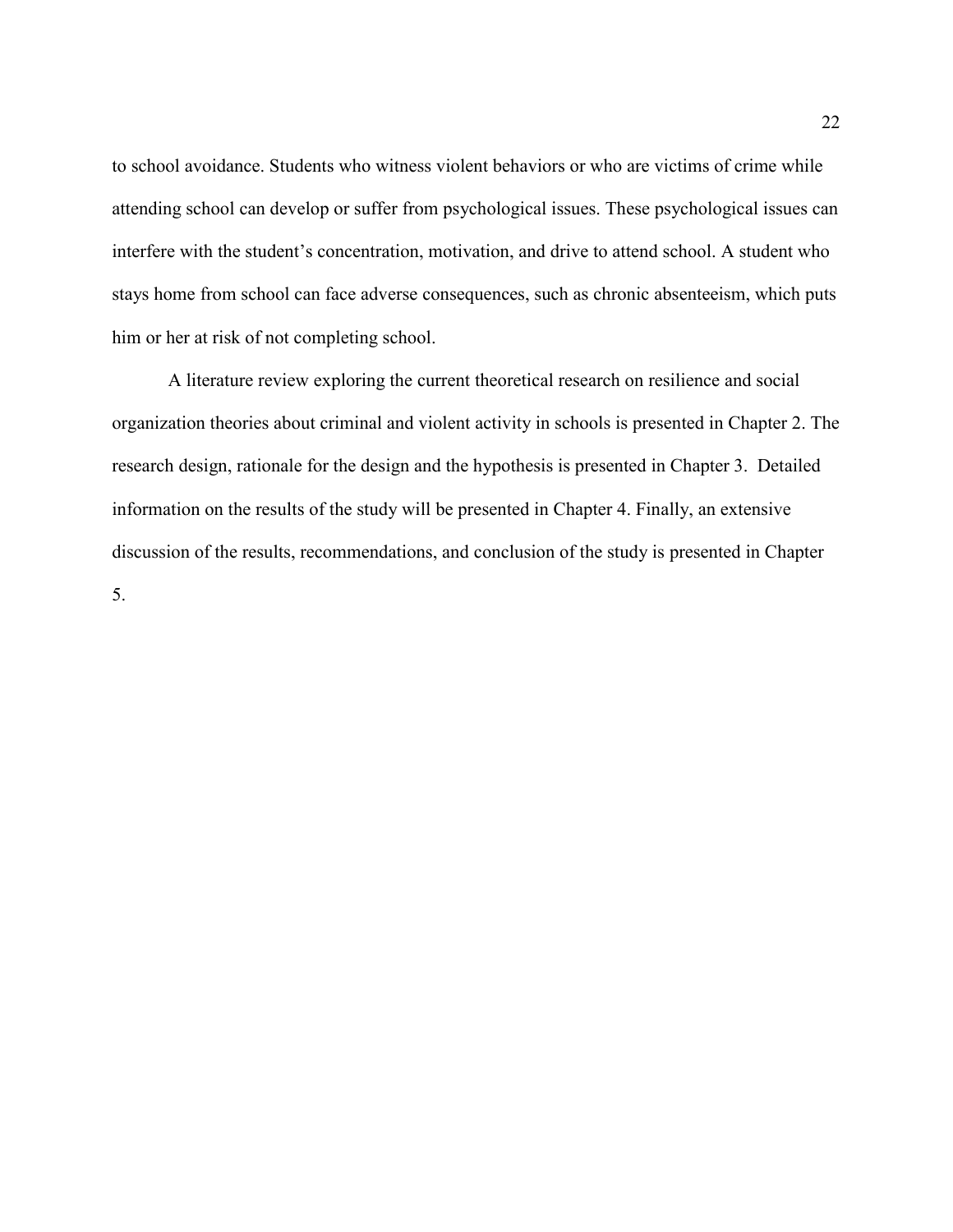to school avoidance. Students who witness violent behaviors or who are victims of crime while attending school can develop or suffer from psychological issues. These psychological issues can interfere with the student's concentration, motivation, and drive to attend school. A student who stays home from school can face adverse consequences, such as chronic absenteeism, which puts him or her at risk of not completing school.

A literature review exploring the current theoretical research on resilience and social organization theories about criminal and violent activity in schools is presented in Chapter 2. The research design, rationale for the design and the hypothesis is presented in Chapter 3. Detailed information on the results of the study will be presented in Chapter 4. Finally, an extensive discussion of the results, recommendations, and conclusion of the study is presented in Chapter 5.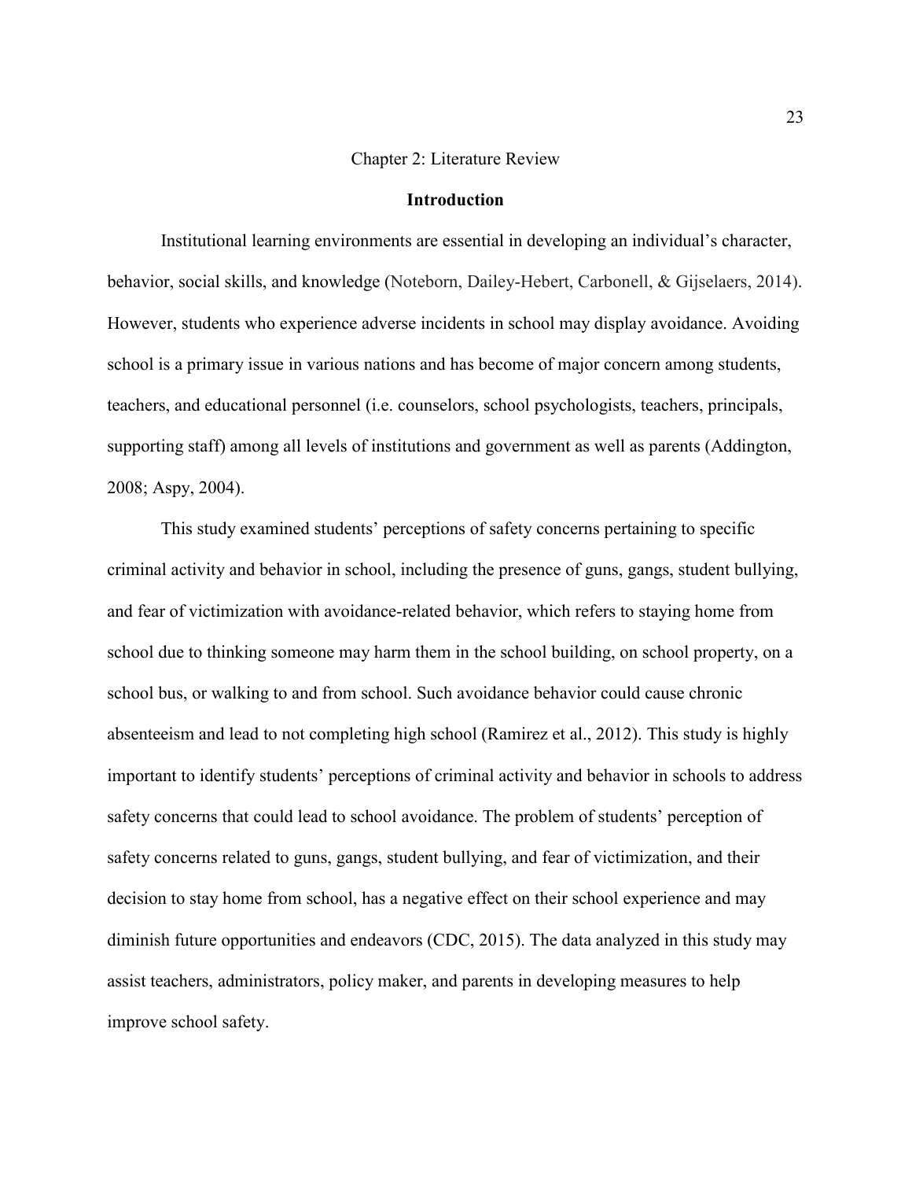# Chapter 2: Literature Review

## Introduction

Institutional learning environments are essential in developing an individual's character, behavior, social skills, and knowledge (Noteborn, Dailey-Hebert, Carbonell, & Gijselaers, 2014). However, students who experience adverse incidents in school may display avoidance. Avoiding school is a primary issue in various nations and has become of major concern among students, teachers, and educational personnel (i.e. counselors, school psychologists, teachers, principals, supporting staff) among all levels of institutions and government as well as parents (Addington, 2008; Aspy, 2004).

This study examined students' perceptions of safety concerns pertaining to specific criminal activity and behavior in school, including the presence of guns, gangs, student bullying, and fear of victimization with avoidance-related behavior, which refers to staying home from school due to thinking someone may harm them in the school building, on school property, on a school bus, or walking to and from school. Such avoidance behavior could cause chronic absenteeism and lead to not completing high school (Ramirez et al., 2012). This study is highly important to identify students' perceptions of criminal activity and behavior in schools to address safety concerns that could lead to school avoidance. The problem of students' perception of safety concerns related to guns, gangs, student bullying, and fear of victimization, and their decision to stay home from school, has a negative effect on their school experience and may diminish future opportunities and endeavors (CDC, 2015). The data analyzed in this study may assist teachers, administrators, policy maker, and parents in developing measures to help improve school safety.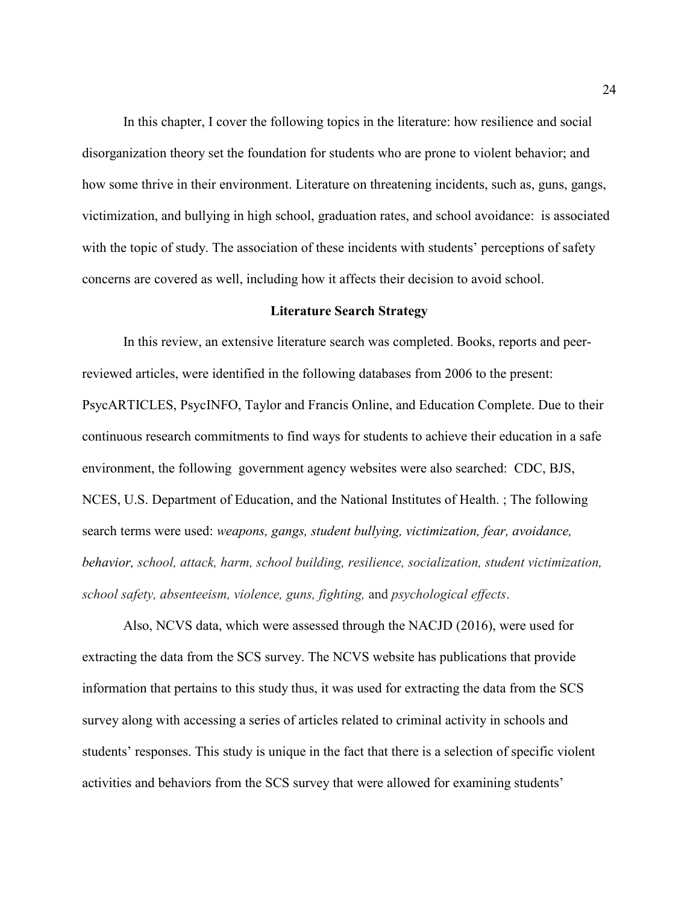In this chapter, I cover the following topics in the literature: how resilience and social disorganization theory set the foundation for students who are prone to violent behavior; and how some thrive in their environment. Literature on threatening incidents, such as, guns, gangs, victimization, and bullying in high school, graduation rates, and school avoidance: is associated with the topic of study. The association of these incidents with students' perceptions of safety concerns are covered as well, including how it affects their decision to avoid school.

## Literature Search Strategy

In this review, an extensive literature search was completed. Books, reports and peer-reviewed articles, were identified in the following databases from 2006 to the present: PsycARTICLES, PsycINFO, Taylor and Francis Online, and Education Complete. Due to their continuous research commitments to find ways for students to achieve their education in a safe environment, the following government agency websites were also searched: CDC, BJS, NCES, U.S. Department of Education, and the National Institutes of Health. ; The following search terms were used: *weapons, gangs, student bullying, victimization, fear, avoidance, behavior, school, attack, harm, school building, resilience, socialization, student victimization, school safety, absenteeism, violence, guns, fighting,* and *psychological effects*.

Also, NCVS data, which were assessed through the NACJD (2016), were used for extracting the data from the SCS survey. The NCVS website has publications that provide information that pertains to this study thus, it was used for extracting the data from the SCS survey along with accessing a series of articles related to criminal activity in schools and students' responses. This study is unique in the fact that there is a selection of specific violent activities and behaviors from the SCS survey that were allowed for examining students'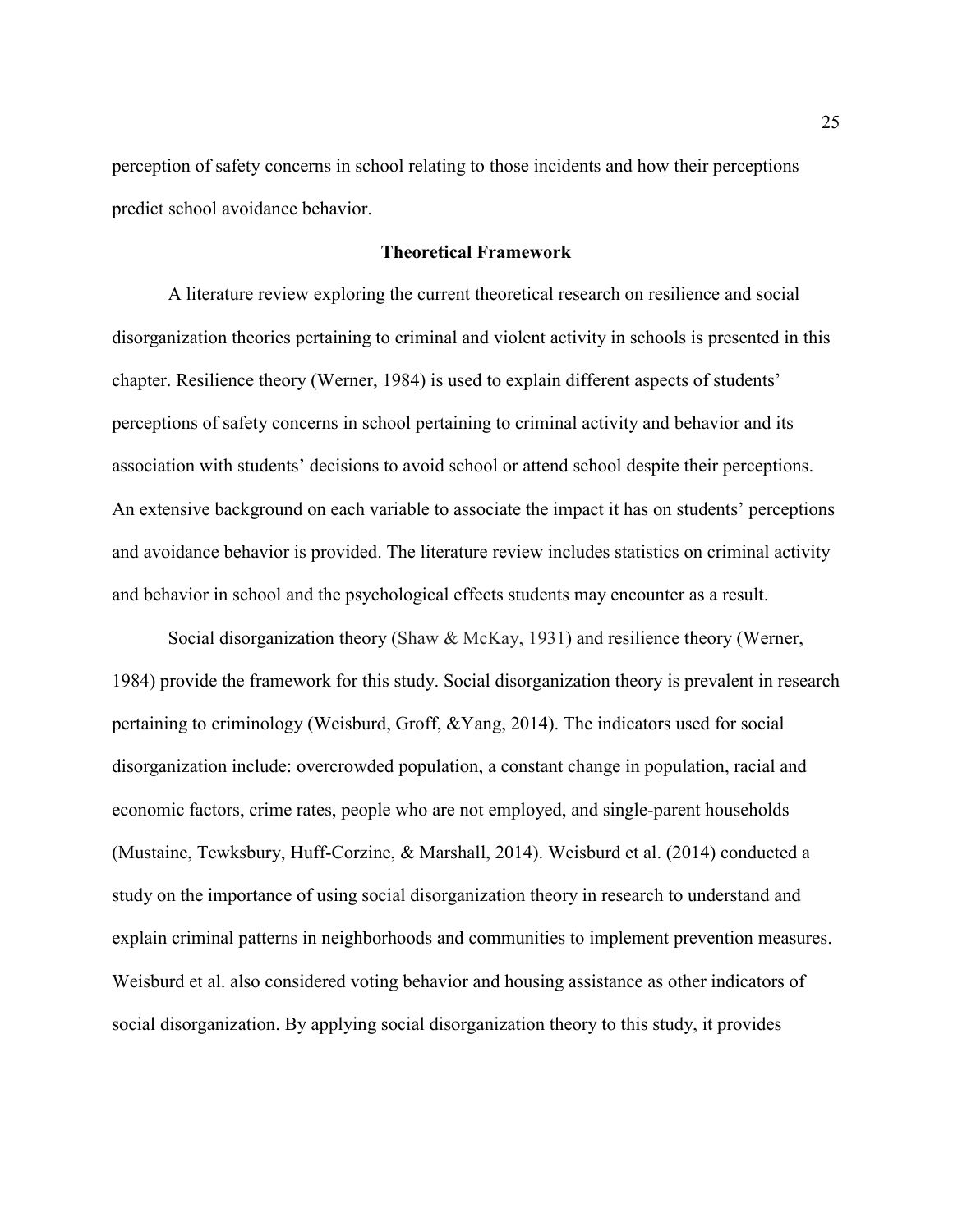perception of safety concerns in school relating to those incidents and how their perceptions predict school avoidance behavior.

## Theoretical Framework

A literature review exploring the current theoretical research on resilience and social disorganization theories pertaining to criminal and violent activity in schools is presented in this chapter. Resilience theory (Werner, 1984) is used to explain different aspects of students' perceptions of safety concerns in school pertaining to criminal activity and behavior and its association with students' decisions to avoid school or attend school despite their perceptions. An extensive background on each variable to associate the impact it has on students' perceptions and avoidance behavior is provided. The literature review includes statistics on criminal activity and behavior in school and the psychological effects students may encounter as a result.

Social disorganization theory (Shaw & McKay, 1931) and resilience theory (Werner, 1984) provide the framework for this study. Social disorganization theory is prevalent in research pertaining to criminology (Weisburd, Groff, &Yang, 2014). The indicators used for social disorganization include: overcrowded population, a constant change in population, racial and economic factors, crime rates, people who are not employed, and single-parent households (Mustaine, Tewksbury, Huff-Corzine, & Marshall, 2014). Weisburd et al. (2014) conducted a study on the importance of using social disorganization theory in research to understand and explain criminal patterns in neighborhoods and communities to implement prevention measures. Weisburd et al. also considered voting behavior and housing assistance as other indicators of social disorganization. By applying social disorganization theory to this study, it provides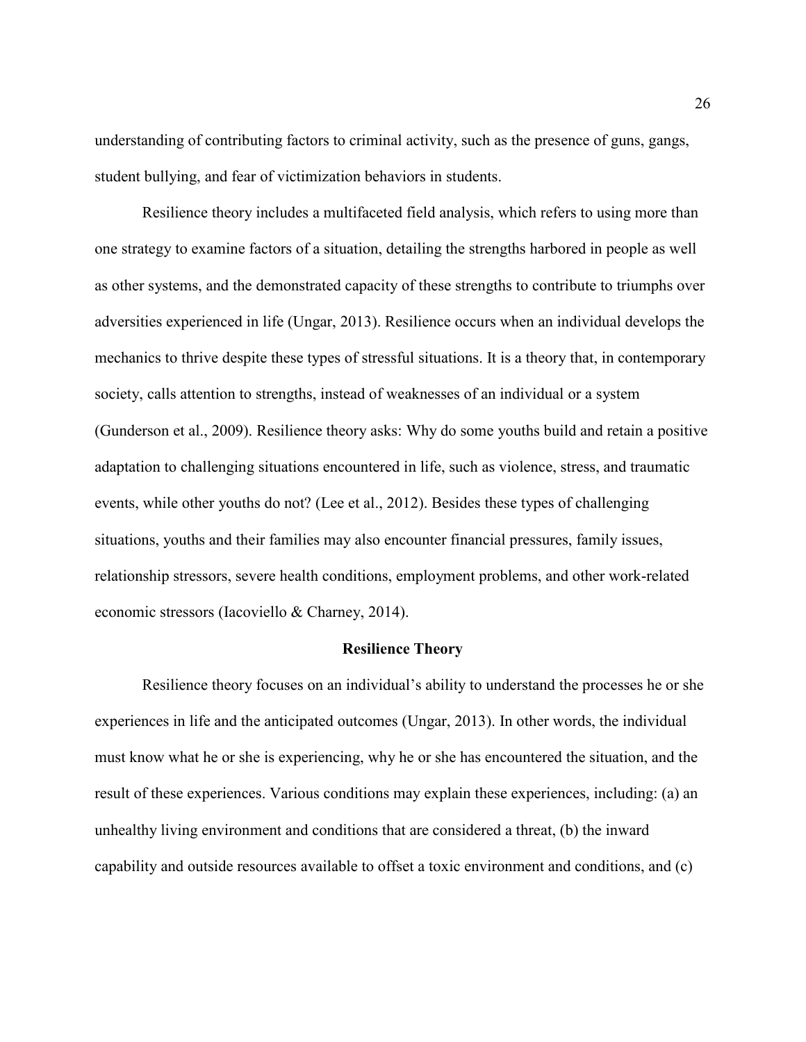understanding of contributing factors to criminal activity, such as the presence of guns, gangs, student bullying, and fear of victimization behaviors in students.

Resilience theory includes a multifaceted field analysis, which refers to using more than one strategy to examine factors of a situation, detailing the strengths harbored in people as well as other systems, and the demonstrated capacity of these strengths to contribute to triumphs over adversities experienced in life (Ungar, 2013). Resilience occurs when an individual develops the mechanics to thrive despite these types of stressful situations. It is a theory that, in contemporary society, calls attention to strengths, instead of weaknesses of an individual or a system (Gunderson et al., 2009). Resilience theory asks: Why do some youths build and retain a positive adaptation to challenging situations encountered in life, such as violence, stress, and traumatic events, while other youths do not? (Lee et al., 2012). Besides these types of challenging situations, youths and their families may also encounter financial pressures, family issues, relationship stressors, severe health conditions, employment problems, and other work-related economic stressors (Iacoviello & Charney, 2014).

## Resilience Theory

Resilience theory focuses on an individual's ability to understand the processes he or she experiences in life and the anticipated outcomes (Ungar, 2013). In other words, the individual must know what he or she is experiencing, why he or she has encountered the situation, and the result of these experiences. Various conditions may explain these experiences, including: (a) an unhealthy living environment and conditions that are considered a threat, (b) the inward capability and outside resources available to offset a toxic environment and conditions, and (c)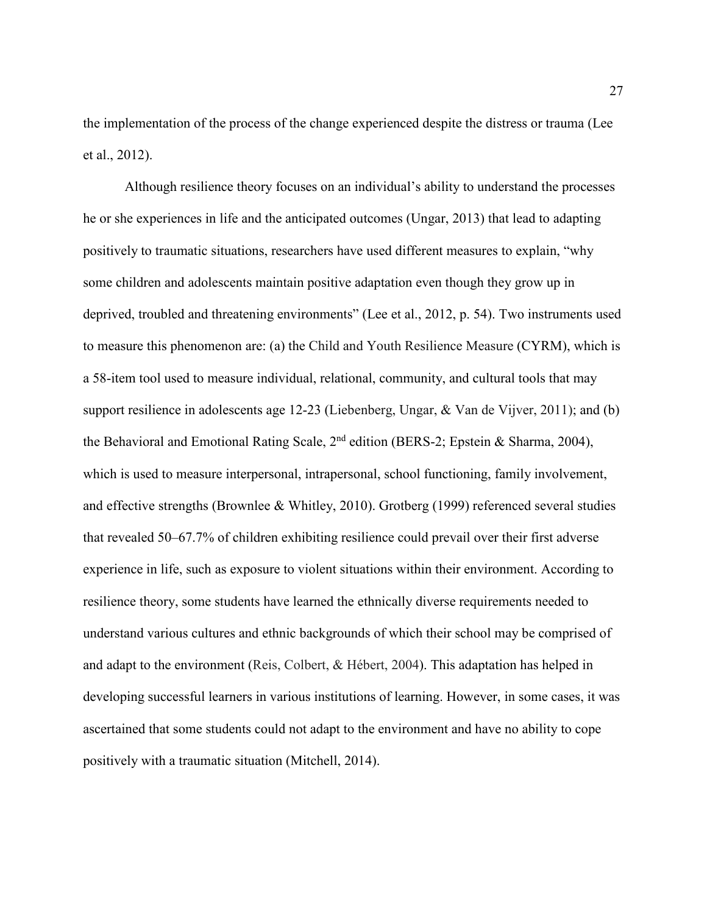the implementation of the process of the change experienced despite the distress or trauma (Lee et al., 2012).

Although resilience theory focuses on an individual's ability to understand the processes he or she experiences in life and the anticipated outcomes (Ungar, 2013) that lead to adapting positively to traumatic situations, researchers have used different measures to explain, "why some children and adolescents maintain positive adaptation even though they grow up in deprived, troubled and threatening environments" (Lee et al., 2012, p. 54). Two instruments used to measure this phenomenon are: (a) the Child and Youth Resilience Measure (CYRM), which is a 58-item tool used to measure individual, relational, community, and cultural tools that may support resilience in adolescents age 12-23 (Liebenberg, Ungar, & Van de Vijver, 2011); and (b) the Behavioral and Emotional Rating Scale, 2nd edition (BERS-2; Epstein & Sharma, 2004), which is used to measure interpersonal, intrapersonal, school functioning, family involvement, and effective strengths (Brownlee & Whitley, 2010). Grotberg (1999) referenced several studies that revealed 50–67.7% of children exhibiting resilience could prevail over their first adverse experience in life, such as exposure to violent situations within their environment. According to resilience theory, some students have learned the ethnically diverse requirements needed to understand various cultures and ethnic backgrounds of which their school may be comprised of and adapt to the environment (Reis, Colbert, & Hébert, 2004). This adaptation has helped in developing successful learners in various institutions of learning. However, in some cases, it was ascertained that some students could not adapt to the environment and have no ability to cope positively with a traumatic situation (Mitchell, 2014).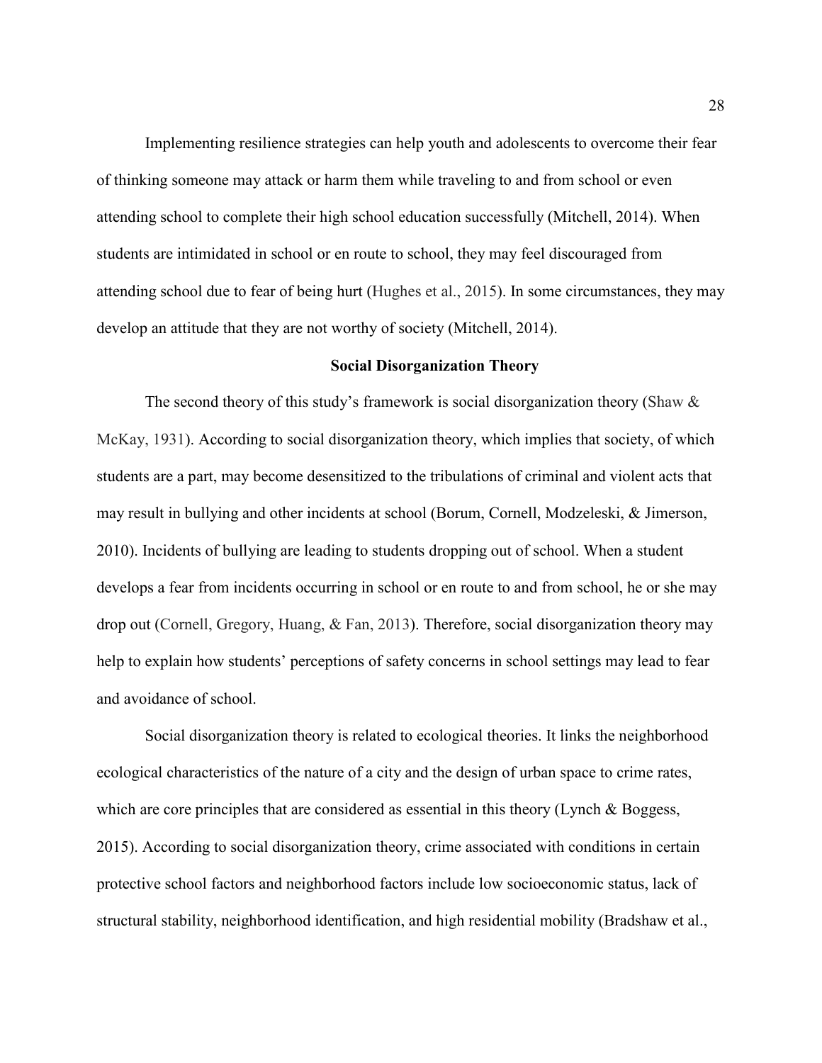Implementing resilience strategies can help youth and adolescents to overcome their fear of thinking someone may attack or harm them while traveling to and from school or even attending school to complete their high school education successfully (Mitchell, 2014). When students are intimidated in school or en route to school, they may feel discouraged from attending school due to fear of being hurt (Hughes et al., 2015). In some circumstances, they may develop an attitude that they are not worthy of society (Mitchell, 2014).

## Social Disorganization Theory

The second theory of this study's framework is social disorganization theory (Shaw & McKay, 1931). According to social disorganization theory, which implies that society, of which students are a part, may become desensitized to the tribulations of criminal and violent acts that may result in bullying and other incidents at school (Borum, Cornell, Modzeleski, & Jimerson, 2010). Incidents of bullying are leading to students dropping out of school. When a student develops a fear from incidents occurring in school or en route to and from school, he or she may drop out (Cornell, Gregory, Huang, & Fan, 2013). Therefore, social disorganization theory may help to explain how students' perceptions of safety concerns in school settings may lead to fear and avoidance of school.

Social disorganization theory is related to ecological theories. It links the neighborhood ecological characteristics of the nature of a city and the design of urban space to crime rates, which are core principles that are considered as essential in this theory (Lynch & Boggess, 2015). According to social disorganization theory, crime associated with conditions in certain protective school factors and neighborhood factors include low socioeconomic status, lack of structural stability, neighborhood identification, and high residential mobility (Bradshaw et al.,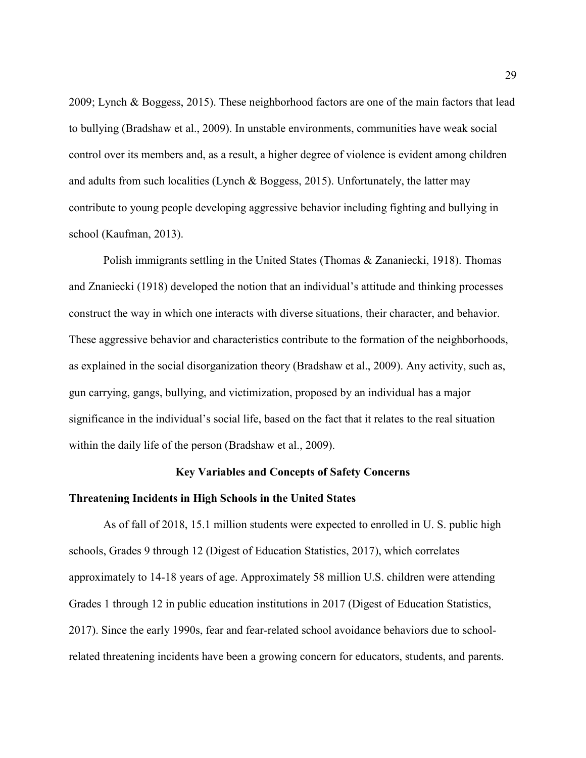2009; Lynch & Boggess, 2015). These neighborhood factors are one of the main factors that lead to bullying (Bradshaw et al., 2009). In unstable environments, communities have weak social control over its members and, as a result, a higher degree of violence is evident among children and adults from such localities (Lynch & Boggess, 2015). Unfortunately, the latter may contribute to young people developing aggressive behavior including fighting and bullying in school (Kaufman, 2013).

Polish immigrants settling in the United States (Thomas & Zananiecki, 1918). Thomas and Znaniecki (1918) developed the notion that an individual's attitude and thinking processes construct the way in which one interacts with diverse situations, their character, and behavior. These aggressive behavior and characteristics contribute to the formation of the neighborhoods, as explained in the social disorganization theory (Bradshaw et al., 2009). Any activity, such as, gun carrying, gangs, bullying, and victimization, proposed by an individual has a major significance in the individual's social life, based on the fact that it relates to the real situation within the daily life of the person (Bradshaw et al., 2009).

## Key Variables and Concepts of Safety Concerns

### Threatening Incidents in High Schools in the United States

As of fall of 2018, 15.1 million students were expected to enrolled in U. S. public high schools, Grades 9 through 12 (Digest of Education Statistics, 2017), which correlates approximately to 14-18 years of age. Approximately 58 million U.S. children were attending Grades 1 through 12 in public education institutions in 2017 (Digest of Education Statistics, 2017). Since the early 1990s, fear and fear-related school avoidance behaviors due to school-related threatening incidents have been a growing concern for educators, students, and parents.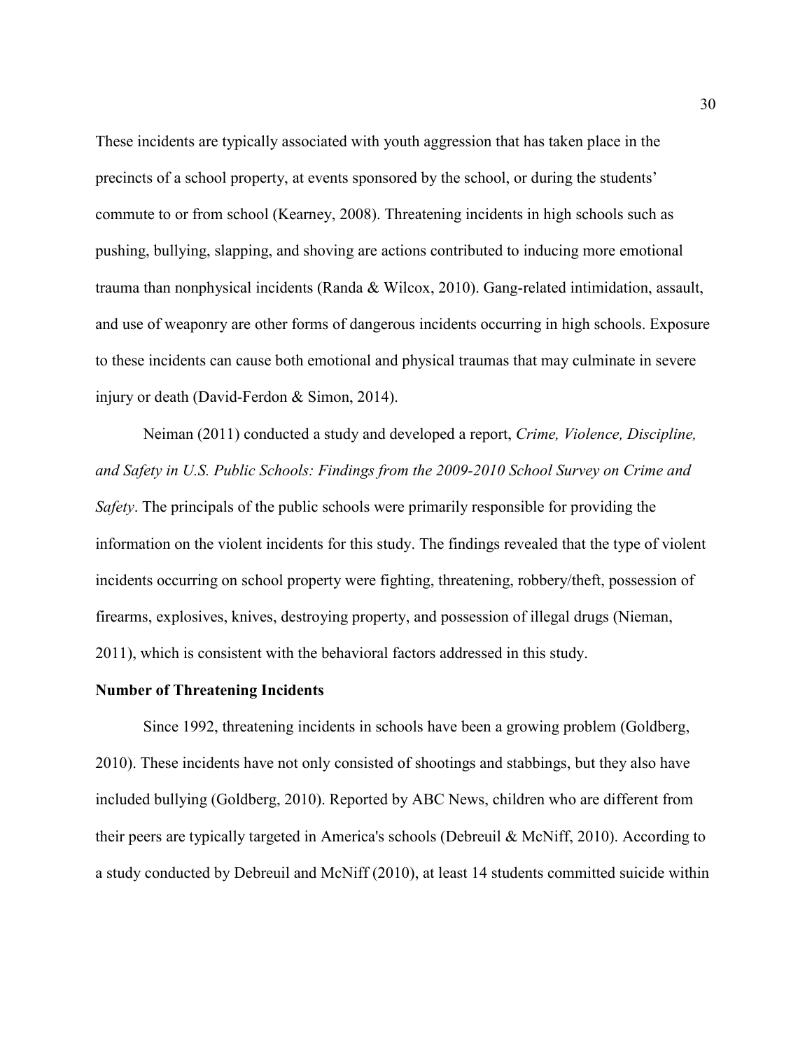These incidents are typically associated with youth aggression that has taken place in the precincts of a school property, at events sponsored by the school, or during the students' commute to or from school (Kearney, 2008). Threatening incidents in high schools such as pushing, bullying, slapping, and shoving are actions contributed to inducing more emotional trauma than nonphysical incidents (Randa & Wilcox, 2010). Gang-related intimidation, assault, and use of weaponry are other forms of dangerous incidents occurring in high schools. Exposure to these incidents can cause both emotional and physical traumas that may culminate in severe injury or death (David-Ferdon & Simon, 2014).

Neiman (2011) conducted a study and developed a report, *Crime, Violence, Discipline, and Safety in U.S. Public Schools: Findings from the 2009-2010 School Survey on Crime and Safety*. The principals of the public schools were primarily responsible for providing the information on the violent incidents for this study. The findings revealed that the type of violent incidents occurring on school property were fighting, threatening, robbery/theft, possession of firearms, explosives, knives, destroying property, and possession of illegal drugs (Nieman, 2011), which is consistent with the behavioral factors addressed in this study.

**Number of Threatening Incidents**

Since 1992, threatening incidents in schools have been a growing problem (Goldberg, 2010). These incidents have not only consisted of shootings and stabbings, but they also have included bullying (Goldberg, 2010). Reported by ABC News, children who are different from their peers are typically targeted in America's schools (Debreuil & McNiff, 2010). According to a study conducted by Debreuil and McNiff (2010), at least 14 students committed suicide within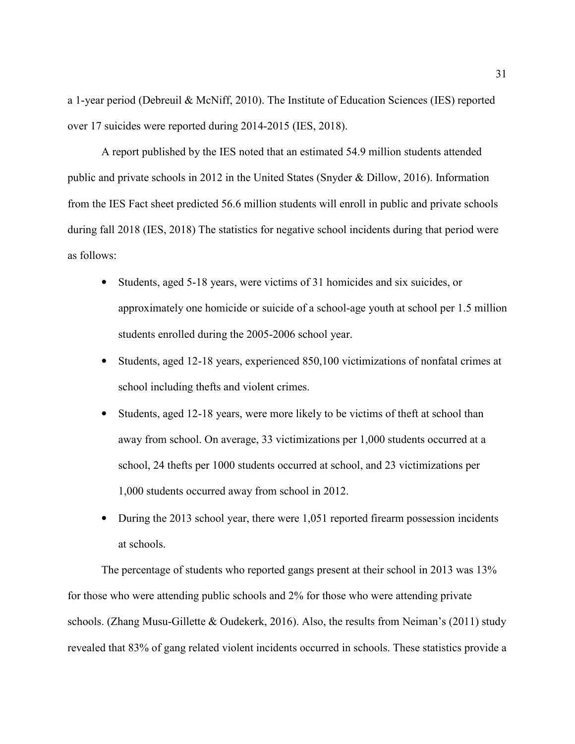a 1-year period (Debreuil & McNiff, 2010). The Institute of Education Sciences (IES) reported over 17 suicides were reported during 2014-2015 (IES, 2018).

A report published by the IES noted that an estimated 54.9 million students attended public and private schools in 2012 in the United States (Snyder & Dillow, 2016). Information from the IES Fact sheet predicted 56.6 million students will enroll in public and private schools during fall 2018 (IES, 2018) The statistics for negative school incidents during that period were as follows:

- Students, aged 5-18 years, were victims of 31 homicides and six suicides, or approximately one homicide or suicide of a school-age youth at school per 1.5 million students enrolled during the 2005-2006 school year.
- Students, aged 12-18 years, experienced 850,100 victimizations of nonfatal crimes at school including thefts and violent crimes.
- Students, aged 12-18 years, were more likely to be victims of theft at school than away from school. On average, 33 victimizations per 1,000 students occurred at a school, 24 thefts per 1000 students occurred at school, and 23 victimizations per 1,000 students occurred away from school in 2012.
- During the 2013 school year, there were 1,051 reported firearm possession incidents at schools.

The percentage of students who reported gangs present at their school in 2013 was 13% for those who were attending public schools and 2% for those who were attending private schools. (Zhang Musu-Gillette & Oudekerk, 2016). Also, the results from Neiman's (2011) study revealed that 83% of gang related violent incidents occurred in schools. These statistics provide a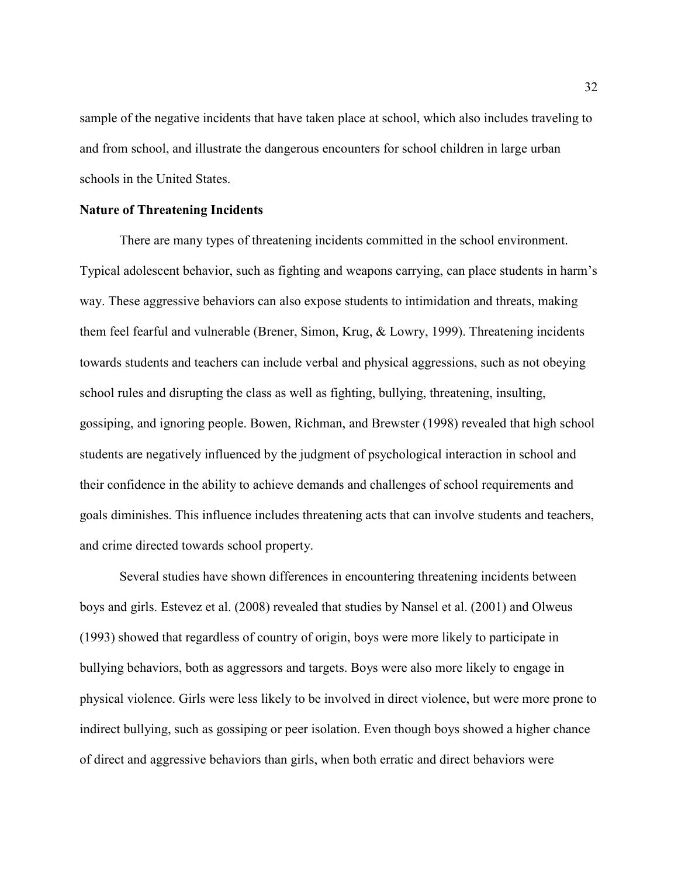sample of the negative incidents that have taken place at school, which also includes traveling to and from school, and illustrate the dangerous encounters for school children in large urban schools in the United States.

**Nature of Threatening Incidents**

There are many types of threatening incidents committed in the school environment. Typical adolescent behavior, such as fighting and weapons carrying, can place students in harm's way. These aggressive behaviors can also expose students to intimidation and threats, making them feel fearful and vulnerable (Brener, Simon, Krug, & Lowry, 1999). Threatening incidents towards students and teachers can include verbal and physical aggressions, such as not obeying school rules and disrupting the class as well as fighting, bullying, threatening, insulting, gossiping, and ignoring people. Bowen, Richman, and Brewster (1998) revealed that high school students are negatively influenced by the judgment of psychological interaction in school and their confidence in the ability to achieve demands and challenges of school requirements and goals diminishes. This influence includes threatening acts that can involve students and teachers, and crime directed towards school property.

Several studies have shown differences in encountering threatening incidents between boys and girls. Estevez et al. (2008) revealed that studies by Nansel et al. (2001) and Olweus (1993) showed that regardless of country of origin, boys were more likely to participate in bullying behaviors, both as aggressors and targets. Boys were also more likely to engage in physical violence. Girls were less likely to be involved in direct violence, but were more prone to indirect bullying, such as gossiping or peer isolation. Even though boys showed a higher chance of direct and aggressive behaviors than girls, when both erratic and direct behaviors were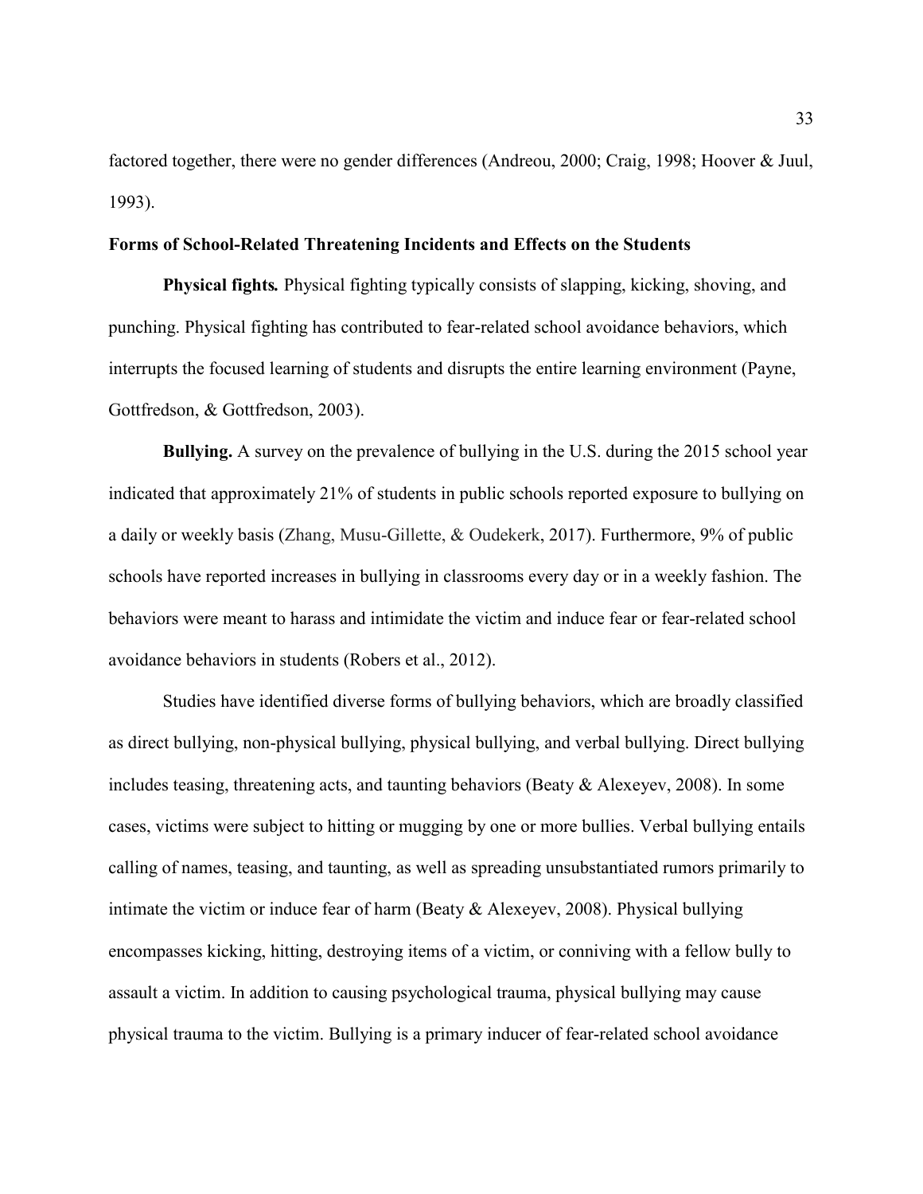factored together, there were no gender differences (Andreou, 2000; Craig, 1998; Hoover & Juul, 1993).

## Forms of School-Related Threatening Incidents and Effects on the Students

**Physical fights.** Physical fighting typically consists of slapping, kicking, shoving, and punching. Physical fighting has contributed to fear-related school avoidance behaviors, which interrupts the focused learning of students and disrupts the entire learning environment (Payne, Gottfredson, & Gottfredson, 2003).

**Bullying.** A survey on the prevalence of bullying in the U.S. during the 2015 school year indicated that approximately 21% of students in public schools reported exposure to bullying on a daily or weekly basis (Zhang, Musu-Gillette, & Oudekerk, 2017). Furthermore, 9% of public schools have reported increases in bullying in classrooms every day or in a weekly fashion. The behaviors were meant to harass and intimidate the victim and induce fear or fear-related school avoidance behaviors in students (Robers et al., 2012).

Studies have identified diverse forms of bullying behaviors, which are broadly classified as direct bullying, non-physical bullying, physical bullying, and verbal bullying. Direct bullying includes teasing, threatening acts, and taunting behaviors (Beaty & Alexeyev, 2008). In some cases, victims were subject to hitting or mugging by one or more bullies. Verbal bullying entails calling of names, teasing, and taunting, as well as spreading unsubstantiated rumors primarily to intimate the victim or induce fear of harm (Beaty & Alexeyev, 2008). Physical bullying encompasses kicking, hitting, destroying items of a victim, or conniving with a fellow bully to assault a victim. In addition to causing psychological trauma, physical bullying may cause physical trauma to the victim. Bullying is a primary inducer of fear-related school avoidance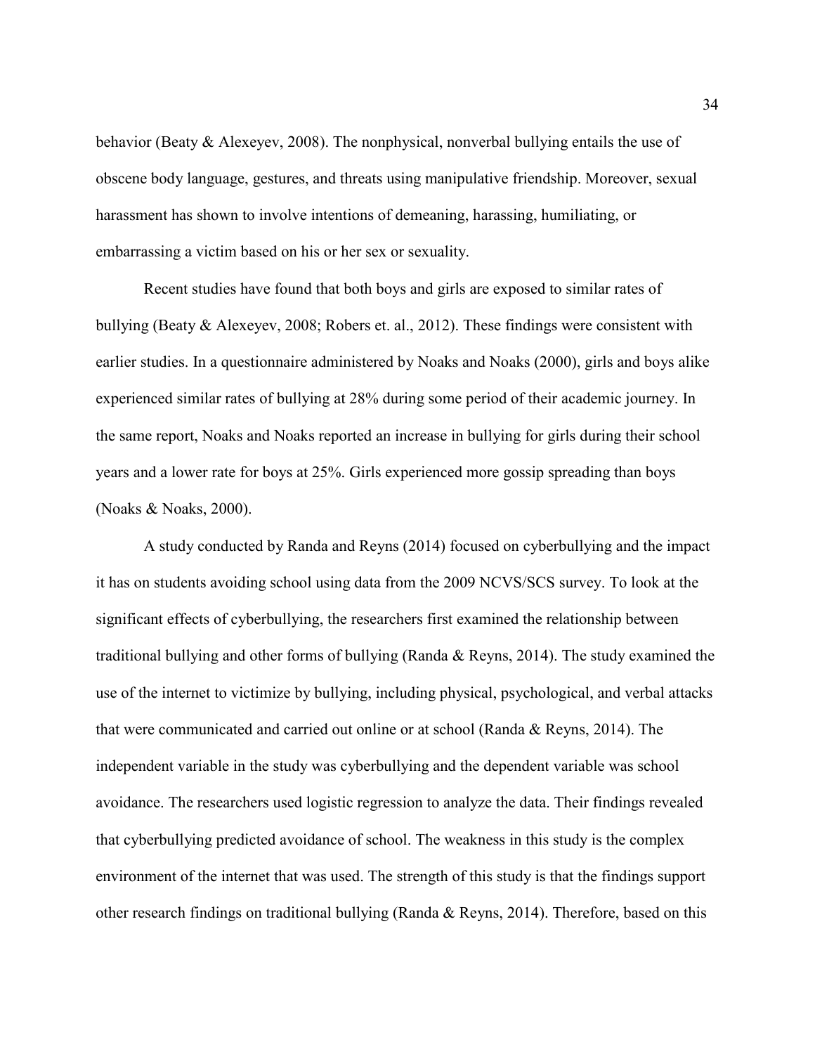behavior (Beaty & Alexeyev, 2008). The nonphysical, nonverbal bullying entails the use of obscene body language, gestures, and threats using manipulative friendship. Moreover, sexual harassment has shown to involve intentions of demeaning, harassing, humiliating, or embarrassing a victim based on his or her sex or sexuality.

Recent studies have found that both boys and girls are exposed to similar rates of bullying (Beaty & Alexeyev, 2008; Robers et. al., 2012). These findings were consistent with earlier studies. In a questionnaire administered by Noaks and Noaks (2000), girls and boys alike experienced similar rates of bullying at 28% during some period of their academic journey. In the same report, Noaks and Noaks reported an increase in bullying for girls during their school years and a lower rate for boys at 25%. Girls experienced more gossip spreading than boys (Noaks & Noaks, 2000).

A study conducted by Randa and Reyns (2014) focused on cyberbullying and the impact it has on students avoiding school using data from the 2009 NCVS/SCS survey. To look at the significant effects of cyberbullying, the researchers first examined the relationship between traditional bullying and other forms of bullying (Randa & Reyns, 2014). The study examined the use of the internet to victimize by bullying, including physical, psychological, and verbal attacks that were communicated and carried out online or at school (Randa & Reyns, 2014). The independent variable in the study was cyberbullying and the dependent variable was school avoidance. The researchers used logistic regression to analyze the data. Their findings revealed that cyberbullying predicted avoidance of school. The weakness in this study is the complex environment of the internet that was used. The strength of this study is that the findings support other research findings on traditional bullying (Randa & Reyns, 2014). Therefore, based on this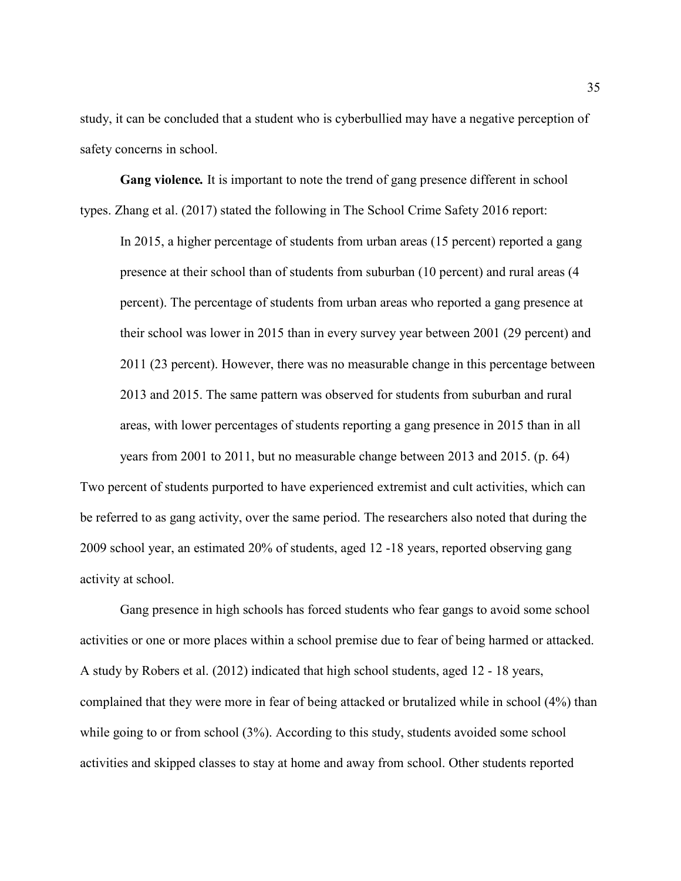study, it can be concluded that a student who is cyberbullied may have a negative perception of safety concerns in school.

**Gang violence.** It is important to note the trend of gang presence different in school types. Zhang et al. (2017) stated the following in The School Crime Safety 2016 report:

> In 2015, a higher percentage of students from urban areas (15 percent) reported a gang presence at their school than of students from suburban (10 percent) and rural areas (4 percent). The percentage of students from urban areas who reported a gang presence at their school was lower in 2015 than in every survey year between 2001 (29 percent) and 2011 (23 percent). However, there was no measurable change in this percentage between 2013 and 2015. The same pattern was observed for students from suburban and rural areas, with lower percentages of students reporting a gang presence in 2015 than in all years from 2001 to 2011, but no measurable change between 2013 and 2015. (p. 64)

Two percent of students purported to have experienced extremist and cult activities, which can be referred to as gang activity, over the same period. The researchers also noted that during the 2009 school year, an estimated 20% of students, aged 12 -18 years, reported observing gang activity at school.

Gang presence in high schools has forced students who fear gangs to avoid some school activities or one or more places within a school premise due to fear of being harmed or attacked. A study by Robers et al. (2012) indicated that high school students, aged 12 - 18 years, complained that they were more in fear of being attacked or brutalized while in school (4%) than while going to or from school (3%). According to this study, students avoided some school activities and skipped classes to stay at home and away from school. Other students reported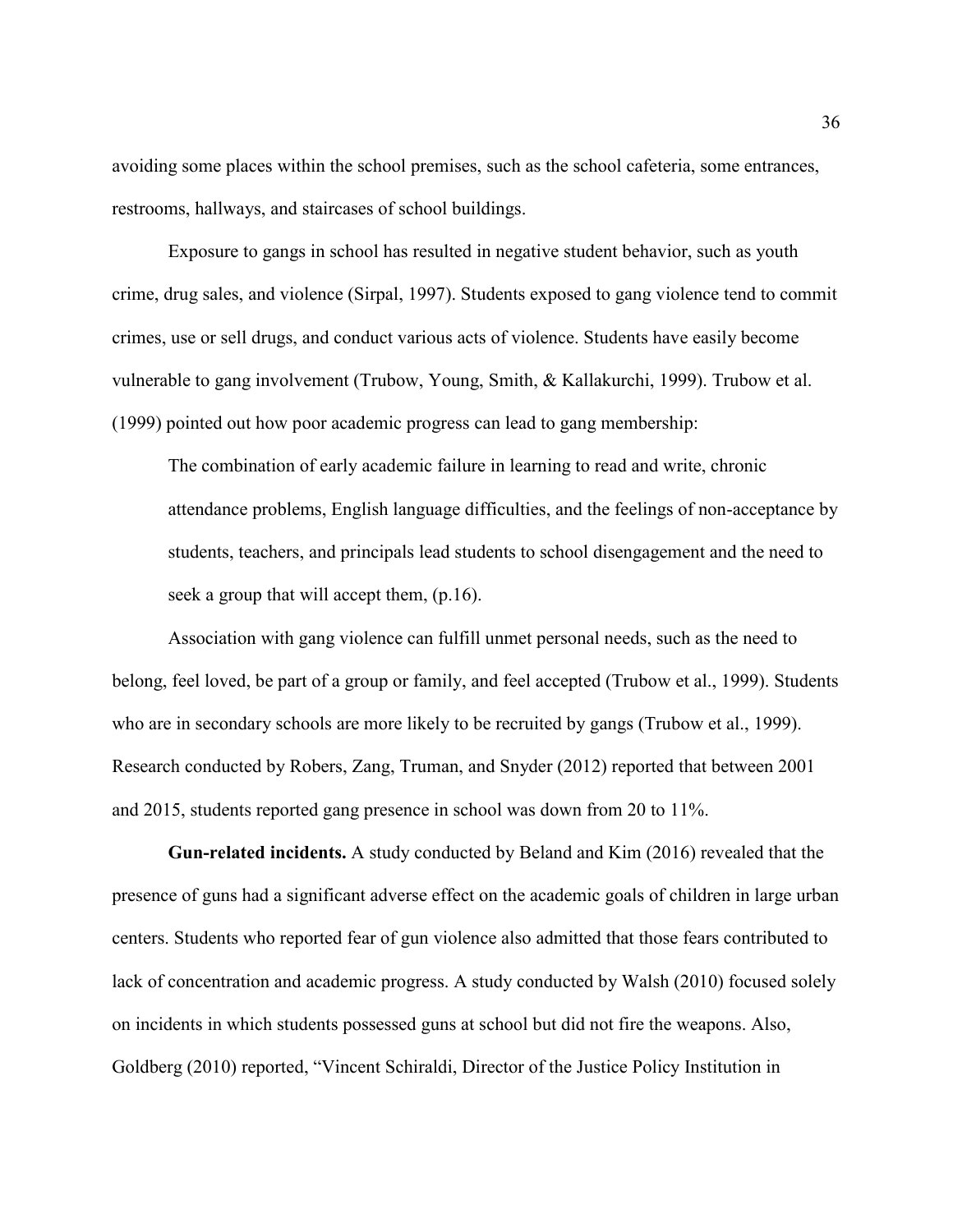avoiding some places within the school premises, such as the school cafeteria, some entrances, restrooms, hallways, and staircases of school buildings.

Exposure to gangs in school has resulted in negative student behavior, such as youth crime, drug sales, and violence (Sirpal, 1997). Students exposed to gang violence tend to commit crimes, use or sell drugs, and conduct various acts of violence. Students have easily become vulnerable to gang involvement (Trubow, Young, Smith, & Kallakurchi, 1999). Trubow et al. (1999) pointed out how poor academic progress can lead to gang membership:

> The combination of early academic failure in learning to read and write, chronic attendance problems, English language difficulties, and the feelings of non-acceptance by students, teachers, and principals lead students to school disengagement and the need to seek a group that will accept them, (p.16).

Association with gang violence can fulfill unmet personal needs, such as the need to belong, feel loved, be part of a group or family, and feel accepted (Trubow et al., 1999). Students who are in secondary schools are more likely to be recruited by gangs (Trubow et al., 1999). Research conducted by Robers, Zang, Truman, and Snyder (2012) reported that between 2001 and 2015, students reported gang presence in school was down from 20 to 11%.

**Gun-related incidents.** A study conducted by Beland and Kim (2016) revealed that the presence of guns had a significant adverse effect on the academic goals of children in large urban centers. Students who reported fear of gun violence also admitted that those fears contributed to lack of concentration and academic progress. A study conducted by Walsh (2010) focused solely on incidents in which students possessed guns at school but did not fire the weapons. Also, Goldberg (2010) reported, "Vincent Schiraldi, Director of the Justice Policy Institution in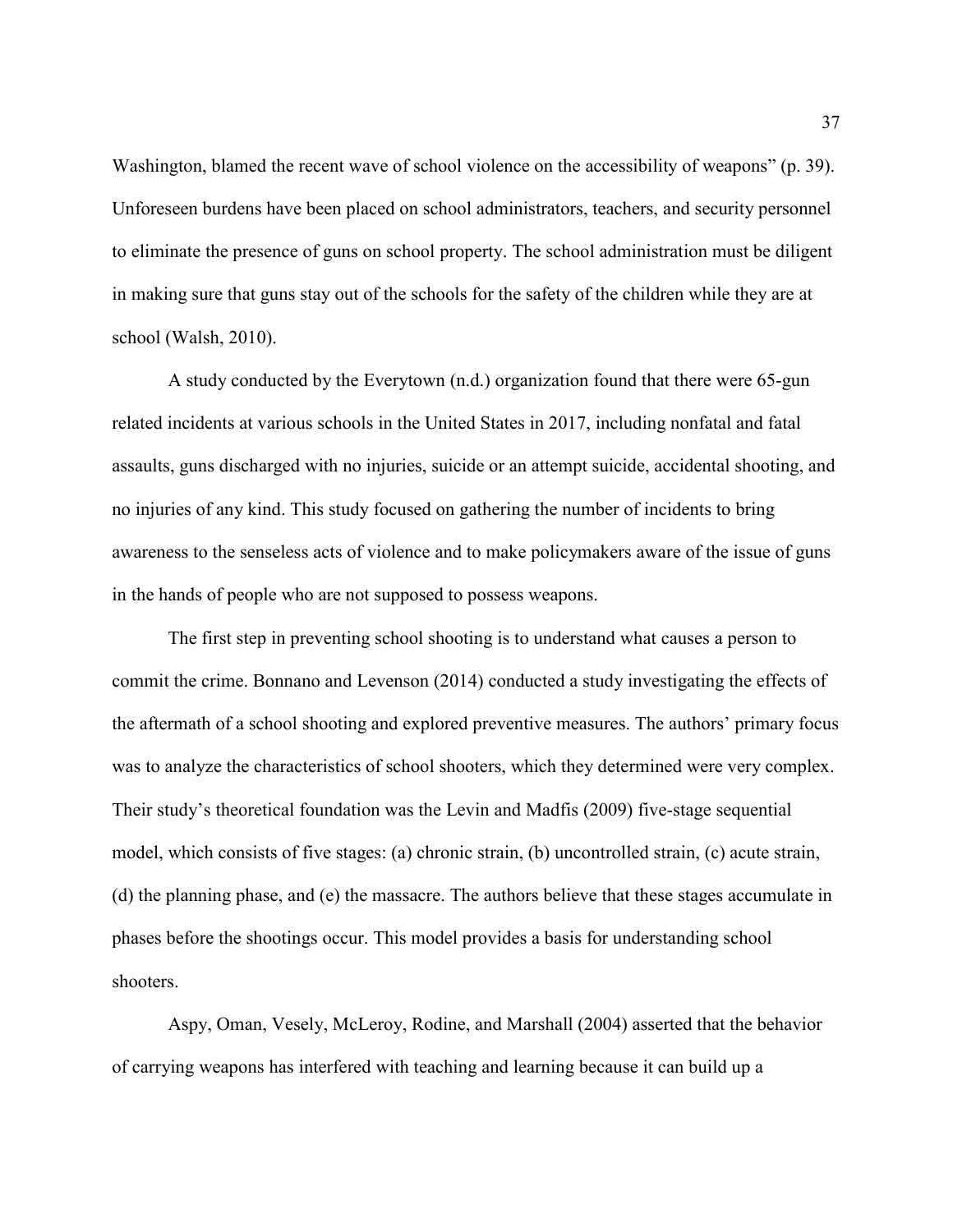Washington, blamed the recent wave of school violence on the accessibility of weapons" (p. 39). Unforeseen burdens have been placed on school administrators, teachers, and security personnel to eliminate the presence of guns on school property. The school administration must be diligent in making sure that guns stay out of the schools for the safety of the children while they are at school (Walsh, 2010).

A study conducted by the Everytown (n.d.) organization found that there were 65-gun related incidents at various schools in the United States in 2017, including nonfatal and fatal assaults, guns discharged with no injuries, suicide or an attempt suicide, accidental shooting, and no injuries of any kind. This study focused on gathering the number of incidents to bring awareness to the senseless acts of violence and to make policymakers aware of the issue of guns in the hands of people who are not supposed to possess weapons.

The first step in preventing school shooting is to understand what causes a person to commit the crime. Bonnano and Levenson (2014) conducted a study investigating the effects of the aftermath of a school shooting and explored preventive measures. The authors' primary focus was to analyze the characteristics of school shooters, which they determined were very complex. Their study's theoretical foundation was the Levin and Madfis (2009) five-stage sequential model, which consists of five stages: (a) chronic strain, (b) uncontrolled strain, (c) acute strain, (d) the planning phase, and (e) the massacre. The authors believe that these stages accumulate in phases before the shootings occur. This model provides a basis for understanding school shooters.

Aspy, Oman, Vesely, McLeroy, Rodine, and Marshall (2004) asserted that the behavior of carrying weapons has interfered with teaching and learning because it can build up a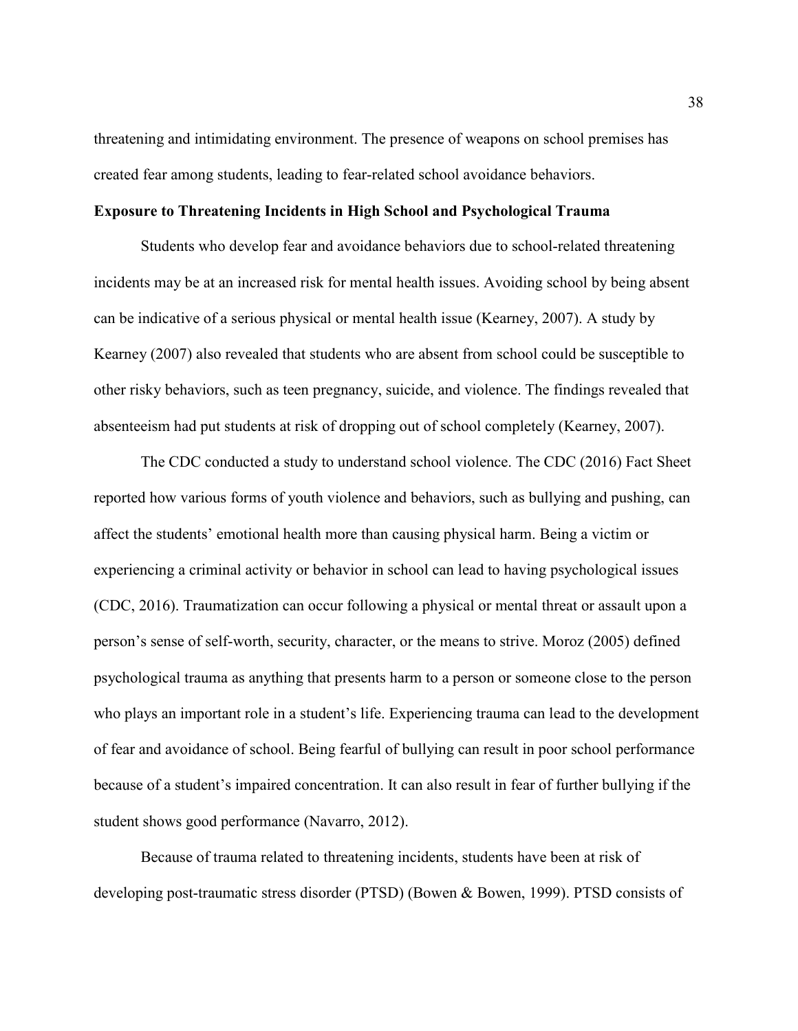threatening and intimidating environment. The presence of weapons on school premises has created fear among students, leading to fear-related school avoidance behaviors.

**Exposure to Threatening Incidents in High School and Psychological Trauma**

Students who develop fear and avoidance behaviors due to school-related threatening incidents may be at an increased risk for mental health issues. Avoiding school by being absent can be indicative of a serious physical or mental health issue (Kearney, 2007). A study by Kearney (2007) also revealed that students who are absent from school could be susceptible to other risky behaviors, such as teen pregnancy, suicide, and violence. The findings revealed that absenteeism had put students at risk of dropping out of school completely (Kearney, 2007).

The CDC conducted a study to understand school violence. The CDC (2016) Fact Sheet reported how various forms of youth violence and behaviors, such as bullying and pushing, can affect the students' emotional health more than causing physical harm. Being a victim or experiencing a criminal activity or behavior in school can lead to having psychological issues (CDC, 2016). Traumatization can occur following a physical or mental threat or assault upon a person's sense of self-worth, security, character, or the means to strive. Moroz (2005) defined psychological trauma as anything that presents harm to a person or someone close to the person who plays an important role in a student's life. Experiencing trauma can lead to the development of fear and avoidance of school. Being fearful of bullying can result in poor school performance because of a student's impaired concentration. It can also result in fear of further bullying if the student shows good performance (Navarro, 2012).

Because of trauma related to threatening incidents, students have been at risk of developing post-traumatic stress disorder (PTSD) (Bowen & Bowen, 1999). PTSD consists of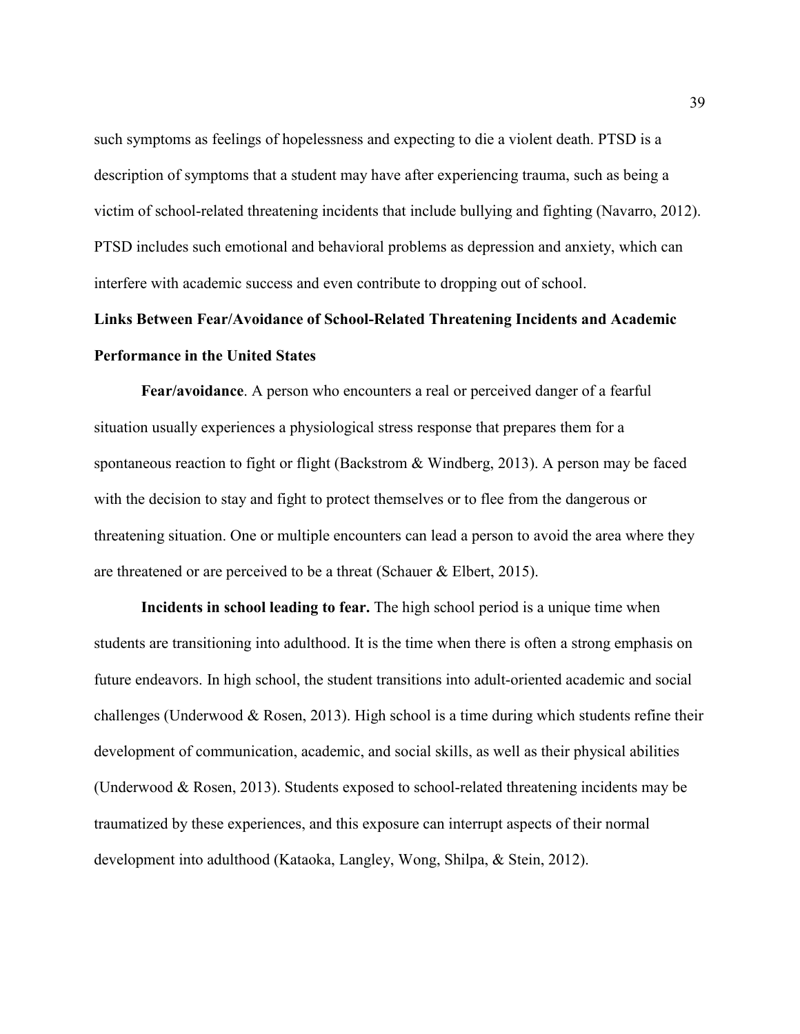such symptoms as feelings of hopelessness and expecting to die a violent death. PTSD is a description of symptoms that a student may have after experiencing trauma, such as being a victim of school-related threatening incidents that include bullying and fighting (Navarro, 2012). PTSD includes such emotional and behavioral problems as depression and anxiety, which can interfere with academic success and even contribute to dropping out of school.

## Links Between Fear/Avoidance of School-Related Threatening Incidents and Academic Performance in the United States

**Fear/avoidance**. A person who encounters a real or perceived danger of a fearful situation usually experiences a physiological stress response that prepares them for a spontaneous reaction to fight or flight (Backstrom & Windberg, 2013). A person may be faced with the decision to stay and fight to protect themselves or to flee from the dangerous or threatening situation. One or multiple encounters can lead a person to avoid the area where they are threatened or are perceived to be a threat (Schauer & Elbert, 2015).

**Incidents in school leading to fear.** The high school period is a unique time when students are transitioning into adulthood. It is the time when there is often a strong emphasis on future endeavors. In high school, the student transitions into adult-oriented academic and social challenges (Underwood & Rosen, 2013). High school is a time during which students refine their development of communication, academic, and social skills, as well as their physical abilities (Underwood & Rosen, 2013). Students exposed to school-related threatening incidents may be traumatized by these experiences, and this exposure can interrupt aspects of their normal development into adulthood (Kataoka, Langley, Wong, Shilpa, & Stein, 2012).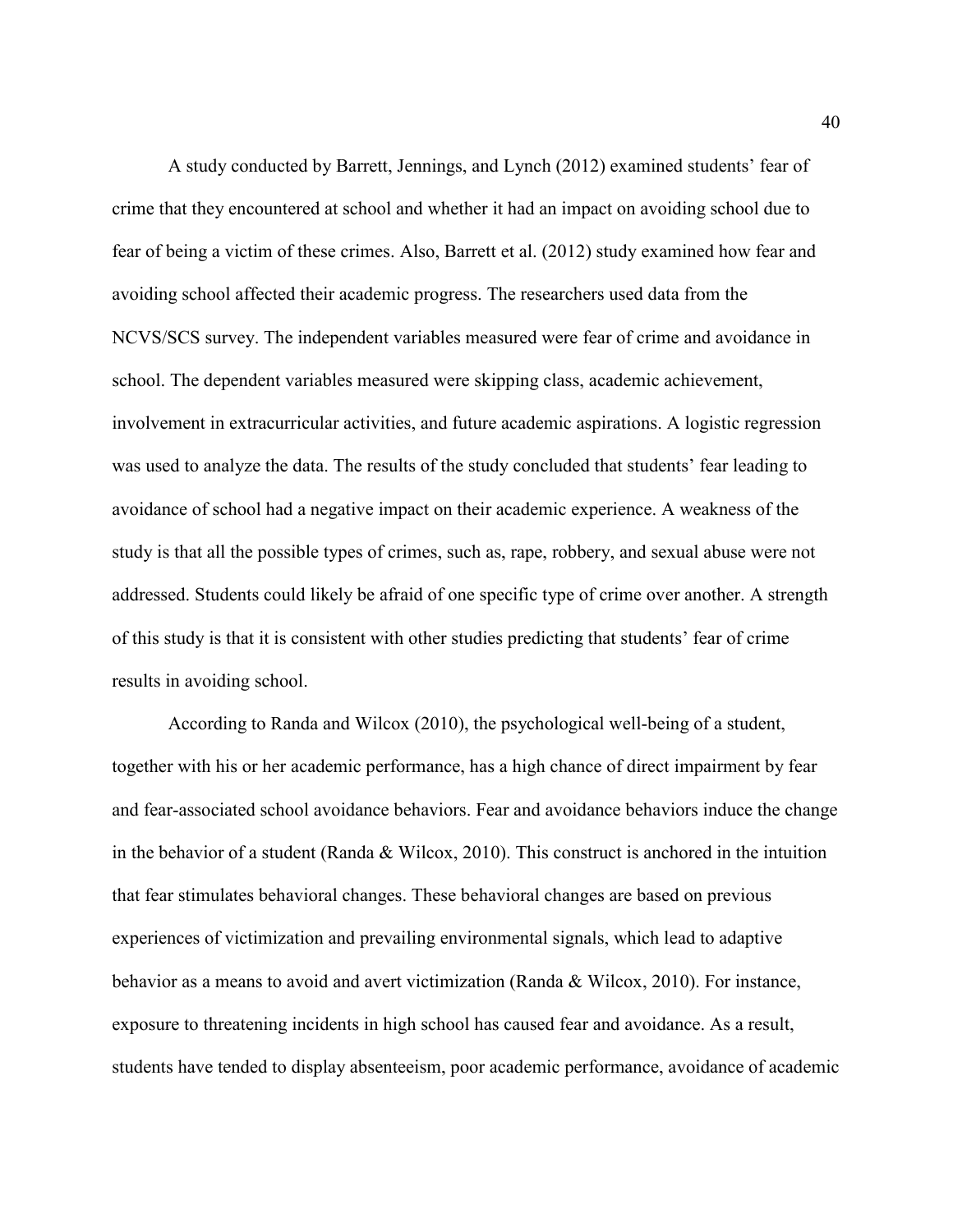A study conducted by Barrett, Jennings, and Lynch (2012) examined students' fear of crime that they encountered at school and whether it had an impact on avoiding school due to fear of being a victim of these crimes. Also, Barrett et al. (2012) study examined how fear and avoiding school affected their academic progress. The researchers used data from the NCVS/SCS survey. The independent variables measured were fear of crime and avoidance in school. The dependent variables measured were skipping class, academic achievement, involvement in extracurricular activities, and future academic aspirations. A logistic regression was used to analyze the data. The results of the study concluded that students' fear leading to avoidance of school had a negative impact on their academic experience. A weakness of the study is that all the possible types of crimes, such as, rape, robbery, and sexual abuse were not addressed. Students could likely be afraid of one specific type of crime over another. A strength of this study is that it is consistent with other studies predicting that students' fear of crime results in avoiding school.

According to Randa and Wilcox (2010), the psychological well-being of a student, together with his or her academic performance, has a high chance of direct impairment by fear and fear-associated school avoidance behaviors. Fear and avoidance behaviors induce the change in the behavior of a student (Randa & Wilcox, 2010). This construct is anchored in the intuition that fear stimulates behavioral changes. These behavioral changes are based on previous experiences of victimization and prevailing environmental signals, which lead to adaptive behavior as a means to avoid and avert victimization (Randa & Wilcox, 2010). For instance, exposure to threatening incidents in high school has caused fear and avoidance. As a result, students have tended to display absenteeism, poor academic performance, avoidance of academic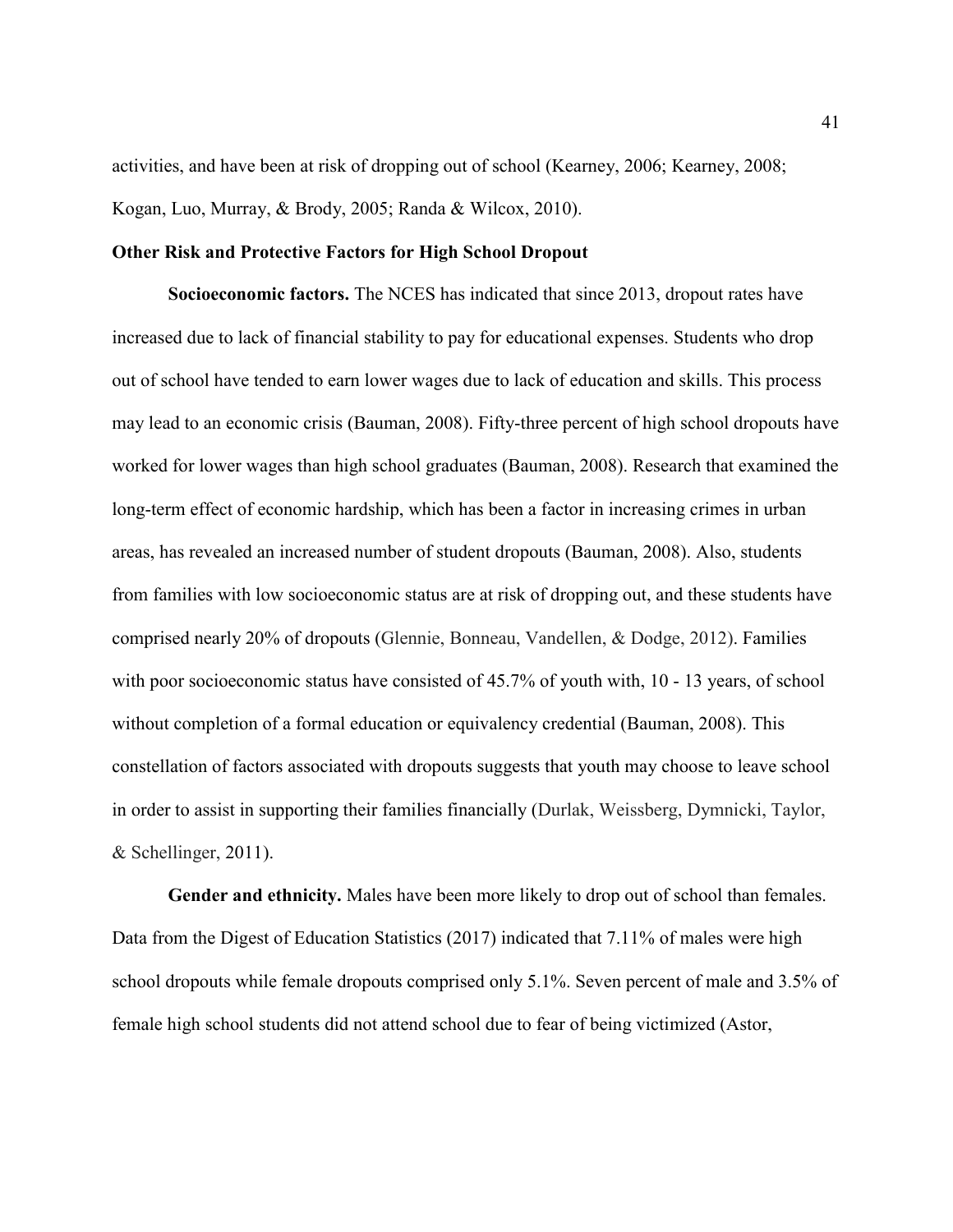activities, and have been at risk of dropping out of school (Kearney, 2006; Kearney, 2008; Kogan, Luo, Murray, & Brody, 2005; Randa & Wilcox, 2010).

### Other Risk and Protective Factors for High School Dropout

**Socioeconomic factors.** The NCES has indicated that since 2013, dropout rates have increased due to lack of financial stability to pay for educational expenses. Students who drop out of school have tended to earn lower wages due to lack of education and skills. This process may lead to an economic crisis (Bauman, 2008). Fifty-three percent of high school dropouts have worked for lower wages than high school graduates (Bauman, 2008). Research that examined the long-term effect of economic hardship, which has been a factor in increasing crimes in urban areas, has revealed an increased number of student dropouts (Bauman, 2008). Also, students from families with low socioeconomic status are at risk of dropping out, and these students have comprised nearly 20% of dropouts (Glennie, Bonneau, Vandellen, & Dodge, 2012). Families with poor socioeconomic status have consisted of 45.7% of youth with, 10 - 13 years, of school without completion of a formal education or equivalency credential (Bauman, 2008). This constellation of factors associated with dropouts suggests that youth may choose to leave school in order to assist in supporting their families financially (Durlak, Weissberg, Dymnicki, Taylor, & Schellinger, 2011).

**Gender and ethnicity.** Males have been more likely to drop out of school than females. Data from the Digest of Education Statistics (2017) indicated that 7.11% of males were high school dropouts while female dropouts comprised only 5.1%. Seven percent of male and 3.5% of female high school students did not attend school due to fear of being victimized (Astor,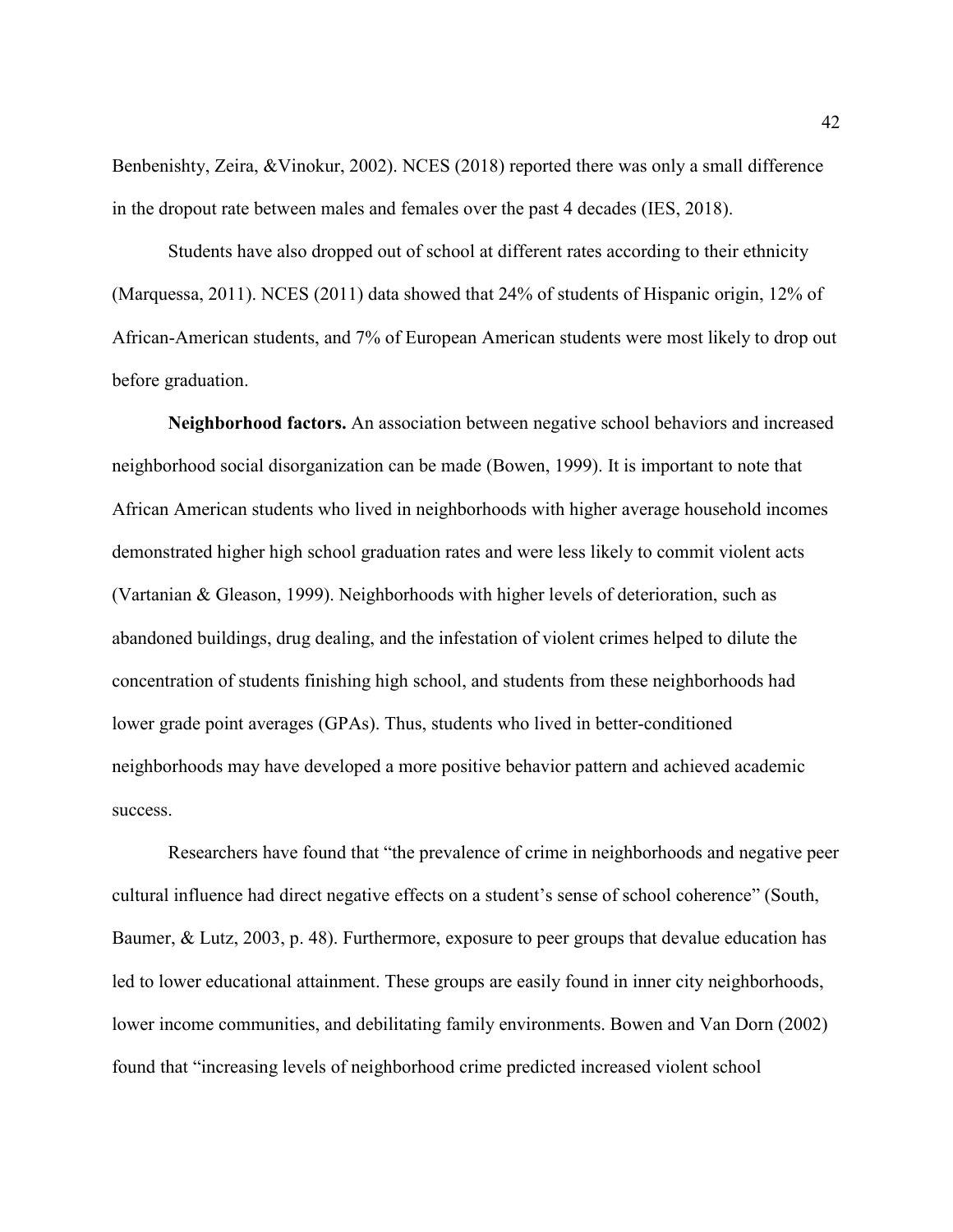Benbenishty, Zeira, &Vinokur, 2002). NCES (2018) reported there was only a small difference in the dropout rate between males and females over the past 4 decades (IES, 2018).

Students have also dropped out of school at different rates according to their ethnicity (Marquessa, 2011). NCES (2011) data showed that 24% of students of Hispanic origin, 12% of African-American students, and 7% of European American students were most likely to drop out before graduation.

**Neighborhood factors.** An association between negative school behaviors and increased neighborhood social disorganization can be made (Bowen, 1999). It is important to note that African American students who lived in neighborhoods with higher average household incomes demonstrated higher high school graduation rates and were less likely to commit violent acts (Vartanian & Gleason, 1999). Neighborhoods with higher levels of deterioration, such as abandoned buildings, drug dealing, and the infestation of violent crimes helped to dilute the concentration of students finishing high school, and students from these neighborhoods had lower grade point averages (GPAs). Thus, students who lived in better-conditioned neighborhoods may have developed a more positive behavior pattern and achieved academic success.

Researchers have found that "the prevalence of crime in neighborhoods and negative peer cultural influence had direct negative effects on a student's sense of school coherence" (South, Baumer, & Lutz, 2003, p. 48). Furthermore, exposure to peer groups that devalue education has led to lower educational attainment. These groups are easily found in inner city neighborhoods, lower income communities, and debilitating family environments. Bowen and Van Dorn (2002) found that "increasing levels of neighborhood crime predicted increased violent school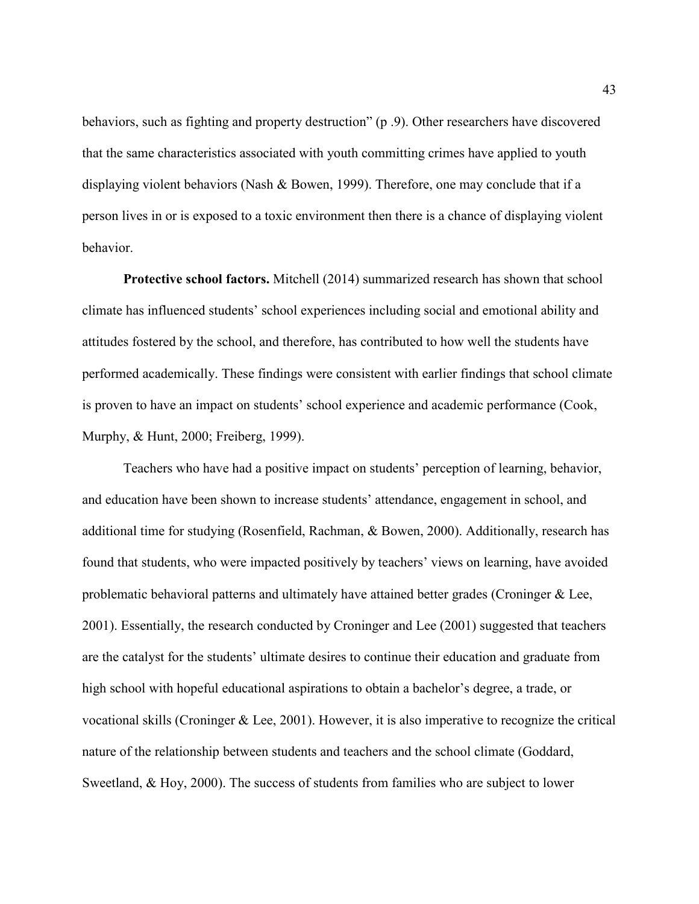behaviors, such as fighting and property destruction" (p .9). Other researchers have discovered that the same characteristics associated with youth committing crimes have applied to youth displaying violent behaviors (Nash & Bowen, 1999). Therefore, one may conclude that if a person lives in or is exposed to a toxic environment then there is a chance of displaying violent behavior.

**Protective school factors.** Mitchell (2014) summarized research has shown that school climate has influenced students' school experiences including social and emotional ability and attitudes fostered by the school, and therefore, has contributed to how well the students have performed academically. These findings were consistent with earlier findings that school climate is proven to have an impact on students' school experience and academic performance (Cook, Murphy, & Hunt, 2000; Freiberg, 1999).

Teachers who have had a positive impact on students' perception of learning, behavior, and education have been shown to increase students' attendance, engagement in school, and additional time for studying (Rosenfield, Rachman, & Bowen, 2000). Additionally, research has found that students, who were impacted positively by teachers' views on learning, have avoided problematic behavioral patterns and ultimately have attained better grades (Croninger & Lee, 2001). Essentially, the research conducted by Croninger and Lee (2001) suggested that teachers are the catalyst for the students' ultimate desires to continue their education and graduate from high school with hopeful educational aspirations to obtain a bachelor's degree, a trade, or vocational skills (Croninger & Lee, 2001). However, it is also imperative to recognize the critical nature of the relationship between students and teachers and the school climate (Goddard, Sweetland, & Hoy, 2000). The success of students from families who are subject to lower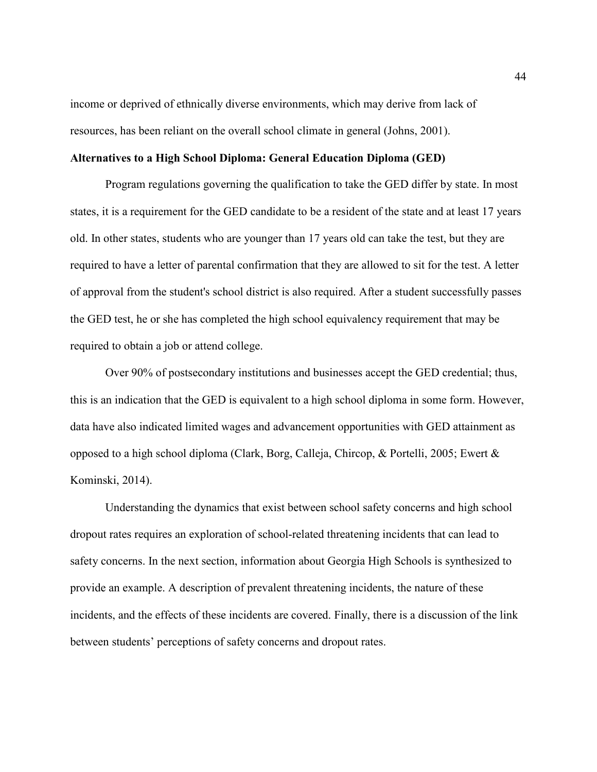income or deprived of ethnically diverse environments, which may derive from lack of resources, has been reliant on the overall school climate in general (Johns, 2001).

**Alternatives to a High School Diploma: General Education Diploma (GED)**

Program regulations governing the qualification to take the GED differ by state. In most states, it is a requirement for the GED candidate to be a resident of the state and at least 17 years old. In other states, students who are younger than 17 years old can take the test, but they are required to have a letter of parental confirmation that they are allowed to sit for the test. A letter of approval from the student's school district is also required. After a student successfully passes the GED test, he or she has completed the high school equivalency requirement that may be required to obtain a job or attend college.

Over 90% of postsecondary institutions and businesses accept the GED credential; thus, this is an indication that the GED is equivalent to a high school diploma in some form. However, data have also indicated limited wages and advancement opportunities with GED attainment as opposed to a high school diploma (Clark, Borg, Calleja, Chircop, & Portelli, 2005; Ewert & Kominski, 2014).

Understanding the dynamics that exist between school safety concerns and high school dropout rates requires an exploration of school-related threatening incidents that can lead to safety concerns. In the next section, information about Georgia High Schools is synthesized to provide an example. A description of prevalent threatening incidents, the nature of these incidents, and the effects of these incidents are covered. Finally, there is a discussion of the link between students' perceptions of safety concerns and dropout rates.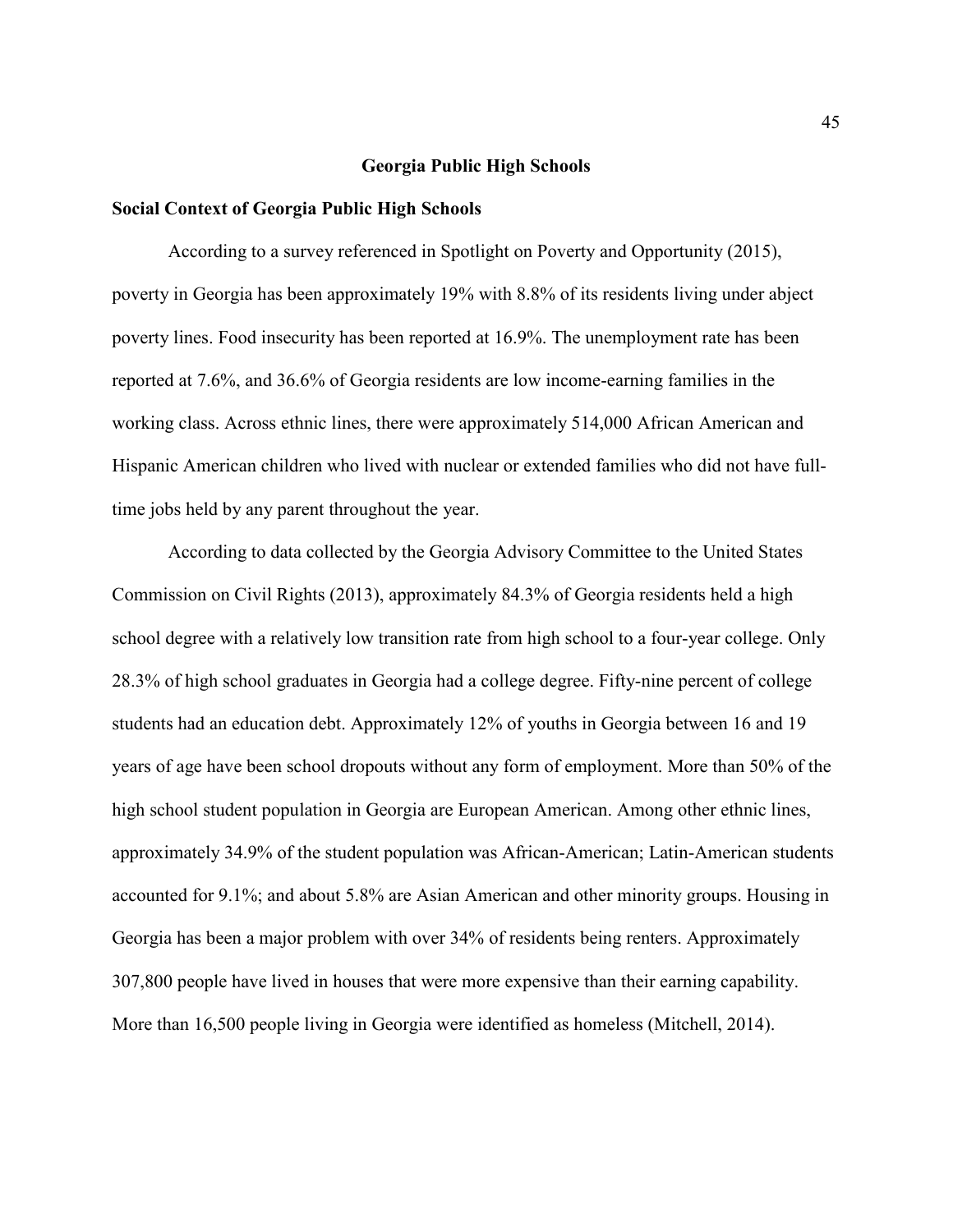## Georgia Public High Schools

### Social Context of Georgia Public High Schools

According to a survey referenced in Spotlight on Poverty and Opportunity (2015), poverty in Georgia has been approximately 19% with 8.8% of its residents living under abject poverty lines. Food insecurity has been reported at 16.9%. The unemployment rate has been reported at 7.6%, and 36.6% of Georgia residents are low income-earning families in the working class. Across ethnic lines, there were approximately 514,000 African American and Hispanic American children who lived with nuclear or extended families who did not have full-time jobs held by any parent throughout the year.

According to data collected by the Georgia Advisory Committee to the United States Commission on Civil Rights (2013), approximately 84.3% of Georgia residents held a high school degree with a relatively low transition rate from high school to a four-year college. Only 28.3% of high school graduates in Georgia had a college degree. Fifty-nine percent of college students had an education debt. Approximately 12% of youths in Georgia between 16 and 19 years of age have been school dropouts without any form of employment. More than 50% of the high school student population in Georgia are European American. Among other ethnic lines, approximately 34.9% of the student population was African-American; Latin-American students accounted for 9.1%; and about 5.8% are Asian American and other minority groups. Housing in Georgia has been a major problem with over 34% of residents being renters. Approximately 307,800 people have lived in houses that were more expensive than their earning capability. More than 16,500 people living in Georgia were identified as homeless (Mitchell, 2014).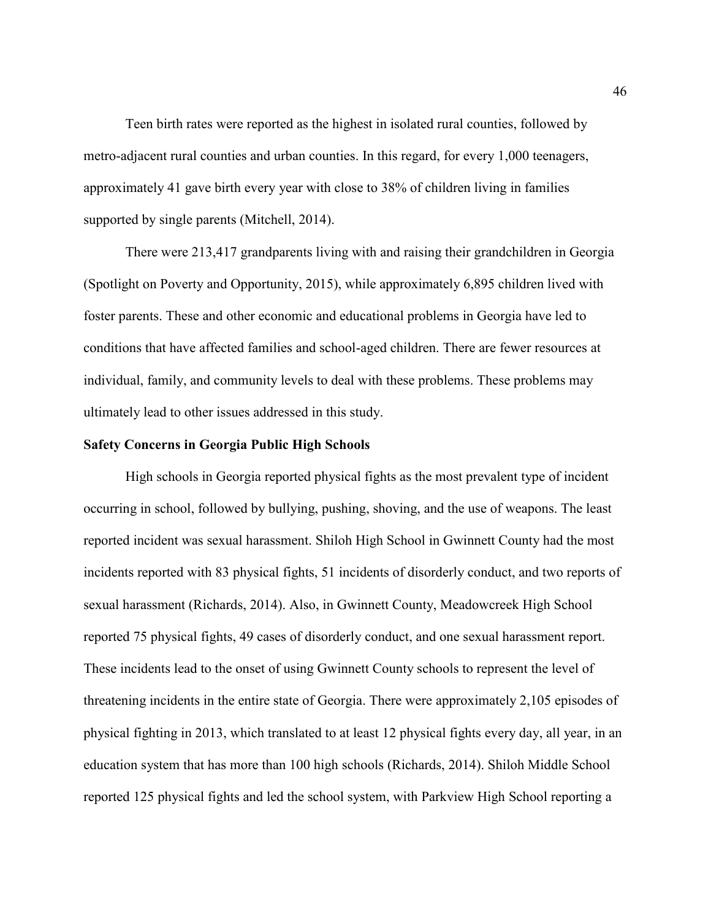Teen birth rates were reported as the highest in isolated rural counties, followed by metro-adjacent rural counties and urban counties. In this regard, for every 1,000 teenagers, approximately 41 gave birth every year with close to 38% of children living in families supported by single parents (Mitchell, 2014).

There were 213,417 grandparents living with and raising their grandchildren in Georgia (Spotlight on Poverty and Opportunity, 2015), while approximately 6,895 children lived with foster parents. These and other economic and educational problems in Georgia have led to conditions that have affected families and school-aged children. There are fewer resources at individual, family, and community levels to deal with these problems. These problems may ultimately lead to other issues addressed in this study.

## Safety Concerns in Georgia Public High Schools

High schools in Georgia reported physical fights as the most prevalent type of incident occurring in school, followed by bullying, pushing, shoving, and the use of weapons. The least reported incident was sexual harassment. Shiloh High School in Gwinnett County had the most incidents reported with 83 physical fights, 51 incidents of disorderly conduct, and two reports of sexual harassment (Richards, 2014). Also, in Gwinnett County, Meadowcreek High School reported 75 physical fights, 49 cases of disorderly conduct, and one sexual harassment report. These incidents lead to the onset of using Gwinnett County schools to represent the level of threatening incidents in the entire state of Georgia. There were approximately 2,105 episodes of physical fighting in 2013, which translated to at least 12 physical fights every day, all year, in an education system that has more than 100 high schools (Richards, 2014). Shiloh Middle School reported 125 physical fights and led the school system, with Parkview High School reporting a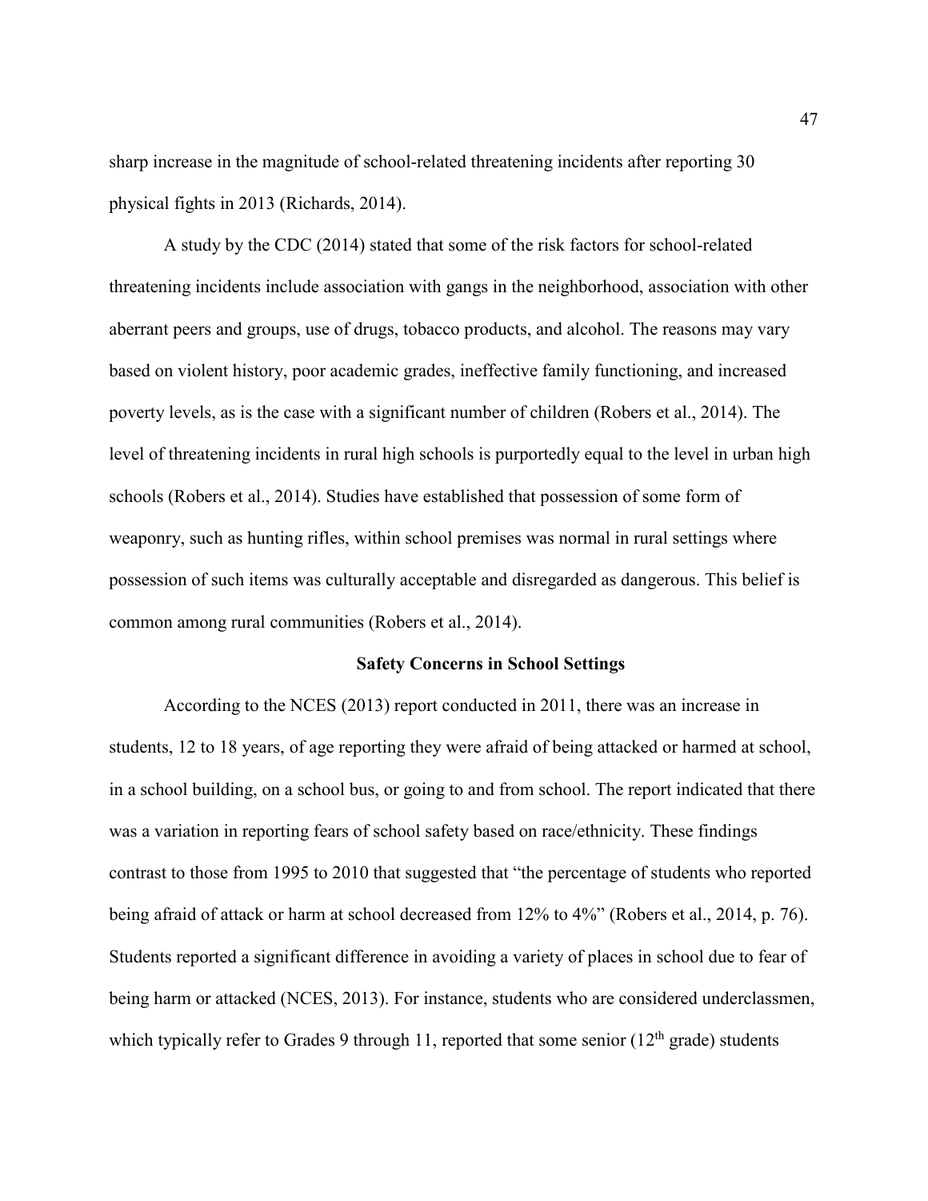sharp increase in the magnitude of school-related threatening incidents after reporting 30 physical fights in 2013 (Richards, 2014).

A study by the CDC (2014) stated that some of the risk factors for school-related threatening incidents include association with gangs in the neighborhood, association with other aberrant peers and groups, use of drugs, tobacco products, and alcohol. The reasons may vary based on violent history, poor academic grades, ineffective family functioning, and increased poverty levels, as is the case with a significant number of children (Robers et al., 2014). The level of threatening incidents in rural high schools is purportedly equal to the level in urban high schools (Robers et al., 2014). Studies have established that possession of some form of weaponry, such as hunting rifles, within school premises was normal in rural settings where possession of such items was culturally acceptable and disregarded as dangerous. This belief is common among rural communities (Robers et al., 2014).

## Safety Concerns in School Settings

According to the NCES (2013) report conducted in 2011, there was an increase in students, 12 to 18 years, of age reporting they were afraid of being attacked or harmed at school, in a school building, on a school bus, or going to and from school. The report indicated that there was a variation in reporting fears of school safety based on race/ethnicity. These findings contrast to those from 1995 to 2010 that suggested that "the percentage of students who reported being afraid of attack or harm at school decreased from 12% to 4%" (Robers et al., 2014, p. 76). Students reported a significant difference in avoiding a variety of places in school due to fear of being harm or attacked (NCES, 2013). For instance, students who are considered underclassmen, which typically refer to Grades 9 through 11, reported that some senior (12th grade) students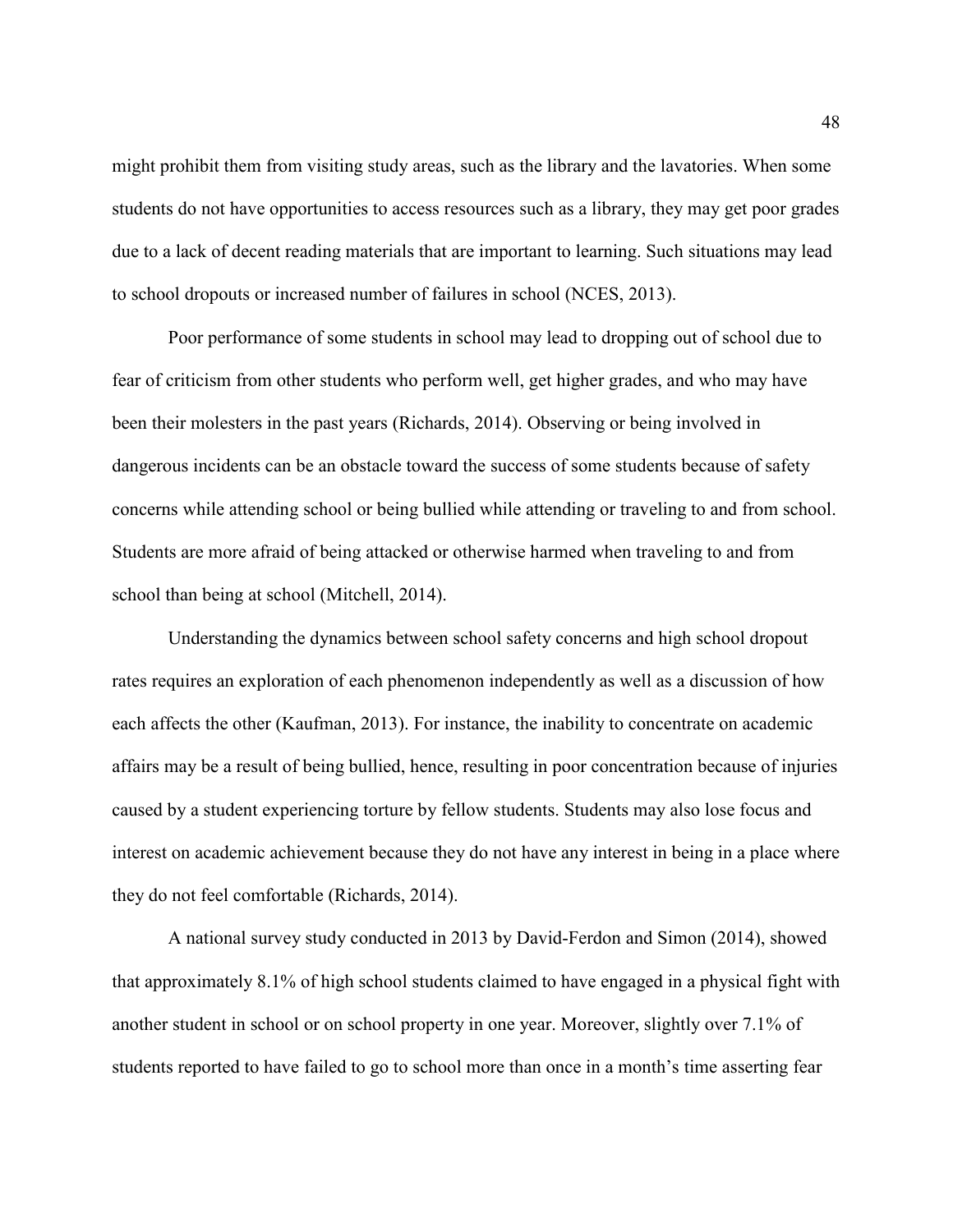might prohibit them from visiting study areas, such as the library and the lavatories. When some students do not have opportunities to access resources such as a library, they may get poor grades due to a lack of decent reading materials that are important to learning. Such situations may lead to school dropouts or increased number of failures in school (NCES, 2013).

Poor performance of some students in school may lead to dropping out of school due to fear of criticism from other students who perform well, get higher grades, and who may have been their molesters in the past years (Richards, 2014). Observing or being involved in dangerous incidents can be an obstacle toward the success of some students because of safety concerns while attending school or being bullied while attending or traveling to and from school. Students are more afraid of being attacked or otherwise harmed when traveling to and from school than being at school (Mitchell, 2014).

Understanding the dynamics between school safety concerns and high school dropout rates requires an exploration of each phenomenon independently as well as a discussion of how each affects the other (Kaufman, 2013). For instance, the inability to concentrate on academic affairs may be a result of being bullied, hence, resulting in poor concentration because of injuries caused by a student experiencing torture by fellow students. Students may also lose focus and interest on academic achievement because they do not have any interest in being in a place where they do not feel comfortable (Richards, 2014).

A national survey study conducted in 2013 by David-Ferdon and Simon (2014), showed that approximately 8.1% of high school students claimed to have engaged in a physical fight with another student in school or on school property in one year. Moreover, slightly over 7.1% of students reported to have failed to go to school more than once in a month's time asserting fear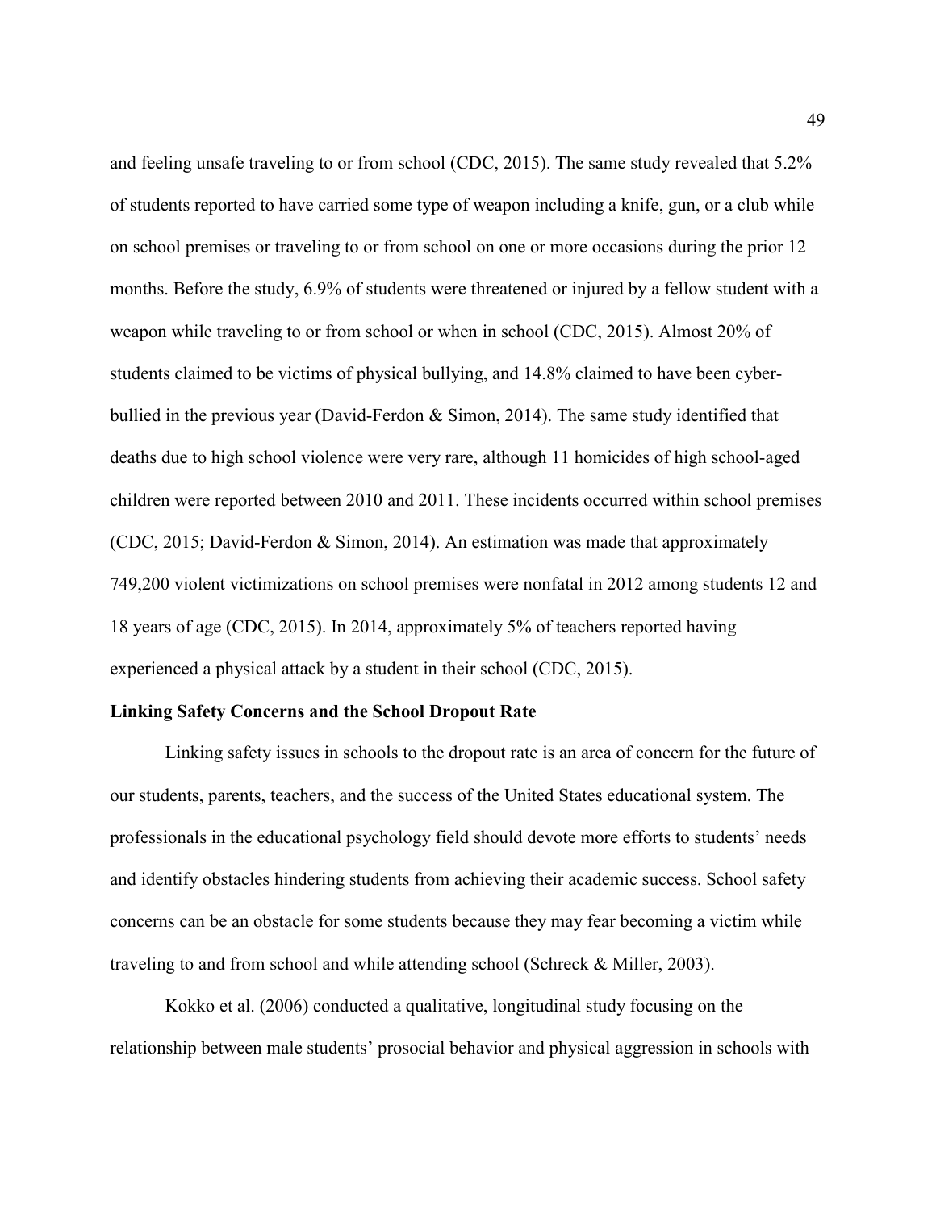and feeling unsafe traveling to or from school (CDC, 2015). The same study revealed that 5.2% of students reported to have carried some type of weapon including a knife, gun, or a club while on school premises or traveling to or from school on one or more occasions during the prior 12 months. Before the study, 6.9% of students were threatened or injured by a fellow student with a weapon while traveling to or from school or when in school (CDC, 2015). Almost 20% of students claimed to be victims of physical bullying, and 14.8% claimed to have been cyber-bullied in the previous year (David-Ferdon & Simon, 2014). The same study identified that deaths due to high school violence were very rare, although 11 homicides of high school-aged children were reported between 2010 and 2011. These incidents occurred within school premises (CDC, 2015; David-Ferdon & Simon, 2014). An estimation was made that approximately 749,200 violent victimizations on school premises were nonfatal in 2012 among students 12 and 18 years of age (CDC, 2015). In 2014, approximately 5% of teachers reported having experienced a physical attack by a student in their school (CDC, 2015).

**Linking Safety Concerns and the School Dropout Rate**

Linking safety issues in schools to the dropout rate is an area of concern for the future of our students, parents, teachers, and the success of the United States educational system. The professionals in the educational psychology field should devote more efforts to students' needs and identify obstacles hindering students from achieving their academic success. School safety concerns can be an obstacle for some students because they may fear becoming a victim while traveling to and from school and while attending school (Schreck & Miller, 2003).

Kokko et al. (2006) conducted a qualitative, longitudinal study focusing on the relationship between male students' prosocial behavior and physical aggression in schools with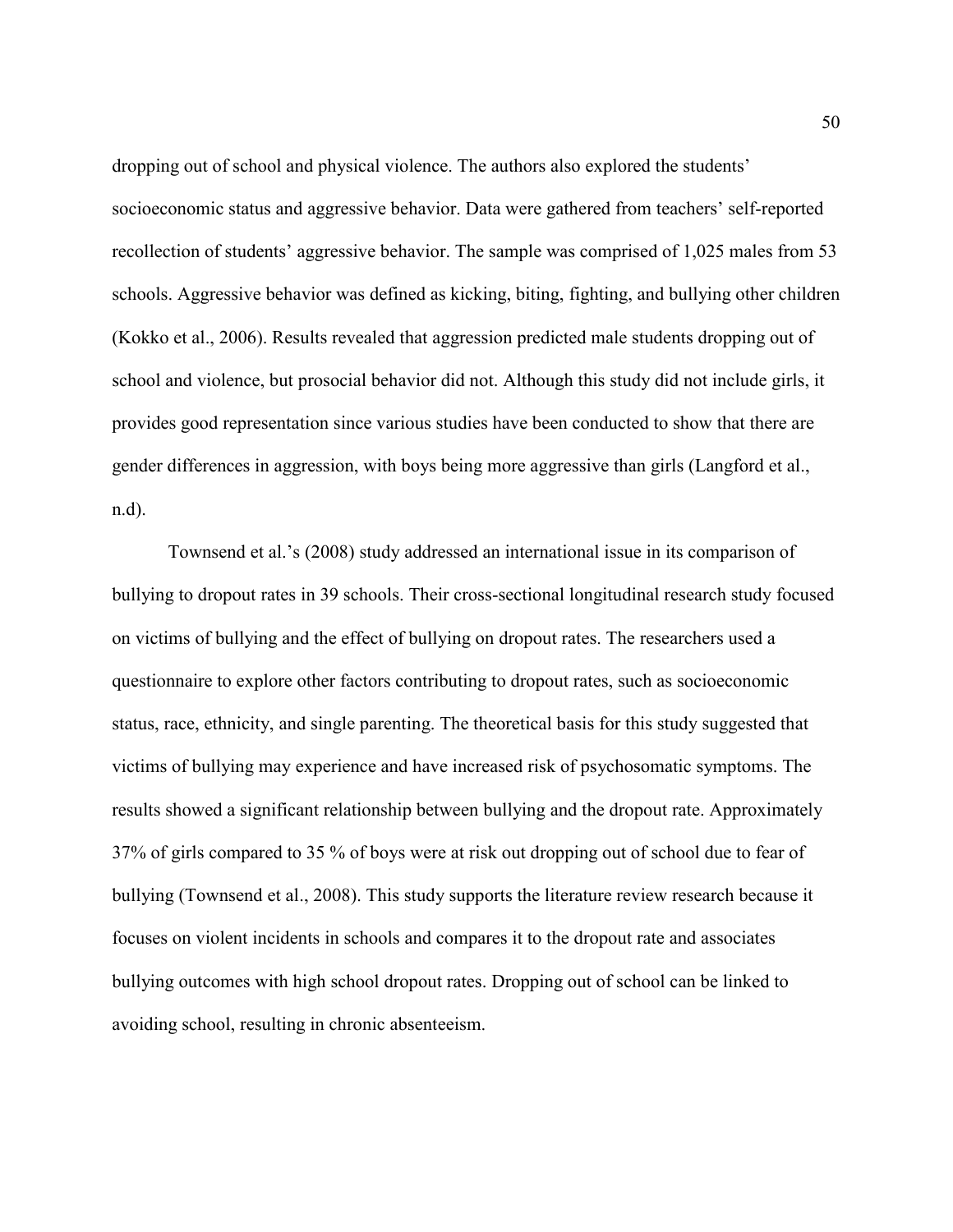dropping out of school and physical violence. The authors also explored the students' socioeconomic status and aggressive behavior. Data were gathered from teachers' self-reported recollection of students' aggressive behavior. The sample was comprised of 1,025 males from 53 schools. Aggressive behavior was defined as kicking, biting, fighting, and bullying other children (Kokko et al., 2006). Results revealed that aggression predicted male students dropping out of school and violence, but prosocial behavior did not. Although this study did not include girls, it provides good representation since various studies have been conducted to show that there are gender differences in aggression, with boys being more aggressive than girls (Langford et al., n.d).

Townsend et al.'s (2008) study addressed an international issue in its comparison of bullying to dropout rates in 39 schools. Their cross-sectional longitudinal research study focused on victims of bullying and the effect of bullying on dropout rates. The researchers used a questionnaire to explore other factors contributing to dropout rates, such as socioeconomic status, race, ethnicity, and single parenting. The theoretical basis for this study suggested that victims of bullying may experience and have increased risk of psychosomatic symptoms. The results showed a significant relationship between bullying and the dropout rate. Approximately 37% of girls compared to 35 % of boys were at risk out dropping out of school due to fear of bullying (Townsend et al., 2008). This study supports the literature review research because it focuses on violent incidents in schools and compares it to the dropout rate and associates bullying outcomes with high school dropout rates. Dropping out of school can be linked to avoiding school, resulting in chronic absenteeism.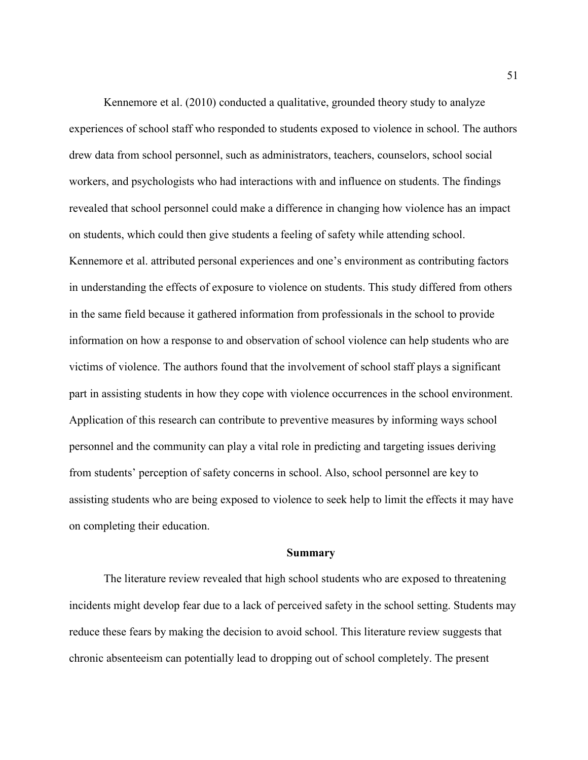Kennemore et al. (2010) conducted a qualitative, grounded theory study to analyze experiences of school staff who responded to students exposed to violence in school. The authors drew data from school personnel, such as administrators, teachers, counselors, school social workers, and psychologists who had interactions with and influence on students. The findings revealed that school personnel could make a difference in changing how violence has an impact on students, which could then give students a feeling of safety while attending school. Kennemore et al. attributed personal experiences and one's environment as contributing factors in understanding the effects of exposure to violence on students. This study differed from others in the same field because it gathered information from professionals in the school to provide information on how a response to and observation of school violence can help students who are victims of violence. The authors found that the involvement of school staff plays a significant part in assisting students in how they cope with violence occurrences in the school environment. Application of this research can contribute to preventive measures by informing ways school personnel and the community can play a vital role in predicting and targeting issues deriving from students' perception of safety concerns in school. Also, school personnel are key to assisting students who are being exposed to violence to seek help to limit the effects it may have on completing their education.

## Summary

The literature review revealed that high school students who are exposed to threatening incidents might develop fear due to a lack of perceived safety in the school setting. Students may reduce these fears by making the decision to avoid school. This literature review suggests that chronic absenteeism can potentially lead to dropping out of school completely. The present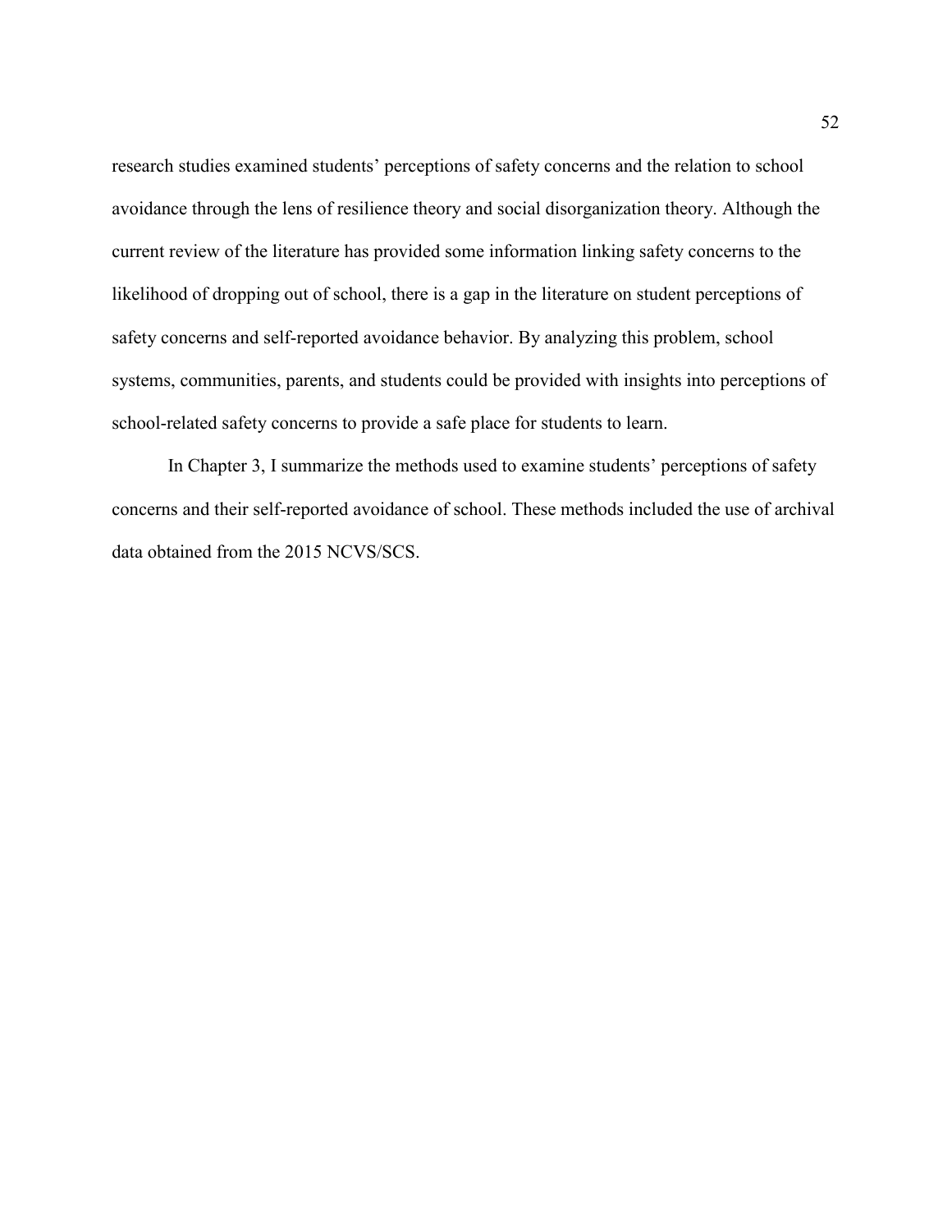research studies examined students' perceptions of safety concerns and the relation to school avoidance through the lens of resilience theory and social disorganization theory. Although the current review of the literature has provided some information linking safety concerns to the likelihood of dropping out of school, there is a gap in the literature on student perceptions of safety concerns and self-reported avoidance behavior. By analyzing this problem, school systems, communities, parents, and students could be provided with insights into perceptions of school-related safety concerns to provide a safe place for students to learn.

In Chapter 3, I summarize the methods used to examine students' perceptions of safety concerns and their self-reported avoidance of school. These methods included the use of archival data obtained from the 2015 NCVS/SCS.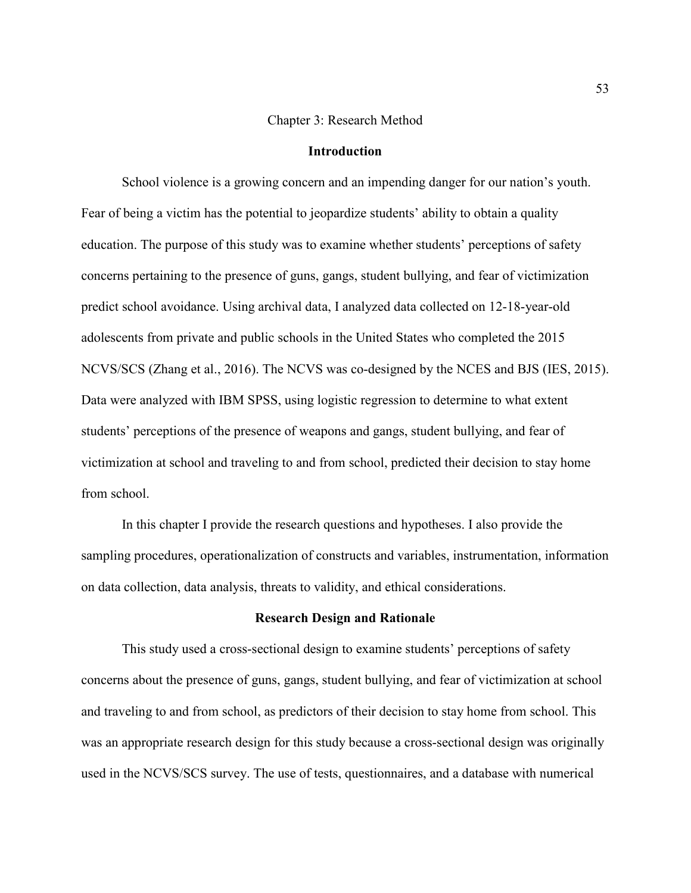# Chapter 3: Research Method

## Introduction

School violence is a growing concern and an impending danger for our nation's youth. Fear of being a victim has the potential to jeopardize students' ability to obtain a quality education. The purpose of this study was to examine whether students' perceptions of safety concerns pertaining to the presence of guns, gangs, student bullying, and fear of victimization predict school avoidance. Using archival data, I analyzed data collected on 12-18-year-old adolescents from private and public schools in the United States who completed the 2015 NCVS/SCS (Zhang et al., 2016). The NCVS was co-designed by the NCES and BJS (IES, 2015). Data were analyzed with IBM SPSS, using logistic regression to determine to what extent students' perceptions of the presence of weapons and gangs, student bullying, and fear of victimization at school and traveling to and from school, predicted their decision to stay home from school.

In this chapter I provide the research questions and hypotheses. I also provide the sampling procedures, operationalization of constructs and variables, instrumentation, information on data collection, data analysis, threats to validity, and ethical considerations.

## Research Design and Rationale

This study used a cross-sectional design to examine students' perceptions of safety concerns about the presence of guns, gangs, student bullying, and fear of victimization at school and traveling to and from school, as predictors of their decision to stay home from school. This was an appropriate research design for this study because a cross-sectional design was originally used in the NCVS/SCS survey. The use of tests, questionnaires, and a database with numerical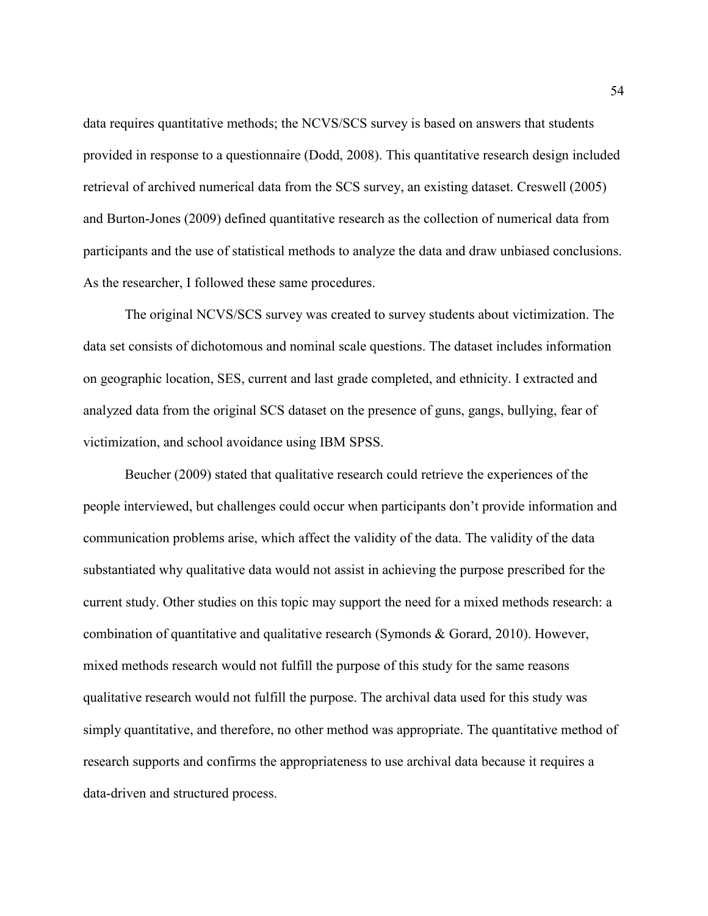data requires quantitative methods; the NCVS/SCS survey is based on answers that students provided in response to a questionnaire (Dodd, 2008). This quantitative research design included retrieval of archived numerical data from the SCS survey, an existing dataset. Creswell (2005) and Burton-Jones (2009) defined quantitative research as the collection of numerical data from participants and the use of statistical methods to analyze the data and draw unbiased conclusions. As the researcher, I followed these same procedures.

The original NCVS/SCS survey was created to survey students about victimization. The data set consists of dichotomous and nominal scale questions. The dataset includes information on geographic location, SES, current and last grade completed, and ethnicity. I extracted and analyzed data from the original SCS dataset on the presence of guns, gangs, bullying, fear of victimization, and school avoidance using IBM SPSS.

Beucher (2009) stated that qualitative research could retrieve the experiences of the people interviewed, but challenges could occur when participants don't provide information and communication problems arise, which affect the validity of the data. The validity of the data substantiated why qualitative data would not assist in achieving the purpose prescribed for the current study. Other studies on this topic may support the need for a mixed methods research: a combination of quantitative and qualitative research (Symonds & Gorard, 2010). However, mixed methods research would not fulfill the purpose of this study for the same reasons qualitative research would not fulfill the purpose. The archival data used for this study was simply quantitative, and therefore, no other method was appropriate. The quantitative method of research supports and confirms the appropriateness to use archival data because it requires a data-driven and structured process.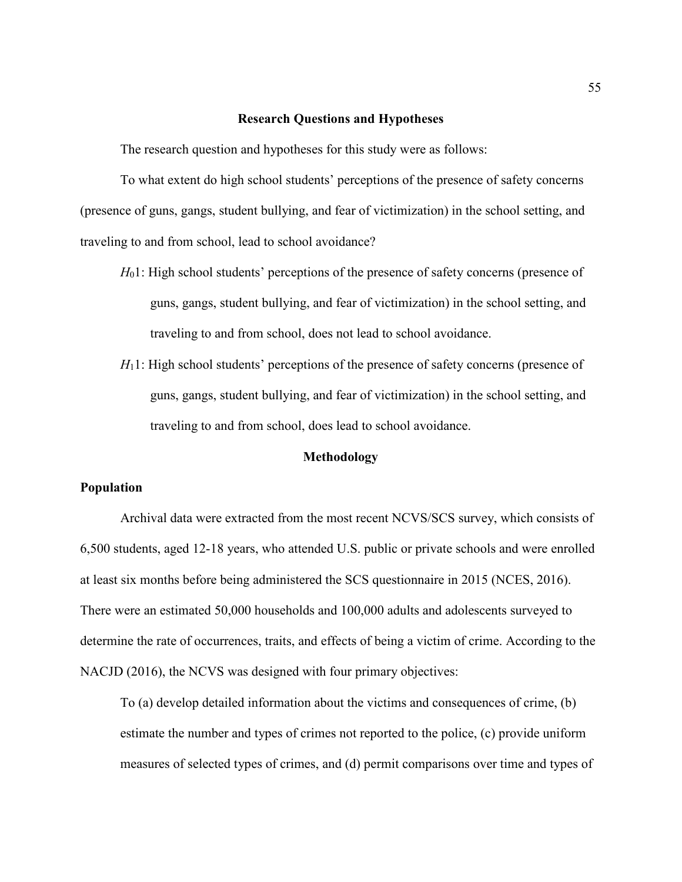## Research Questions and Hypotheses

The research question and hypotheses for this study were as follows:

To what extent do high school students' perceptions of the presence of safety concerns (presence of guns, gangs, student bullying, and fear of victimization) in the school setting, and traveling to and from school, lead to school avoidance?

> $H_0$1: High school students' perceptions of the presence of safety concerns (presence of guns, gangs, student bullying, and fear of victimization) in the school setting, and traveling to and from school, does not lead to school avoidance.
>
> $H_1$1: High school students' perceptions of the presence of safety concerns (presence of guns, gangs, student bullying, and fear of victimization) in the school setting, and traveling to and from school, does lead to school avoidance.

## Methodology

### Population

Archival data were extracted from the most recent NCVS/SCS survey, which consists of 6,500 students, aged 12-18 years, who attended U.S. public or private schools and were enrolled at least six months before being administered the SCS questionnaire in 2015 (NCES, 2016). There were an estimated 50,000 households and 100,000 adults and adolescents surveyed to determine the rate of occurrences, traits, and effects of being a victim of crime. According to the NACJD (2016), the NCVS was designed with four primary objectives:

> To (a) develop detailed information about the victims and consequences of crime, (b) estimate the number and types of crimes not reported to the police, (c) provide uniform measures of selected types of crimes, and (d) permit comparisons over time and types of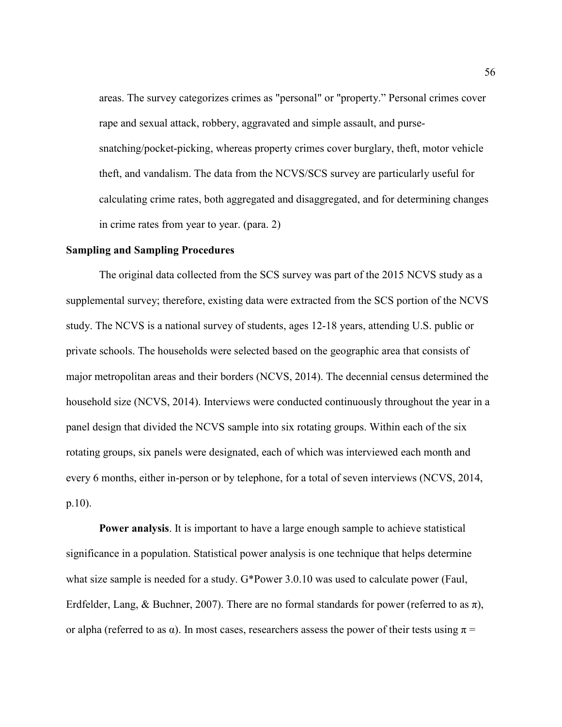> areas. The survey categorizes crimes as "personal" or "property." Personal crimes cover rape and sexual attack, robbery, aggravated and simple assault, and purse-snatching/pocket-picking, whereas property crimes cover burglary, theft, motor vehicle theft, and vandalism. The data from the NCVS/SCS survey are particularly useful for calculating crime rates, both aggregated and disaggregated, and for determining changes in crime rates from year to year. (para. 2)

**Sampling and Sampling Procedures**

The original data collected from the SCS survey was part of the 2015 NCVS study as a supplemental survey; therefore, existing data were extracted from the SCS portion of the NCVS study. The NCVS is a national survey of students, ages 12-18 years, attending U.S. public or private schools. The households were selected based on the geographic area that consists of major metropolitan areas and their borders (NCVS, 2014). The decennial census determined the household size (NCVS, 2014). Interviews were conducted continuously throughout the year in a panel design that divided the NCVS sample into six rotating groups. Within each of the six rotating groups, six panels were designated, each of which was interviewed each month and every 6 months, either in-person or by telephone, for a total of seven interviews (NCVS, 2014, p.10).

**Power analysis**. It is important to have a large enough sample to achieve statistical significance in a population. Statistical power analysis is one technique that helps determine what size sample is needed for a study. G*Power 3.0.10 was used to calculate power (Faul, Erdfelder, Lang, & Buchner, 2007). There are no formal standards for power (referred to as $\pi$), or alpha (referred to as $\alpha$). In most cases, researchers assess the power of their tests using $\pi =$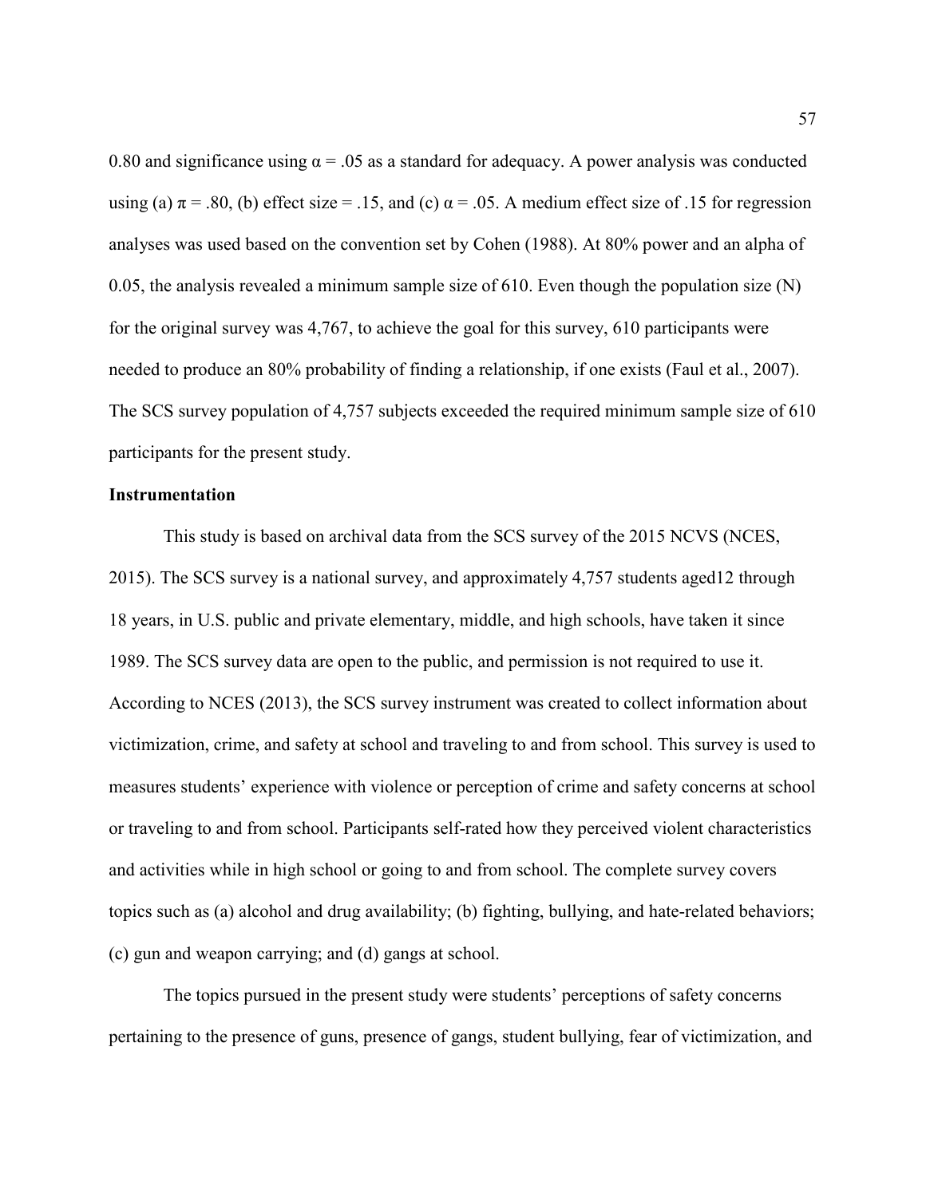0.80 and significance using $\alpha = .05$ as a standard for adequacy. A power analysis was conducted using (a) $\pi = .80$, (b) effect size = .15, and (c) $\alpha = .05$. A medium effect size of .15 for regression analyses was used based on the convention set by Cohen (1988). At 80% power and an alpha of 0.05, the analysis revealed a minimum sample size of 610. Even though the population size (N) for the original survey was 4,767, to achieve the goal for this survey, 610 participants were needed to produce an 80% probability of finding a relationship, if one exists (Faul et al., 2007). The SCS survey population of 4,757 subjects exceeded the required minimum sample size of 610 participants for the present study.

**Instrumentation**

This study is based on archival data from the SCS survey of the 2015 NCVS (NCES, 2015). The SCS survey is a national survey, and approximately 4,757 students aged12 through 18 years, in U.S. public and private elementary, middle, and high schools, have taken it since 1989. The SCS survey data are open to the public, and permission is not required to use it. According to NCES (2013), the SCS survey instrument was created to collect information about victimization, crime, and safety at school and traveling to and from school. This survey is used to measures students' experience with violence or perception of crime and safety concerns at school or traveling to and from school. Participants self-rated how they perceived violent characteristics and activities while in high school or going to and from school. The complete survey covers topics such as (a) alcohol and drug availability; (b) fighting, bullying, and hate-related behaviors; (c) gun and weapon carrying; and (d) gangs at school.

The topics pursued in the present study were students' perceptions of safety concerns pertaining to the presence of guns, presence of gangs, student bullying, fear of victimization, and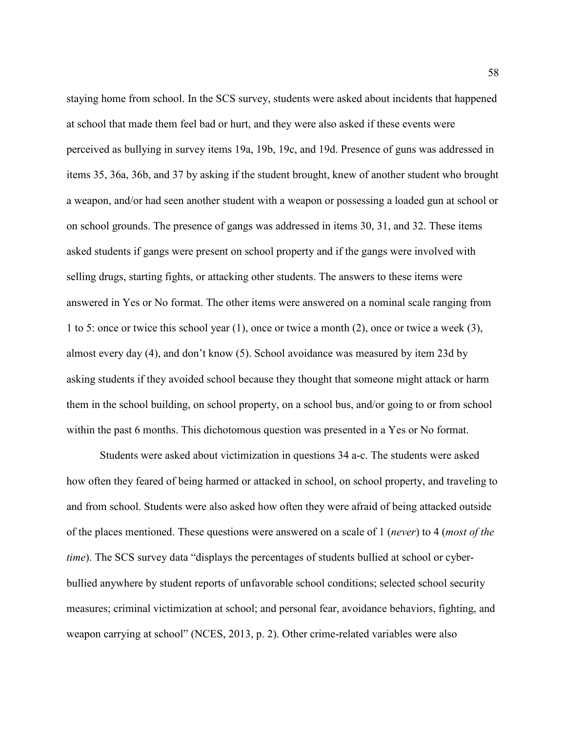staying home from school. In the SCS survey, students were asked about incidents that happened at school that made them feel bad or hurt, and they were also asked if these events were perceived as bullying in survey items 19a, 19b, 19c, and 19d. Presence of guns was addressed in items 35, 36a, 36b, and 37 by asking if the student brought, knew of another student who brought a weapon, and/or had seen another student with a weapon or possessing a loaded gun at school or on school grounds. The presence of gangs was addressed in items 30, 31, and 32. These items asked students if gangs were present on school property and if the gangs were involved with selling drugs, starting fights, or attacking other students. The answers to these items were answered in Yes or No format. The other items were answered on a nominal scale ranging from 1 to 5: once or twice this school year (1), once or twice a month (2), once or twice a week (3), almost every day (4), and don't know (5). School avoidance was measured by item 23d by asking students if they avoided school because they thought that someone might attack or harm them in the school building, on school property, on a school bus, and/or going to or from school within the past 6 months. This dichotomous question was presented in a Yes or No format.

Students were asked about victimization in questions 34 a-c. The students were asked how often they feared of being harmed or attacked in school, on school property, and traveling to and from school. Students were also asked how often they were afraid of being attacked outside of the places mentioned. These questions were answered on a scale of 1 (*never*) to 4 (*most of the time*). The SCS survey data "displays the percentages of students bullied at school or cyber-bullied anywhere by student reports of unfavorable school conditions; selected school security measures; criminal victimization at school; and personal fear, avoidance behaviors, fighting, and weapon carrying at school" (NCES, 2013, p. 2). Other crime-related variables were also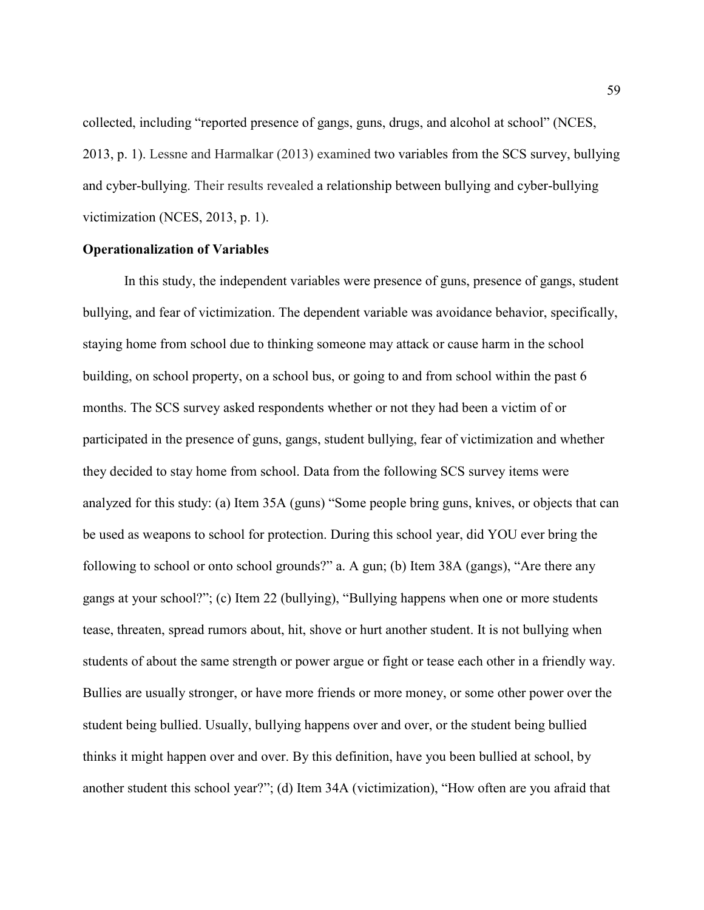collected, including “reported presence of gangs, guns, drugs, and alcohol at school” (NCES, 2013, p. 1). Lessne and Harmalkar (2013) examined two variables from the SCS survey, bullying and cyber-bullying. Their results revealed a relationship between bullying and cyber-bullying victimization (NCES, 2013, p. 1).

**Operationalization of Variables**

In this study, the independent variables were presence of guns, presence of gangs, student bullying, and fear of victimization. The dependent variable was avoidance behavior, specifically, staying home from school due to thinking someone may attack or cause harm in the school building, on school property, on a school bus, or going to and from school within the past 6 months. The SCS survey asked respondents whether or not they had been a victim of or participated in the presence of guns, gangs, student bullying, fear of victimization and whether they decided to stay home from school. Data from the following SCS survey items were analyzed for this study: (a) Item 35A (guns) “Some people bring guns, knives, or objects that can be used as weapons to school for protection. During this school year, did YOU ever bring the following to school or onto school grounds?” a. A gun; (b) Item 38A (gangs), “Are there any gangs at your school?”; (c) Item 22 (bullying), “Bullying happens when one or more students tease, threaten, spread rumors about, hit, shove or hurt another student. It is not bullying when students of about the same strength or power argue or fight or tease each other in a friendly way. Bullies are usually stronger, or have more friends or more money, or some other power over the student being bullied. Usually, bullying happens over and over, or the student being bullied thinks it might happen over and over. By this definition, have you been bullied at school, by another student this school year?”; (d) Item 34A (victimization), “How often are you afraid that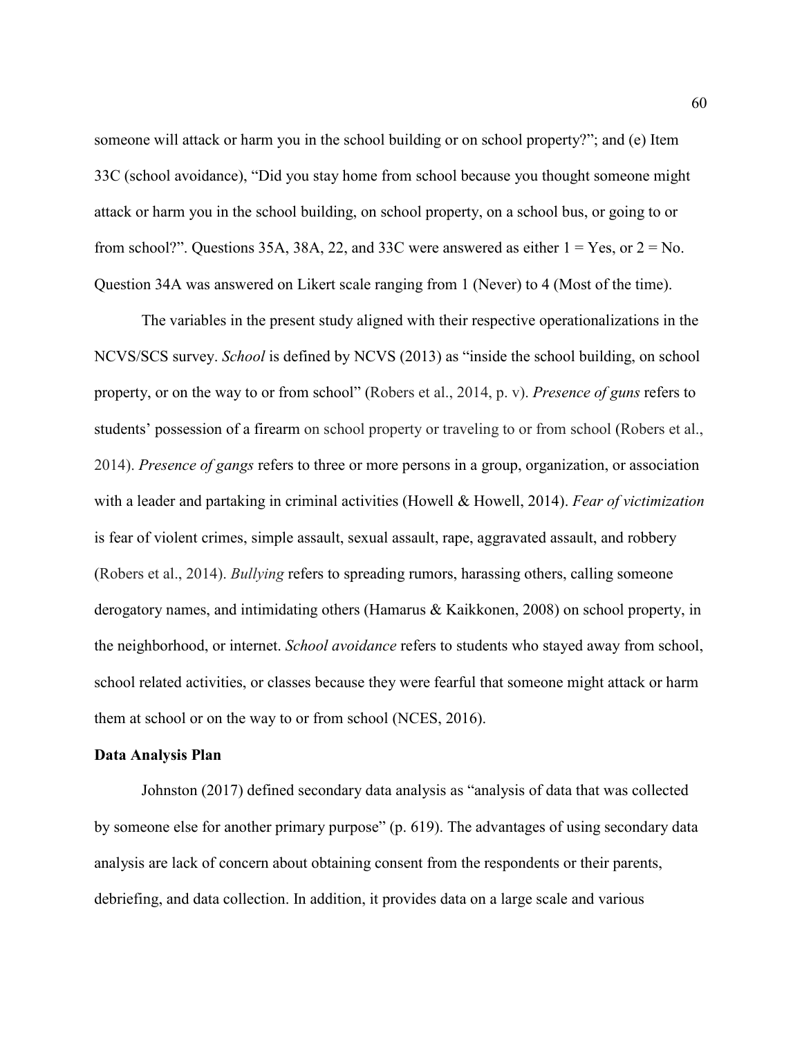someone will attack or harm you in the school building or on school property?"; and (e) Item 33C (school avoidance), "Did you stay home from school because you thought someone might attack or harm you in the school building, on school property, on a school bus, or going to or from school?". Questions 35A, 38A, 22, and 33C were answered as either 1 = Yes, or 2 = No. Question 34A was answered on Likert scale ranging from 1 (Never) to 4 (Most of the time).

The variables in the present study aligned with their respective operationalizations in the NCVS/SCS survey. *School* is defined by NCVS (2013) as "inside the school building, on school property, or on the way to or from school" (Robers et al., 2014, p. v). *Presence of guns* refers to students' possession of a firearm on school property or traveling to or from school (Robers et al., 2014). *Presence of gangs* refers to three or more persons in a group, organization, or association with a leader and partaking in criminal activities (Howell & Howell, 2014). *Fear of victimization* is fear of violent crimes, simple assault, sexual assault, rape, aggravated assault, and robbery (Robers et al., 2014). *Bullying* refers to spreading rumors, harassing others, calling someone derogatory names, and intimidating others (Hamarus & Kaikkonen, 2008) on school property, in the neighborhood, or internet. *School avoidance* refers to students who stayed away from school, school related activities, or classes because they were fearful that someone might attack or harm them at school or on the way to or from school (NCES, 2016).

**Data Analysis Plan**

Johnston (2017) defined secondary data analysis as "analysis of data that was collected by someone else for another primary purpose" (p. 619). The advantages of using secondary data analysis are lack of concern about obtaining consent from the respondents or their parents, debriefing, and data collection. In addition, it provides data on a large scale and various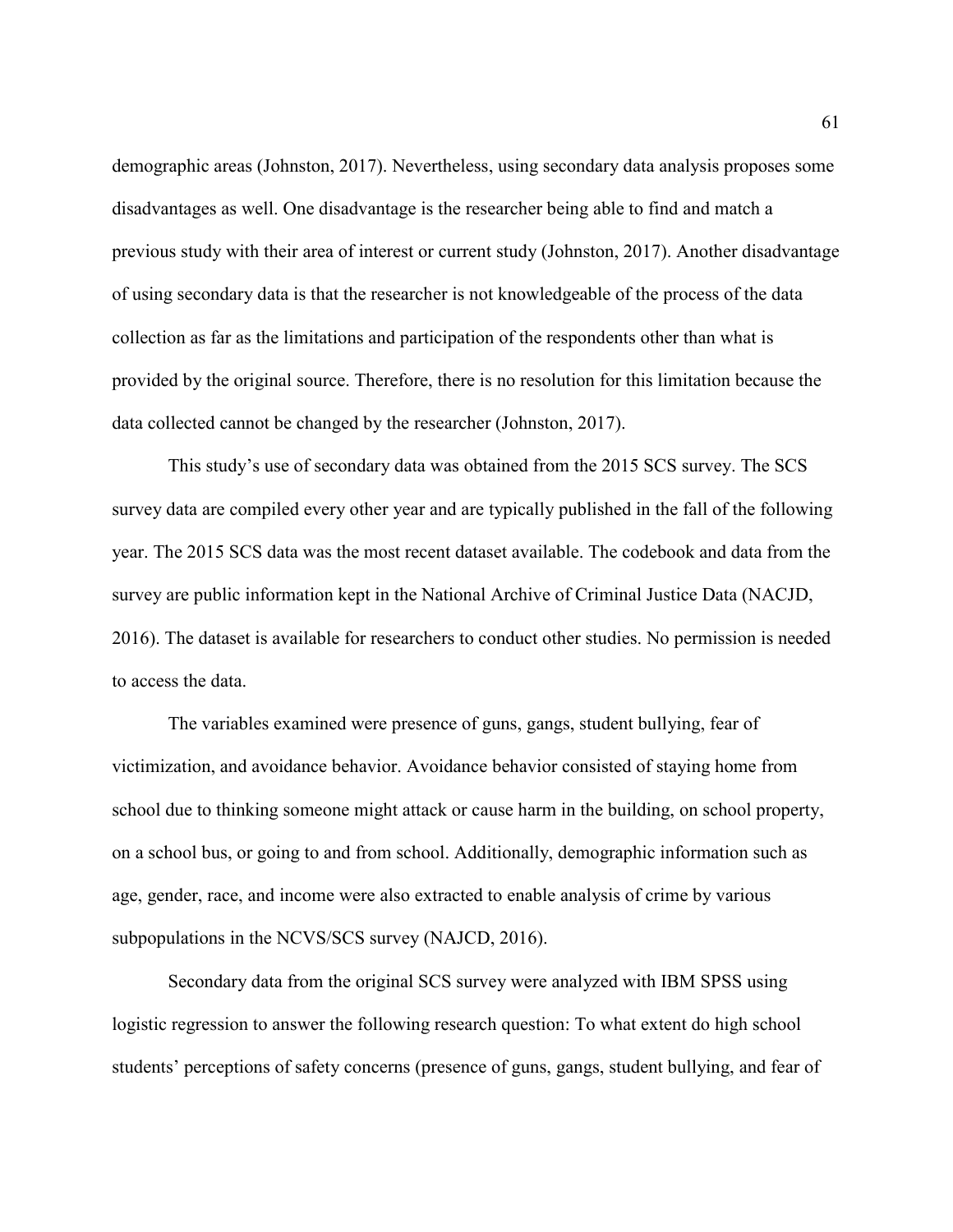demographic areas (Johnston, 2017). Nevertheless, using secondary data analysis proposes some disadvantages as well. One disadvantage is the researcher being able to find and match a previous study with their area of interest or current study (Johnston, 2017). Another disadvantage of using secondary data is that the researcher is not knowledgeable of the process of the data collection as far as the limitations and participation of the respondents other than what is provided by the original source. Therefore, there is no resolution for this limitation because the data collected cannot be changed by the researcher (Johnston, 2017).

This study's use of secondary data was obtained from the 2015 SCS survey. The SCS survey data are compiled every other year and are typically published in the fall of the following year. The 2015 SCS data was the most recent dataset available. The codebook and data from the survey are public information kept in the National Archive of Criminal Justice Data (NACJD, 2016). The dataset is available for researchers to conduct other studies. No permission is needed to access the data.

The variables examined were presence of guns, gangs, student bullying, fear of victimization, and avoidance behavior. Avoidance behavior consisted of staying home from school due to thinking someone might attack or cause harm in the building, on school property, on a school bus, or going to and from school. Additionally, demographic information such as age, gender, race, and income were also extracted to enable analysis of crime by various subpopulations in the NCVS/SCS survey (NAJCD, 2016).

Secondary data from the original SCS survey were analyzed with IBM SPSS using logistic regression to answer the following research question: To what extent do high school students' perceptions of safety concerns (presence of guns, gangs, student bullying, and fear of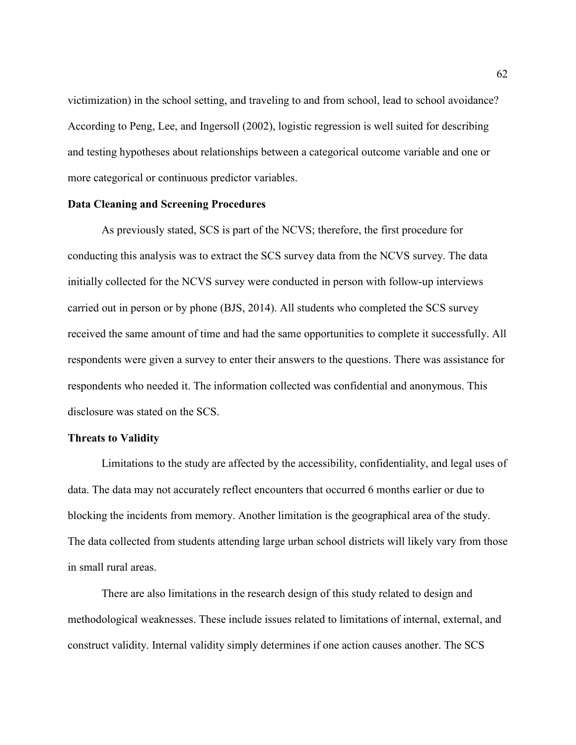victimization) in the school setting, and traveling to and from school, lead to school avoidance? According to Peng, Lee, and Ingersoll (2002), logistic regression is well suited for describing and testing hypotheses about relationships between a categorical outcome variable and one or more categorical or continuous predictor variables.

### Data Cleaning and Screening Procedures

As previously stated, SCS is part of the NCVS; therefore, the first procedure for conducting this analysis was to extract the SCS survey data from the NCVS survey. The data initially collected for the NCVS survey were conducted in person with follow-up interviews carried out in person or by phone (BJS, 2014). All students who completed the SCS survey received the same amount of time and had the same opportunities to complete it successfully. All respondents were given a survey to enter their answers to the questions. There was assistance for respondents who needed it. The information collected was confidential and anonymous. This disclosure was stated on the SCS.

### Threats to Validity

Limitations to the study are affected by the accessibility, confidentiality, and legal uses of data. The data may not accurately reflect encounters that occurred 6 months earlier or due to blocking the incidents from memory. Another limitation is the geographical area of the study. The data collected from students attending large urban school districts will likely vary from those in small rural areas.

There are also limitations in the research design of this study related to design and methodological weaknesses. These include issues related to limitations of internal, external, and construct validity. Internal validity simply determines if one action causes another. The SCS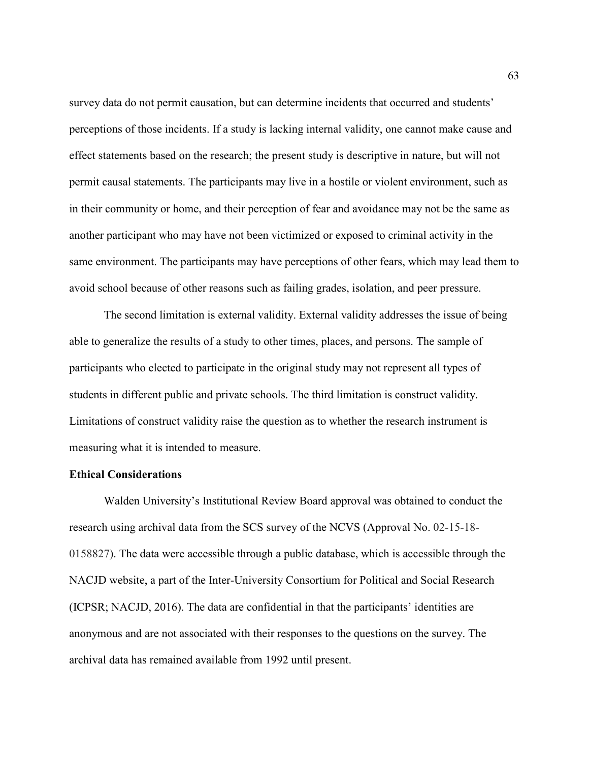survey data do not permit causation, but can determine incidents that occurred and students' perceptions of those incidents. If a study is lacking internal validity, one cannot make cause and effect statements based on the research; the present study is descriptive in nature, but will not permit causal statements. The participants may live in a hostile or violent environment, such as in their community or home, and their perception of fear and avoidance may not be the same as another participant who may have not been victimized or exposed to criminal activity in the same environment. The participants may have perceptions of other fears, which may lead them to avoid school because of other reasons such as failing grades, isolation, and peer pressure.

The second limitation is external validity. External validity addresses the issue of being able to generalize the results of a study to other times, places, and persons. The sample of participants who elected to participate in the original study may not represent all types of students in different public and private schools. The third limitation is construct validity. Limitations of construct validity raise the question as to whether the research instrument is measuring what it is intended to measure.

### Ethical Considerations

Walden University's Institutional Review Board approval was obtained to conduct the research using archival data from the SCS survey of the NCVS (Approval No. 02-15-18-0158827). The data were accessible through a public database, which is accessible through the NACJD website, a part of the Inter-University Consortium for Political and Social Research (ICPSR; NACJD, 2016). The data are confidential in that the participants' identities are anonymous and are not associated with their responses to the questions on the survey. The archival data has remained available from 1992 until present.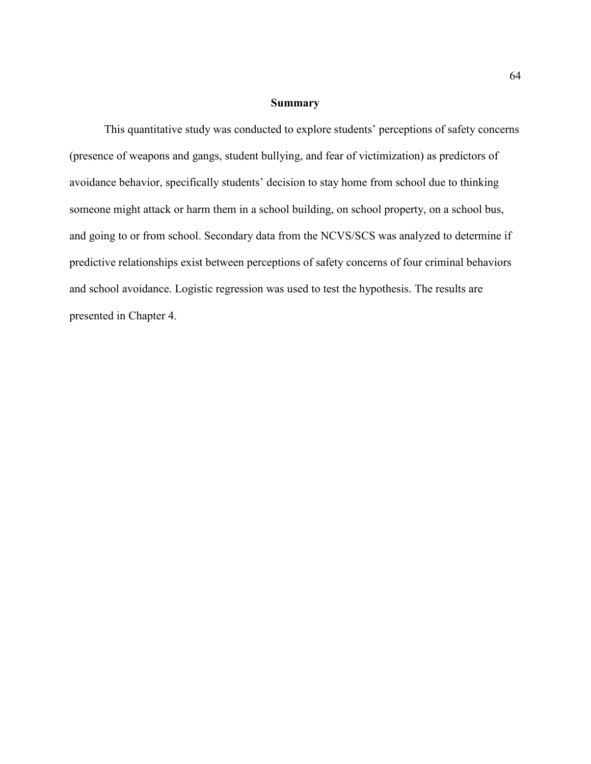## Summary

This quantitative study was conducted to explore students' perceptions of safety concerns (presence of weapons and gangs, student bullying, and fear of victimization) as predictors of avoidance behavior, specifically students' decision to stay home from school due to thinking someone might attack or harm them in a school building, on school property, on a school bus, and going to or from school. Secondary data from the NCVS/SCS was analyzed to determine if predictive relationships exist between perceptions of safety concerns of four criminal behaviors and school avoidance. Logistic regression was used to test the hypothesis. The results are presented in Chapter 4.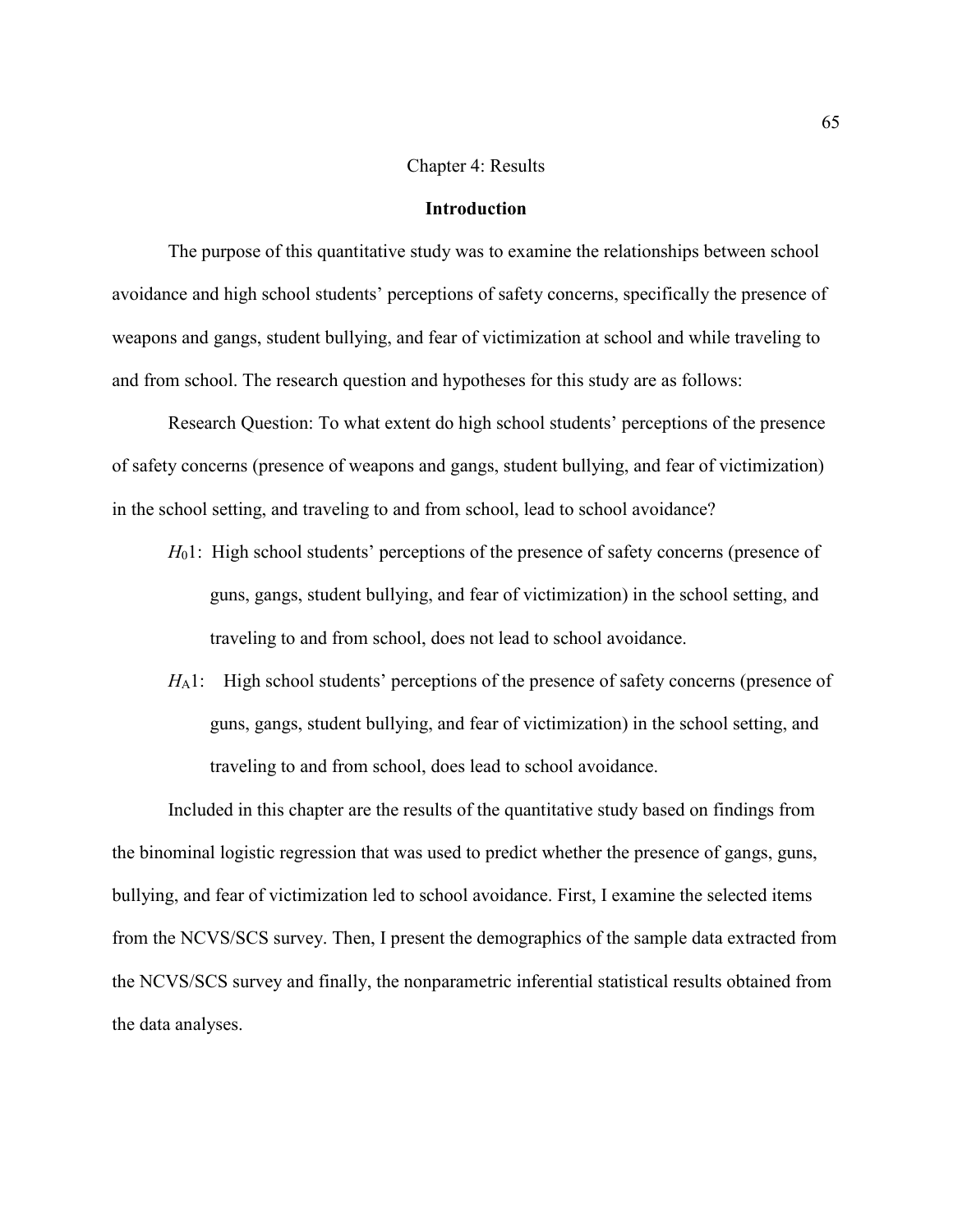# Chapter 4: Results

## Introduction

The purpose of this quantitative study was to examine the relationships between school avoidance and high school students' perceptions of safety concerns, specifically the presence of weapons and gangs, student bullying, and fear of victimization at school and while traveling to and from school. The research question and hypotheses for this study are as follows:

Research Question: To what extent do high school students' perceptions of the presence of safety concerns (presence of weapons and gangs, student bullying, and fear of victimization) in the school setting, and traveling to and from school, lead to school avoidance?

- $H_0$1: High school students' perceptions of the presence of safety concerns (presence of guns, gangs, student bullying, and fear of victimization) in the school setting, and traveling to and from school, does not lead to school avoidance.
- $H_A$1: High school students' perceptions of the presence of safety concerns (presence of guns, gangs, student bullying, and fear of victimization) in the school setting, and traveling to and from school, does lead to school avoidance.

Included in this chapter are the results of the quantitative study based on findings from the binominal logistic regression that was used to predict whether the presence of gangs, guns, bullying, and fear of victimization led to school avoidance. First, I examine the selected items from the NCVS/SCS survey. Then, I present the demographics of the sample data extracted from the NCVS/SCS survey and finally, the nonparametric inferential statistical results obtained from the data analyses.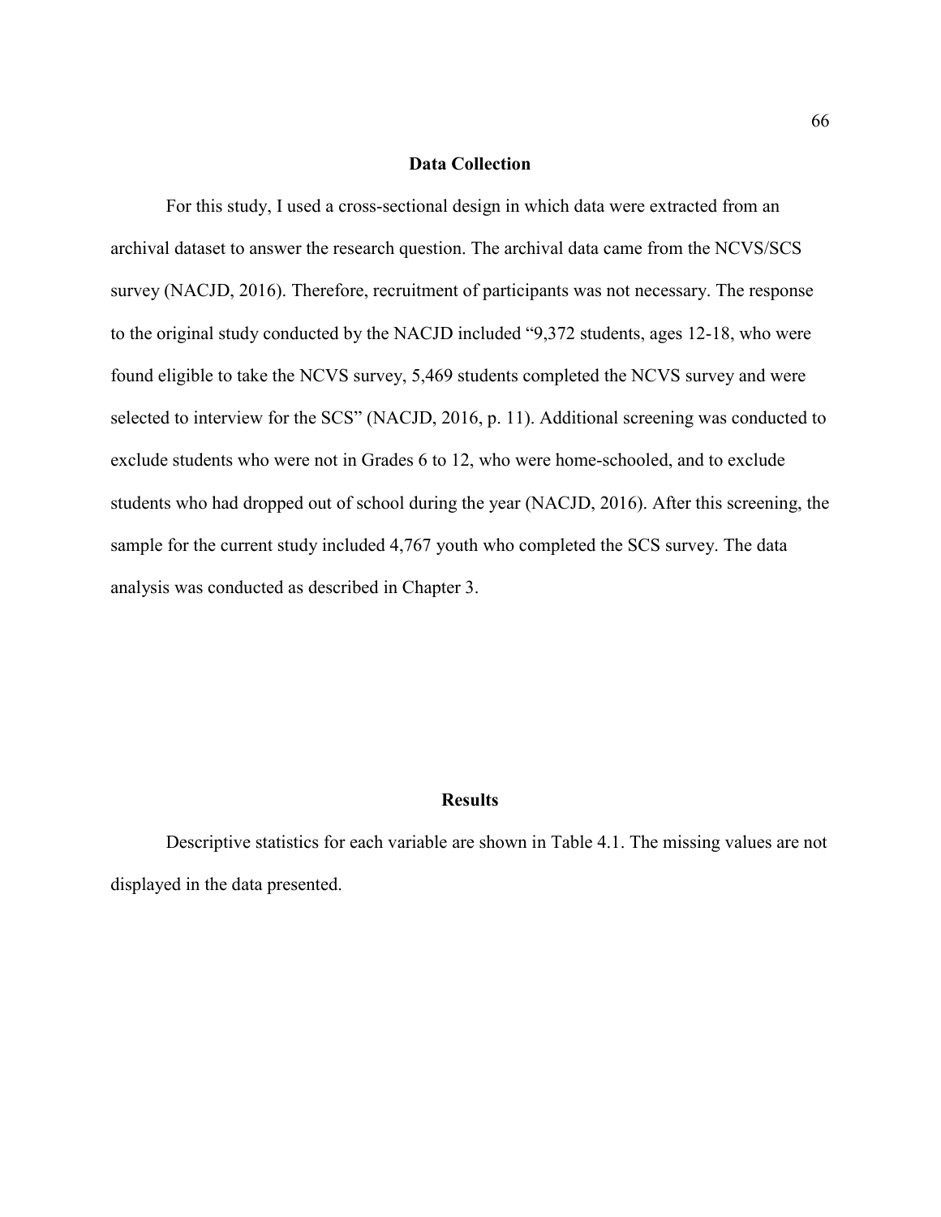## Data Collection

For this study, I used a cross-sectional design in which data were extracted from an archival dataset to answer the research question. The archival data came from the NCVS/SCS survey (NACJD, 2016). Therefore, recruitment of participants was not necessary. The response to the original study conducted by the NACJD included "9,372 students, ages 12-18, who were found eligible to take the NCVS survey, 5,469 students completed the NCVS survey and were selected to interview for the SCS" (NACJD, 2016, p. 11). Additional screening was conducted to exclude students who were not in Grades 6 to 12, who were home-schooled, and to exclude students who had dropped out of school during the year (NACJD, 2016). After this screening, the sample for the current study included 4,767 youth who completed the SCS survey. The data analysis was conducted as described in Chapter 3.

## Results

Descriptive statistics for each variable are shown in Table 4.1. The missing values are not displayed in the data presented.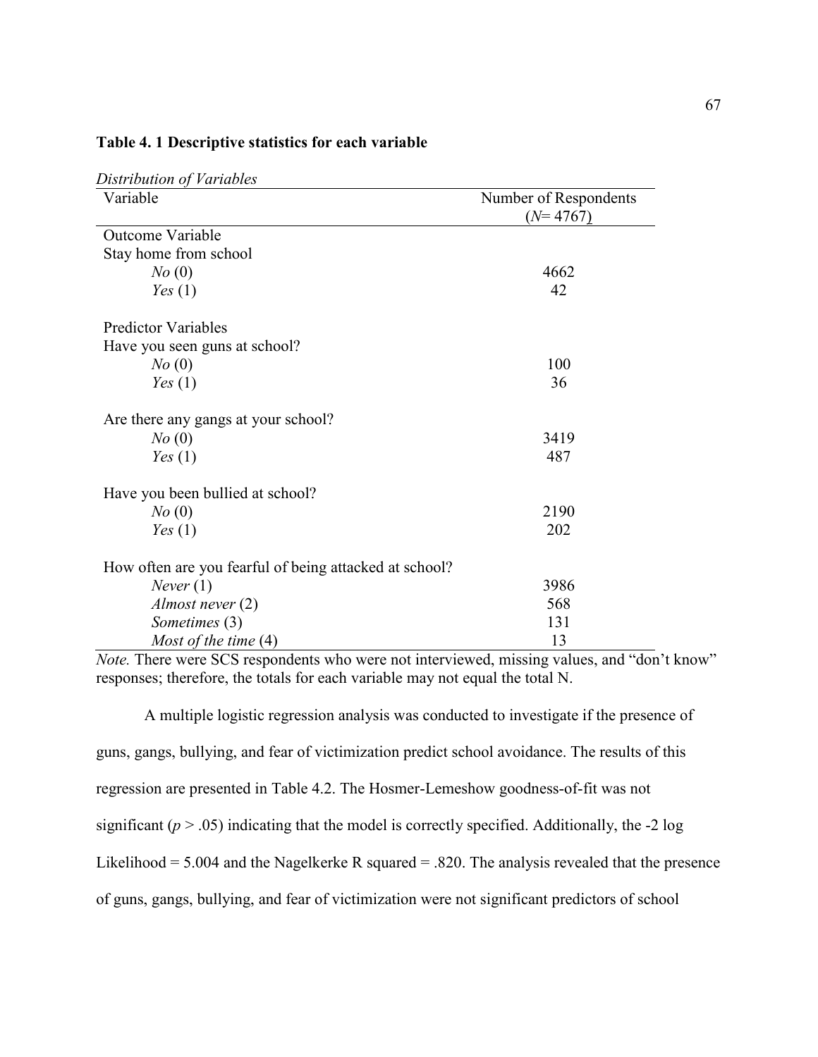**Table 4. 1 Descriptive statistics for each variable**

*Distribution of Variables*

| Variable | Number of Respondents ($N$= 4767) |
|---|---|
| Outcome Variable | |
| Stay home from school | |
| *No* (0) | 4662 |
| *Yes* (1) | 42 |
| | |
| Predictor Variables | |
| Have you seen guns at school? | |
| *No* (0) | 100 |
| *Yes* (1) | 36 |
| | |
| Are there any gangs at your school? | |
| *No* (0) | 3419 |
| *Yes* (1) | 487 |
| | |
| Have you been bullied at school? | |
| *No* (0) | 2190 |
| *Yes* (1) | 202 |
| | |
| How often are you fearful of being attacked at school? | |
| *Never* (1) | 3986 |
| *Almost never* (2) | 568 |
| *Sometimes* (3) | 131 |
| *Most of the time* (4) | 13 |

*Note.* There were SCS respondents who were not interviewed, missing values, and "don't know" responses; therefore, the totals for each variable may not equal the total N.

A multiple logistic regression analysis was conducted to investigate if the presence of guns, gangs, bullying, and fear of victimization predict school avoidance. The results of this regression are presented in Table 4.2. The Hosmer-Lemeshow goodness-of-fit was not significant ($p > .05$) indicating that the model is correctly specified. Additionally, the -2 log Likelihood = 5.004 and the Nagelkerke R squared = .820. The analysis revealed that the presence of guns, gangs, bullying, and fear of victimization were not significant predictors of school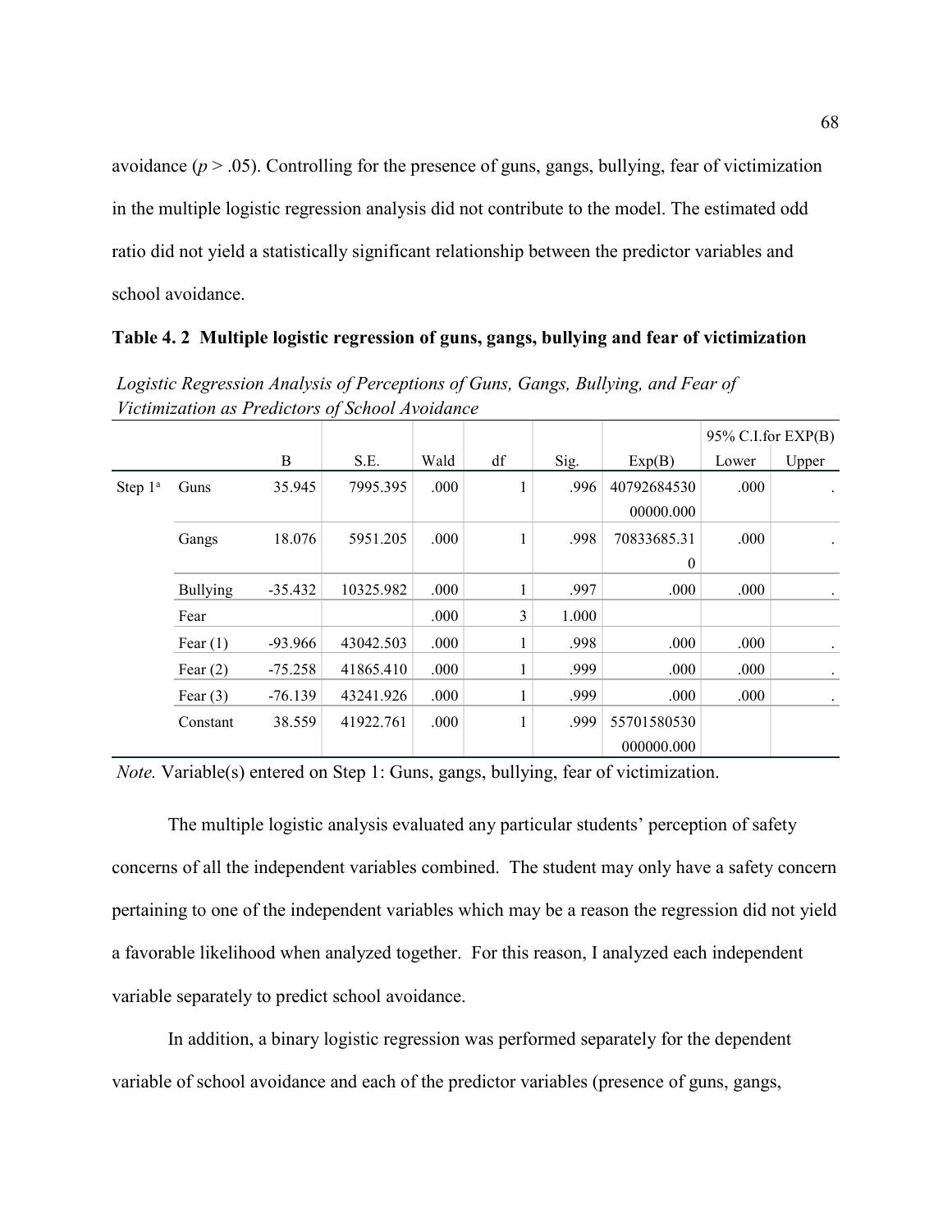avoidance ($p > .05$). Controlling for the presence of guns, gangs, bullying, fear of victimization in the multiple logistic regression analysis did not contribute to the model. The estimated odd ratio did not yield a statistically significant relationship between the predictor variables and school avoidance.

**Table 4. 2 Multiple logistic regression of guns, gangs, bullying and fear of victimization**

*Logistic Regression Analysis of Perceptions of Guns, Gangs, Bullying, and Fear of Victimization as Predictors of School Avoidance*

| | | | | | | | | 95% C.I.for EXP(B) | |
|---|---|---|---|---|---|---|---|---|---|
| | | B | S.E. | Wald | df | Sig. | Exp(B) | Lower | Upper |
| Step 1[a] | Guns | 35.945 | 7995.395 | .000 | 1 | .996 | 4079268453000000.000 | .000 | . |
| | Gangs | 18.076 | 5951.205 | .000 | 1 | .998 | 70833685.310 | .000 | . |
| | Bullying | -35.432 | 10325.982 | .000 | 1 | .997 | .000 | .000 | . |
| | Fear | | | .000 | 3 | 1.000 | | | |
| | Fear (1) | -93.966 | 43042.503 | .000 | 1 | .998 | .000 | .000 | . |
| | Fear (2) | -75.258 | 41865.410 | .000 | 1 | .999 | .000 | .000 | . |
| | Fear (3) | -76.139 | 43241.926 | .000 | 1 | .999 | .000 | .000 | . |
| | Constant | 38.559 | 41922.761 | .000 | 1 | .999 | 55701580530000000.000 | | |

*Note.* Variable(s) entered on Step 1: Guns, gangs, bullying, fear of victimization.

The multiple logistic analysis evaluated any particular students' perception of safety concerns of all the independent variables combined. The student may only have a safety concern pertaining to one of the independent variables which may be a reason the regression did not yield a favorable likelihood when analyzed together. For this reason, I analyzed each independent variable separately to predict school avoidance.

In addition, a binary logistic regression was performed separately for the dependent variable of school avoidance and each of the predictor variables (presence of guns, gangs,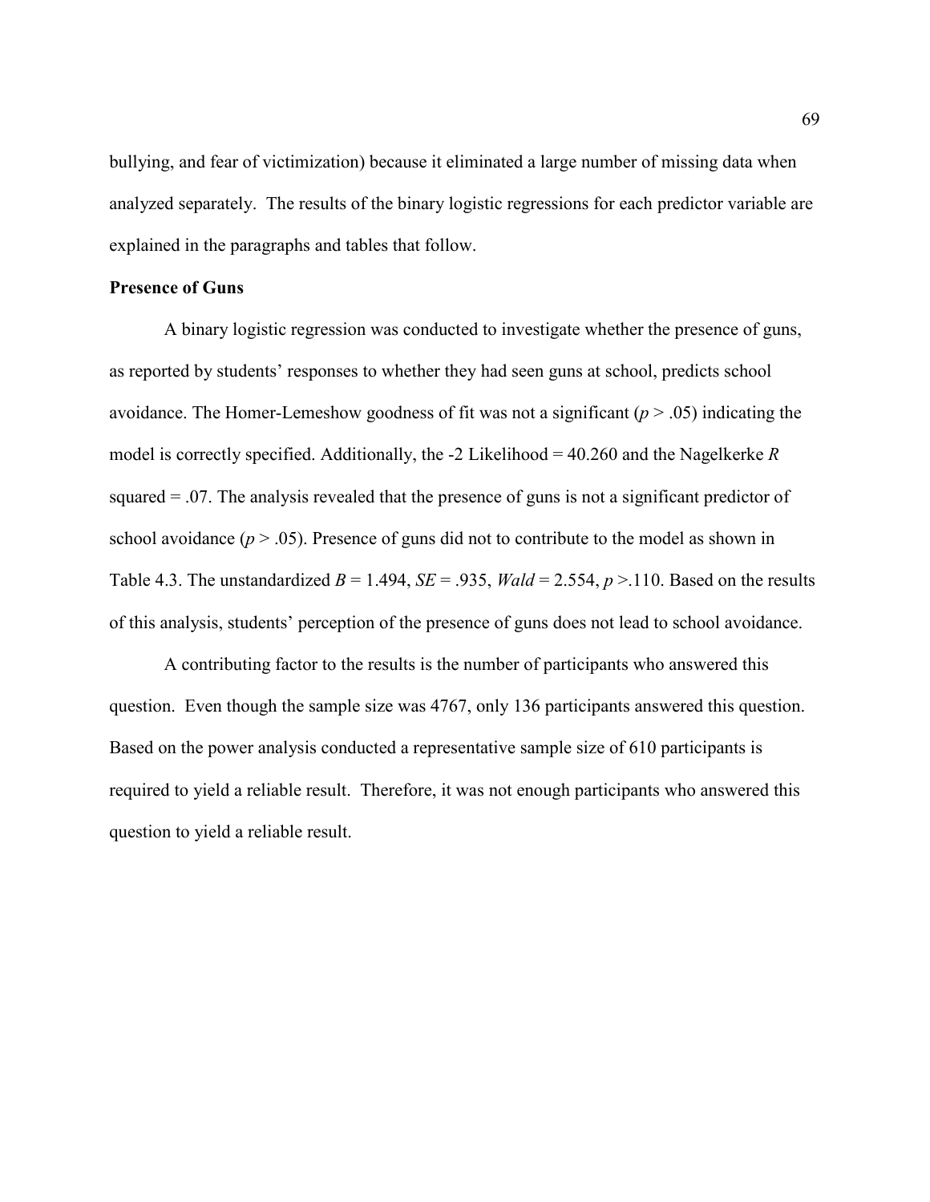bullying, and fear of victimization) because it eliminated a large number of missing data when analyzed separately. The results of the binary logistic regressions for each predictor variable are explained in the paragraphs and tables that follow.

**Presence of Guns**

A binary logistic regression was conducted to investigate whether the presence of guns, as reported by students' responses to whether they had seen guns at school, predicts school avoidance. The Homer-Lemeshow goodness of fit was not a significant ($p > .05$) indicating the model is correctly specified. Additionally, the -2 Likelihood = 40.260 and the Nagelkerke $R$ squared = .07. The analysis revealed that the presence of guns is not a significant predictor of school avoidance ($p > .05$). Presence of guns did not to contribute to the model as shown in Table 4.3. The unstandardized $B = 1.494$, $SE = .935$, $Wald = 2.554$, $p >.110$. Based on the results of this analysis, students' perception of the presence of guns does not lead to school avoidance.

A contributing factor to the results is the number of participants who answered this question. Even though the sample size was 4767, only 136 participants answered this question. Based on the power analysis conducted a representative sample size of 610 participants is required to yield a reliable result. Therefore, it was not enough participants who answered this question to yield a reliable result.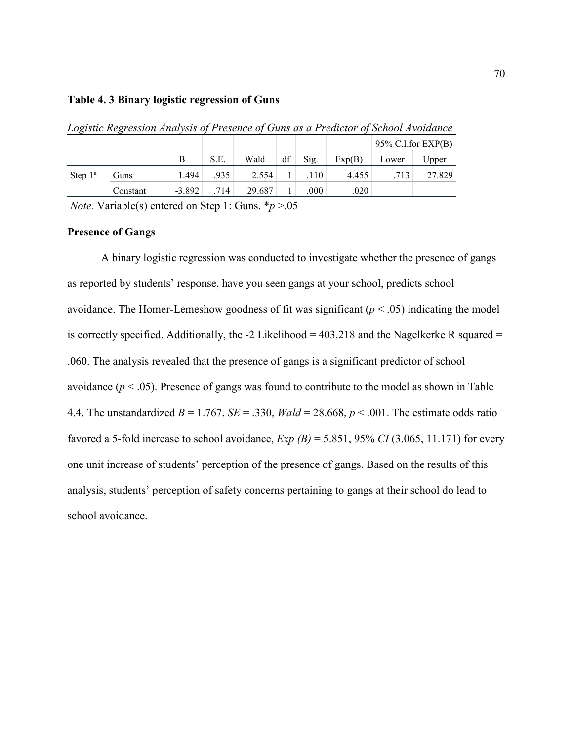**Table 4. 3 Binary logistic regression of Guns**

*Logistic Regression Analysis of Presence of Guns as a Predictor of School Avoidance*

| | | B | S.E. | Wald | df | Sig. | Exp(B) | 95% C.I.for EXP(B) | |
|---|---|---|---|---|---|---|---|---|---|
| | | | | | | | | Lower | Upper |
| Step 1[a] | Guns | 1.494 | .935 | 2.554 | 1 | .110 | 4.455 | .713 | 27.829 |
| | Constant | -3.892 | .714 | 29.687 | 1 | .000 | .020 | | |

*Note.* Variable(s) entered on Step 1: Guns. \**p* >.05

**Presence of Gangs**

A binary logistic regression was conducted to investigate whether the presence of gangs as reported by students' response, have you seen gangs at your school, predicts school avoidance. The Homer-Lemeshow goodness of fit was significant ($p < .05$) indicating the model is correctly specified. Additionally, the -2 Likelihood = 403.218 and the Nagelkerke R squared = .060. The analysis revealed that the presence of gangs is a significant predictor of school avoidance ($p < .05$). Presence of gangs was found to contribute to the model as shown in Table 4.4. The unstandardized $B = 1.767$, $SE = .330$, $Wald = 28.668$, $p < .001$. The estimate odds ratio favored a 5-fold increase to school avoidance, *Exp (B)* = 5.851, 95% *CI* (3.065, 11.171) for every one unit increase of students' perception of the presence of gangs. Based on the results of this analysis, students' perception of safety concerns pertaining to gangs at their school do lead to school avoidance.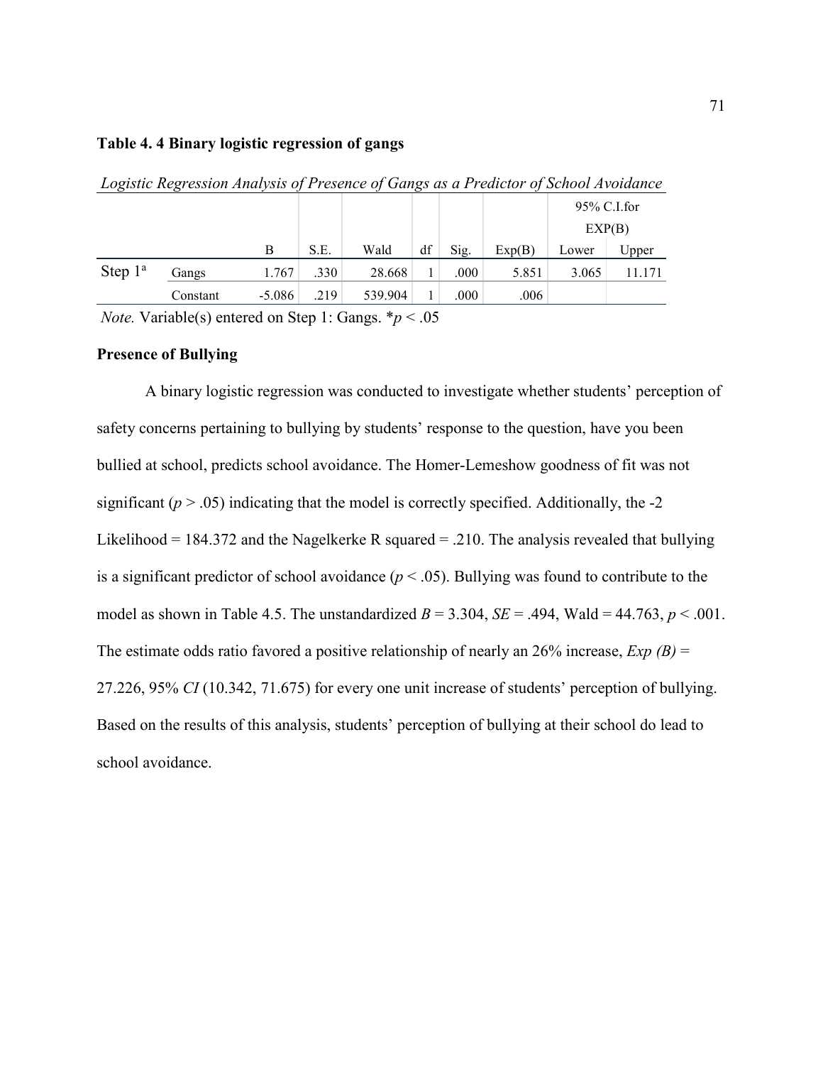**Table 4. 4 Binary logistic regression of gangs**

*Logistic Regression Analysis of Presence of Gangs as a Predictor of School Avoidance*

| | | B | S.E. | Wald | df | Sig. | Exp(B) | 95% C.I.for EXP(B) | |
|---|---|---|---|---|---|---|---|---|---|
| | | | | | | | | Lower | Upper |
| Step 1[a] | Gangs | 1.767 | .330 | 28.668 | 1 | .000 | 5.851 | 3.065 | 11.171 |
| | Constant | -5.086 | .219 | 539.904 | 1 | .000 | .006 | | |

*Note.* Variable(s) entered on Step 1: Gangs. \**p* < .05

**Presence of Bullying**

A binary logistic regression was conducted to investigate whether students' perception of safety concerns pertaining to bullying by students' response to the question, have you been bullied at school, predicts school avoidance. The Homer-Lemeshow goodness of fit was not significant ($p > .05$) indicating that the model is correctly specified. Additionally, the -2 Likelihood = 184.372 and the Nagelkerke R squared = .210. The analysis revealed that bullying is a significant predictor of school avoidance ($p < .05$). Bullying was found to contribute to the model as shown in Table 4.5. The unstandardized $B = 3.304$, $SE = .494$, Wald = 44.763, $p < .001$. The estimate odds ratio favored a positive relationship of nearly an 26% increase, *Exp (B)* = 27.226, 95% *CI* (10.342, 71.675) for every one unit increase of students' perception of bullying. Based on the results of this analysis, students' perception of bullying at their school do lead to school avoidance.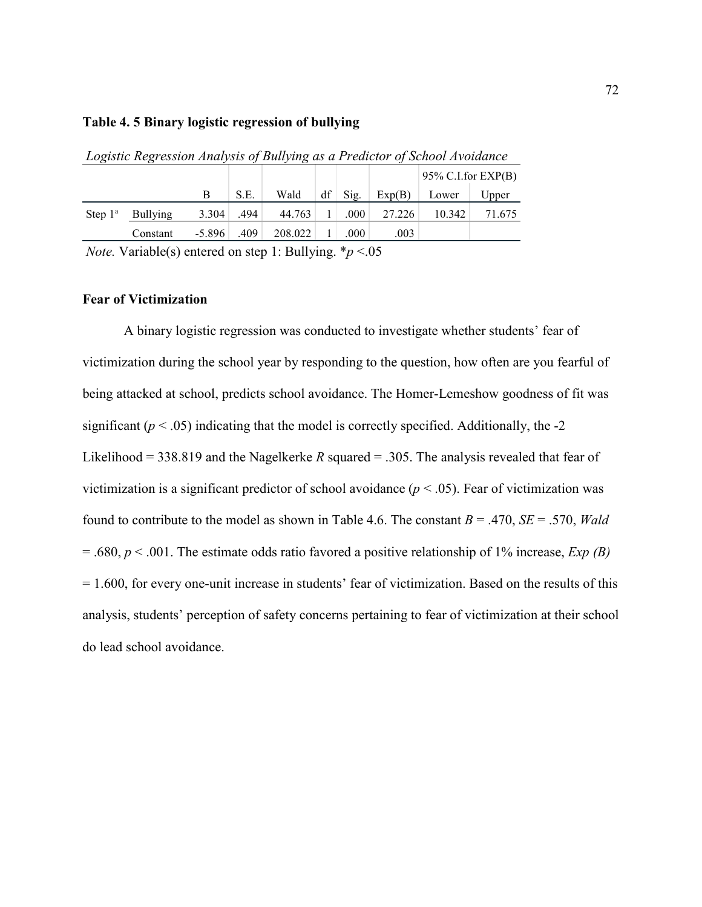**Table 4. 5 Binary logistic regression of bullying**

*Logistic Regression Analysis of Bullying as a Predictor of School Avoidance*

| | | | | | | | | 95% C.I.for EXP(B) | |
|---|---|---|---|---|---|---|---|---|---|
| | | B | S.E. | Wald | df | Sig. | Exp(B) | Lower | Upper |
| Step 1[a] | Bullying | 3.304 | .494 | 44.763 | 1 | .000 | 27.226 | 10.342 | 71.675 |
| | Constant | -5.896 | .409 | 208.022 | 1 | .000 | .003 | | |

*Note.* Variable(s) entered on step 1: Bullying. *$p$ <.05

**Fear of Victimization**

A binary logistic regression was conducted to investigate whether students' fear of victimization during the school year by responding to the question, how often are you fearful of being attacked at school, predicts school avoidance. The Homer-Lemeshow goodness of fit was significant ($p < .05$) indicating that the model is correctly specified. Additionally, the -2 Likelihood = 338.819 and the Nagelkerke $R$ squared = .305. The analysis revealed that fear of victimization is a significant predictor of school avoidance ($p < .05$). Fear of victimization was found to contribute to the model as shown in Table 4.6. The constant $B$ = .470, $SE$ = .570, *Wald* = .680, $p < .001$. The estimate odds ratio favored a positive relationship of 1% increase, *Exp (B)* = 1.600, for every one-unit increase in students' fear of victimization. Based on the results of this analysis, students' perception of safety concerns pertaining to fear of victimization at their school do lead school avoidance.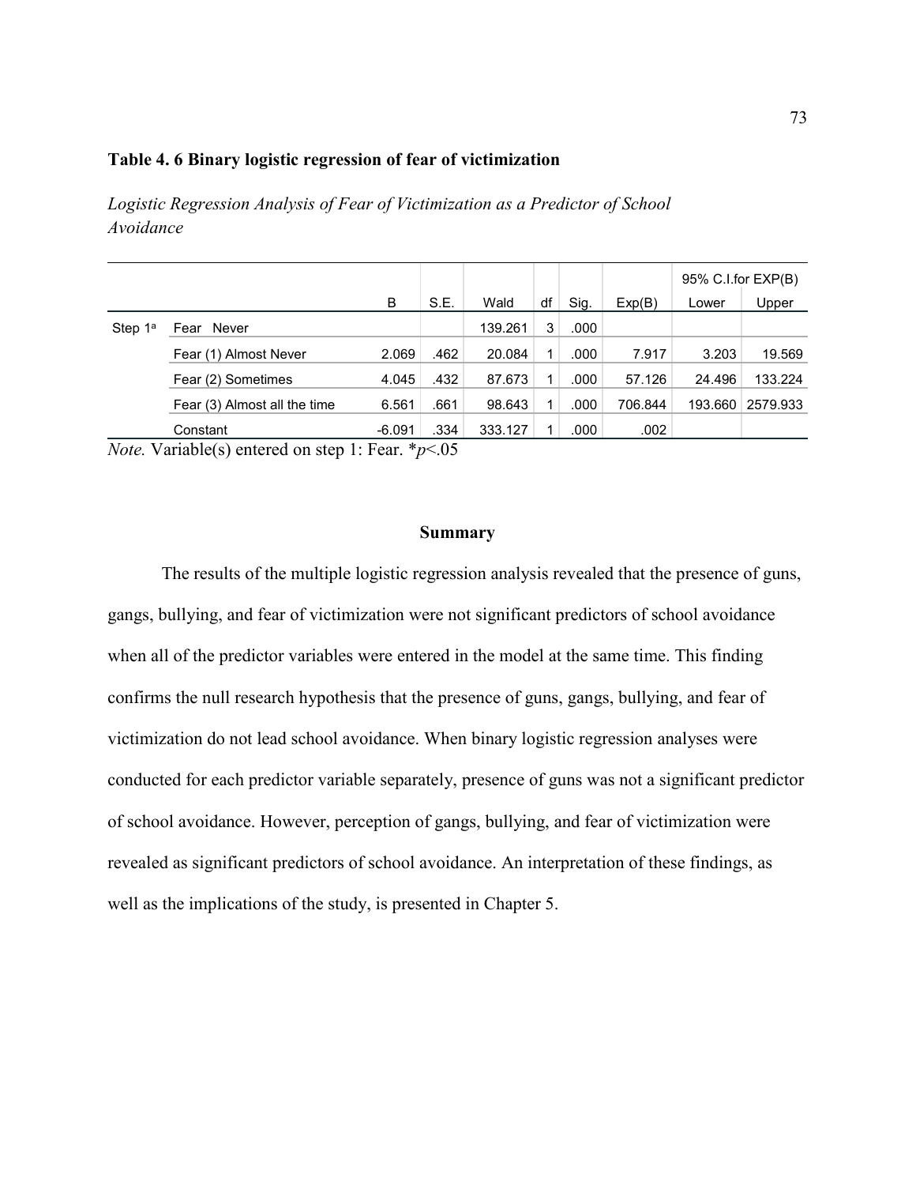**Table 4. 6 Binary logistic regression of fear of victimization**

*Logistic Regression Analysis of Fear of Victimization as a Predictor of School Avoidance*

| | | B | S.E. | Wald | df | Sig. | Exp(B) | 95% C.I.for EXP(B) | |
|---|---|---|---|---|---|---|---|---|---|
| | | | | | | | | Lower | Upper |
| Step 1[a] | Fear Never | | | 139.261 | 3 | .000 | | | |
| | Fear (1) Almost Never | 2.069 | .462 | 20.084 | 1 | .000 | 7.917 | 3.203 | 19.569 |
| | Fear (2) Sometimes | 4.045 | .432 | 87.673 | 1 | .000 | 57.126 | 24.496 | 133.224 |
| | Fear (3) Almost all the time | 6.561 | .661 | 98.643 | 1 | .000 | 706.844 | 193.660 | 2579.933 |
| | Constant | -6.091 | .334 | 333.127 | 1 | .000 | .002 | | |

*Note.* Variable(s) entered on step 1: Fear. $*p<.05$

## Summary

The results of the multiple logistic regression analysis revealed that the presence of guns, gangs, bullying, and fear of victimization were not significant predictors of school avoidance when all of the predictor variables were entered in the model at the same time. This finding confirms the null research hypothesis that the presence of guns, gangs, bullying, and fear of victimization do not lead school avoidance. When binary logistic regression analyses were conducted for each predictor variable separately, presence of guns was not a significant predictor of school avoidance. However, perception of gangs, bullying, and fear of victimization were revealed as significant predictors of school avoidance. An interpretation of these findings, as well as the implications of the study, is presented in Chapter 5.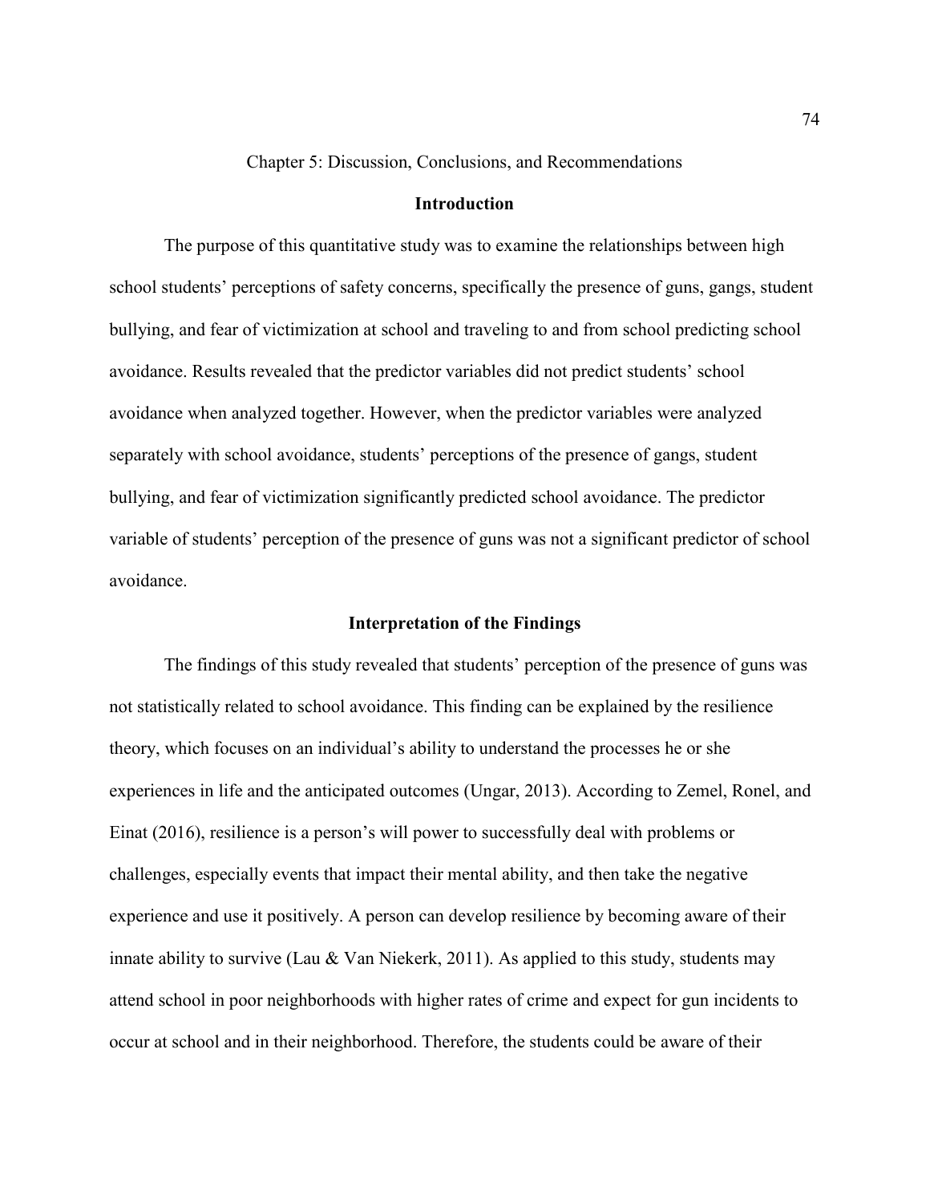# Chapter 5: Discussion, Conclusions, and Recommendations

## Introduction

The purpose of this quantitative study was to examine the relationships between high school students' perceptions of safety concerns, specifically the presence of guns, gangs, student bullying, and fear of victimization at school and traveling to and from school predicting school avoidance. Results revealed that the predictor variables did not predict students' school avoidance when analyzed together. However, when the predictor variables were analyzed separately with school avoidance, students' perceptions of the presence of gangs, student bullying, and fear of victimization significantly predicted school avoidance. The predictor variable of students' perception of the presence of guns was not a significant predictor of school avoidance.

## Interpretation of the Findings

The findings of this study revealed that students' perception of the presence of guns was not statistically related to school avoidance. This finding can be explained by the resilience theory, which focuses on an individual's ability to understand the processes he or she experiences in life and the anticipated outcomes (Ungar, 2013). According to Zemel, Ronel, and Einat (2016), resilience is a person's will power to successfully deal with problems or challenges, especially events that impact their mental ability, and then take the negative experience and use it positively. A person can develop resilience by becoming aware of their innate ability to survive (Lau & Van Niekerk, 2011). As applied to this study, students may attend school in poor neighborhoods with higher rates of crime and expect for gun incidents to occur at school and in their neighborhood. Therefore, the students could be aware of their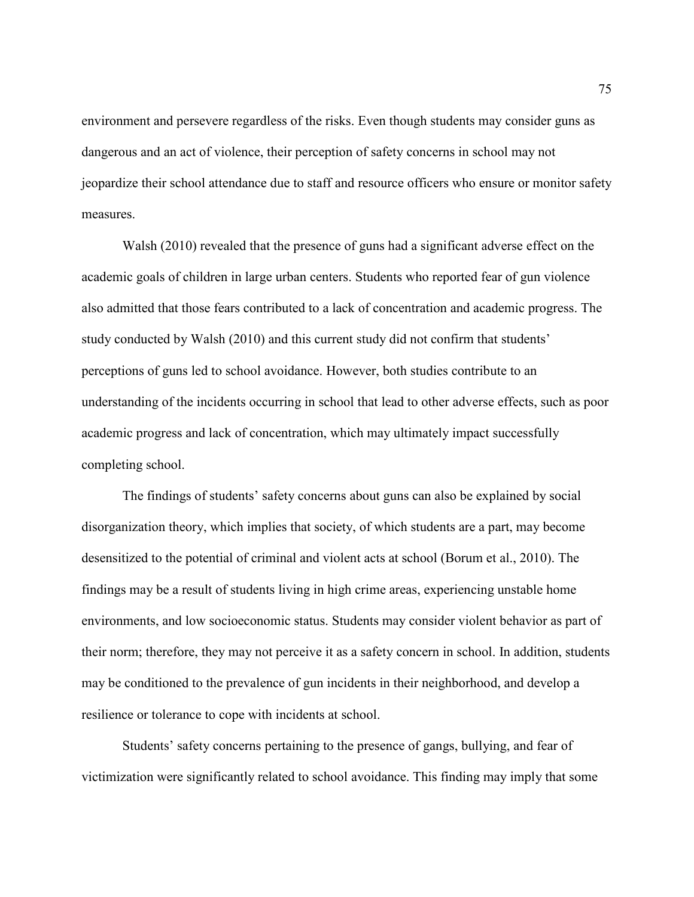environment and persevere regardless of the risks. Even though students may consider guns as dangerous and an act of violence, their perception of safety concerns in school may not jeopardize their school attendance due to staff and resource officers who ensure or monitor safety measures.

Walsh (2010) revealed that the presence of guns had a significant adverse effect on the academic goals of children in large urban centers. Students who reported fear of gun violence also admitted that those fears contributed to a lack of concentration and academic progress. The study conducted by Walsh (2010) and this current study did not confirm that students' perceptions of guns led to school avoidance. However, both studies contribute to an understanding of the incidents occurring in school that lead to other adverse effects, such as poor academic progress and lack of concentration, which may ultimately impact successfully completing school.

The findings of students' safety concerns about guns can also be explained by social disorganization theory, which implies that society, of which students are a part, may become desensitized to the potential of criminal and violent acts at school (Borum et al., 2010). The findings may be a result of students living in high crime areas, experiencing unstable home environments, and low socioeconomic status. Students may consider violent behavior as part of their norm; therefore, they may not perceive it as a safety concern in school. In addition, students may be conditioned to the prevalence of gun incidents in their neighborhood, and develop a resilience or tolerance to cope with incidents at school.

Students' safety concerns pertaining to the presence of gangs, bullying, and fear of victimization were significantly related to school avoidance. This finding may imply that some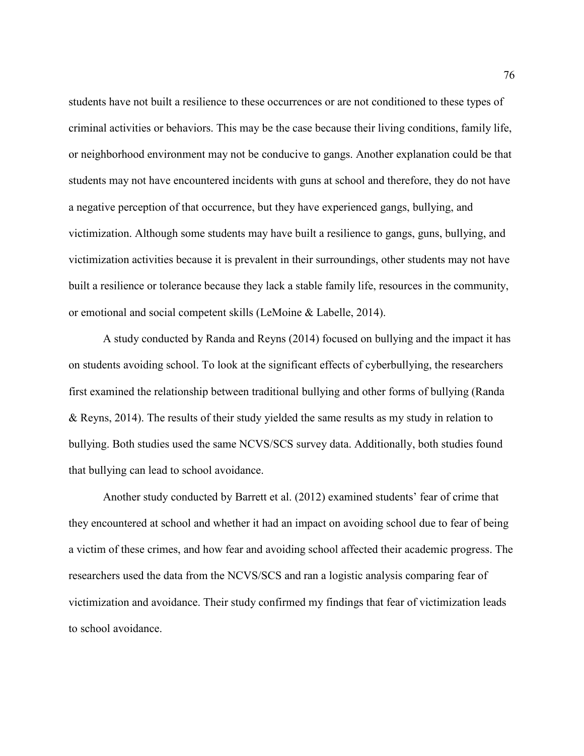students have not built a resilience to these occurrences or are not conditioned to these types of criminal activities or behaviors. This may be the case because their living conditions, family life, or neighborhood environment may not be conducive to gangs. Another explanation could be that students may not have encountered incidents with guns at school and therefore, they do not have a negative perception of that occurrence, but they have experienced gangs, bullying, and victimization. Although some students may have built a resilience to gangs, guns, bullying, and victimization activities because it is prevalent in their surroundings, other students may not have built a resilience or tolerance because they lack a stable family life, resources in the community, or emotional and social competent skills (LeMoine & Labelle, 2014).

A study conducted by Randa and Reyns (2014) focused on bullying and the impact it has on students avoiding school. To look at the significant effects of cyberbullying, the researchers first examined the relationship between traditional bullying and other forms of bullying (Randa & Reyns, 2014). The results of their study yielded the same results as my study in relation to bullying. Both studies used the same NCVS/SCS survey data. Additionally, both studies found that bullying can lead to school avoidance.

Another study conducted by Barrett et al. (2012) examined students' fear of crime that they encountered at school and whether it had an impact on avoiding school due to fear of being a victim of these crimes, and how fear and avoiding school affected their academic progress. The researchers used the data from the NCVS/SCS and ran a logistic analysis comparing fear of victimization and avoidance. Their study confirmed my findings that fear of victimization leads to school avoidance.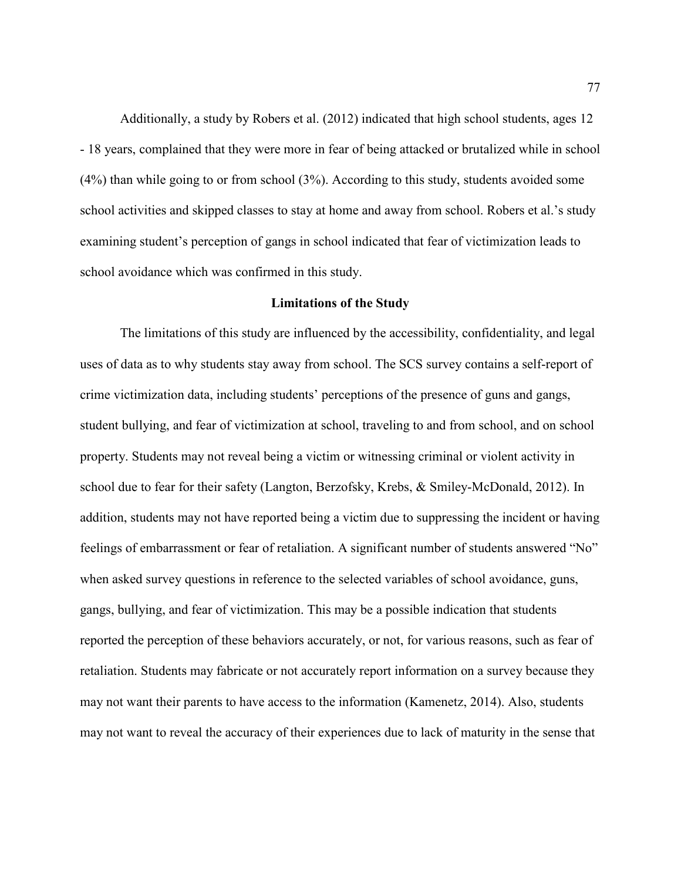Additionally, a study by Robers et al. (2012) indicated that high school students, ages 12 - 18 years, complained that they were more in fear of being attacked or brutalized while in school (4%) than while going to or from school (3%). According to this study, students avoided some school activities and skipped classes to stay at home and away from school. Robers et al.'s study examining student's perception of gangs in school indicated that fear of victimization leads to school avoidance which was confirmed in this study.

## Limitations of the Study

The limitations of this study are influenced by the accessibility, confidentiality, and legal uses of data as to why students stay away from school. The SCS survey contains a self-report of crime victimization data, including students' perceptions of the presence of guns and gangs, student bullying, and fear of victimization at school, traveling to and from school, and on school property. Students may not reveal being a victim or witnessing criminal or violent activity in school due to fear for their safety (Langton, Berzofsky, Krebs, & Smiley-McDonald, 2012). In addition, students may not have reported being a victim due to suppressing the incident or having feelings of embarrassment or fear of retaliation. A significant number of students answered "No" when asked survey questions in reference to the selected variables of school avoidance, guns, gangs, bullying, and fear of victimization. This may be a possible indication that students reported the perception of these behaviors accurately, or not, for various reasons, such as fear of retaliation. Students may fabricate or not accurately report information on a survey because they may not want their parents to have access to the information (Kamenetz, 2014). Also, students may not want to reveal the accuracy of their experiences due to lack of maturity in the sense that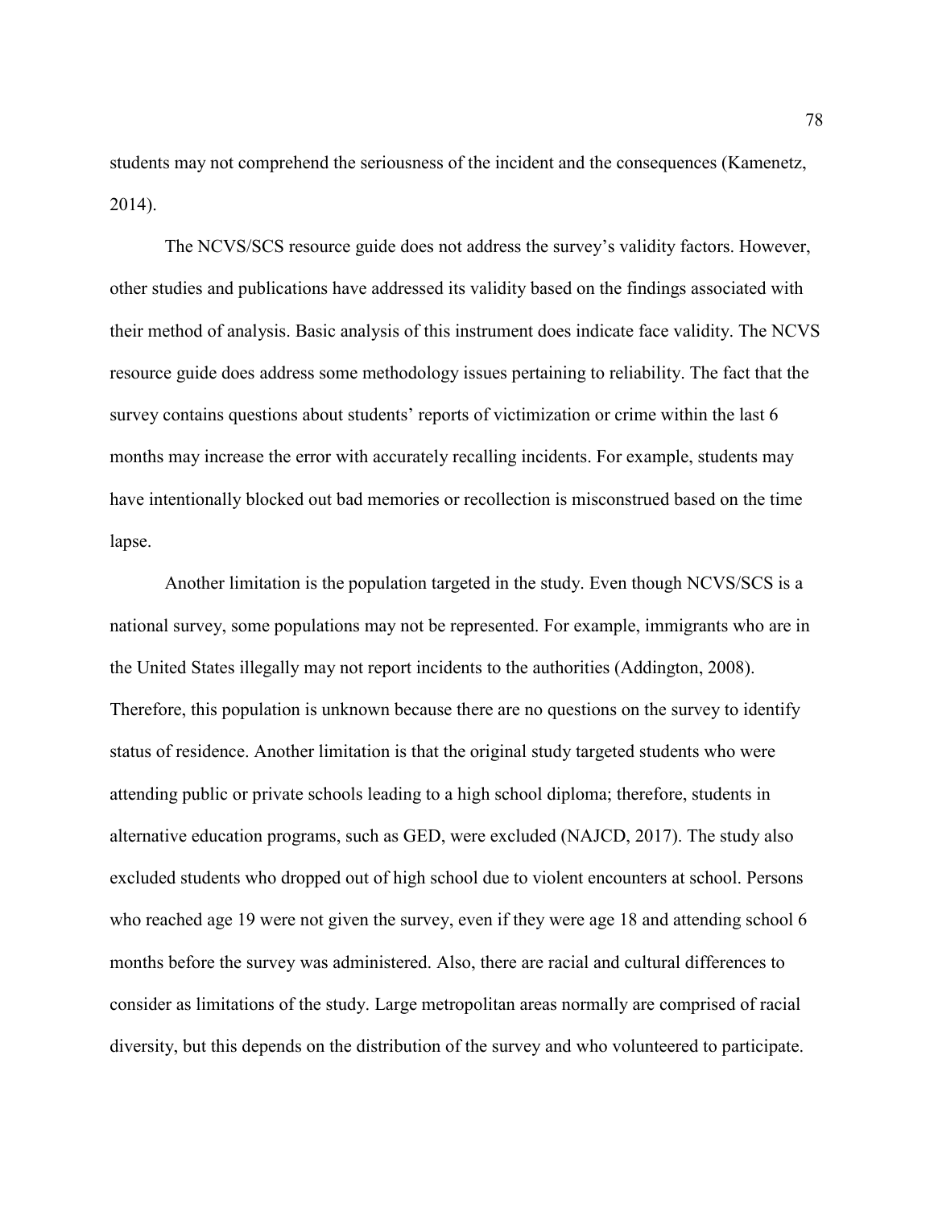students may not comprehend the seriousness of the incident and the consequences (Kamenetz, 2014).

The NCVS/SCS resource guide does not address the survey's validity factors. However, other studies and publications have addressed its validity based on the findings associated with their method of analysis. Basic analysis of this instrument does indicate face validity. The NCVS resource guide does address some methodology issues pertaining to reliability. The fact that the survey contains questions about students' reports of victimization or crime within the last 6 months may increase the error with accurately recalling incidents. For example, students may have intentionally blocked out bad memories or recollection is misconstrued based on the time lapse.

Another limitation is the population targeted in the study. Even though NCVS/SCS is a national survey, some populations may not be represented. For example, immigrants who are in the United States illegally may not report incidents to the authorities (Addington, 2008). Therefore, this population is unknown because there are no questions on the survey to identify status of residence. Another limitation is that the original study targeted students who were attending public or private schools leading to a high school diploma; therefore, students in alternative education programs, such as GED, were excluded (NAJCD, 2017). The study also excluded students who dropped out of high school due to violent encounters at school. Persons who reached age 19 were not given the survey, even if they were age 18 and attending school 6 months before the survey was administered. Also, there are racial and cultural differences to consider as limitations of the study. Large metropolitan areas normally are comprised of racial diversity, but this depends on the distribution of the survey and who volunteered to participate.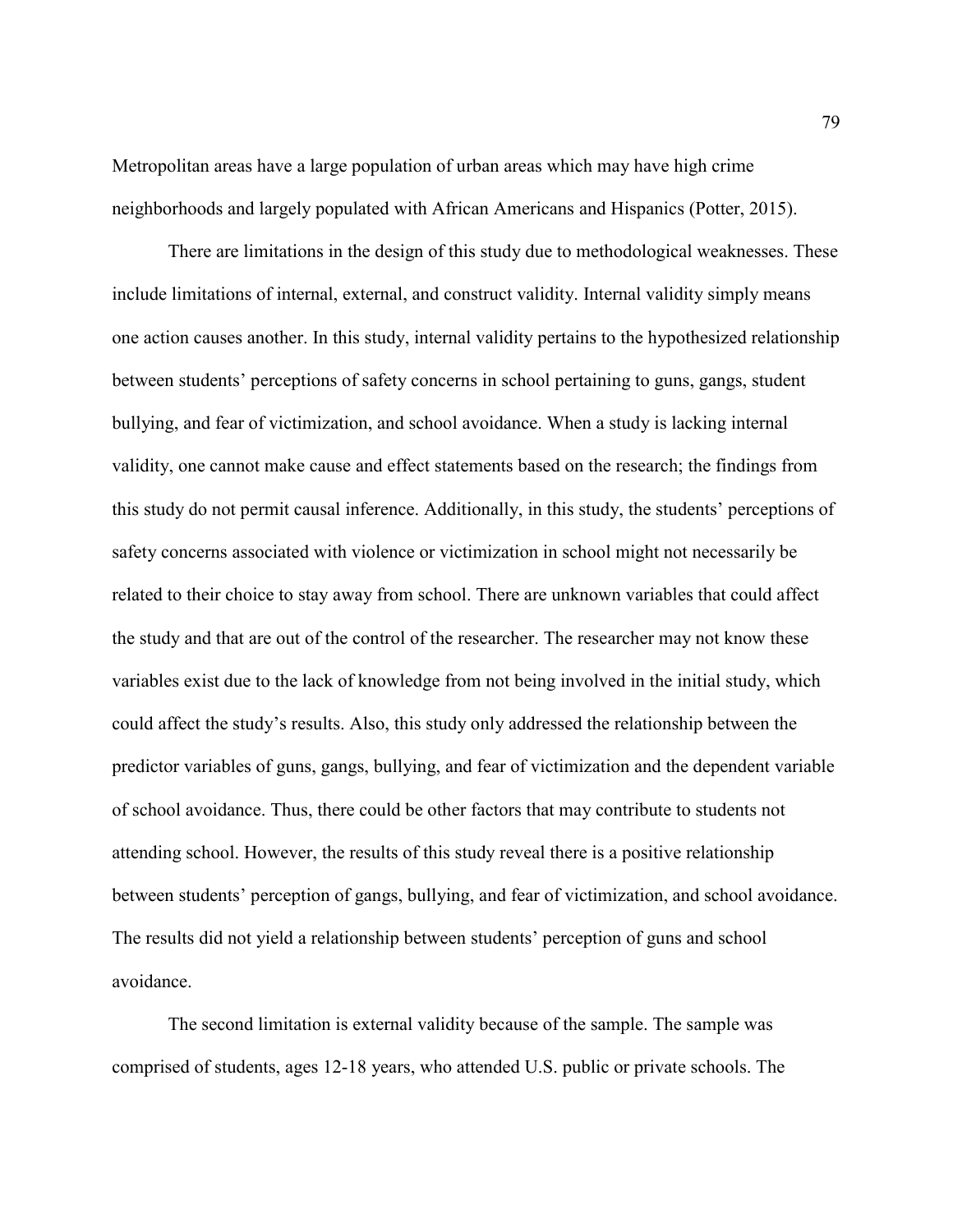Metropolitan areas have a large population of urban areas which may have high crime neighborhoods and largely populated with African Americans and Hispanics (Potter, 2015).

There are limitations in the design of this study due to methodological weaknesses. These include limitations of internal, external, and construct validity. Internal validity simply means one action causes another. In this study, internal validity pertains to the hypothesized relationship between students' perceptions of safety concerns in school pertaining to guns, gangs, student bullying, and fear of victimization, and school avoidance. When a study is lacking internal validity, one cannot make cause and effect statements based on the research; the findings from this study do not permit causal inference. Additionally, in this study, the students' perceptions of safety concerns associated with violence or victimization in school might not necessarily be related to their choice to stay away from school. There are unknown variables that could affect the study and that are out of the control of the researcher. The researcher may not know these variables exist due to the lack of knowledge from not being involved in the initial study, which could affect the study's results. Also, this study only addressed the relationship between the predictor variables of guns, gangs, bullying, and fear of victimization and the dependent variable of school avoidance. Thus, there could be other factors that may contribute to students not attending school. However, the results of this study reveal there is a positive relationship between students' perception of gangs, bullying, and fear of victimization, and school avoidance. The results did not yield a relationship between students' perception of guns and school avoidance.

The second limitation is external validity because of the sample. The sample was comprised of students, ages 12-18 years, who attended U.S. public or private schools. The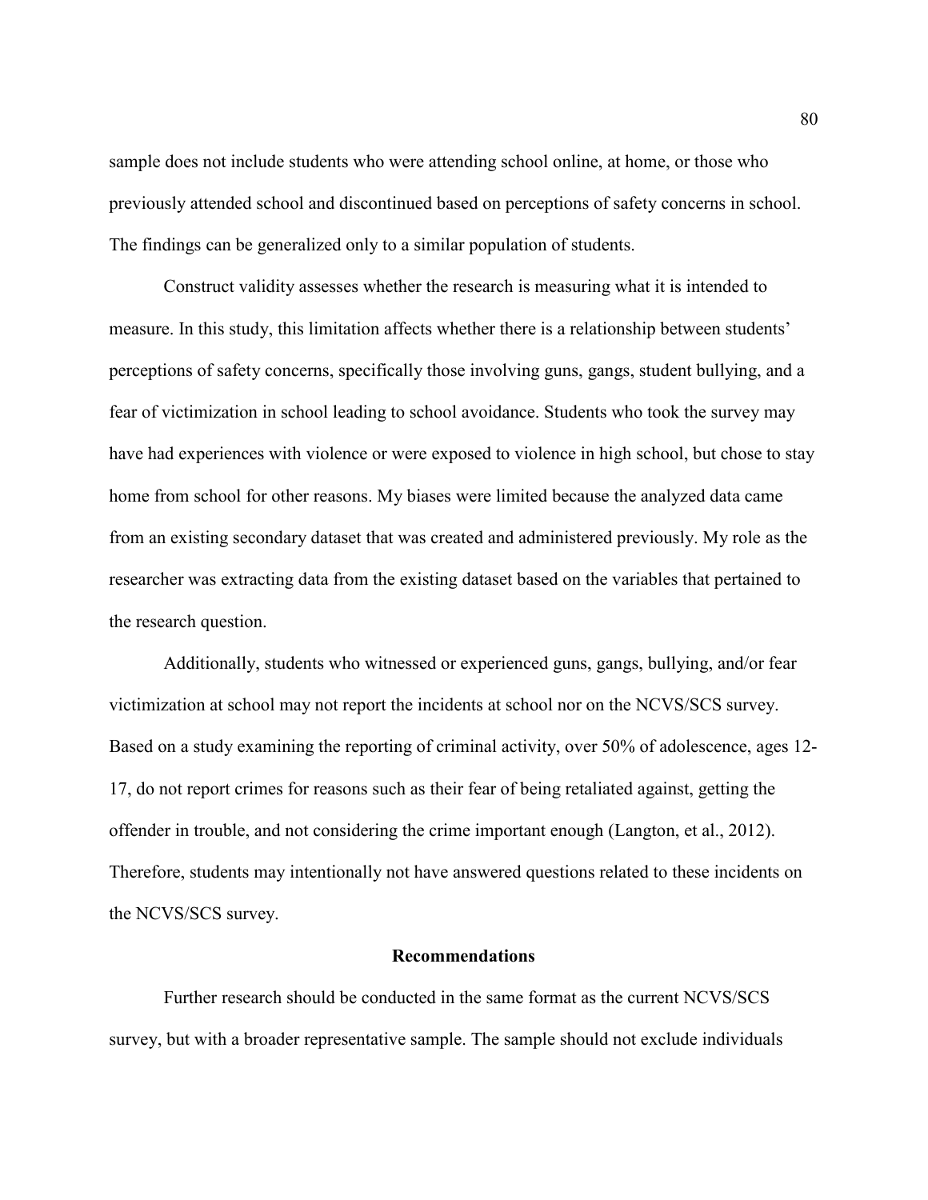sample does not include students who were attending school online, at home, or those who previously attended school and discontinued based on perceptions of safety concerns in school. The findings can be generalized only to a similar population of students.

Construct validity assesses whether the research is measuring what it is intended to measure. In this study, this limitation affects whether there is a relationship between students' perceptions of safety concerns, specifically those involving guns, gangs, student bullying, and a fear of victimization in school leading to school avoidance. Students who took the survey may have had experiences with violence or were exposed to violence in high school, but chose to stay home from school for other reasons. My biases were limited because the analyzed data came from an existing secondary dataset that was created and administered previously. My role as the researcher was extracting data from the existing dataset based on the variables that pertained to the research question.

Additionally, students who witnessed or experienced guns, gangs, bullying, and/or fear victimization at school may not report the incidents at school nor on the NCVS/SCS survey. Based on a study examining the reporting of criminal activity, over 50% of adolescence, ages 12-17, do not report crimes for reasons such as their fear of being retaliated against, getting the offender in trouble, and not considering the crime important enough (Langton, et al., 2012). Therefore, students may intentionally not have answered questions related to these incidents on the NCVS/SCS survey.

## Recommendations

Further research should be conducted in the same format as the current NCVS/SCS survey, but with a broader representative sample. The sample should not exclude individuals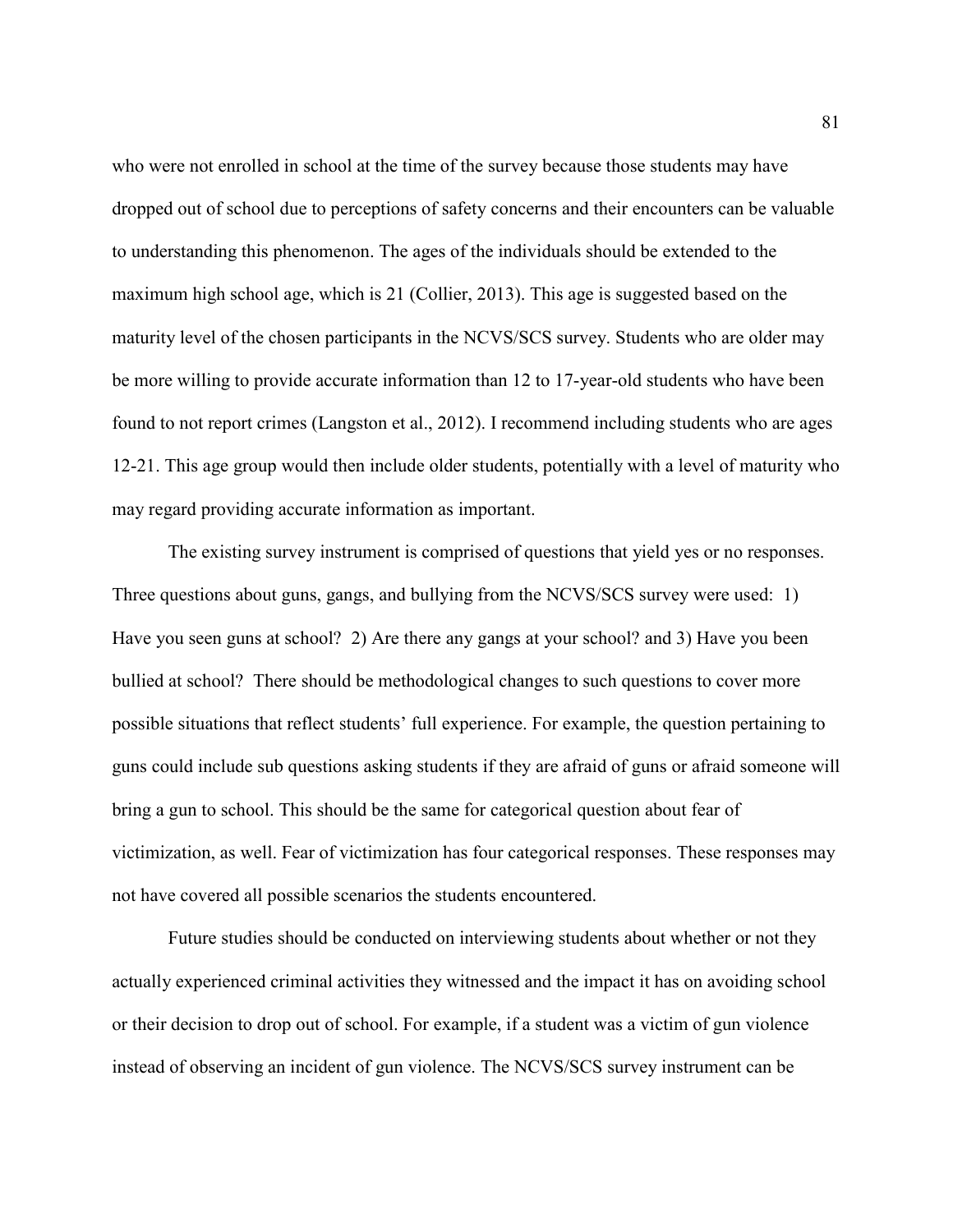who were not enrolled in school at the time of the survey because those students may have dropped out of school due to perceptions of safety concerns and their encounters can be valuable to understanding this phenomenon. The ages of the individuals should be extended to the maximum high school age, which is 21 (Collier, 2013). This age is suggested based on the maturity level of the chosen participants in the NCVS/SCS survey. Students who are older may be more willing to provide accurate information than 12 to 17-year-old students who have been found to not report crimes (Langston et al., 2012). I recommend including students who are ages 12-21. This age group would then include older students, potentially with a level of maturity who may regard providing accurate information as important.

The existing survey instrument is comprised of questions that yield yes or no responses. Three questions about guns, gangs, and bullying from the NCVS/SCS survey were used: 1) Have you seen guns at school? 2) Are there any gangs at your school? and 3) Have you been bullied at school? There should be methodological changes to such questions to cover more possible situations that reflect students' full experience. For example, the question pertaining to guns could include sub questions asking students if they are afraid of guns or afraid someone will bring a gun to school. This should be the same for categorical question about fear of victimization, as well. Fear of victimization has four categorical responses. These responses may not have covered all possible scenarios the students encountered.

Future studies should be conducted on interviewing students about whether or not they actually experienced criminal activities they witnessed and the impact it has on avoiding school or their decision to drop out of school. For example, if a student was a victim of gun violence instead of observing an incident of gun violence. The NCVS/SCS survey instrument can be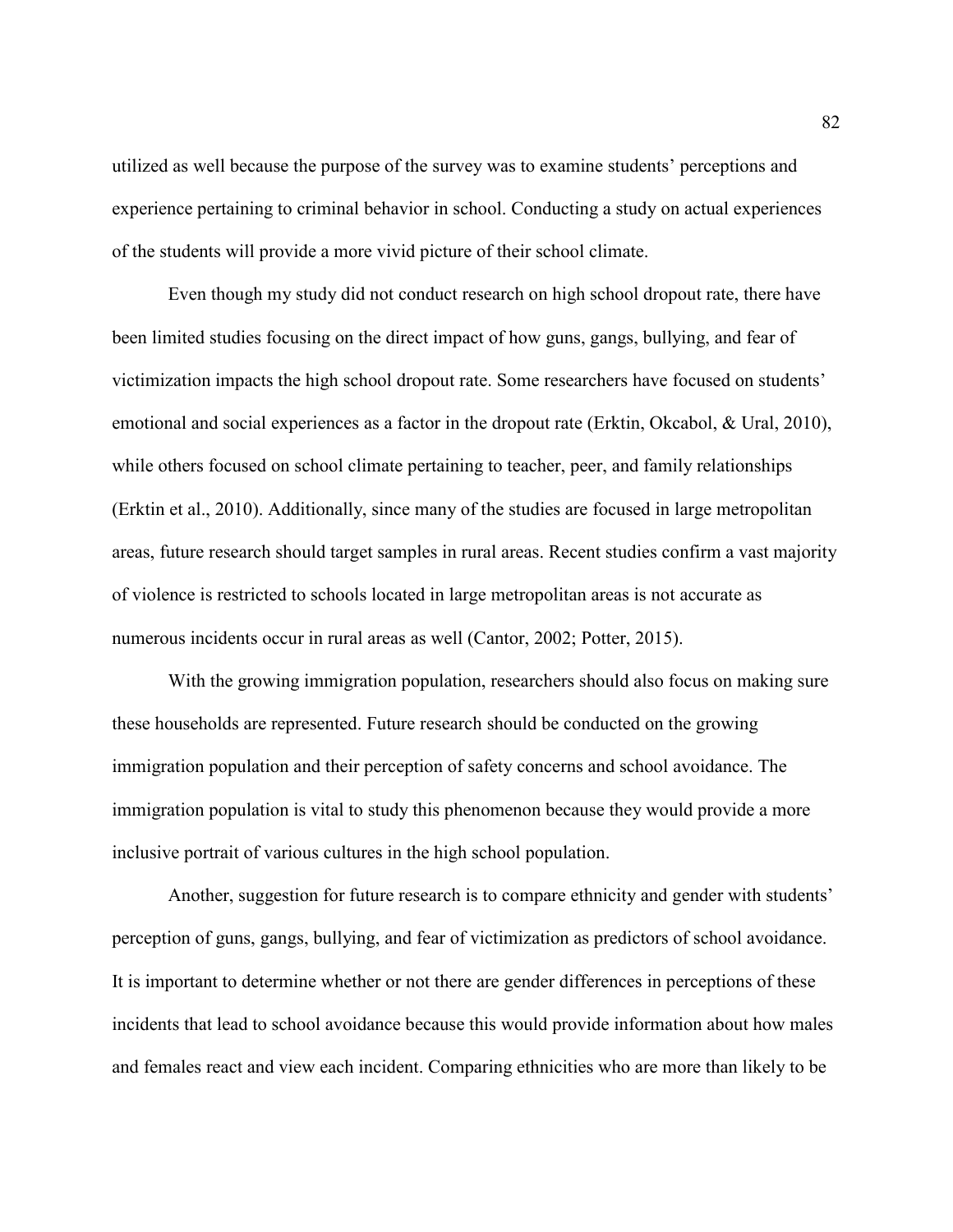utilized as well because the purpose of the survey was to examine students' perceptions and experience pertaining to criminal behavior in school. Conducting a study on actual experiences of the students will provide a more vivid picture of their school climate.

Even though my study did not conduct research on high school dropout rate, there have been limited studies focusing on the direct impact of how guns, gangs, bullying, and fear of victimization impacts the high school dropout rate. Some researchers have focused on students' emotional and social experiences as a factor in the dropout rate (Erktin, Okcabol, & Ural, 2010), while others focused on school climate pertaining to teacher, peer, and family relationships (Erktin et al., 2010). Additionally, since many of the studies are focused in large metropolitan areas, future research should target samples in rural areas. Recent studies confirm a vast majority of violence is restricted to schools located in large metropolitan areas is not accurate as numerous incidents occur in rural areas as well (Cantor, 2002; Potter, 2015).

With the growing immigration population, researchers should also focus on making sure these households are represented. Future research should be conducted on the growing immigration population and their perception of safety concerns and school avoidance. The immigration population is vital to study this phenomenon because they would provide a more inclusive portrait of various cultures in the high school population.

Another, suggestion for future research is to compare ethnicity and gender with students' perception of guns, gangs, bullying, and fear of victimization as predictors of school avoidance. It is important to determine whether or not there are gender differences in perceptions of these incidents that lead to school avoidance because this would provide information about how males and females react and view each incident. Comparing ethnicities who are more than likely to be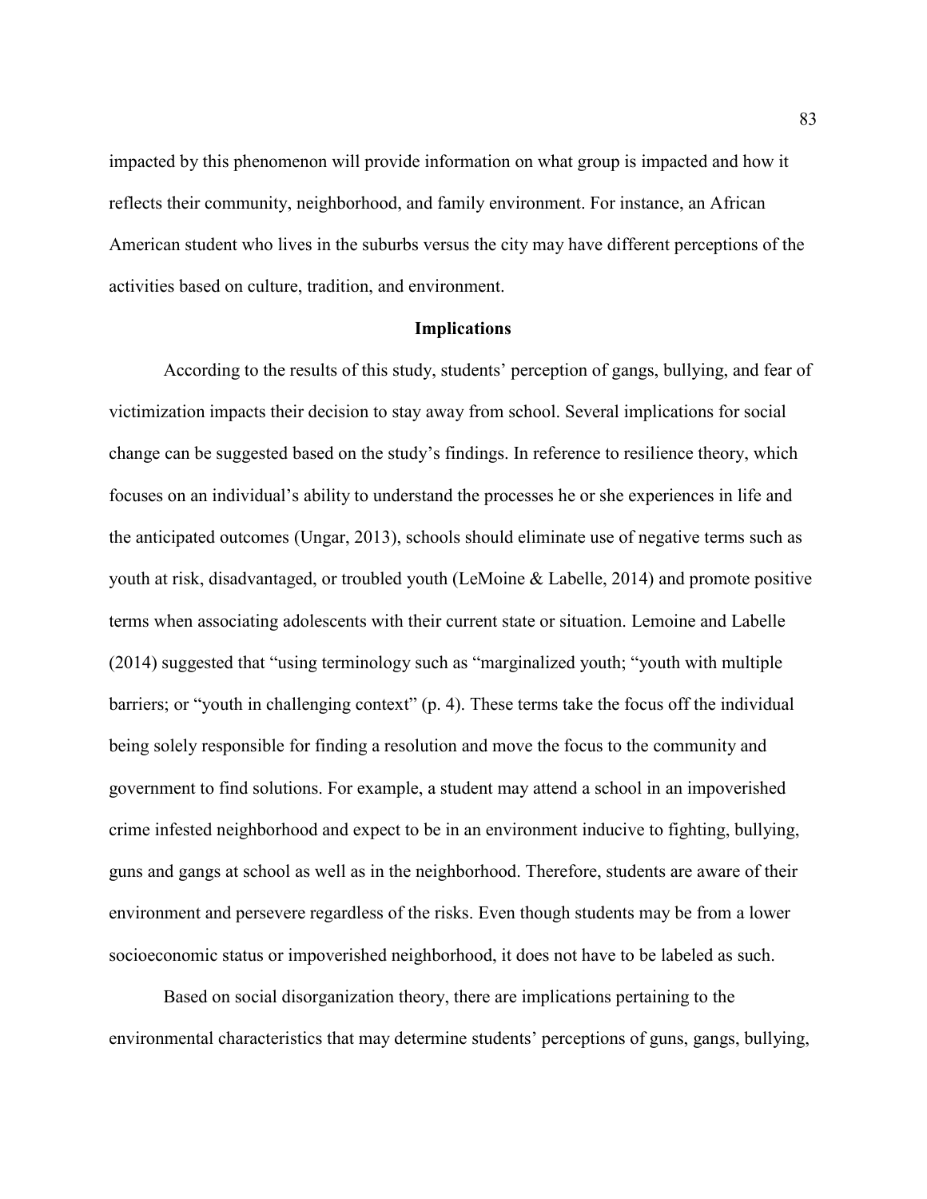impacted by this phenomenon will provide information on what group is impacted and how it reflects their community, neighborhood, and family environment. For instance, an African American student who lives in the suburbs versus the city may have different perceptions of the activities based on culture, tradition, and environment.

## Implications

According to the results of this study, students' perception of gangs, bullying, and fear of victimization impacts their decision to stay away from school. Several implications for social change can be suggested based on the study's findings. In reference to resilience theory, which focuses on an individual's ability to understand the processes he or she experiences in life and the anticipated outcomes (Ungar, 2013), schools should eliminate use of negative terms such as youth at risk, disadvantaged, or troubled youth (LeMoine & Labelle, 2014) and promote positive terms when associating adolescents with their current state or situation. Lemoine and Labelle (2014) suggested that "using terminology such as "marginalized youth; "youth with multiple barriers; or "youth in challenging context" (p. 4). These terms take the focus off the individual being solely responsible for finding a resolution and move the focus to the community and government to find solutions. For example, a student may attend a school in an impoverished crime infested neighborhood and expect to be in an environment inducive to fighting, bullying, guns and gangs at school as well as in the neighborhood. Therefore, students are aware of their environment and persevere regardless of the risks. Even though students may be from a lower socioeconomic status or impoverished neighborhood, it does not have to be labeled as such.

Based on social disorganization theory, there are implications pertaining to the environmental characteristics that may determine students' perceptions of guns, gangs, bullying,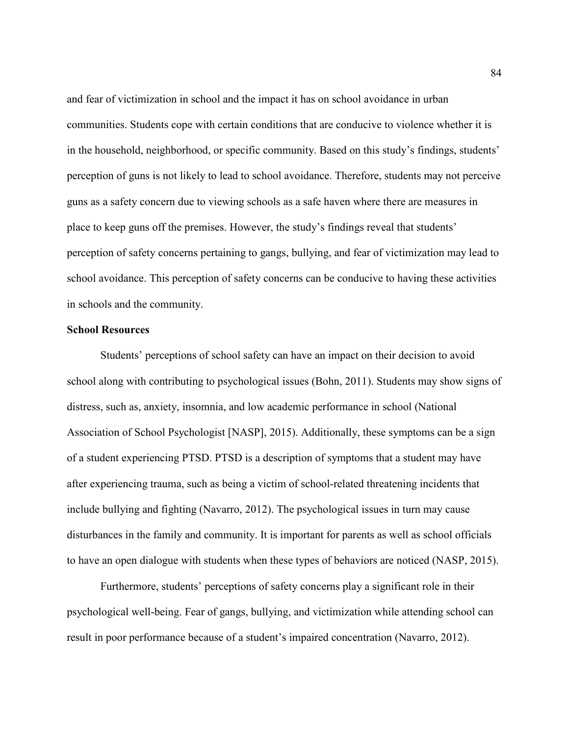and fear of victimization in school and the impact it has on school avoidance in urban communities. Students cope with certain conditions that are conducive to violence whether it is in the household, neighborhood, or specific community. Based on this study's findings, students' perception of guns is not likely to lead to school avoidance. Therefore, students may not perceive guns as a safety concern due to viewing schools as a safe haven where there are measures in place to keep guns off the premises. However, the study's findings reveal that students' perception of safety concerns pertaining to gangs, bullying, and fear of victimization may lead to school avoidance. This perception of safety concerns can be conducive to having these activities in schools and the community.

**School Resources**

Students' perceptions of school safety can have an impact on their decision to avoid school along with contributing to psychological issues (Bohn, 2011). Students may show signs of distress, such as, anxiety, insomnia, and low academic performance in school (National Association of School Psychologist [NASP], 2015). Additionally, these symptoms can be a sign of a student experiencing PTSD. PTSD is a description of symptoms that a student may have after experiencing trauma, such as being a victim of school-related threatening incidents that include bullying and fighting (Navarro, 2012). The psychological issues in turn may cause disturbances in the family and community. It is important for parents as well as school officials to have an open dialogue with students when these types of behaviors are noticed (NASP, 2015).

Furthermore, students' perceptions of safety concerns play a significant role in their psychological well-being. Fear of gangs, bullying, and victimization while attending school can result in poor performance because of a student's impaired concentration (Navarro, 2012).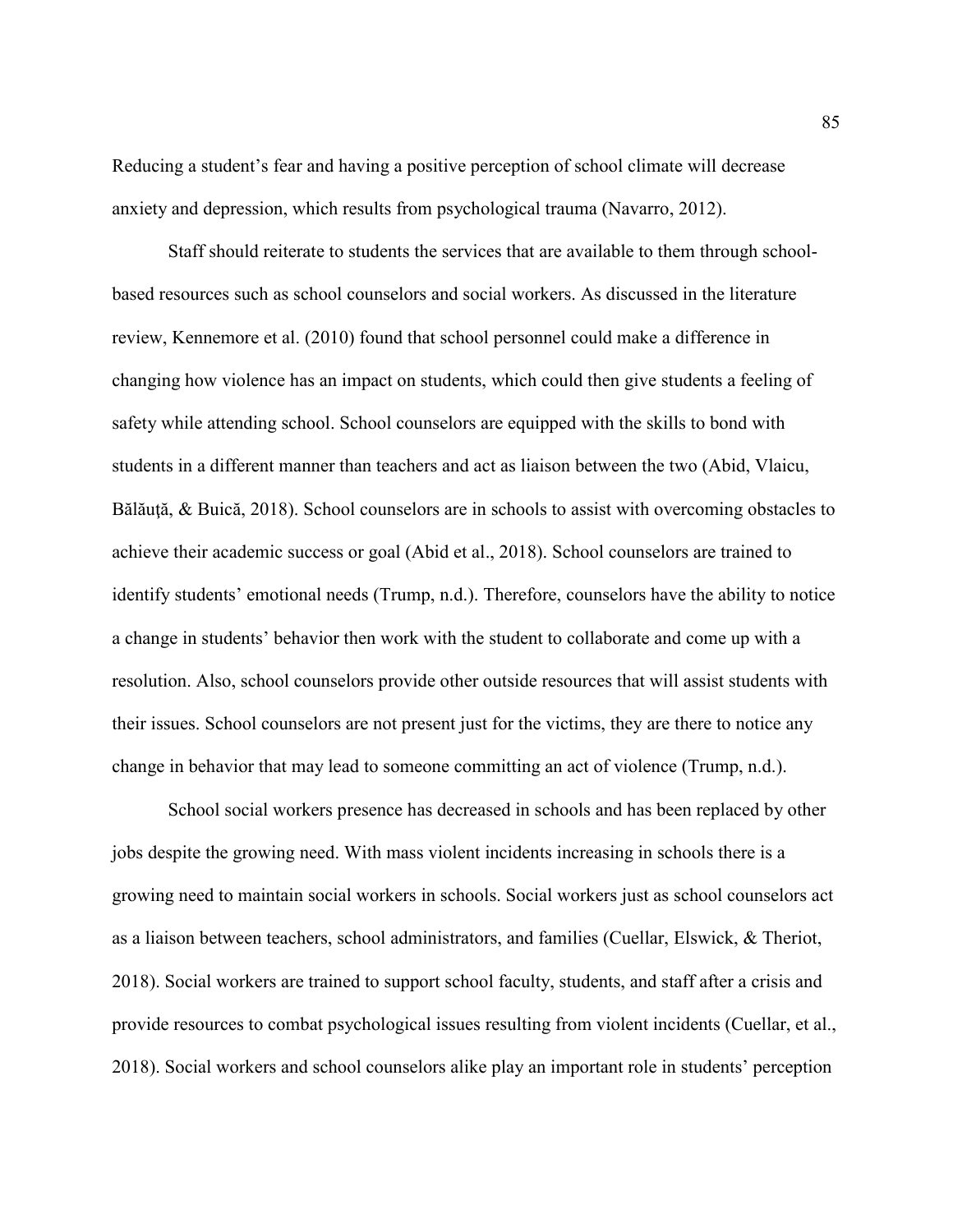Reducing a student's fear and having a positive perception of school climate will decrease anxiety and depression, which results from psychological trauma (Navarro, 2012).

Staff should reiterate to students the services that are available to them through school-based resources such as school counselors and social workers. As discussed in the literature review, Kennemore et al. (2010) found that school personnel could make a difference in changing how violence has an impact on students, which could then give students a feeling of safety while attending school. School counselors are equipped with the skills to bond with students in a different manner than teachers and act as liaison between the two (Abid, Vlaicu, Bălăuţă, & Buică, 2018). School counselors are in schools to assist with overcoming obstacles to achieve their academic success or goal (Abid et al., 2018). School counselors are trained to identify students' emotional needs (Trump, n.d.). Therefore, counselors have the ability to notice a change in students' behavior then work with the student to collaborate and come up with a resolution. Also, school counselors provide other outside resources that will assist students with their issues. School counselors are not present just for the victims, they are there to notice any change in behavior that may lead to someone committing an act of violence (Trump, n.d.).

School social workers presence has decreased in schools and has been replaced by other jobs despite the growing need. With mass violent incidents increasing in schools there is a growing need to maintain social workers in schools. Social workers just as school counselors act as a liaison between teachers, school administrators, and families (Cuellar, Elswick, & Theriot, 2018). Social workers are trained to support school faculty, students, and staff after a crisis and provide resources to combat psychological issues resulting from violent incidents (Cuellar, et al., 2018). Social workers and school counselors alike play an important role in students' perception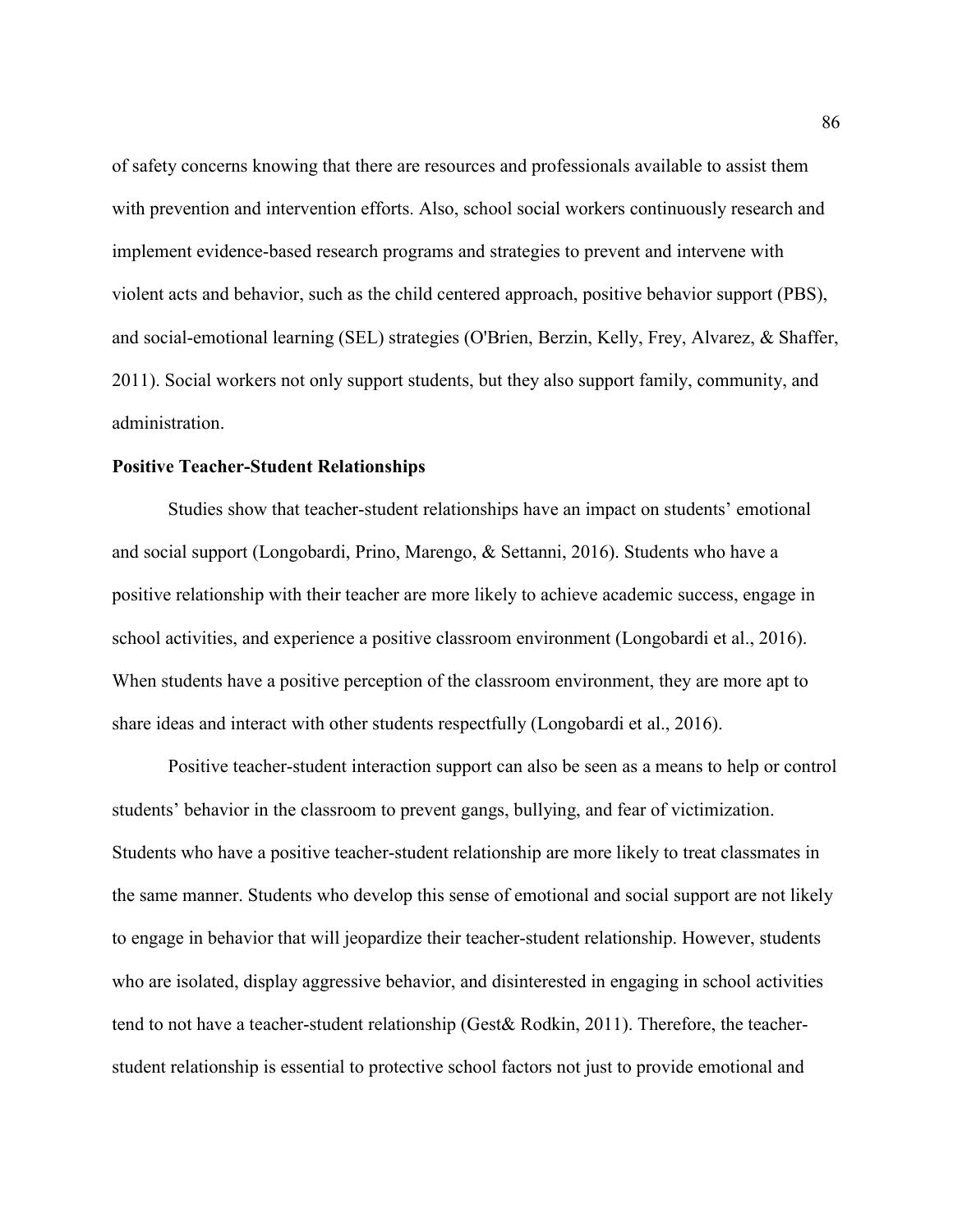of safety concerns knowing that there are resources and professionals available to assist them with prevention and intervention efforts. Also, school social workers continuously research and implement evidence-based research programs and strategies to prevent and intervene with violent acts and behavior, such as the child centered approach, positive behavior support (PBS), and social-emotional learning (SEL) strategies (O'Brien, Berzin, Kelly, Frey, Alvarez, & Shaffer, 2011). Social workers not only support students, but they also support family, community, and administration.

**Positive Teacher-Student Relationships**

Studies show that teacher-student relationships have an impact on students' emotional and social support (Longobardi, Prino, Marengo, & Settanni, 2016). Students who have a positive relationship with their teacher are more likely to achieve academic success, engage in school activities, and experience a positive classroom environment (Longobardi et al., 2016). When students have a positive perception of the classroom environment, they are more apt to share ideas and interact with other students respectfully (Longobardi et al., 2016).

Positive teacher-student interaction support can also be seen as a means to help or control students' behavior in the classroom to prevent gangs, bullying, and fear of victimization. Students who have a positive teacher-student relationship are more likely to treat classmates in the same manner. Students who develop this sense of emotional and social support are not likely to engage in behavior that will jeopardize their teacher-student relationship. However, students who are isolated, display aggressive behavior, and disinterested in engaging in school activities tend to not have a teacher-student relationship (Gest& Rodkin, 2011). Therefore, the teacher-student relationship is essential to protective school factors not just to provide emotional and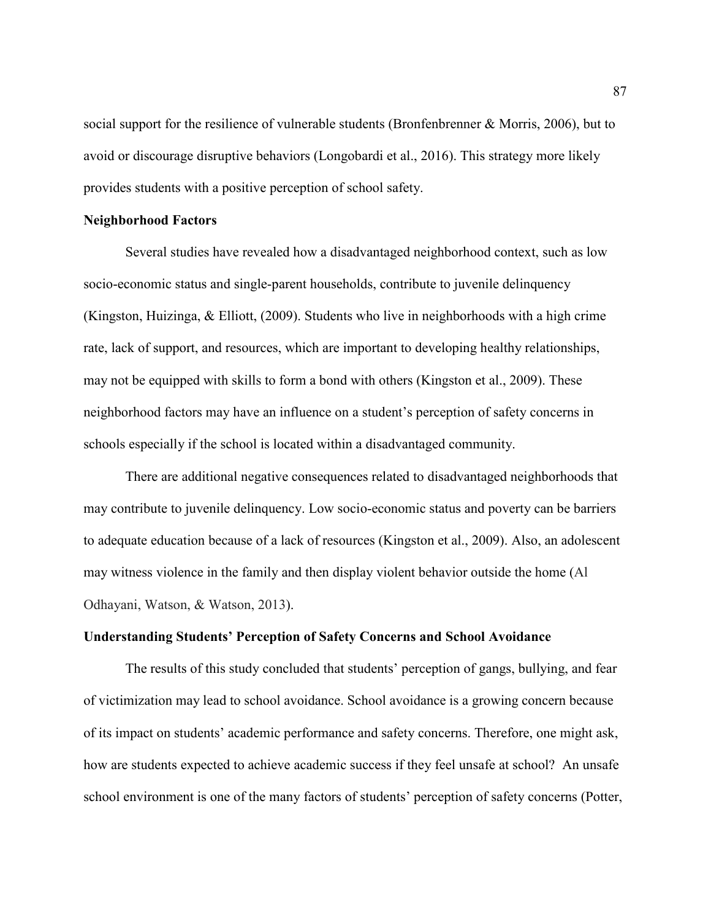social support for the resilience of vulnerable students (Bronfenbrenner & Morris, 2006), but to avoid or discourage disruptive behaviors (Longobardi et al., 2016). This strategy more likely provides students with a positive perception of school safety.

### Neighborhood Factors

Several studies have revealed how a disadvantaged neighborhood context, such as low socio-economic status and single-parent households, contribute to juvenile delinquency (Kingston, Huizinga, & Elliott, (2009). Students who live in neighborhoods with a high crime rate, lack of support, and resources, which are important to developing healthy relationships, may not be equipped with skills to form a bond with others (Kingston et al., 2009). These neighborhood factors may have an influence on a student's perception of safety concerns in schools especially if the school is located within a disadvantaged community.

There are additional negative consequences related to disadvantaged neighborhoods that may contribute to juvenile delinquency. Low socio-economic status and poverty can be barriers to adequate education because of a lack of resources (Kingston et al., 2009). Also, an adolescent may witness violence in the family and then display violent behavior outside the home (Al Odhayani, Watson, & Watson, 2013).

### Understanding Students' Perception of Safety Concerns and School Avoidance

The results of this study concluded that students' perception of gangs, bullying, and fear of victimization may lead to school avoidance. School avoidance is a growing concern because of its impact on students' academic performance and safety concerns. Therefore, one might ask, how are students expected to achieve academic success if they feel unsafe at school? An unsafe school environment is one of the many factors of students' perception of safety concerns (Potter,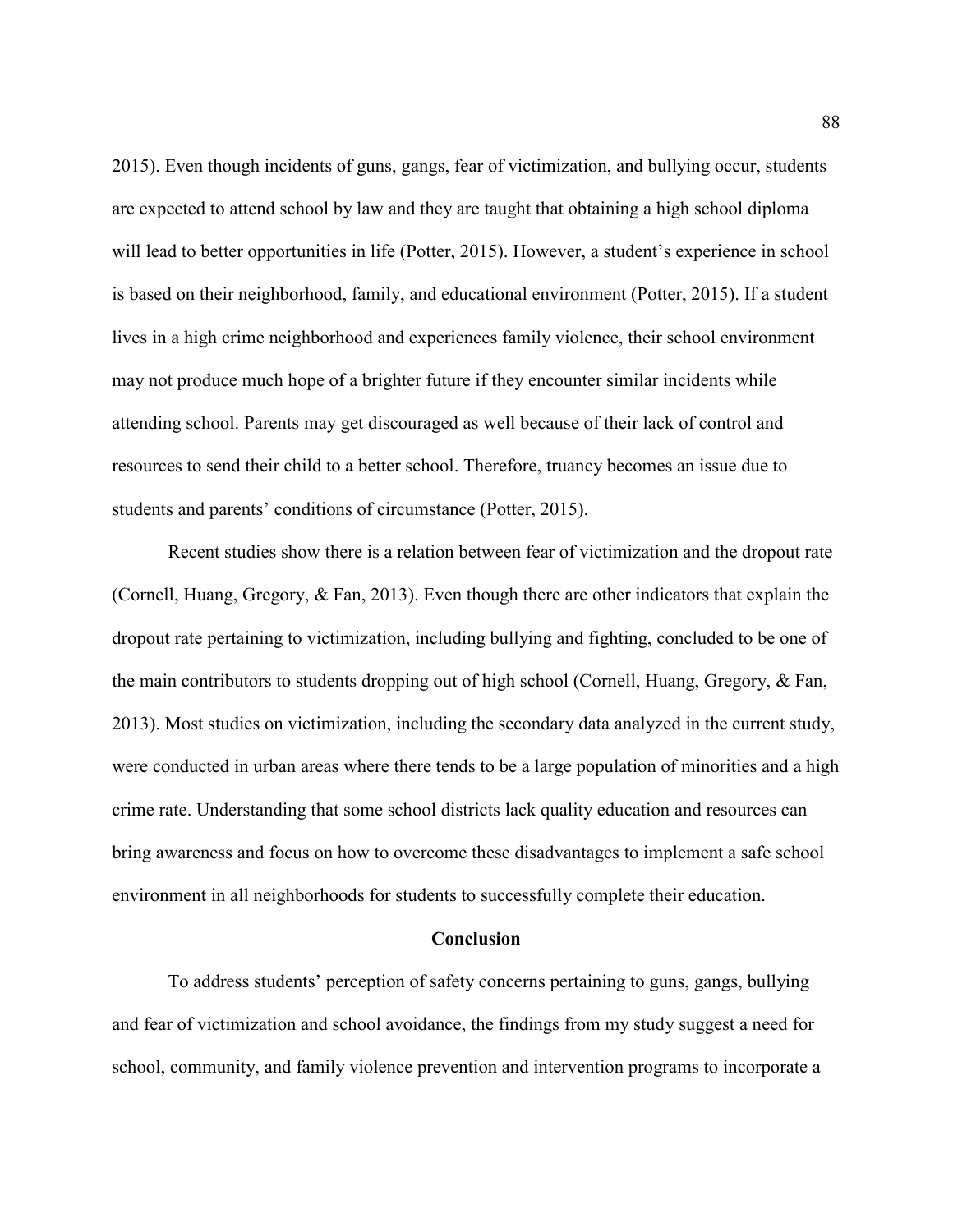2015). Even though incidents of guns, gangs, fear of victimization, and bullying occur, students are expected to attend school by law and they are taught that obtaining a high school diploma will lead to better opportunities in life (Potter, 2015). However, a student's experience in school is based on their neighborhood, family, and educational environment (Potter, 2015). If a student lives in a high crime neighborhood and experiences family violence, their school environment may not produce much hope of a brighter future if they encounter similar incidents while attending school. Parents may get discouraged as well because of their lack of control and resources to send their child to a better school. Therefore, truancy becomes an issue due to students and parents' conditions of circumstance (Potter, 2015).

Recent studies show there is a relation between fear of victimization and the dropout rate (Cornell, Huang, Gregory, & Fan, 2013). Even though there are other indicators that explain the dropout rate pertaining to victimization, including bullying and fighting, concluded to be one of the main contributors to students dropping out of high school (Cornell, Huang, Gregory, & Fan, 2013). Most studies on victimization, including the secondary data analyzed in the current study, were conducted in urban areas where there tends to be a large population of minorities and a high crime rate. Understanding that some school districts lack quality education and resources can bring awareness and focus on how to overcome these disadvantages to implement a safe school environment in all neighborhoods for students to successfully complete their education.

## Conclusion

To address students' perception of safety concerns pertaining to guns, gangs, bullying and fear of victimization and school avoidance, the findings from my study suggest a need for school, community, and family violence prevention and intervention programs to incorporate a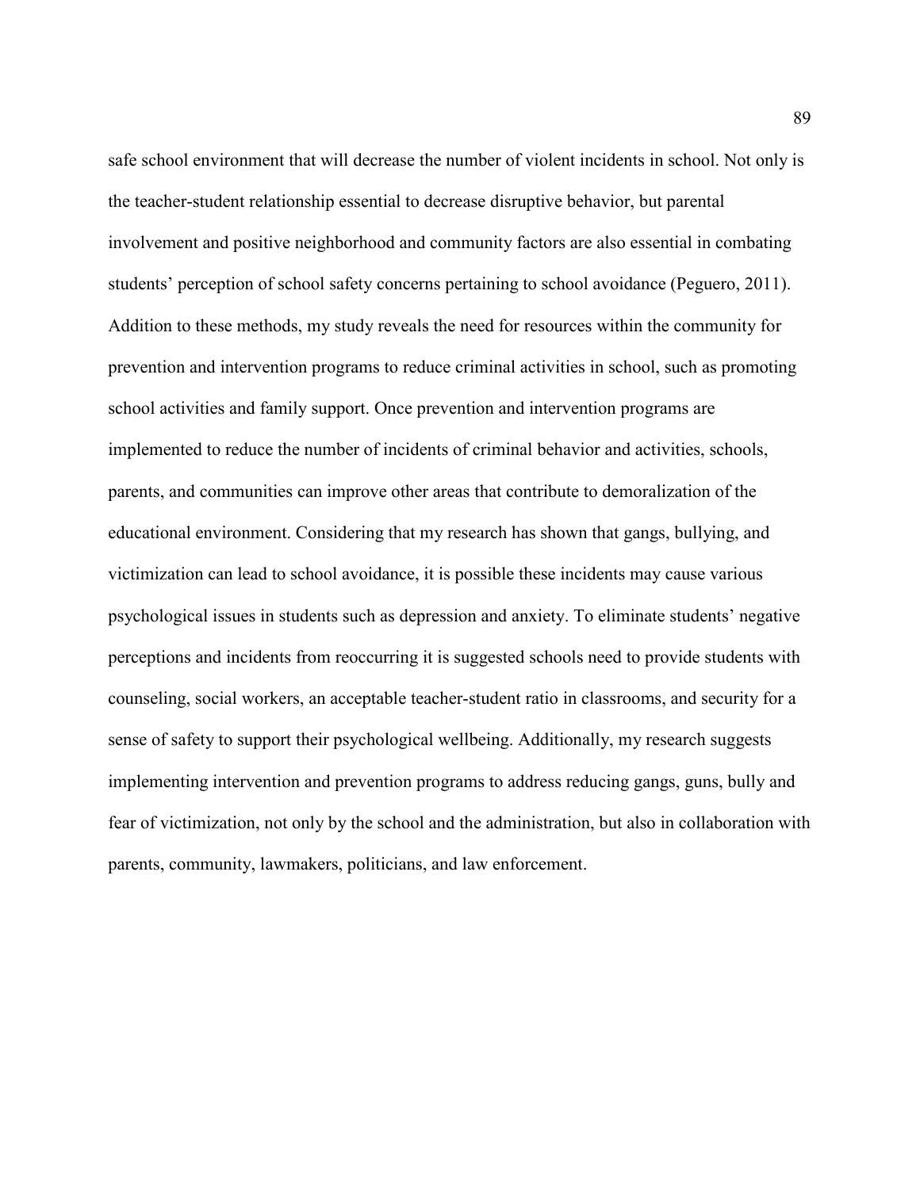safe school environment that will decrease the number of violent incidents in school. Not only is the teacher-student relationship essential to decrease disruptive behavior, but parental involvement and positive neighborhood and community factors are also essential in combating students' perception of school safety concerns pertaining to school avoidance (Peguero, 2011). Addition to these methods, my study reveals the need for resources within the community for prevention and intervention programs to reduce criminal activities in school, such as promoting school activities and family support. Once prevention and intervention programs are implemented to reduce the number of incidents of criminal behavior and activities, schools, parents, and communities can improve other areas that contribute to demoralization of the educational environment. Considering that my research has shown that gangs, bullying, and victimization can lead to school avoidance, it is possible these incidents may cause various psychological issues in students such as depression and anxiety. To eliminate students' negative perceptions and incidents from reoccurring it is suggested schools need to provide students with counseling, social workers, an acceptable teacher-student ratio in classrooms, and security for a sense of safety to support their psychological wellbeing. Additionally, my research suggests implementing intervention and prevention programs to address reducing gangs, guns, bully and fear of victimization, not only by the school and the administration, but also in collaboration with parents, community, lawmakers, politicians, and law enforcement.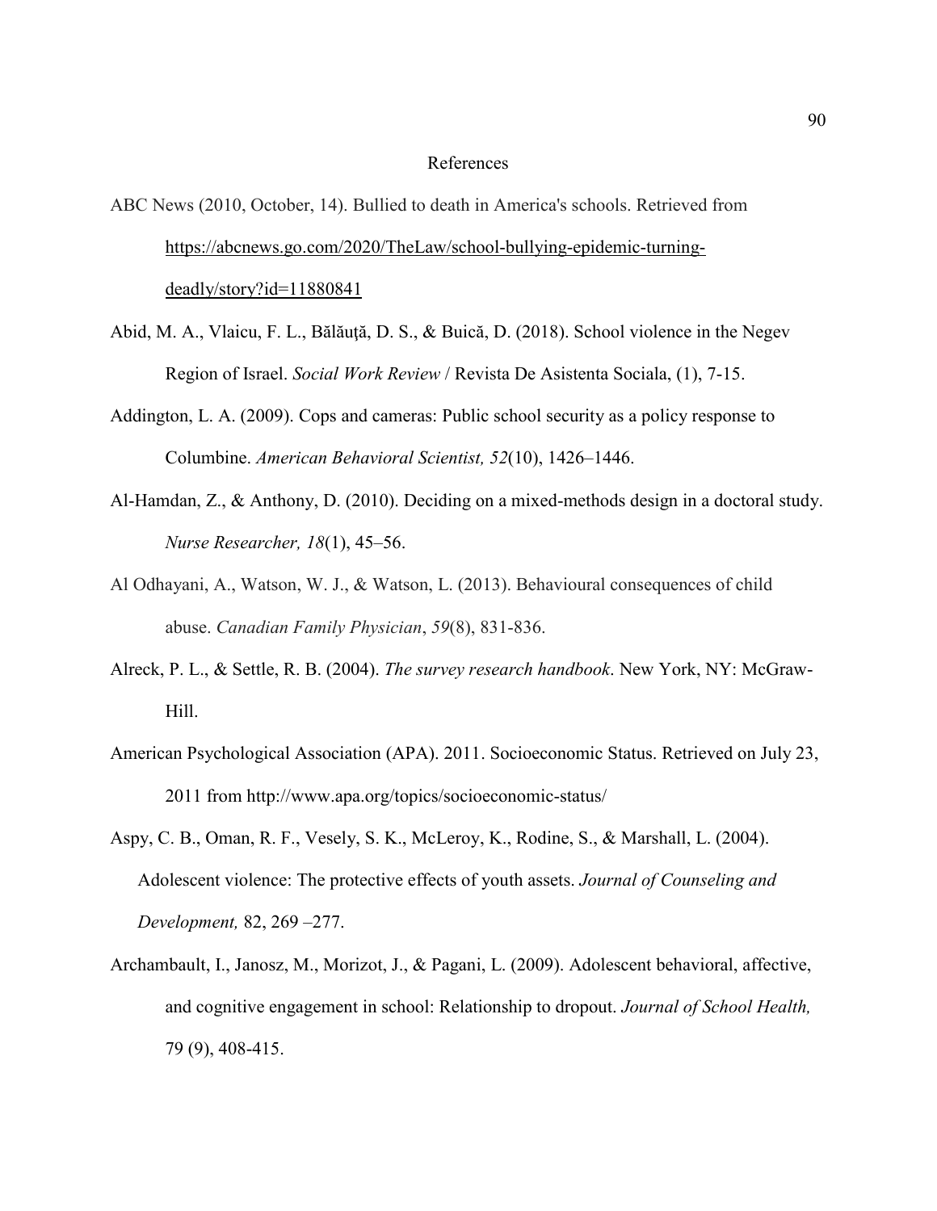# References

ABC News (2010, October, 14). Bullied to death in America's schools. Retrieved from https://abcnews.go.com/2020/TheLaw/school-bullying-epidemic-turning-deadly/story?id=11880841

Abid, M. A., Vlaicu, F. L., Bălăuţă, D. S., & Buică, D. (2018). School violence in the Negev Region of Israel. *Social Work Review* / Revista De Asistenta Sociala, (1), 7-15.

Addington, L. A. (2009). Cops and cameras: Public school security as a policy response to Columbine. *American Behavioral Scientist, 52*(10), 1426–1446.

Al-Hamdan, Z., & Anthony, D. (2010). Deciding on a mixed-methods design in a doctoral study. *Nurse Researcher, 18*(1), 45–56.

Al Odhayani, A., Watson, W. J., & Watson, L. (2013). Behavioural consequences of child abuse. *Canadian Family Physician*, *59*(8), 831-836.

Alreck, P. L., & Settle, R. B. (2004). *The survey research handbook*. New York, NY: McGraw-Hill.

American Psychological Association (APA). 2011. Socioeconomic Status. Retrieved on July 23, 2011 from http://www.apa.org/topics/socioeconomic-status/

Aspy, C. B., Oman, R. F., Vesely, S. K., McLeroy, K., Rodine, S., & Marshall, L. (2004). Adolescent violence: The protective effects of youth assets. *Journal of Counseling and Development,* 82, 269 –277.

Archambault, I., Janosz, M., Morizot, J., & Pagani, L. (2009). Adolescent behavioral, affective, and cognitive engagement in school: Relationship to dropout. *Journal of School Health,* 79 (9), 408-415.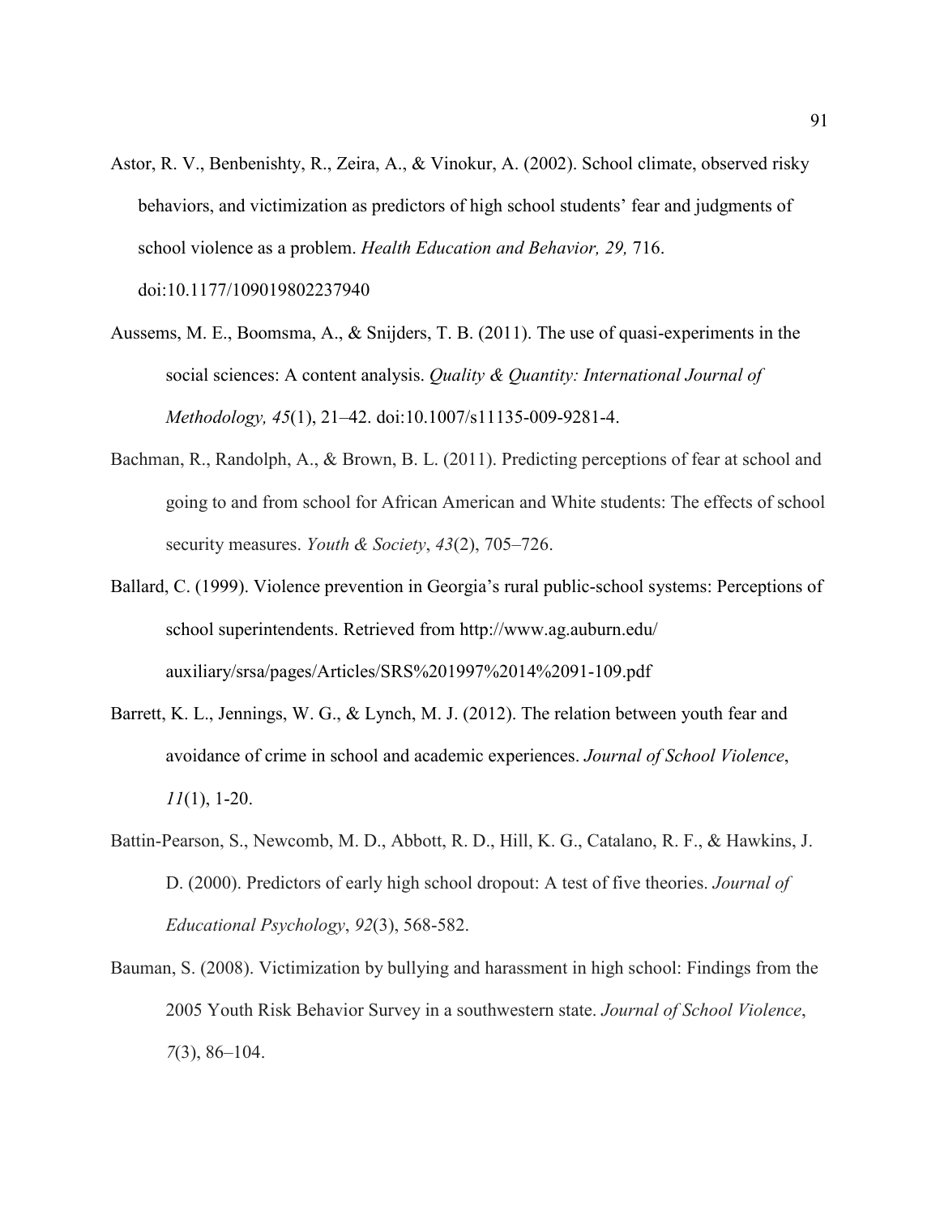Astor, R. V., Benbenishty, R., Zeira, A., & Vinokur, A. (2002). School climate, observed risky behaviors, and victimization as predictors of high school students' fear and judgments of school violence as a problem. *Health Education and Behavior, 29,* 716. doi:10.1177/109019802237940

Aussems, M. E., Boomsma, A., & Snijders, T. B. (2011). The use of quasi-experiments in the social sciences: A content analysis. *Quality & Quantity: International Journal of Methodology, 45*(1), 21–42. doi:10.1007/s11135-009-9281-4.

Bachman, R., Randolph, A., & Brown, B. L. (2011). Predicting perceptions of fear at school and going to and from school for African American and White students: The effects of school security measures. *Youth & Society*, *43*(2), 705–726.

Ballard, C. (1999). Violence prevention in Georgia's rural public-school systems: Perceptions of school superintendents. Retrieved from http://www.ag.auburn.edu/auxiliary/srsa/pages/Articles/SRS%201997%2014%2091-109.pdf

Barrett, K. L., Jennings, W. G., & Lynch, M. J. (2012). The relation between youth fear and avoidance of crime in school and academic experiences. *Journal of School Violence*, *11*(1), 1-20.

Battin-Pearson, S., Newcomb, M. D., Abbott, R. D., Hill, K. G., Catalano, R. F., & Hawkins, J. D. (2000). Predictors of early high school dropout: A test of five theories. *Journal of Educational Psychology*, *92*(3), 568-582.

Bauman, S. (2008). Victimization by bullying and harassment in high school: Findings from the 2005 Youth Risk Behavior Survey in a southwestern state. *Journal of School Violence*, *7*(3), 86–104.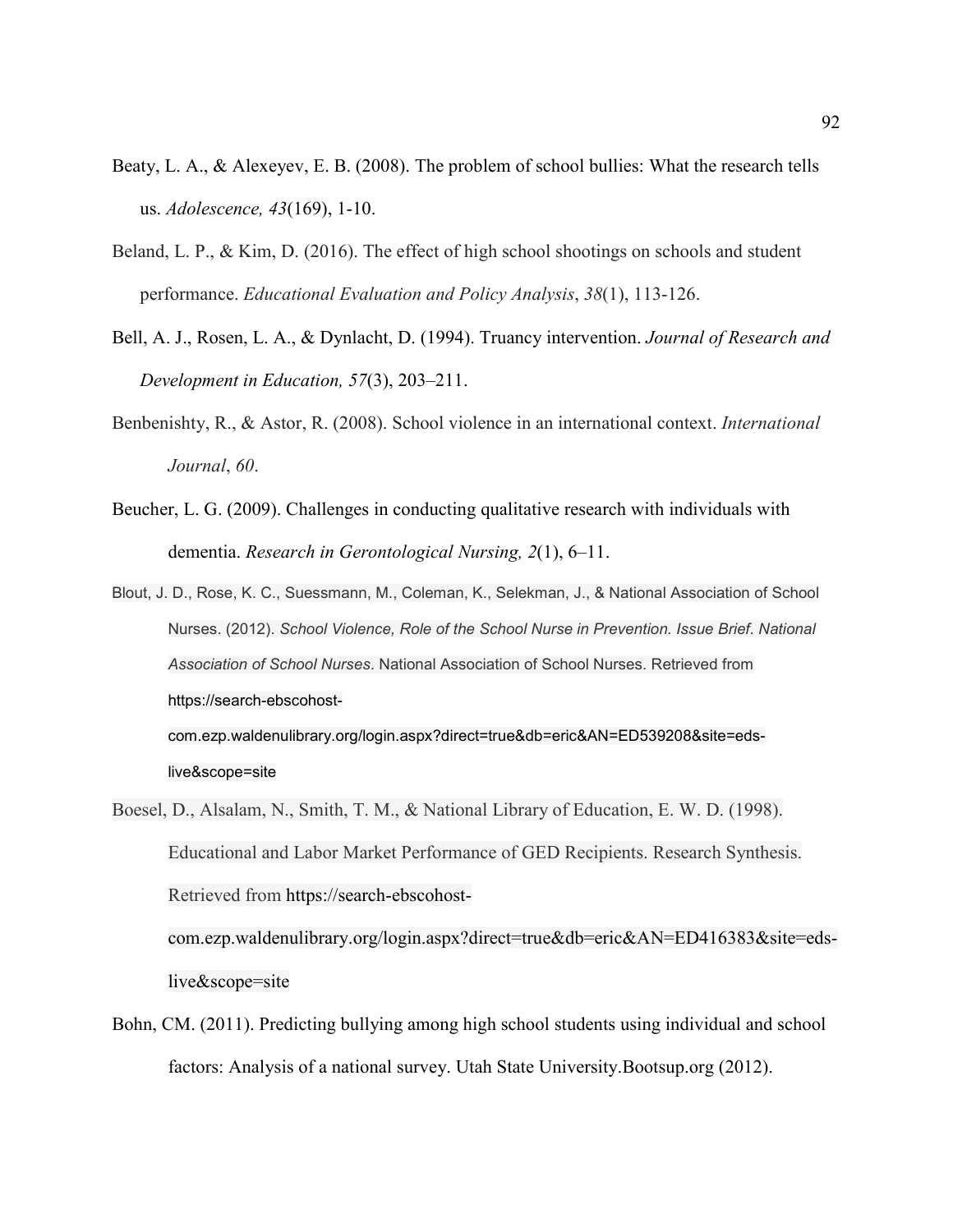Beaty, L. A., & Alexeyev, E. B. (2008). The problem of school bullies: What the research tells us. *Adolescence, 43*(169), 1-10.

Beland, L. P., & Kim, D. (2016). The effect of high school shootings on schools and student performance. *Educational Evaluation and Policy Analysis*, *38*(1), 113-126.

Bell, A. J., Rosen, L. A., & Dynlacht, D. (1994). Truancy intervention. *Journal of Research and Development in Education, 57*(3), 203–211.

Benbenishty, R., & Astor, R. (2008). School violence in an international context. *International Journal*, *60*.

Beucher, L. G. (2009). Challenges in conducting qualitative research with individuals with dementia. *Research in Gerontological Nursing, 2*(1), 6–11.

Blout, J. D., Rose, K. C., Suessmann, M., Coleman, K., Selekman, J., & National Association of School Nurses. (2012). *School Violence, Role of the School Nurse in Prevention. Issue Brief. National Association of School Nurses*. National Association of School Nurses. Retrieved from https://search-ebscohost-com.ezp.waldenulibrary.org/login.aspx?direct=true&db=eric&AN=ED539208&site=eds-live&scope=site

Boesel, D., Alsalam, N., Smith, T. M., & National Library of Education, E. W. D. (1998). Educational and Labor Market Performance of GED Recipients. Research Synthesis. Retrieved from https://search-ebscohost-com.ezp.waldenulibrary.org/login.aspx?direct=true&db=eric&AN=ED416383&site=eds-live&scope=site

Bohn, CM. (2011). Predicting bullying among high school students using individual and school factors: Analysis of a national survey. Utah State University.Bootsup.org (2012).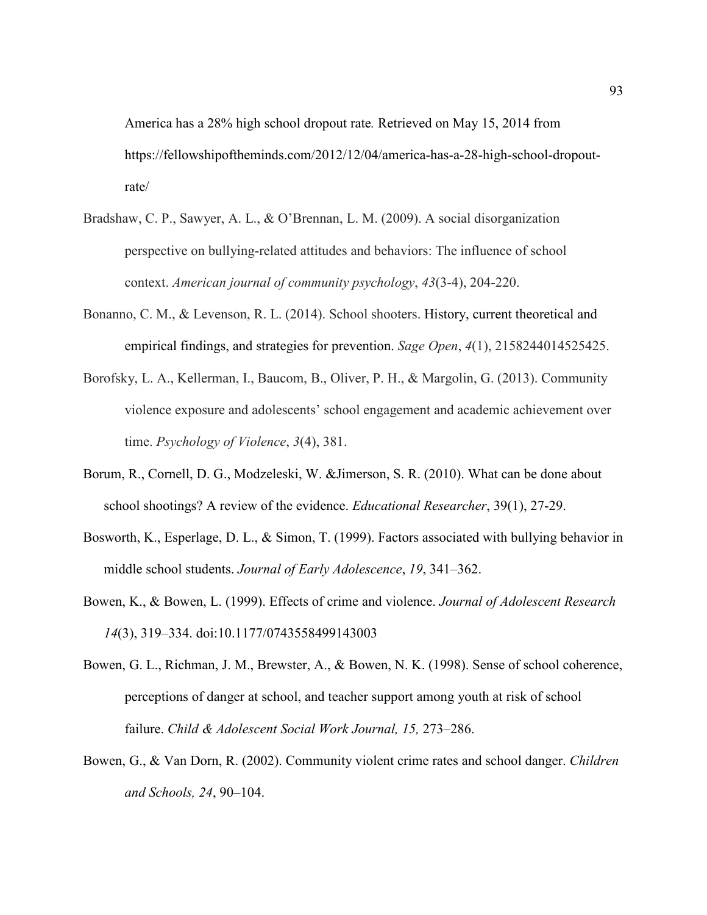America has a 28% high school dropout rate. Retrieved on May 15, 2014 from https://fellowshipoftheminds.com/2012/12/04/america-has-a-28-high-school-dropout-rate/

Bradshaw, C. P., Sawyer, A. L., & O'Brennan, L. M. (2009). A social disorganization perspective on bullying-related attitudes and behaviors: The influence of school context. *American journal of community psychology*, *43*(3-4), 204-220.

Bonanno, C. M., & Levenson, R. L. (2014). School shooters. History, current theoretical and empirical findings, and strategies for prevention. *Sage Open*, *4*(1), 2158244014525425.

Borofsky, L. A., Kellerman, I., Baucom, B., Oliver, P. H., & Margolin, G. (2013). Community violence exposure and adolescents' school engagement and academic achievement over time. *Psychology of Violence*, *3*(4), 381.

Borum, R., Cornell, D. G., Modzeleski, W. &Jimerson, S. R. (2010). What can be done about school shootings? A review of the evidence. *Educational Researcher*, 39(1), 27-29.

Bosworth, K., Esperlage, D. L., & Simon, T. (1999). Factors associated with bullying behavior in middle school students. *Journal of Early Adolescence*, *19*, 341–362.

Bowen, K., & Bowen, L. (1999). Effects of crime and violence. *Journal of Adolescent Research 14*(3), 319–334. doi:10.1177/0743558499143003

Bowen, G. L., Richman, J. M., Brewster, A., & Bowen, N. K. (1998). Sense of school coherence, perceptions of danger at school, and teacher support among youth at risk of school failure. *Child & Adolescent Social Work Journal, 15,* 273–286.

Bowen, G., & Van Dorn, R. (2002). Community violent crime rates and school danger. *Children and Schools, 24*, 90–104.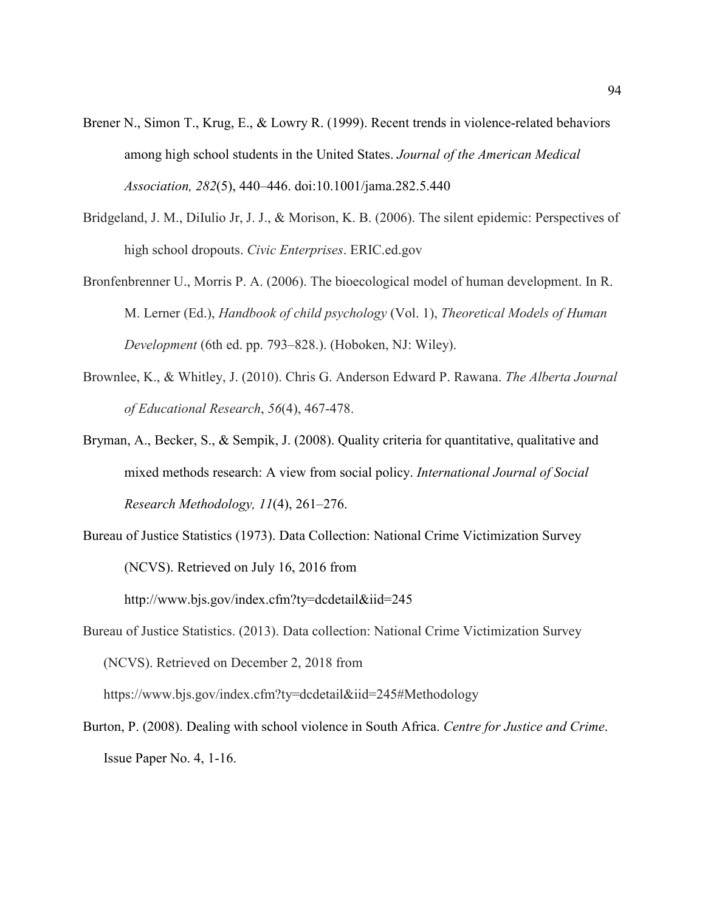Brener N., Simon T., Krug, E., & Lowry R. (1999). Recent trends in violence-related behaviors among high school students in the United States. *Journal of the American Medical Association, 282*(5), 440–446. doi:10.1001/jama.282.5.440

Bridgeland, J. M., DiIulio Jr, J. J., & Morison, K. B. (2006). The silent epidemic: Perspectives of high school dropouts. *Civic Enterprises*. ERIC.ed.gov

Bronfenbrenner U., Morris P. A. (2006). The bioecological model of human development. In R. M. Lerner (Ed.), *Handbook of child psychology* (Vol. 1), *Theoretical Models of Human Development* (6th ed. pp. 793–828.). (Hoboken, NJ: Wiley).

Brownlee, K., & Whitley, J. (2010). Chris G. Anderson Edward P. Rawana. *The Alberta Journal of Educational Research*, *56*(4), 467-478.

Bryman, A., Becker, S., & Sempik, J. (2008). Quality criteria for quantitative, qualitative and mixed methods research: A view from social policy. *International Journal of Social Research Methodology, 11*(4), 261–276.

Bureau of Justice Statistics (1973). Data Collection: National Crime Victimization Survey (NCVS). Retrieved on July 16, 2016 from http://www.bjs.gov/index.cfm?ty=dcdetail&iid=245

Bureau of Justice Statistics. (2013). Data collection: National Crime Victimization Survey (NCVS). Retrieved on December 2, 2018 from https://www.bjs.gov/index.cfm?ty=dcdetail&iid=245#Methodology

Burton, P. (2008). Dealing with school violence in South Africa. *Centre for Justice and Crime*. Issue Paper No. 4, 1-16.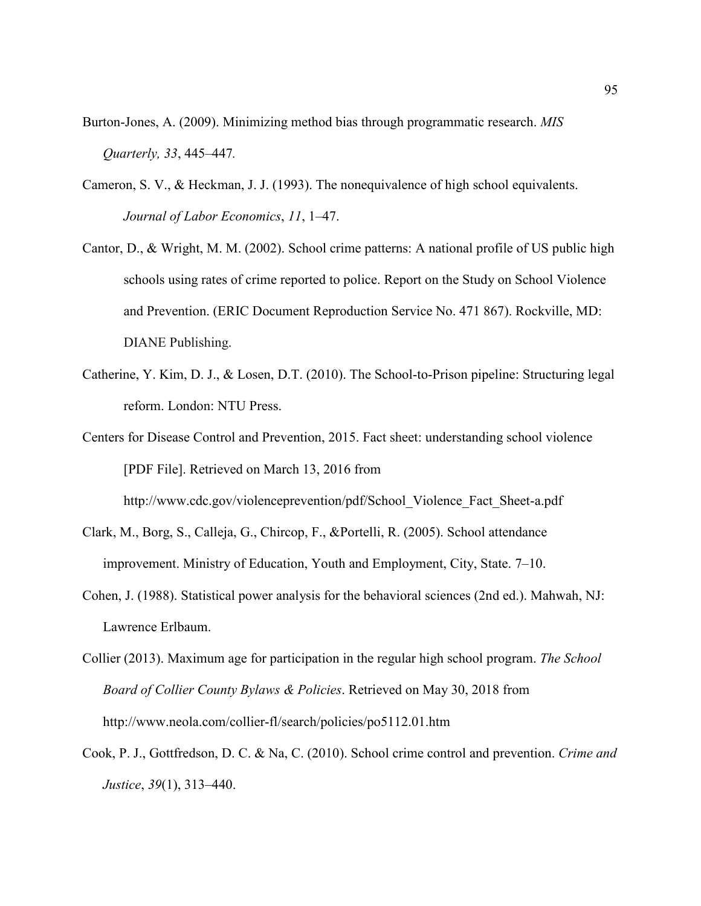Burton-Jones, A. (2009). Minimizing method bias through programmatic research. *MIS Quarterly, 33*, 445–447.

Cameron, S. V., & Heckman, J. J. (1993). The nonequivalence of high school equivalents. *Journal of Labor Economics*, *11*, 1–47.

Cantor, D., & Wright, M. M. (2002). School crime patterns: A national profile of US public high schools using rates of crime reported to police. Report on the Study on School Violence and Prevention. (ERIC Document Reproduction Service No. 471 867). Rockville, MD: DIANE Publishing.

Catherine, Y. Kim, D. J., & Losen, D.T. (2010). The School-to-Prison pipeline: Structuring legal reform. London: NTU Press.

Centers for Disease Control and Prevention, 2015. Fact sheet: understanding school violence [PDF File]. Retrieved on March 13, 2016 from http://www.cdc.gov/violenceprevention/pdf/School_Violence_Fact_Sheet-a.pdf

Clark, M., Borg, S., Calleja, G., Chircop, F., &Portelli, R. (2005). School attendance improvement. Ministry of Education, Youth and Employment, City, State. 7–10.

Cohen, J. (1988). Statistical power analysis for the behavioral sciences (2nd ed.). Mahwah, NJ: Lawrence Erlbaum.

Collier (2013). Maximum age for participation in the regular high school program. *The School Board of Collier County Bylaws & Policies*. Retrieved on May 30, 2018 from http://www.neola.com/collier-fl/search/policies/po5112.01.htm

Cook, P. J., Gottfredson, D. C. & Na, C. (2010). School crime control and prevention. *Crime and Justice*, *39*(1), 313–440.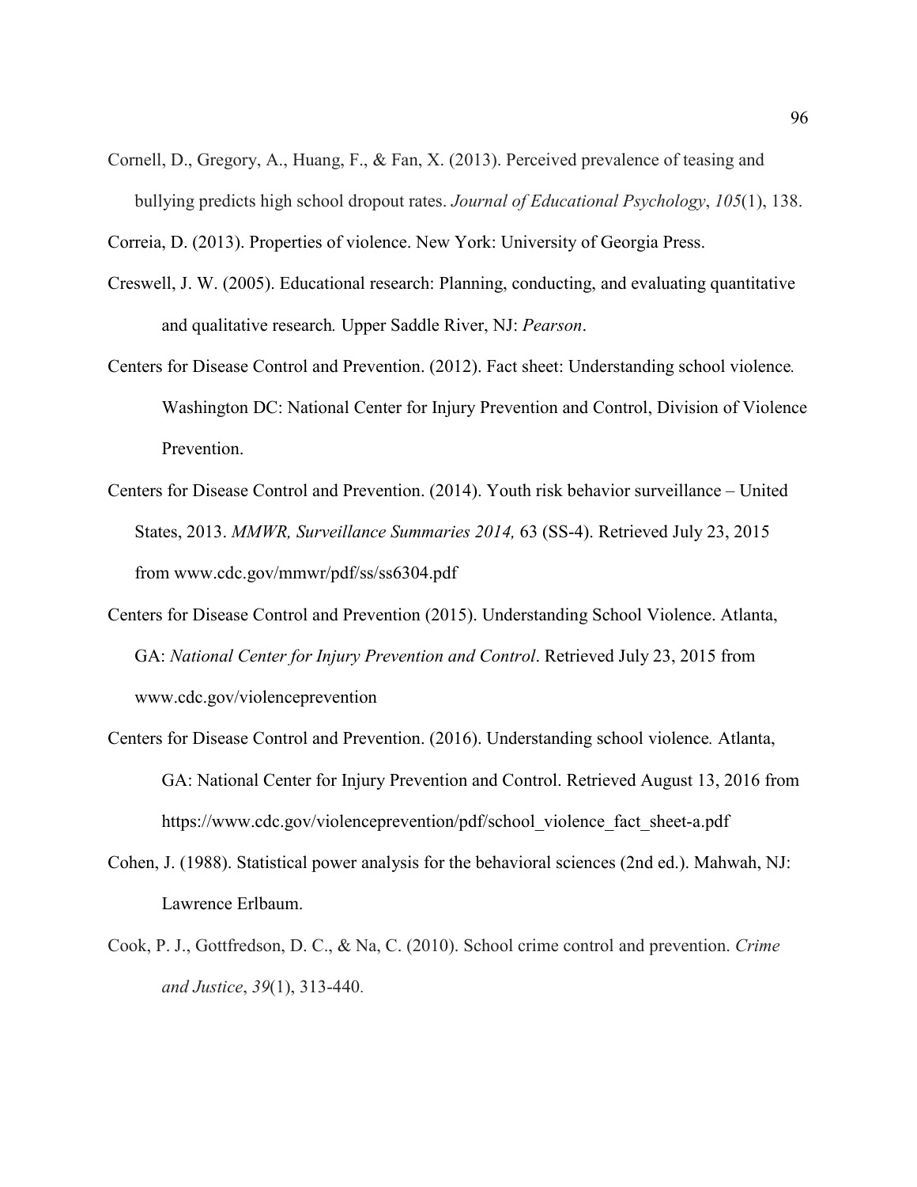Cornell, D., Gregory, A., Huang, F., & Fan, X. (2013). Perceived prevalence of teasing and bullying predicts high school dropout rates. *Journal of Educational Psychology*, *105*(1), 138.

Correia, D. (2013). Properties of violence. New York: University of Georgia Press.

Creswell, J. W. (2005). Educational research: Planning, conducting, and evaluating quantitative and qualitative research*.* Upper Saddle River, NJ: *Pearson*.

Centers for Disease Control and Prevention. (2012). Fact sheet: Understanding school violence*.* Washington DC: National Center for Injury Prevention and Control, Division of Violence Prevention.

Centers for Disease Control and Prevention. (2014). Youth risk behavior surveillance – United States, 2013. *MMWR, Surveillance Summaries 2014,* 63 (SS-4). Retrieved July 23, 2015 from www.cdc.gov/mmwr/pdf/ss/ss6304.pdf

Centers for Disease Control and Prevention (2015). Understanding School Violence. Atlanta, GA: *National Center for Injury Prevention and Control*. Retrieved July 23, 2015 from www.cdc.gov/violenceprevention

Centers for Disease Control and Prevention. (2016). Understanding school violence*.* Atlanta, GA: National Center for Injury Prevention and Control. Retrieved August 13, 2016 from https://www.cdc.gov/violenceprevention/pdf/school_violence_fact_sheet-a.pdf

Cohen, J. (1988). Statistical power analysis for the behavioral sciences (2nd ed.). Mahwah, NJ: Lawrence Erlbaum.

Cook, P. J., Gottfredson, D. C., & Na, C. (2010). School crime control and prevention. *Crime and Justice*, *39*(1), 313-440.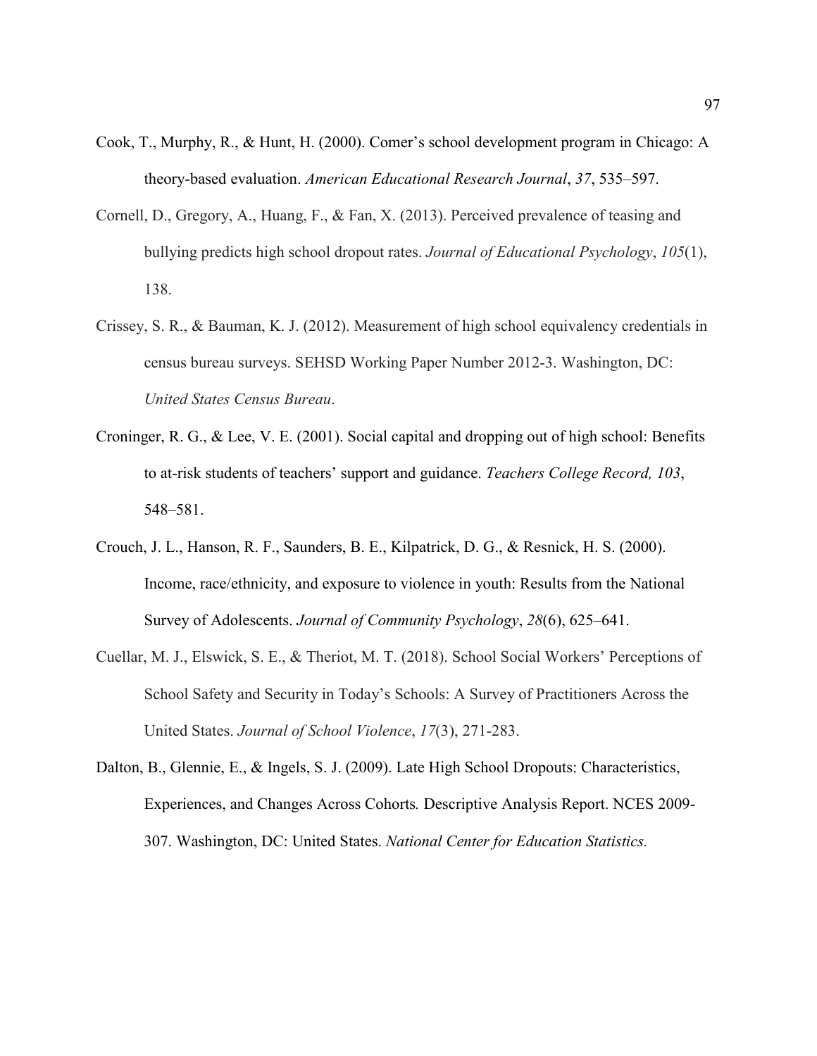Cook, T., Murphy, R., & Hunt, H. (2000). Comer's school development program in Chicago: A theory-based evaluation. *American Educational Research Journal*, *37*, 535–597.

Cornell, D., Gregory, A., Huang, F., & Fan, X. (2013). Perceived prevalence of teasing and bullying predicts high school dropout rates. *Journal of Educational Psychology*, *105*(1), 138.

Crissey, S. R., & Bauman, K. J. (2012). Measurement of high school equivalency credentials in census bureau surveys. SEHSD Working Paper Number 2012-3. Washington, DC: *United States Census Bureau*.

Croninger, R. G., & Lee, V. E. (2001). Social capital and dropping out of high school: Benefits to at-risk students of teachers' support and guidance. *Teachers College Record, 103*, 548–581.

Crouch, J. L., Hanson, R. F., Saunders, B. E., Kilpatrick, D. G., & Resnick, H. S. (2000). Income, race/ethnicity, and exposure to violence in youth: Results from the National Survey of Adolescents. *Journal of Community Psychology*, *28*(6), 625–641.

Cuellar, M. J., Elswick, S. E., & Theriot, M. T. (2018). School Social Workers' Perceptions of School Safety and Security in Today's Schools: A Survey of Practitioners Across the United States. *Journal of School Violence*, *17*(3), 271-283.

Dalton, B., Glennie, E., & Ingels, S. J. (2009). Late High School Dropouts: Characteristics, Experiences, and Changes Across Cohorts*.* Descriptive Analysis Report. NCES 2009-307. Washington, DC: United States. *National Center for Education Statistics.*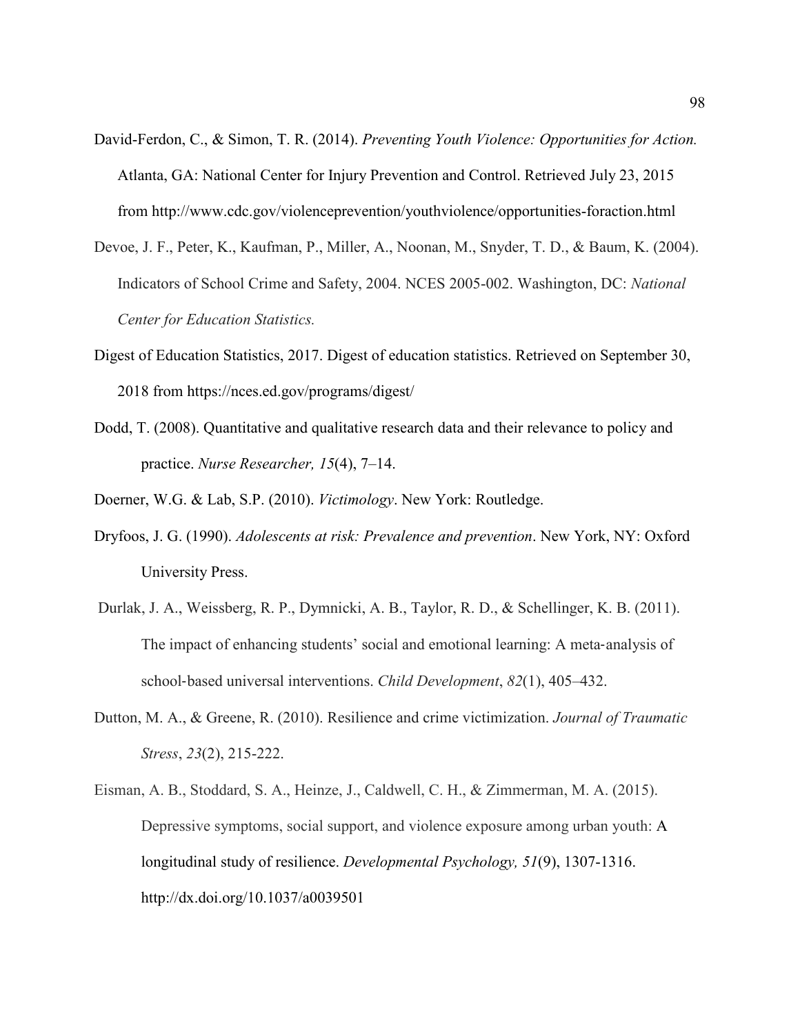David-Ferdon, C., & Simon, T. R. (2014). *Preventing Youth Violence: Opportunities for Action.* Atlanta, GA: National Center for Injury Prevention and Control. Retrieved July 23, 2015 from http://www.cdc.gov/violenceprevention/youthviolence/opportunities-foraction.html

Devoe, J. F., Peter, K., Kaufman, P., Miller, A., Noonan, M., Snyder, T. D., & Baum, K. (2004). Indicators of School Crime and Safety, 2004. NCES 2005-002. Washington, DC: *National Center for Education Statistics.*

Digest of Education Statistics, 2017. Digest of education statistics. Retrieved on September 30, 2018 from https://nces.ed.gov/programs/digest/

Dodd, T. (2008). Quantitative and qualitative research data and their relevance to policy and practice. *Nurse Researcher, 15*(4), 7–14.

Doerner, W.G. & Lab, S.P. (2010). *Victimology*. New York: Routledge.

Dryfoos, J. G. (1990). *Adolescents at risk: Prevalence and prevention*. New York, NY: Oxford University Press.

Durlak, J. A., Weissberg, R. P., Dymnicki, A. B., Taylor, R. D., & Schellinger, K. B. (2011). The impact of enhancing students' social and emotional learning: A meta-analysis of school-based universal interventions. *Child Development*, *82*(1), 405–432.

Dutton, M. A., & Greene, R. (2010). Resilience and crime victimization. *Journal of Traumatic Stress*, *23*(2), 215-222.

Eisman, A. B., Stoddard, S. A., Heinze, J., Caldwell, C. H., & Zimmerman, M. A. (2015). Depressive symptoms, social support, and violence exposure among urban youth: A longitudinal study of resilience. *Developmental Psychology, 51*(9), 1307-1316. http://dx.doi.org/10.1037/a0039501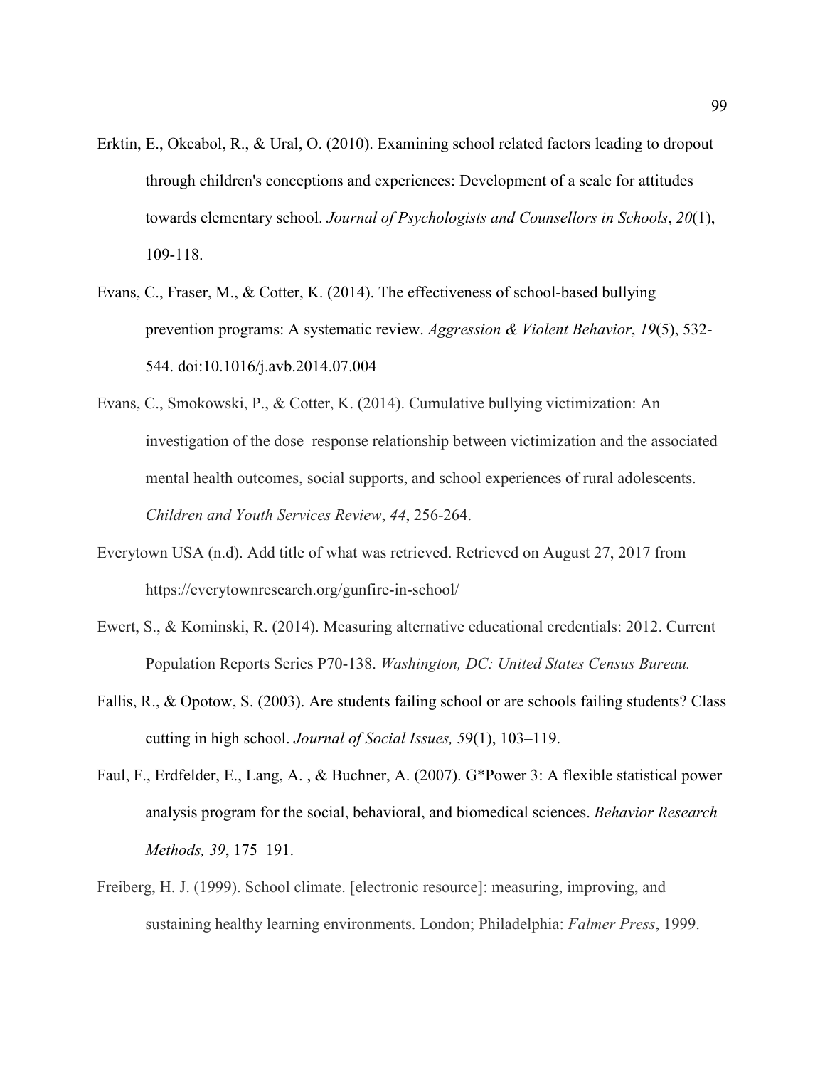Erktin, E., Okcabol, R., & Ural, O. (2010). Examining school related factors leading to dropout through children's conceptions and experiences: Development of a scale for attitudes towards elementary school. *Journal of Psychologists and Counsellors in Schools*, *20*(1), 109-118.

Evans, C., Fraser, M., & Cotter, K. (2014). The effectiveness of school-based bullying prevention programs: A systematic review. *Aggression & Violent Behavior*, *19*(5), 532-544. doi:10.1016/j.avb.2014.07.004

Evans, C., Smokowski, P., & Cotter, K. (2014). Cumulative bullying victimization: An investigation of the dose–response relationship between victimization and the associated mental health outcomes, social supports, and school experiences of rural adolescents. *Children and Youth Services Review*, *44*, 256-264.

Everytown USA (n.d). Add title of what was retrieved. Retrieved on August 27, 2017 from https://everytownresearch.org/gunfire-in-school/

Ewert, S., & Kominski, R. (2014). Measuring alternative educational credentials: 2012. Current Population Reports Series P70-138. *Washington, DC: United States Census Bureau.*

Fallis, R., & Opotow, S. (2003). Are students failing school or are schools failing students? Class cutting in high school. *Journal of Social Issues, 5*9(1), 103–119.

Faul, F., Erdfelder, E., Lang, A. , & Buchner, A. (2007). G*Power 3: A flexible statistical power analysis program for the social, behavioral, and biomedical sciences. *Behavior Research Methods, 39*, 175–191.

Freiberg, H. J. (1999). School climate. [electronic resource]: measuring, improving, and sustaining healthy learning environments. London; Philadelphia: *Falmer Press*, 1999.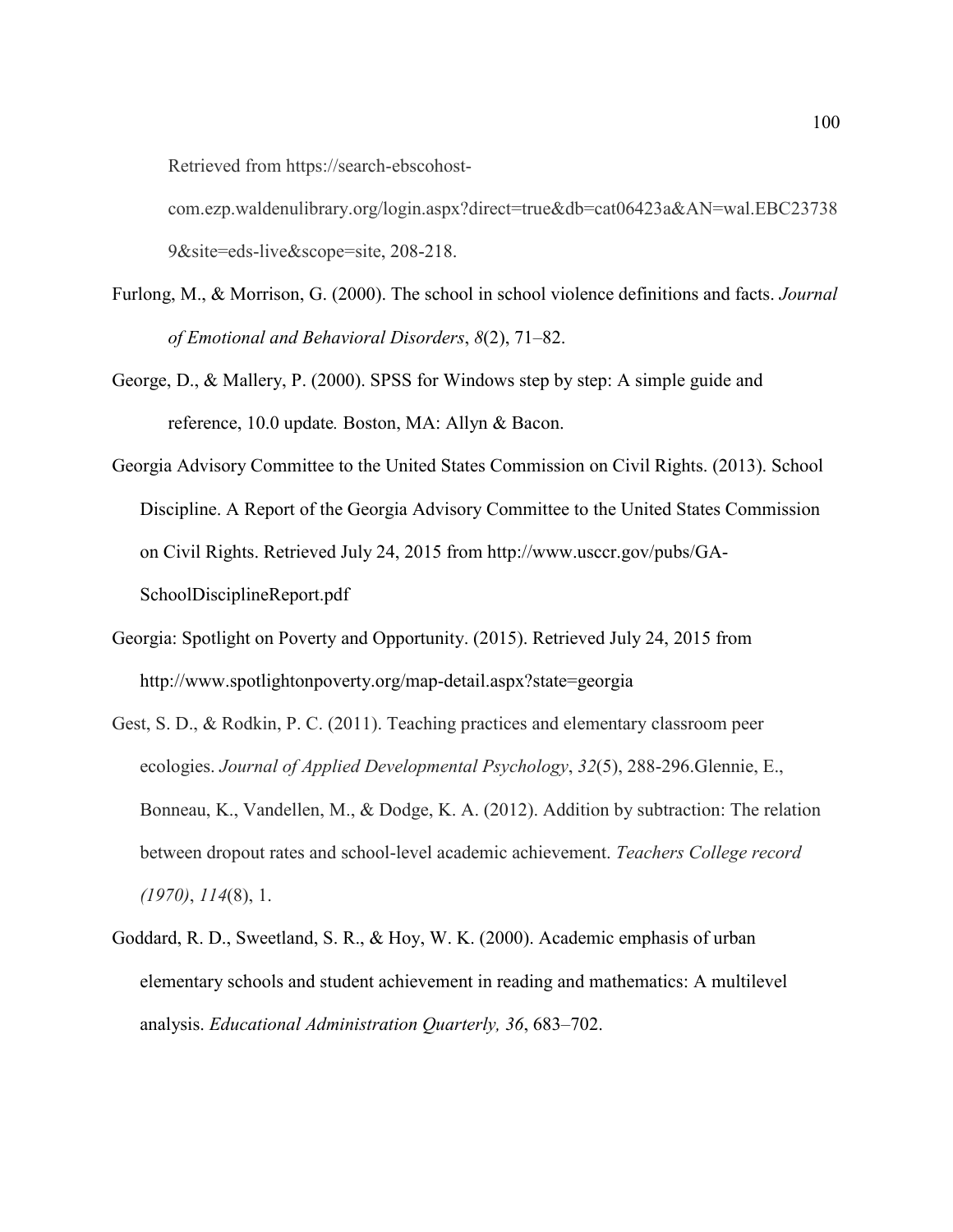Retrieved from https://search-ebscohost-com.ezp.waldenulibrary.org/login.aspx?direct=true&db=cat06423a&AN=wal.EBC237389&site=eds-live&scope=site, 208-218.

Furlong, M., & Morrison, G. (2000). The school in school violence definitions and facts. *Journal of Emotional and Behavioral Disorders*, *8*(2), 71–82.

George, D., & Mallery, P. (2000). SPSS for Windows step by step: A simple guide and reference, 10.0 update*.* Boston, MA: Allyn & Bacon.

Georgia Advisory Committee to the United States Commission on Civil Rights. (2013). School Discipline. A Report of the Georgia Advisory Committee to the United States Commission on Civil Rights. Retrieved July 24, 2015 from http://www.usccr.gov/pubs/GA-SchoolDisciplineReport.pdf

Georgia: Spotlight on Poverty and Opportunity. (2015). Retrieved July 24, 2015 from http://www.spotlightonpoverty.org/map-detail.aspx?state=georgia

Gest, S. D., & Rodkin, P. C. (2011). Teaching practices and elementary classroom peer ecologies. *Journal of Applied Developmental Psychology*, *32*(5), 288-296.Glennie, E., Bonneau, K., Vandellen, M., & Dodge, K. A. (2012). Addition by subtraction: The relation between dropout rates and school-level academic achievement. *Teachers College record (1970)*, *114*(8), 1.

Goddard, R. D., Sweetland, S. R., & Hoy, W. K. (2000). Academic emphasis of urban elementary schools and student achievement in reading and mathematics: A multilevel analysis. *Educational Administration Quarterly, 36*, 683–702.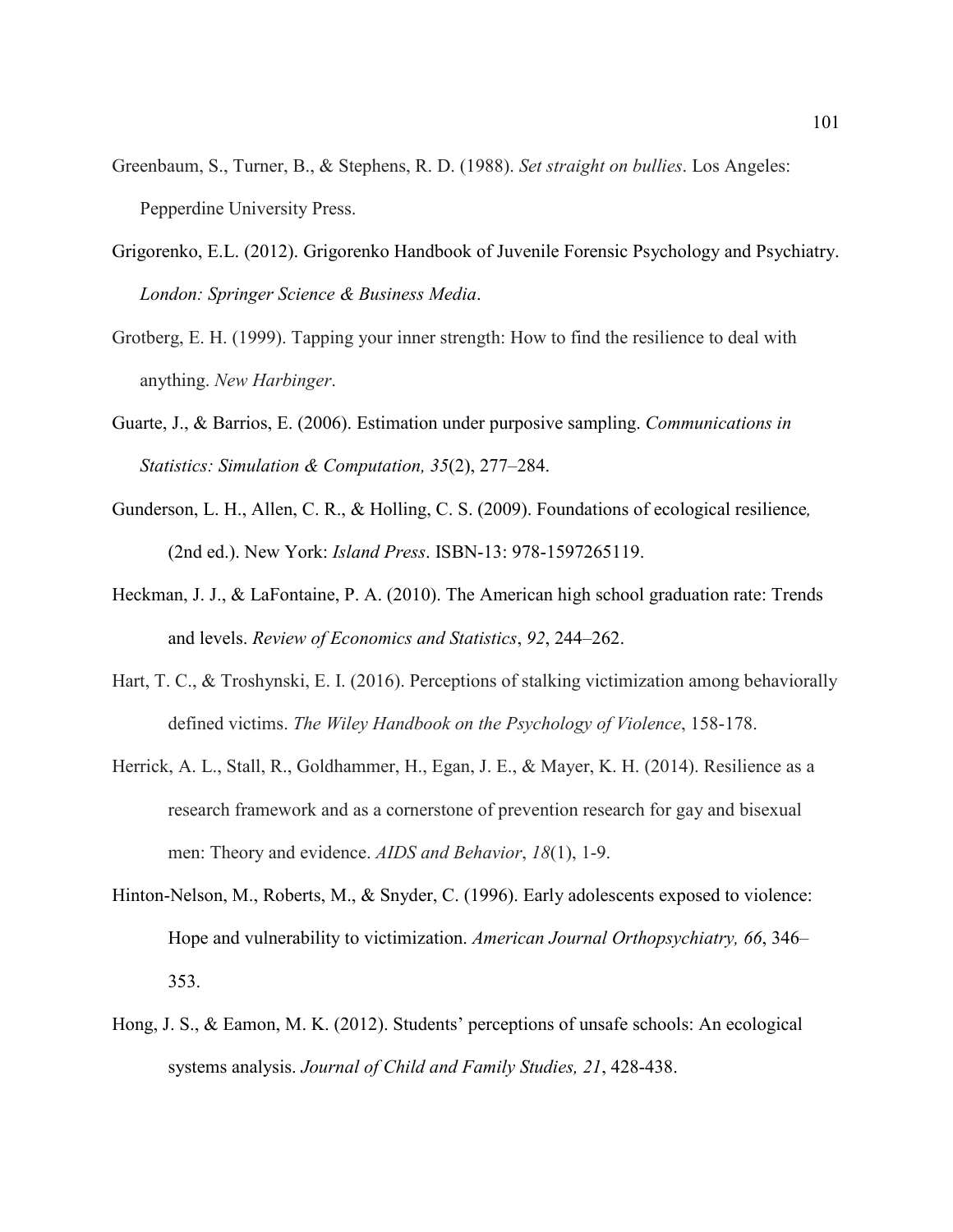Greenbaum, S., Turner, B., & Stephens, R. D. (1988). *Set straight on bullies*. Los Angeles: Pepperdine University Press.

Grigorenko, E.L. (2012). Grigorenko Handbook of Juvenile Forensic Psychology and Psychiatry. *London: Springer Science & Business Media*.

Grotberg, E. H. (1999). Tapping your inner strength: How to find the resilience to deal with anything. *New Harbinger*.

Guarte, J., & Barrios, E. (2006). Estimation under purposive sampling. *Communications in Statistics: Simulation & Computation, 35*(2), 277–284.

Gunderson, L. H., Allen, C. R., & Holling, C. S. (2009). Foundations of ecological resilience*,* (2nd ed.). New York: *Island Press*. ISBN-13: 978-1597265119.

Heckman, J. J., & LaFontaine, P. A. (2010). The American high school graduation rate: Trends and levels. *Review of Economics and Statistics*, *92*, 244–262.

Hart, T. C., & Troshynski, E. I. (2016). Perceptions of stalking victimization among behaviorally defined victims. *The Wiley Handbook on the Psychology of Violence*, 158-178.

Herrick, A. L., Stall, R., Goldhammer, H., Egan, J. E., & Mayer, K. H. (2014). Resilience as a research framework and as a cornerstone of prevention research for gay and bisexual men: Theory and evidence. *AIDS and Behavior*, *18*(1), 1-9.

Hinton-Nelson, M., Roberts, M., & Snyder, C. (1996). Early adolescents exposed to violence: Hope and vulnerability to victimization. *American Journal Orthopsychiatry, 66*, 346–353.

Hong, J. S., & Eamon, M. K. (2012). Students' perceptions of unsafe schools: An ecological systems analysis. *Journal of Child and Family Studies, 21*, 428-438.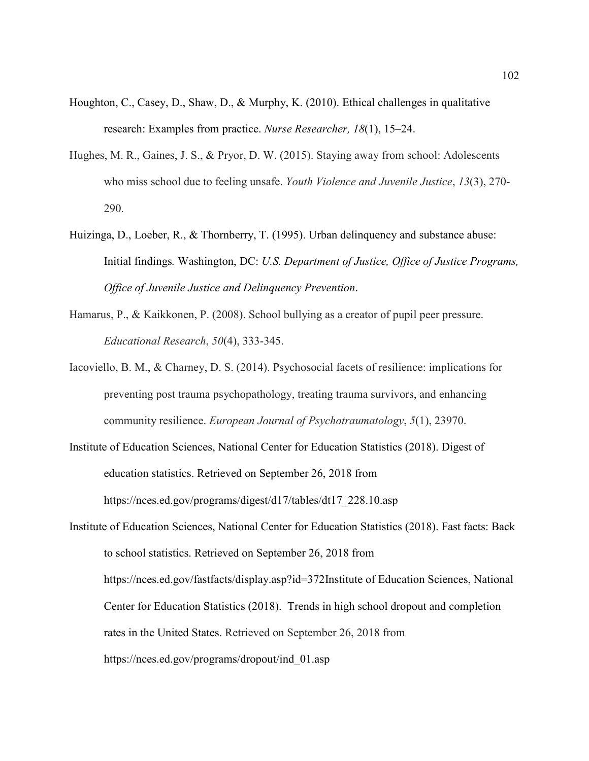Houghton, C., Casey, D., Shaw, D., & Murphy, K. (2010). Ethical challenges in qualitative research: Examples from practice. *Nurse Researcher, 18*(1), 15–24.

Hughes, M. R., Gaines, J. S., & Pryor, D. W. (2015). Staying away from school: Adolescents who miss school due to feeling unsafe. *Youth Violence and Juvenile Justice*, *13*(3), 270-290.

Huizinga, D., Loeber, R., & Thornberry, T. (1995). Urban delinquency and substance abuse: Initial findings. Washington, DC: *U.S. Department of Justice, Office of Justice Programs, Office of Juvenile Justice and Delinquency Prevention*.

Hamarus, P., & Kaikkonen, P. (2008). School bullying as a creator of pupil peer pressure. *Educational Research*, *50*(4), 333-345.

Iacoviello, B. M., & Charney, D. S. (2014). Psychosocial facets of resilience: implications for preventing post trauma psychopathology, treating trauma survivors, and enhancing community resilience. *European Journal of Psychotraumatology*, *5*(1), 23970.

Institute of Education Sciences, National Center for Education Statistics (2018). Digest of education statistics. Retrieved on September 26, 2018 from https://nces.ed.gov/programs/digest/d17/tables/dt17_228.10.asp

Institute of Education Sciences, National Center for Education Statistics (2018). Fast facts: Back to school statistics. Retrieved on September 26, 2018 from https://nces.ed.gov/fastfacts/display.asp?id=372Institute of Education Sciences, National Center for Education Statistics (2018). Trends in high school dropout and completion rates in the United States. Retrieved on September 26, 2018 from https://nces.ed.gov/programs/dropout/ind_01.asp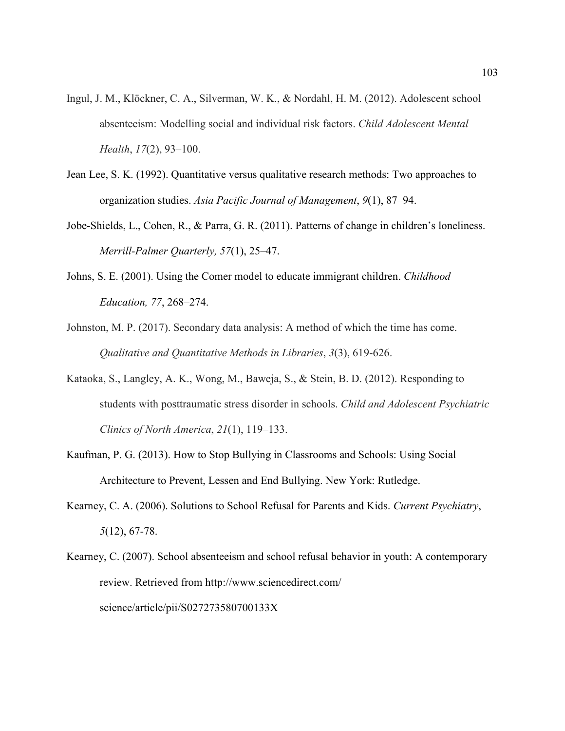Ingul, J. M., Klöckner, C. A., Silverman, W. K., & Nordahl, H. M. (2012). Adolescent school absenteeism: Modelling social and individual risk factors. *Child Adolescent Mental Health*, *17*(2), 93–100.

Jean Lee, S. K. (1992). Quantitative versus qualitative research methods: Two approaches to organization studies. *Asia Pacific Journal of Management*, *9*(1), 87–94.

Jobe-Shields, L., Cohen, R., & Parra, G. R. (2011). Patterns of change in children's loneliness. *Merrill-Palmer Quarterly, 57*(1), 25–47.

Johns, S. E. (2001). Using the Comer model to educate immigrant children. *Childhood Education, 77*, 268–274.

Johnston, M. P. (2017). Secondary data analysis: A method of which the time has come. *Qualitative and Quantitative Methods in Libraries*, *3*(3), 619-626.

Kataoka, S., Langley, A. K., Wong, M., Baweja, S., & Stein, B. D. (2012). Responding to students with posttraumatic stress disorder in schools. *Child and Adolescent Psychiatric Clinics of North America*, *21*(1), 119–133.

Kaufman, P. G. (2013). How to Stop Bullying in Classrooms and Schools: Using Social Architecture to Prevent, Lessen and End Bullying. New York: Rutledge.

Kearney, C. A. (2006). Solutions to School Refusal for Parents and Kids. *Current Psychiatry*, *5*(12), 67-78.

Kearney, C. (2007). School absenteeism and school refusal behavior in youth: A contemporary review. Retrieved from http://www.sciencedirect.com/science/article/pii/S027273580700133X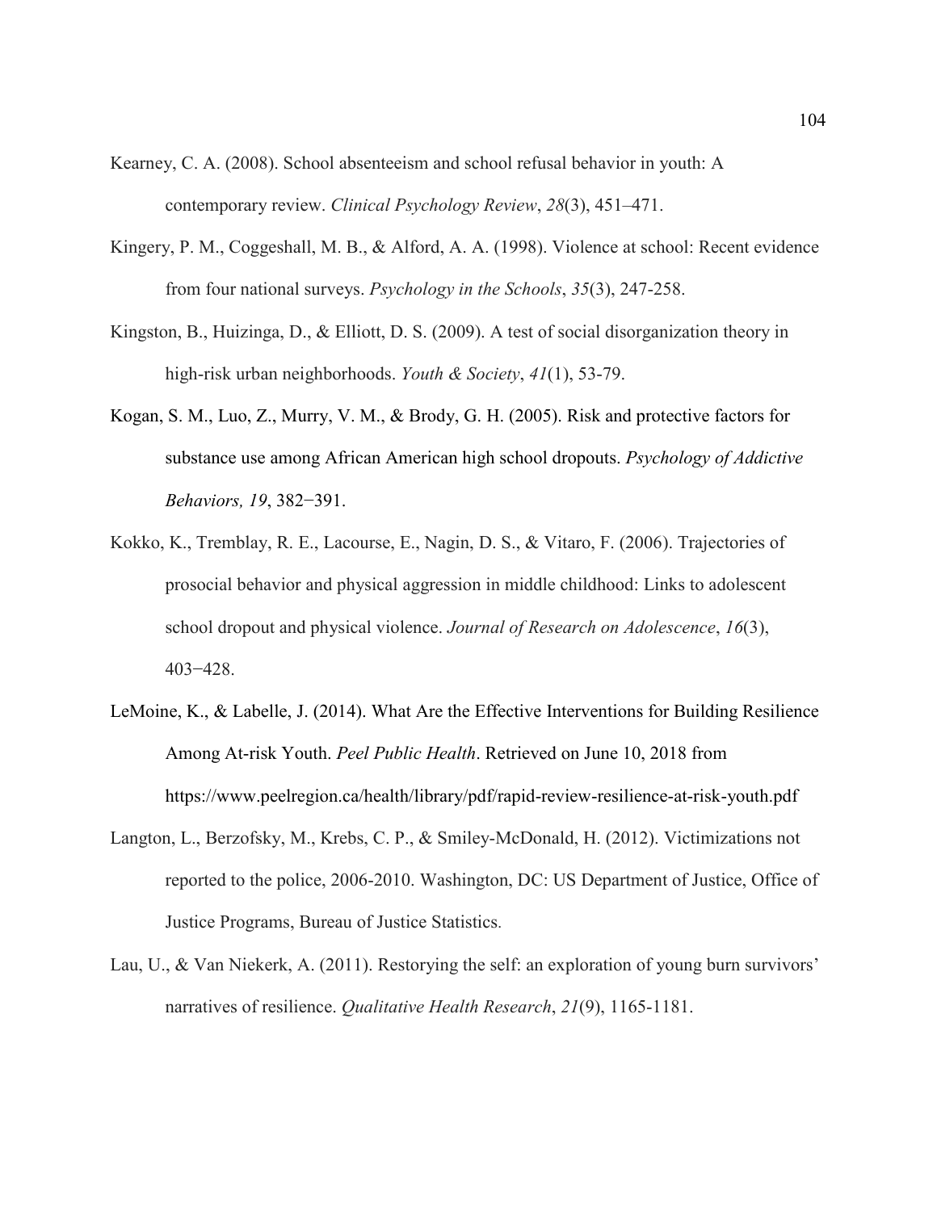Kearney, C. A. (2008). School absenteeism and school refusal behavior in youth: A contemporary review. *Clinical Psychology Review*, *28*(3), 451–471.

Kingery, P. M., Coggeshall, M. B., & Alford, A. A. (1998). Violence at school: Recent evidence from four national surveys. *Psychology in the Schools*, *35*(3), 247-258.

Kingston, B., Huizinga, D., & Elliott, D. S. (2009). A test of social disorganization theory in high-risk urban neighborhoods. *Youth & Society*, *41*(1), 53-79.

Kogan, S. M., Luo, Z., Murry, V. M., & Brody, G. H. (2005). Risk and protective factors for substance use among African American high school dropouts. *Psychology of Addictive Behaviors, 19*, 382−391.

Kokko, K., Tremblay, R. E., Lacourse, E., Nagin, D. S., & Vitaro, F. (2006). Trajectories of prosocial behavior and physical aggression in middle childhood: Links to adolescent school dropout and physical violence. *Journal of Research on Adolescence*, *16*(3), 403−428.

LeMoine, K., & Labelle, J. (2014). What Are the Effective Interventions for Building Resilience Among At-risk Youth. *Peel Public Health*. Retrieved on June 10, 2018 from https://www.peelregion.ca/health/library/pdf/rapid-review-resilience-at-risk-youth.pdf

Langton, L., Berzofsky, M., Krebs, C. P., & Smiley-McDonald, H. (2012). Victimizations not reported to the police, 2006-2010. Washington, DC: US Department of Justice, Office of Justice Programs, Bureau of Justice Statistics.

Lau, U., & Van Niekerk, A. (2011). Restorying the self: an exploration of young burn survivors' narratives of resilience. *Qualitative Health Research*, *21*(9), 1165-1181.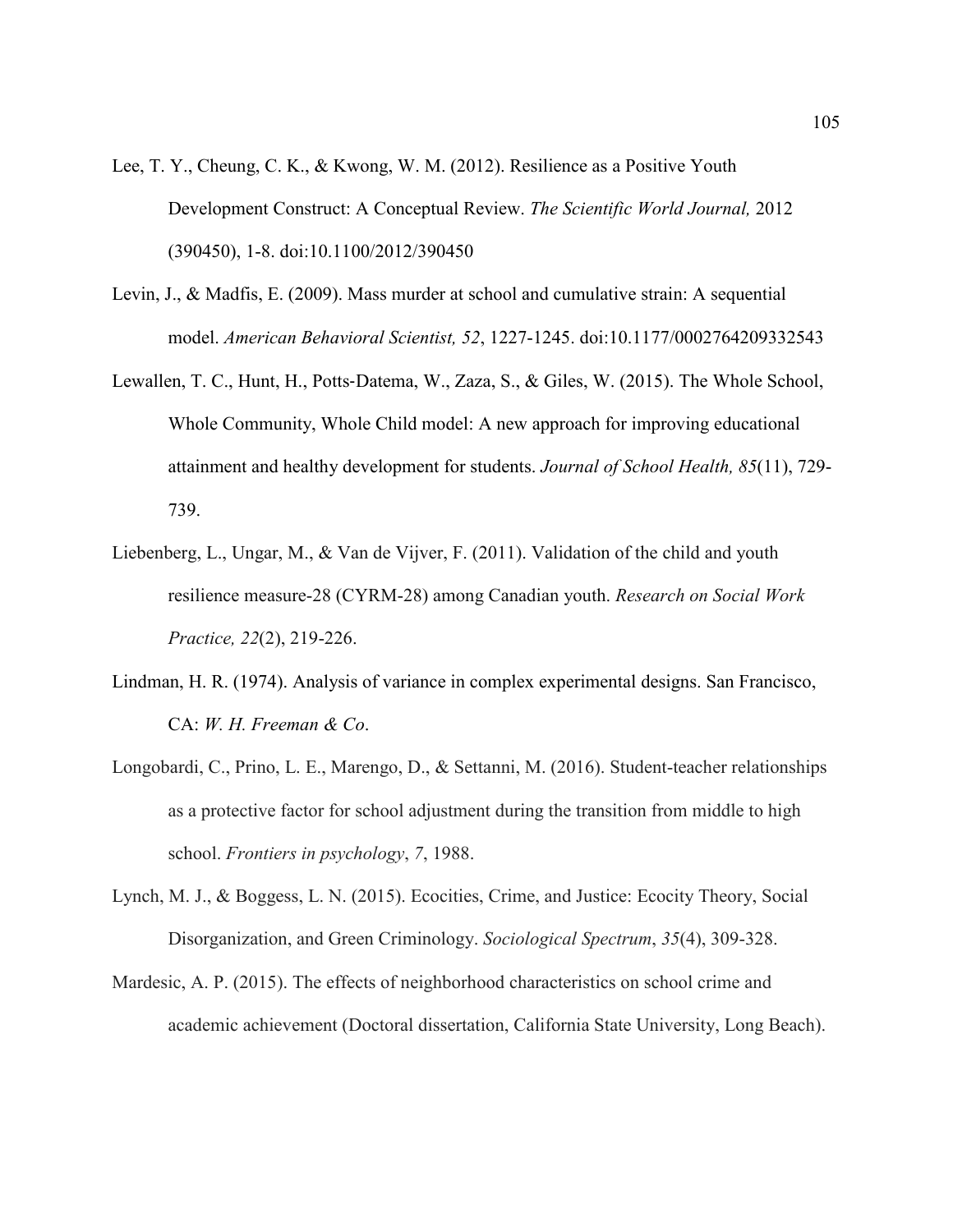Lee, T. Y., Cheung, C. K., & Kwong, W. M. (2012). Resilience as a Positive Youth Development Construct: A Conceptual Review. *The Scientific World Journal,* 2012 (390450), 1-8. doi:10.1100/2012/390450

Levin, J., & Madfis, E. (2009). Mass murder at school and cumulative strain: A sequential model. *American Behavioral Scientist, 52*, 1227-1245. doi:10.1177/0002764209332543

Lewallen, T. C., Hunt, H., Potts-Datema, W., Zaza, S., & Giles, W. (2015). The Whole School, Whole Community, Whole Child model: A new approach for improving educational attainment and healthy development for students. *Journal of School Health, 85*(11), 729-739.

Liebenberg, L., Ungar, M., & Van de Vijver, F. (2011). Validation of the child and youth resilience measure-28 (CYRM-28) among Canadian youth. *Research on Social Work Practice, 22*(2), 219-226.

Lindman, H. R. (1974). Analysis of variance in complex experimental designs. San Francisco, CA: *W. H. Freeman & Co*.

Longobardi, C., Prino, L. E., Marengo, D., & Settanni, M. (2016). Student-teacher relationships as a protective factor for school adjustment during the transition from middle to high school. *Frontiers in psychology*, *7*, 1988.

Lynch, M. J., & Boggess, L. N. (2015). Ecocities, Crime, and Justice: Ecocity Theory, Social Disorganization, and Green Criminology. *Sociological Spectrum*, *35*(4), 309-328.

Mardesic, A. P. (2015). The effects of neighborhood characteristics on school crime and academic achievement (Doctoral dissertation, California State University, Long Beach).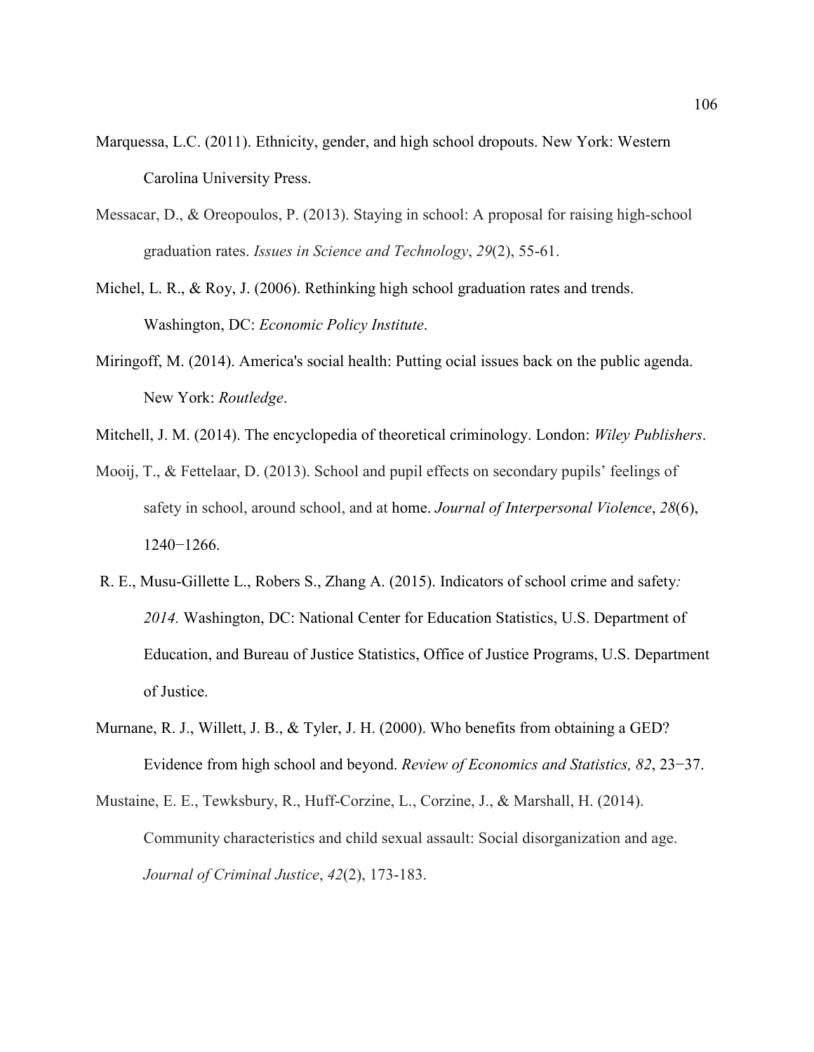Marquessa, L.C. (2011). Ethnicity, gender, and high school dropouts. New York: Western Carolina University Press.

Messacar, D., & Oreopoulos, P. (2013). Staying in school: A proposal for raising high-school graduation rates. *Issues in Science and Technology*, *29*(2), 55-61.

Michel, L. R., & Roy, J. (2006). Rethinking high school graduation rates and trends. Washington, DC: *Economic Policy Institute*.

Miringoff, M. (2014). America's social health: Putting ocial issues back on the public agenda. New York: *Routledge*.

Mitchell, J. M. (2014). The encyclopedia of theoretical criminology. London: *Wiley Publishers*.

Mooij, T., & Fettelaar, D. (2013). School and pupil effects on secondary pupils' feelings of safety in school, around school, and at home. *Journal of Interpersonal Violence*, *28*(6), 1240−1266.

R. E., Musu-Gillette L., Robers S., Zhang A. (2015). Indicators of school crime and safety*: 2014.* Washington, DC: National Center for Education Statistics, U.S. Department of Education, and Bureau of Justice Statistics, Office of Justice Programs, U.S. Department of Justice.

Murnane, R. J., Willett, J. B., & Tyler, J. H. (2000). Who benefits from obtaining a GED? Evidence from high school and beyond. *Review of Economics and Statistics, 82*, 23−37.

Mustaine, E. E., Tewksbury, R., Huff-Corzine, L., Corzine, J., & Marshall, H. (2014). Community characteristics and child sexual assault: Social disorganization and age. *Journal of Criminal Justice*, *42*(2), 173-183.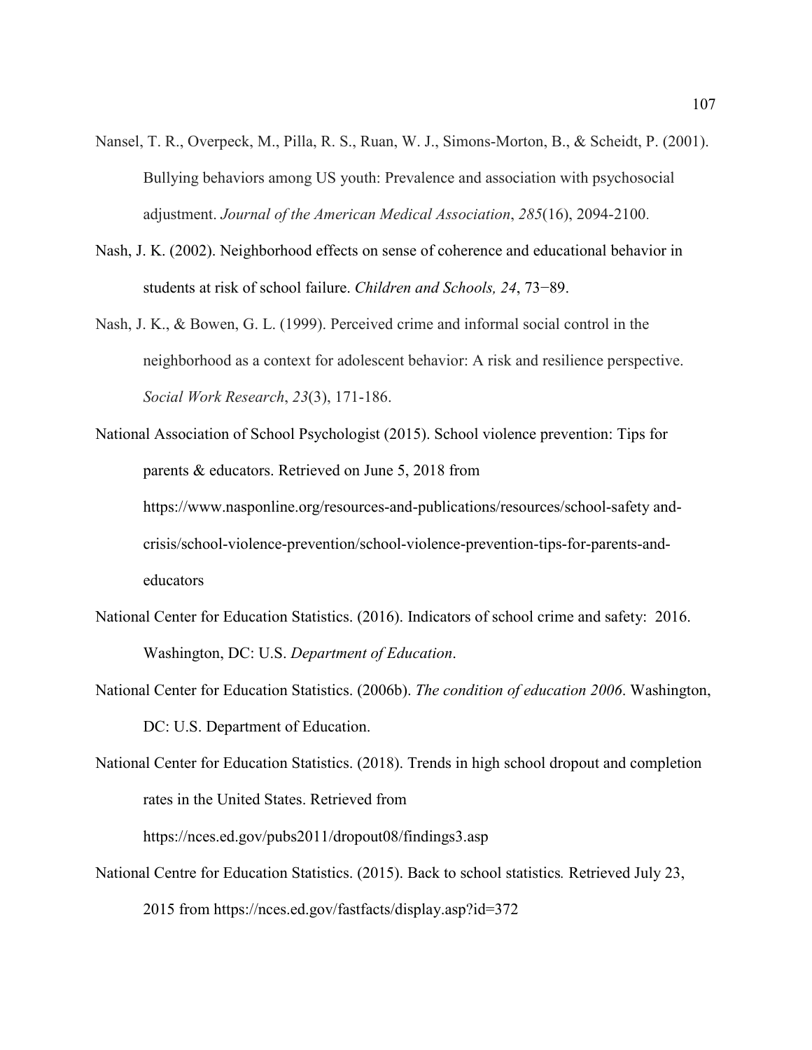Nansel, T. R., Overpeck, M., Pilla, R. S., Ruan, W. J., Simons-Morton, B., & Scheidt, P. (2001). Bullying behaviors among US youth: Prevalence and association with psychosocial adjustment. *Journal of the American Medical Association*, *285*(16), 2094-2100.

Nash, J. K. (2002). Neighborhood effects on sense of coherence and educational behavior in students at risk of school failure. *Children and Schools, 24*, 73−89.

Nash, J. K., & Bowen, G. L. (1999). Perceived crime and informal social control in the neighborhood as a context for adolescent behavior: A risk and resilience perspective. *Social Work Research*, *23*(3), 171-186.

National Association of School Psychologist (2015). School violence prevention: Tips for parents & educators. Retrieved on June 5, 2018 from https://www.nasponline.org/resources-and-publications/resources/school-safety and-crisis/school-violence-prevention/school-violence-prevention-tips-for-parents-and-educators

National Center for Education Statistics. (2016). Indicators of school crime and safety: 2016. Washington, DC: U.S. *Department of Education*.

National Center for Education Statistics. (2006b). *The condition of education 2006*. Washington, DC: U.S. Department of Education.

National Center for Education Statistics. (2018). Trends in high school dropout and completion rates in the United States. Retrieved from https://nces.ed.gov/pubs2011/dropout08/findings3.asp

National Centre for Education Statistics. (2015). Back to school statistics*.* Retrieved July 23, 2015 from https://nces.ed.gov/fastfacts/display.asp?id=372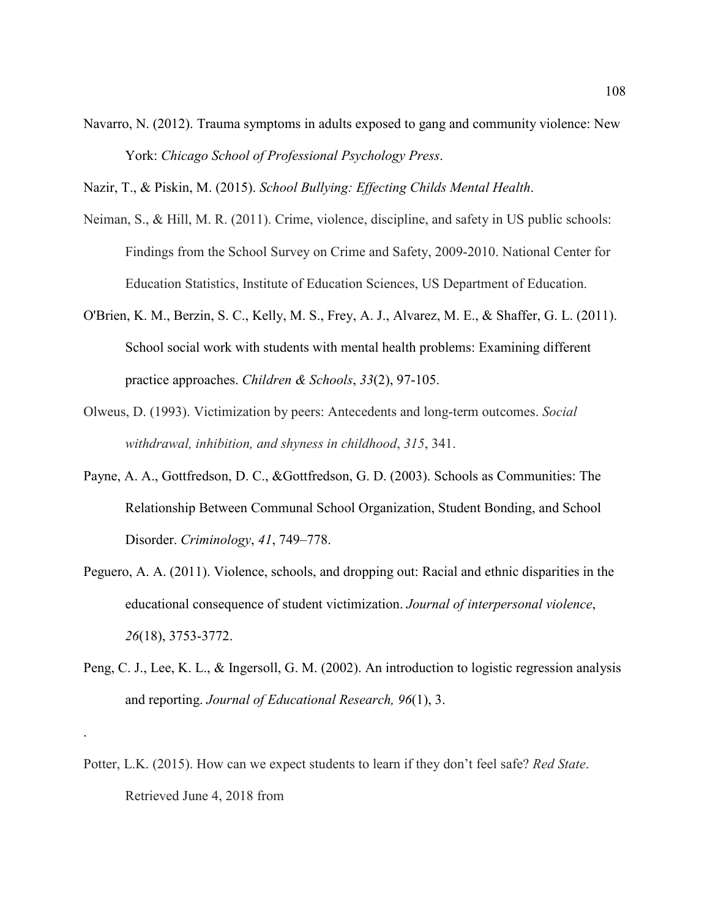Navarro, N. (2012). Trauma symptoms in adults exposed to gang and community violence: New York: *Chicago School of Professional Psychology Press*.

Nazir, T., & Piskin, M. (2015). *School Bullying: Effecting Childs Mental Health*.

Neiman, S., & Hill, M. R. (2011). Crime, violence, discipline, and safety in US public schools: Findings from the School Survey on Crime and Safety, 2009-2010. National Center for Education Statistics, Institute of Education Sciences, US Department of Education.

O'Brien, K. M., Berzin, S. C., Kelly, M. S., Frey, A. J., Alvarez, M. E., & Shaffer, G. L. (2011). School social work with students with mental health problems: Examining different practice approaches. *Children & Schools*, *33*(2), 97-105.

Olweus, D. (1993). Victimization by peers: Antecedents and long-term outcomes. *Social withdrawal, inhibition, and shyness in childhood*, *315*, 341.

Payne, A. A., Gottfredson, D. C., &Gottfredson, G. D. (2003). Schools as Communities: The Relationship Between Communal School Organization, Student Bonding, and School Disorder. *Criminology*, *41*, 749–778.

Peguero, A. A. (2011). Violence, schools, and dropping out: Racial and ethnic disparities in the educational consequence of student victimization. *Journal of interpersonal violence*, *26*(18), 3753-3772.

Peng, C. J., Lee, K. L., & Ingersoll, G. M. (2002). An introduction to logistic regression analysis and reporting. *Journal of Educational Research, 96*(1), 3.

.

Potter, L.K. (2015). How can we expect students to learn if they don't feel safe? *Red State*. Retrieved June 4, 2018 from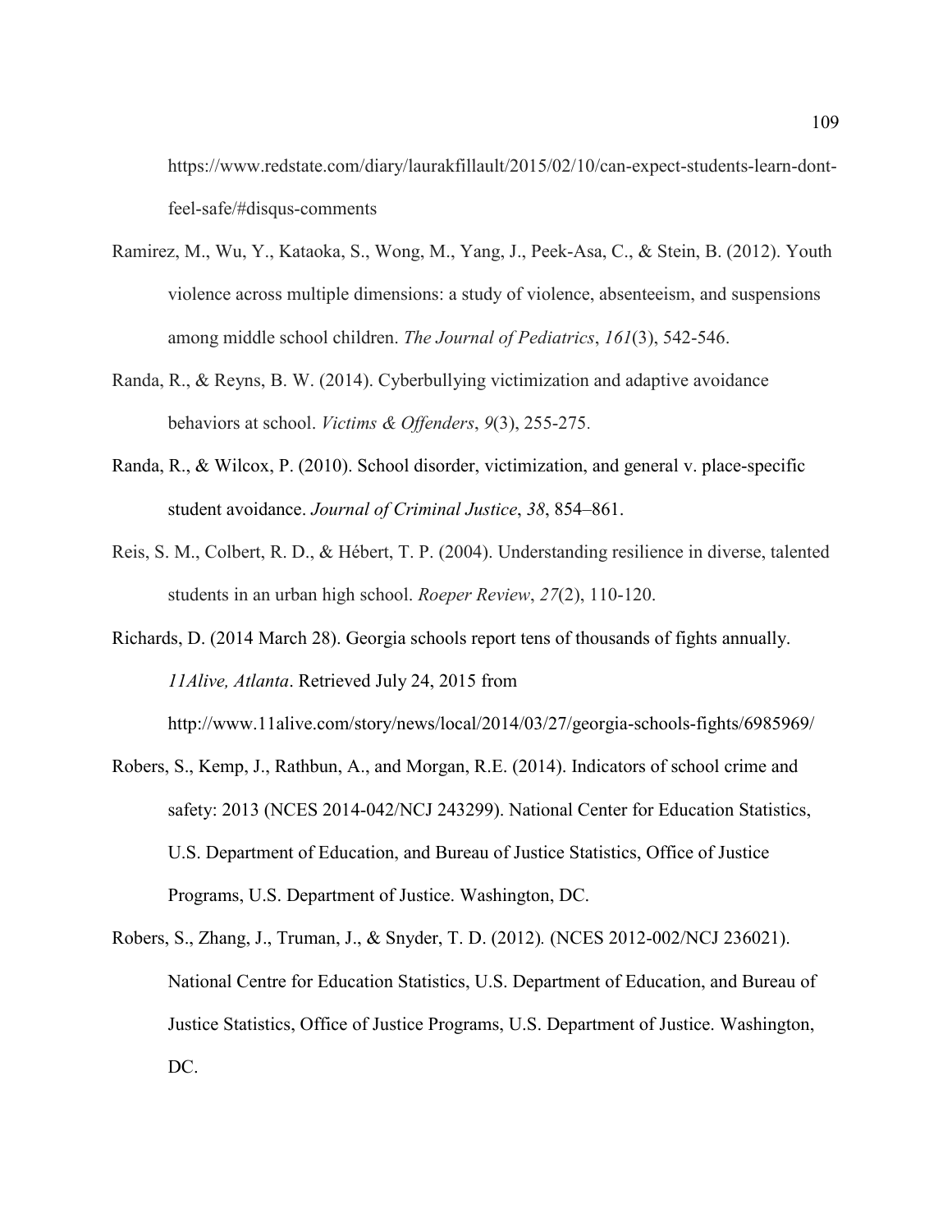https://www.redstate.com/diary/laurakfillault/2015/02/10/can-expect-students-learn-dont-feel-safe/#disqus-comments

Ramirez, M., Wu, Y., Kataoka, S., Wong, M., Yang, J., Peek-Asa, C., & Stein, B. (2012). Youth violence across multiple dimensions: a study of violence, absenteeism, and suspensions among middle school children. *The Journal of Pediatrics*, *161*(3), 542-546.

Randa, R., & Reyns, B. W. (2014). Cyberbullying victimization and adaptive avoidance behaviors at school. *Victims & Offenders*, *9*(3), 255-275.

Randa, R., & Wilcox, P. (2010). School disorder, victimization, and general v. place-specific student avoidance. *Journal of Criminal Justice*, *38*, 854–861.

Reis, S. M., Colbert, R. D., & Hébert, T. P. (2004). Understanding resilience in diverse, talented students in an urban high school. *Roeper Review*, *27*(2), 110-120.

Richards, D. (2014 March 28). Georgia schools report tens of thousands of fights annually. *11Alive, Atlanta*. Retrieved July 24, 2015 from http://www.11alive.com/story/news/local/2014/03/27/georgia-schools-fights/6985969/

Robers, S., Kemp, J., Rathbun, A., and Morgan, R.E. (2014). Indicators of school crime and safety: 2013 (NCES 2014-042/NCJ 243299). National Center for Education Statistics, U.S. Department of Education, and Bureau of Justice Statistics, Office of Justice Programs, U.S. Department of Justice. Washington, DC.

Robers, S., Zhang, J., Truman, J., & Snyder, T. D. (2012). (NCES 2012-002/NCJ 236021). National Centre for Education Statistics, U.S. Department of Education, and Bureau of Justice Statistics, Office of Justice Programs, U.S. Department of Justice. Washington, DC.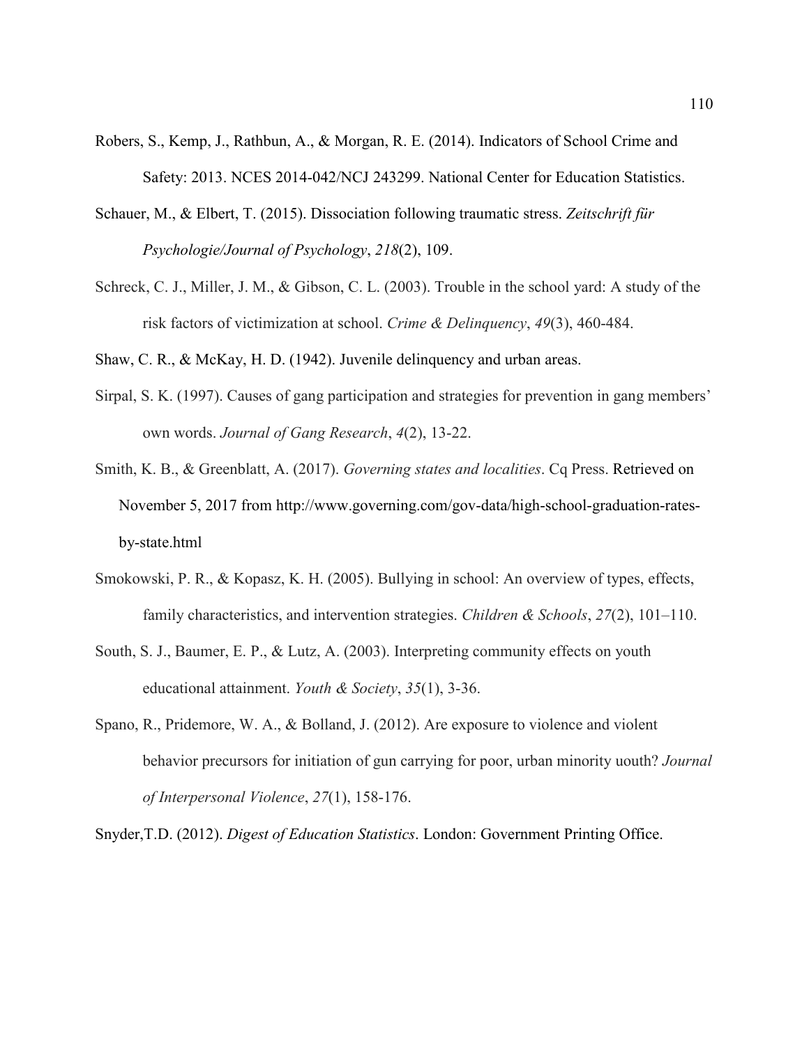Robers, S., Kemp, J., Rathbun, A., & Morgan, R. E. (2014). Indicators of School Crime and Safety: 2013. NCES 2014-042/NCJ 243299. National Center for Education Statistics.

Schauer, M., & Elbert, T. (2015). Dissociation following traumatic stress. *Zeitschrift für Psychologie/Journal of Psychology*, *218*(2), 109.

Schreck, C. J., Miller, J. M., & Gibson, C. L. (2003). Trouble in the school yard: A study of the risk factors of victimization at school. *Crime & Delinquency*, *49*(3), 460-484.

Shaw, C. R., & McKay, H. D. (1942). Juvenile delinquency and urban areas.

Sirpal, S. K. (1997). Causes of gang participation and strategies for prevention in gang members' own words. *Journal of Gang Research*, *4*(2), 13-22.

Smith, K. B., & Greenblatt, A. (2017). *Governing states and localities*. Cq Press. Retrieved on November 5, 2017 from http://www.governing.com/gov-data/high-school-graduation-rates-by-state.html

Smokowski, P. R., & Kopasz, K. H. (2005). Bullying in school: An overview of types, effects, family characteristics, and intervention strategies. *Children & Schools*, *27*(2), 101–110.

South, S. J., Baumer, E. P., & Lutz, A. (2003). Interpreting community effects on youth educational attainment. *Youth & Society*, *35*(1), 3-36.

Spano, R., Pridemore, W. A., & Bolland, J. (2012). Are exposure to violence and violent behavior precursors for initiation of gun carrying for poor, urban minority uouth? *Journal of Interpersonal Violence*, *27*(1), 158-176.

Snyder,T.D. (2012). *Digest of Education Statistics*. London: Government Printing Office.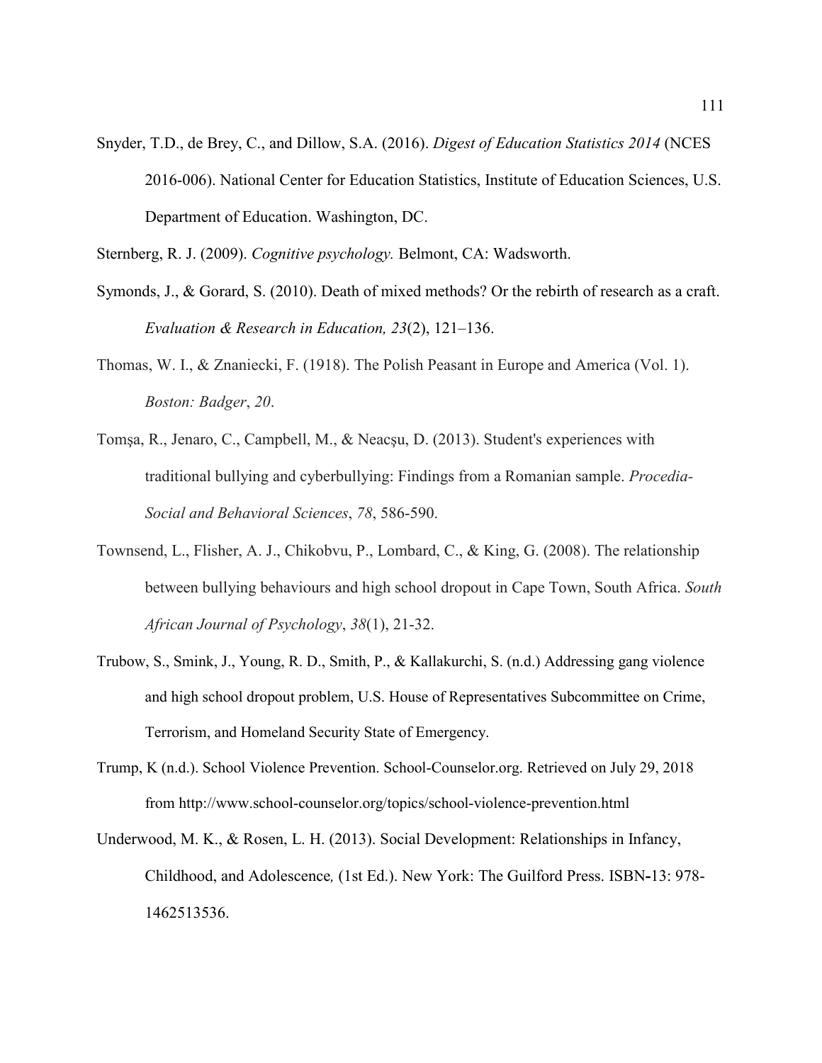Snyder, T.D., de Brey, C., and Dillow, S.A. (2016). *Digest of Education Statistics 2014* (NCES 2016-006). National Center for Education Statistics, Institute of Education Sciences, U.S. Department of Education. Washington, DC.

Sternberg, R. J. (2009). *Cognitive psychology.* Belmont, CA: Wadsworth.

Symonds, J., & Gorard, S. (2010). Death of mixed methods? Or the rebirth of research as a craft. *Evaluation & Research in Education, 23*(2), 121–136.

Thomas, W. I., & Znaniecki, F. (1918). The Polish Peasant in Europe and America (Vol. 1). *Boston: Badger*, *20*.

Tomşa, R., Jenaro, C., Campbell, M., & Neacşu, D. (2013). Student's experiences with traditional bullying and cyberbullying: Findings from a Romanian sample. *Procedia-Social and Behavioral Sciences*, *78*, 586-590.

Townsend, L., Flisher, A. J., Chikobvu, P., Lombard, C., & King, G. (2008). The relationship between bullying behaviours and high school dropout in Cape Town, South Africa. *South African Journal of Psychology*, *38*(1), 21-32.

Trubow, S., Smink, J., Young, R. D., Smith, P., & Kallakurchi, S. (n.d.) Addressing gang violence and high school dropout problem, U.S. House of Representatives Subcommittee on Crime, Terrorism, and Homeland Security State of Emergency.

Trump, K (n.d.). School Violence Prevention. School-Counselor.org. Retrieved on July 29, 2018 from http://www.school-counselor.org/topics/school-violence-prevention.html

Underwood, M. K., & Rosen, L. H. (2013). Social Development: Relationships in Infancy, Childhood, and Adolescence*,* (1st Ed.). New York: The Guilford Press. ISBN-13: 978-1462513536.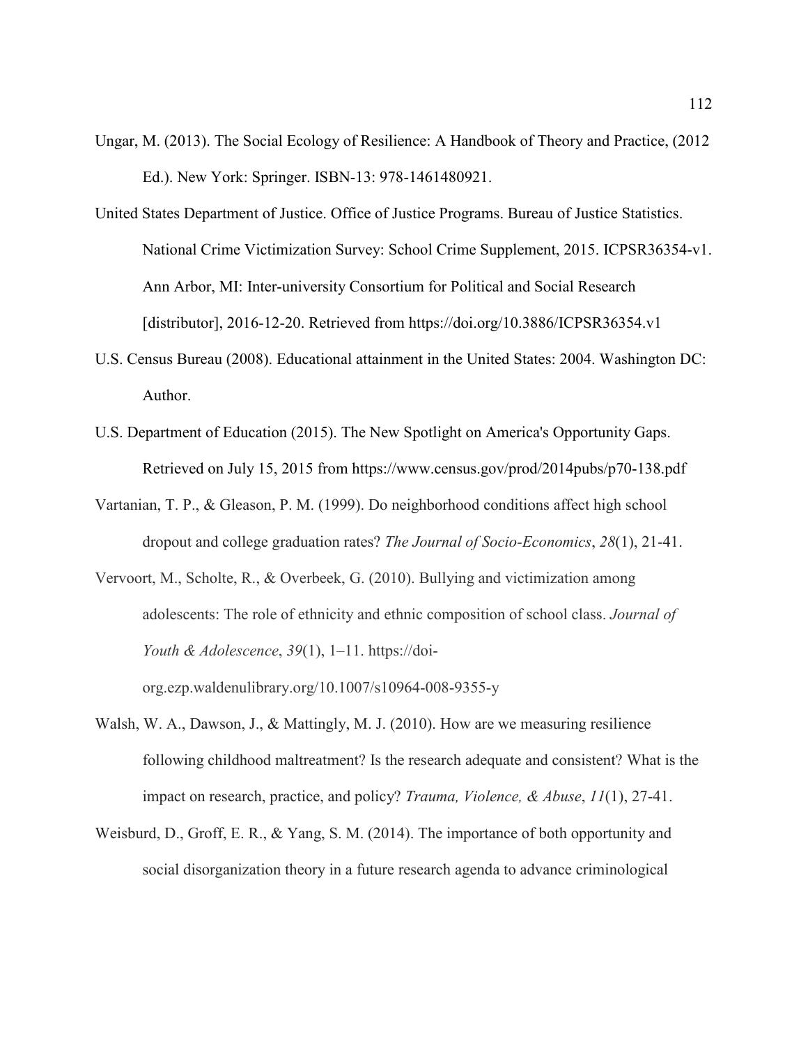Ungar, M. (2013). The Social Ecology of Resilience: A Handbook of Theory and Practice, (2012 Ed.). New York: Springer. ISBN-13: 978-1461480921.

United States Department of Justice. Office of Justice Programs. Bureau of Justice Statistics. National Crime Victimization Survey: School Crime Supplement, 2015. ICPSR36354-v1. Ann Arbor, MI: Inter-university Consortium for Political and Social Research [distributor], 2016-12-20. Retrieved from https://doi.org/10.3886/ICPSR36354.v1

U.S. Census Bureau (2008). Educational attainment in the United States: 2004. Washington DC: Author.

U.S. Department of Education (2015). The New Spotlight on America's Opportunity Gaps. Retrieved on July 15, 2015 from https://www.census.gov/prod/2014pubs/p70-138.pdf

Vartanian, T. P., & Gleason, P. M. (1999). Do neighborhood conditions affect high school dropout and college graduation rates? *The Journal of Socio-Economics*, *28*(1), 21-41.

Vervoort, M., Scholte, R., & Overbeek, G. (2010). Bullying and victimization among adolescents: The role of ethnicity and ethnic composition of school class. *Journal of Youth & Adolescence*, *39*(1), 1–11. https://doi-org.ezp.waldenulibrary.org/10.1007/s10964-008-9355-y

Walsh, W. A., Dawson, J., & Mattingly, M. J. (2010). How are we measuring resilience following childhood maltreatment? Is the research adequate and consistent? What is the impact on research, practice, and policy? *Trauma, Violence, & Abuse*, *11*(1), 27-41.

Weisburd, D., Groff, E. R., & Yang, S. M. (2014). The importance of both opportunity and social disorganization theory in a future research agenda to advance criminological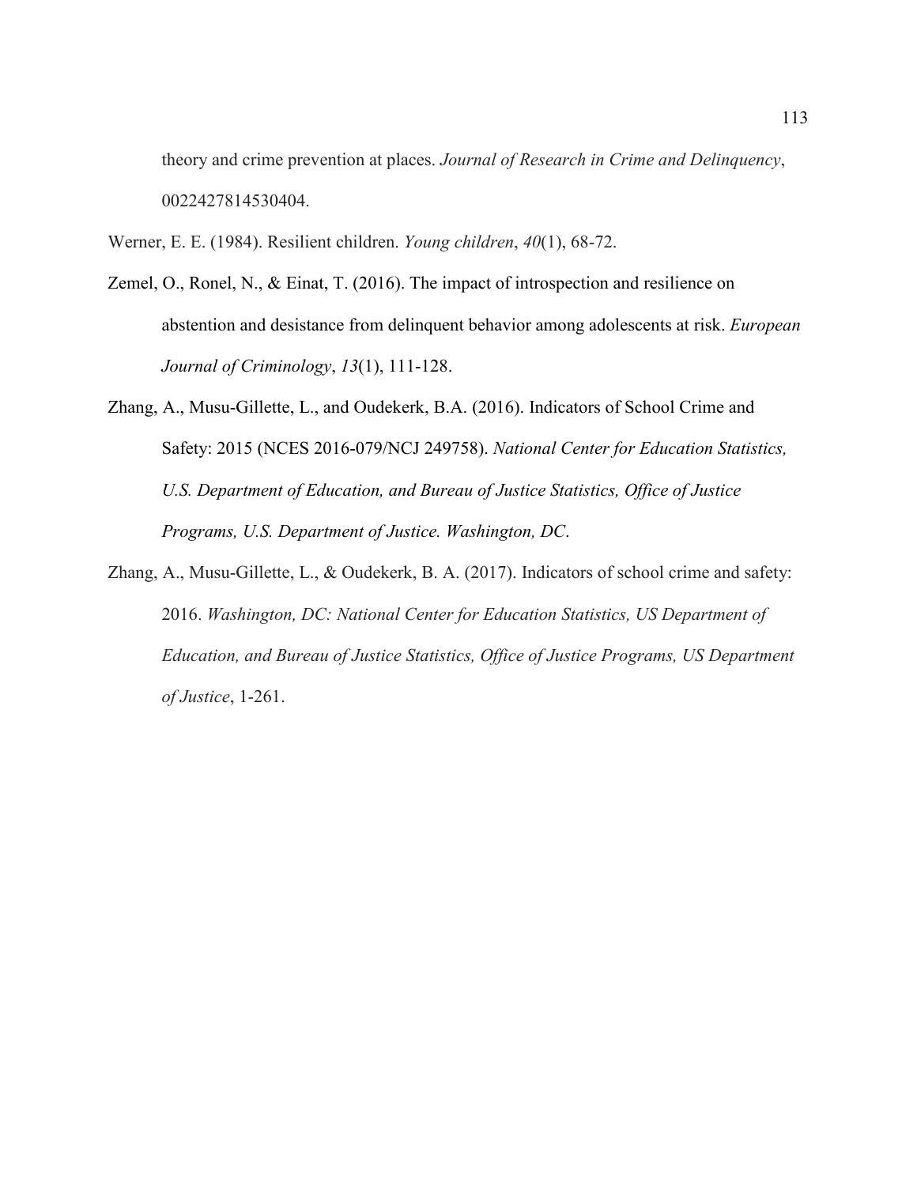theory and crime prevention at places. *Journal of Research in Crime and Delinquency*, 0022427814530404.

Werner, E. E. (1984). Resilient children. *Young children*, *40*(1), 68-72.

Zemel, O., Ronel, N., & Einat, T. (2016). The impact of introspection and resilience on abstention and desistance from delinquent behavior among adolescents at risk. *European Journal of Criminology*, *13*(1), 111-128.

Zhang, A., Musu-Gillette, L., and Oudekerk, B.A. (2016). Indicators of School Crime and Safety: 2015 (NCES 2016-079/NCJ 249758). *National Center for Education Statistics, U.S. Department of Education, and Bureau of Justice Statistics, Office of Justice Programs, U.S. Department of Justice. Washington, DC*.

Zhang, A., Musu-Gillette, L., & Oudekerk, B. A. (2017). Indicators of school crime and safety: 2016. *Washington, DC: National Center for Education Statistics, US Department of Education, and Bureau of Justice Statistics, Office of Justice Programs, US Department of Justice*, 1-261.